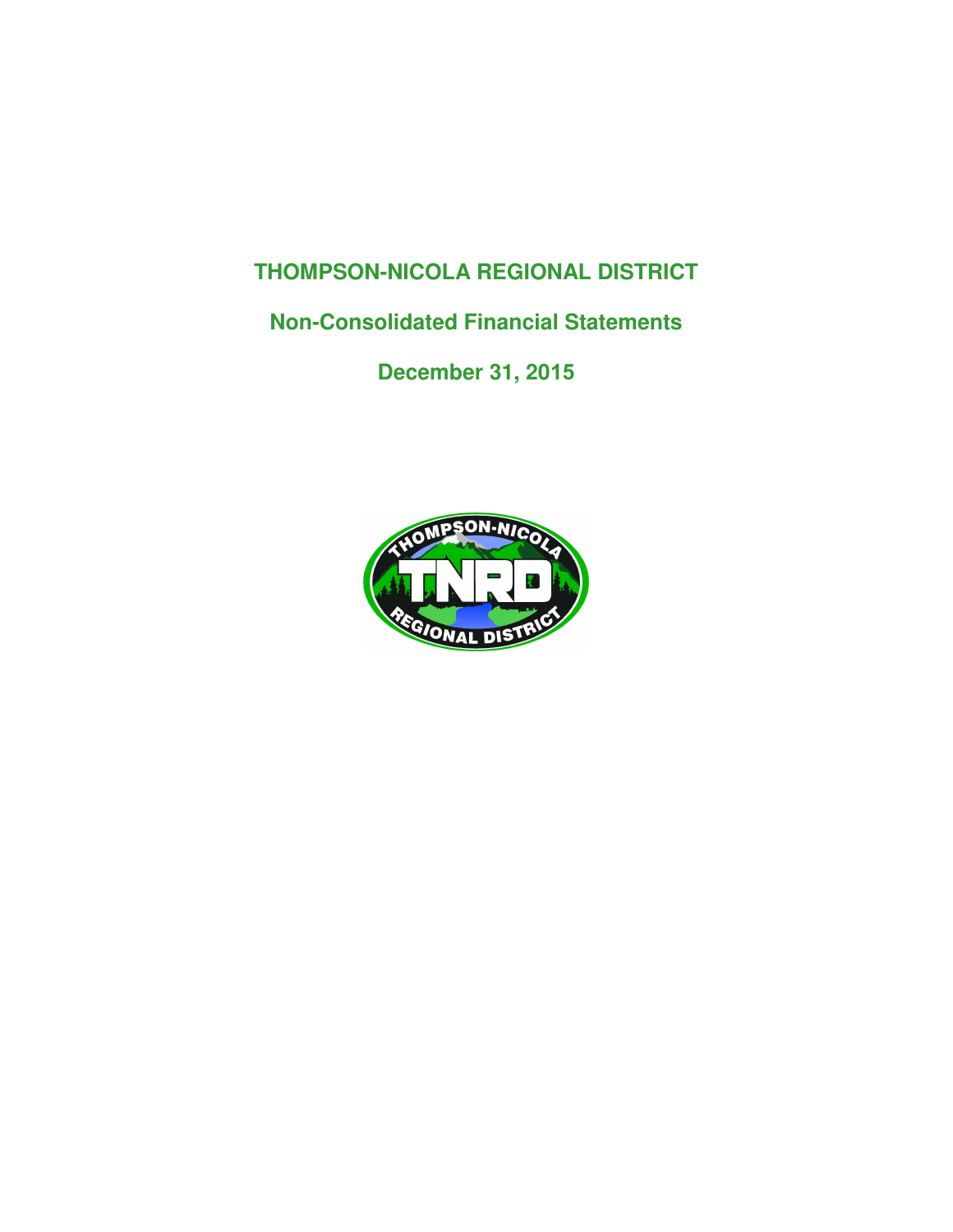# THOMPSON-NICOLA REGIONAL DISTRICT

## Non-Consolidated Financial Statements

## December 31, 2015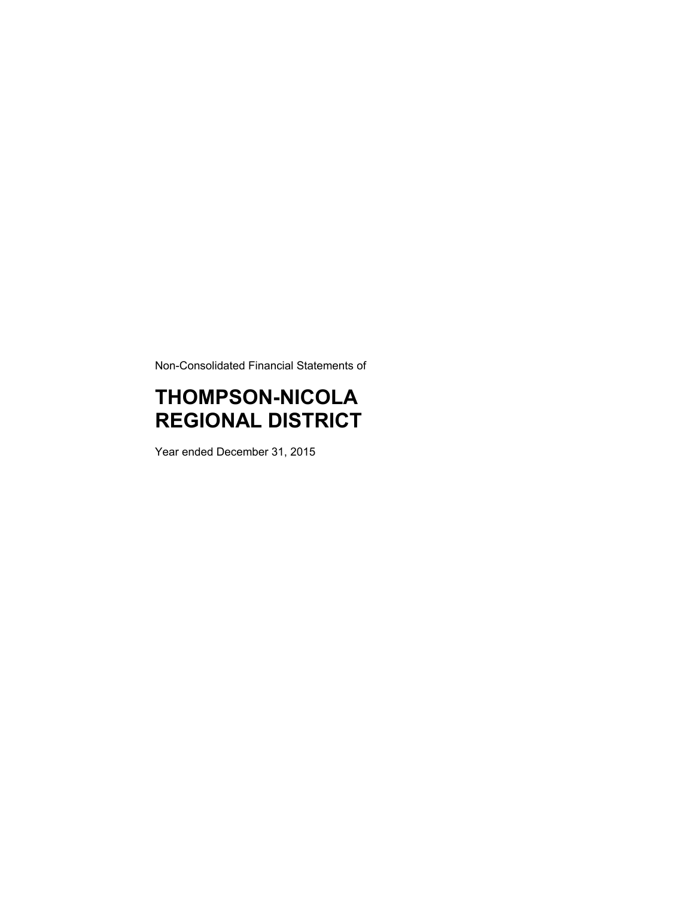Non-Consolidated Financial Statements of

# THOMPSON-NICOLA REGIONAL DISTRICT

Year ended December 31, 2015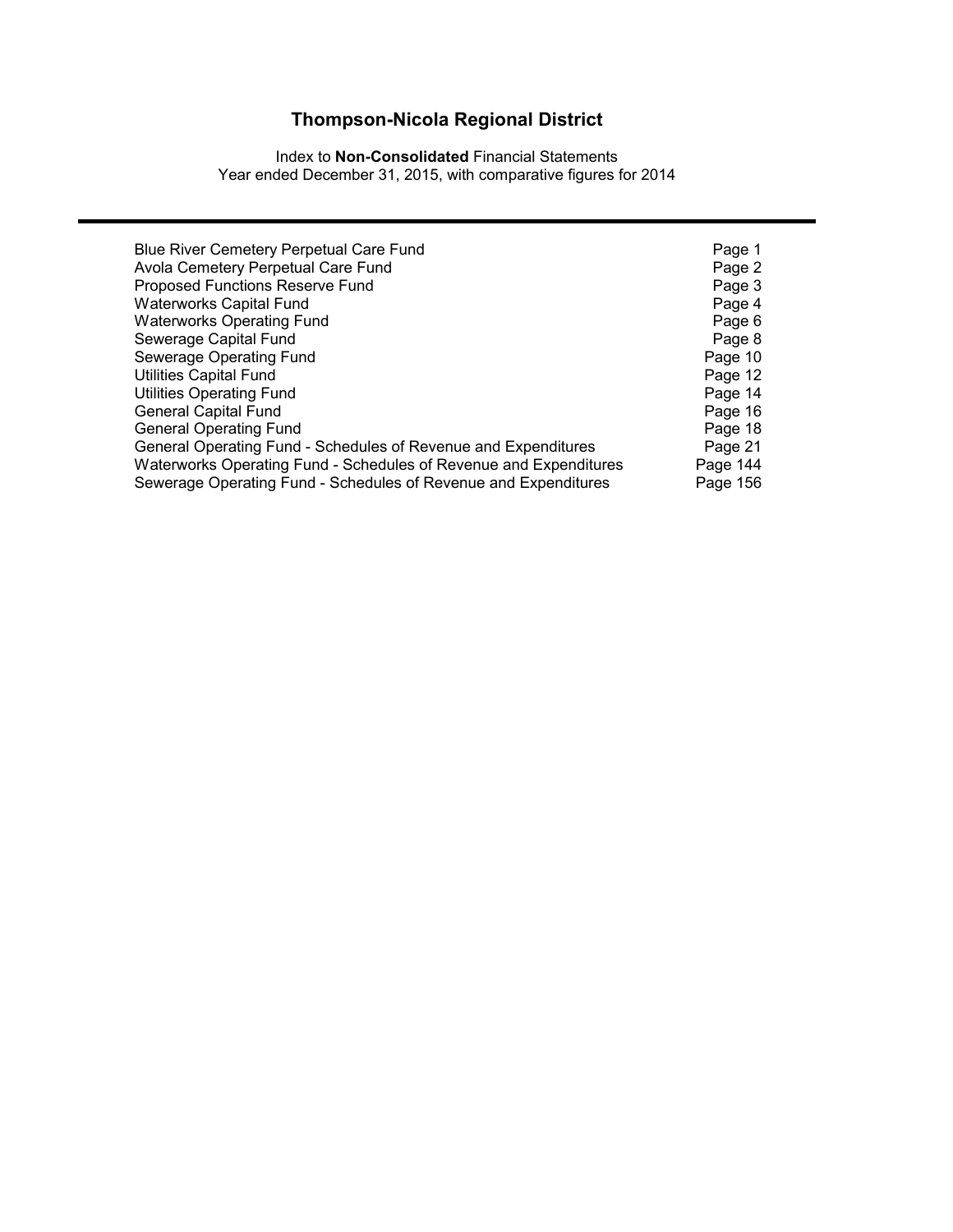# Thompson-Nicola Regional District

Index to **Non-Consolidated** Financial Statements
Year ended December 31, 2015, with comparative figures for 2014

| | |
|---|---|
| Blue River Cemetery Perpetual Care Fund | Page 1 |
| Avola Cemetery Perpetual Care Fund | Page 2 |
| Proposed Functions Reserve Fund | Page 3 |
| Waterworks Capital Fund | Page 4 |
| Waterworks Operating Fund | Page 6 |
| Sewerage Capital Fund | Page 8 |
| Sewerage Operating Fund | Page 10 |
| Utilities Capital Fund | Page 12 |
| Utilities Operating Fund | Page 14 |
| General Capital Fund | Page 16 |
| General Operating Fund | Page 18 |
| General Operating Fund - Schedules of Revenue and Expenditures | Page 21 |
| Waterworks Operating Fund - Schedules of Revenue and Expenditures | Page 144 |
| Sewerage Operating Fund - Schedules of Revenue and Expenditures | Page 156 |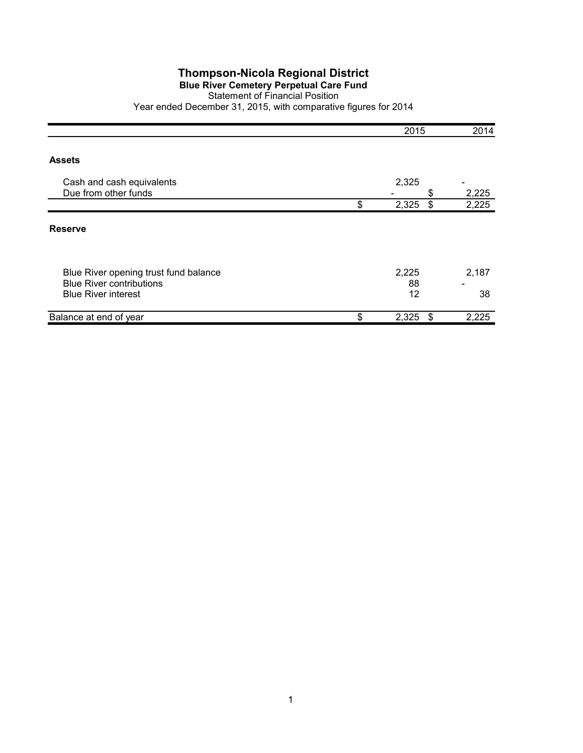# Thompson-Nicola Regional District

## Blue River Cemetery Perpetual Care Fund

Statement of Financial Position

Year ended December 31, 2015, with comparative figures for 2014

| | 2015 | 2014 |
|---|---|---|
| **Assets** | | |
| Cash and cash equivalents | 2,325 | - |
| Due from other funds | - | $ 2,225 |
| | $ 2,325 | $ 2,225 |
| **Reserve** | | |
| Blue River opening trust fund balance | 2,225 | 2,187 |
| Blue River contributions | 88 | - |
| Blue River interest | 12 | 38 |
| Balance at end of year | $ 2,325 | $ 2,225 |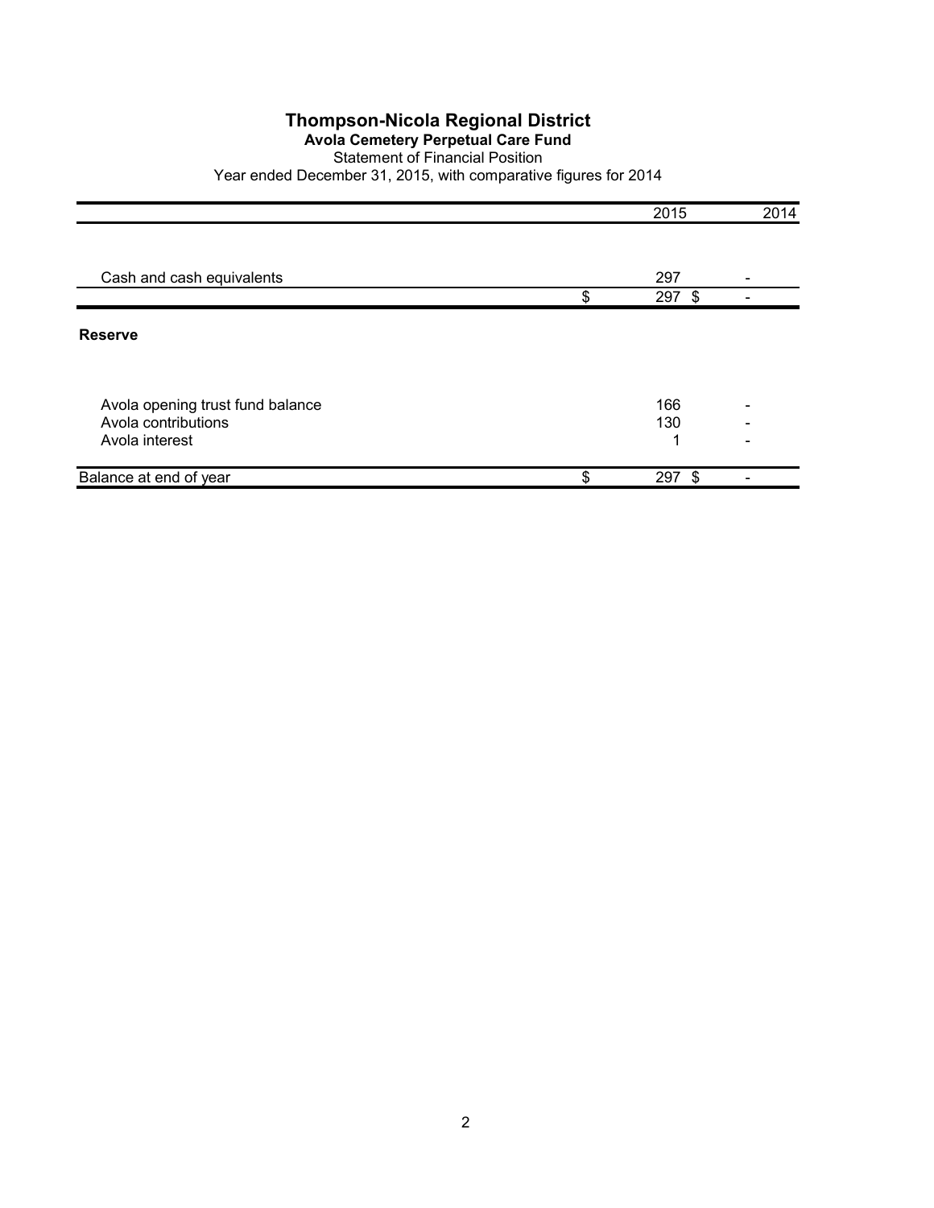# Thompson-Nicola Regional District

## Avola Cemetery Perpetual Care Fund

Statement of Financial Position

Year ended December 31, 2015, with comparative figures for 2014

| | 2015 | 2014 |
|---|---|---|
| Cash and cash equivalents | 297 | - |
| | $ 297 | $ - |
| **Reserve** | | |
| Avola opening trust fund balance | 166 | - |
| Avola contributions | 130 | - |
| Avola interest | 1 | - |
| Balance at end of year | $ 297 | $ - |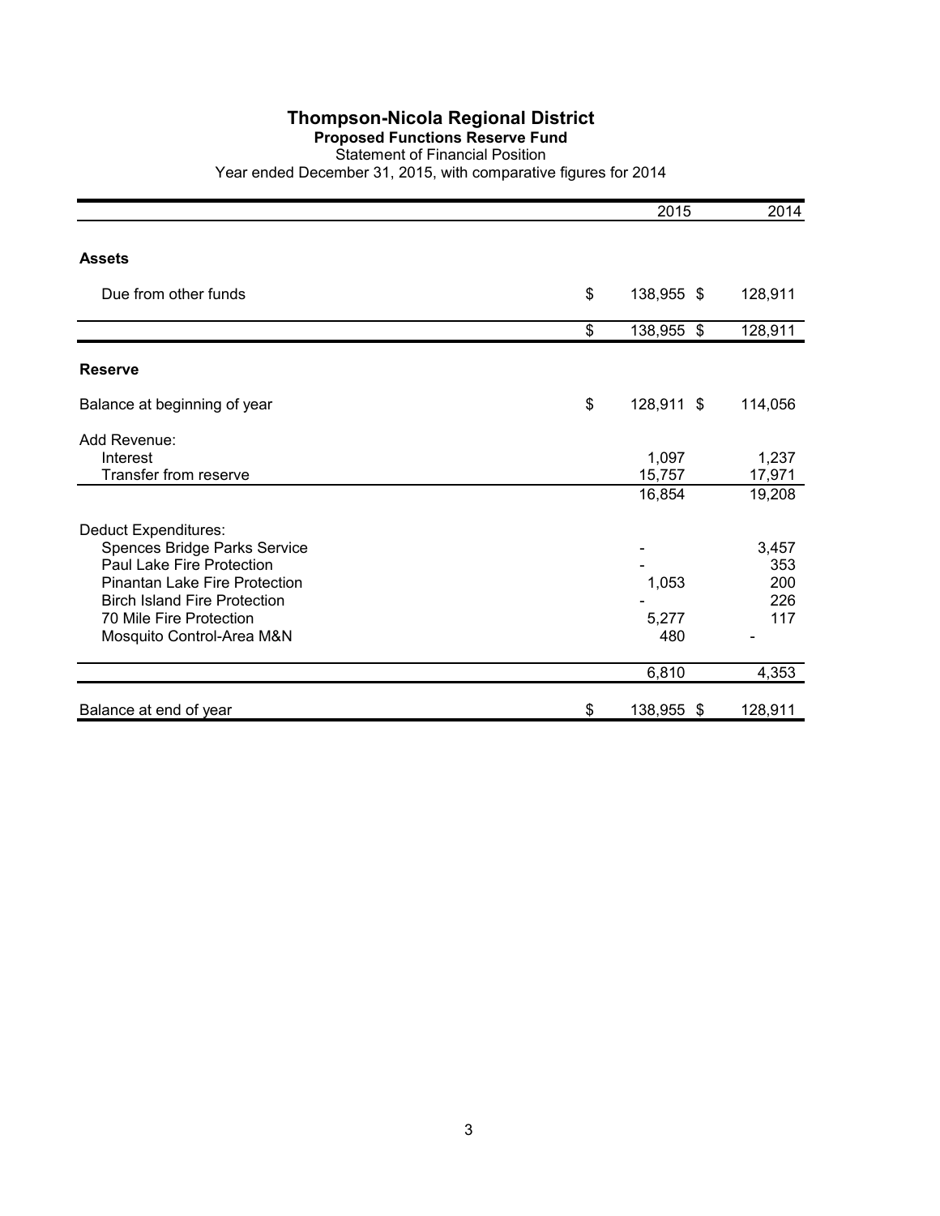# Thompson-Nicola Regional District

## Proposed Functions Reserve Fund

Statement of Financial Position

Year ended December 31, 2015, with comparative figures for 2014

| | 2015 | 2014 |
|---|---|---|
| **Assets** | | |
| Due from other funds | $ 138,955 | $ 128,911 |
| | $ 138,955 | $ 128,911 |
| **Reserve** | | |
| Balance at beginning of year | $ 128,911 | $ 114,056 |
| Add Revenue: | | |
| Interest | 1,097 | 1,237 |
| Transfer from reserve | 15,757 | 17,971 |
| | 16,854 | 19,208 |
| Deduct Expenditures: | | |
| Spences Bridge Parks Service | - | 3,457 |
| Paul Lake Fire Protection | - | 353 |
| Pinantan Lake Fire Protection | 1,053 | 200 |
| Birch Island Fire Protection | - | 226 |
| 70 Mile Fire Protection | 5,277 | 117 |
| Mosquito Control-Area M&N | 480 | - |
| | 6,810 | 4,353 |
| Balance at end of year | $ 138,955 | $ 128,911 |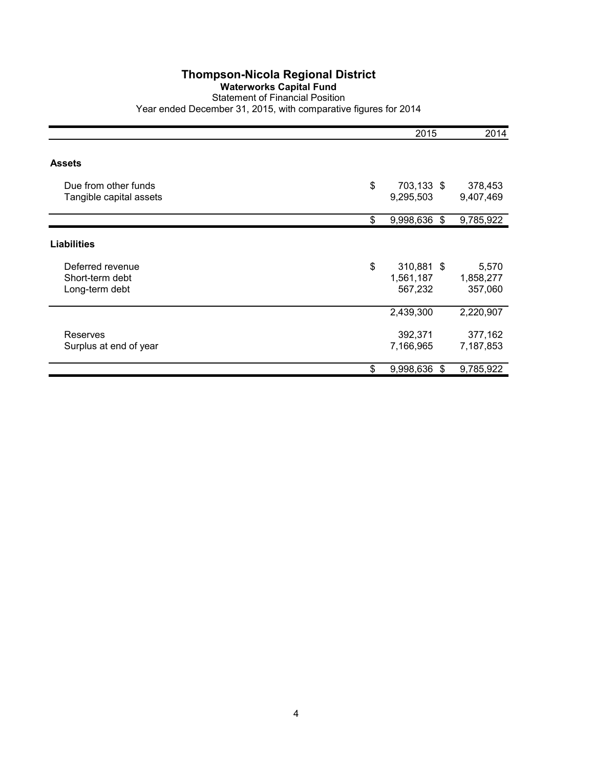# Thompson-Nicola Regional District

## Waterworks Capital Fund

Statement of Financial Position

Year ended December 31, 2015, with comparative figures for 2014

| | 2015 | 2014 |
|---|---|---|
| **Assets** | | |
| Due from other funds | $ 703,133 | $ 378,453 |
| Tangible capital assets | 9,295,503 | 9,407,469 |
| | $ 9,998,636 | $ 9,785,922 |
| **Liabilities** | | |
| Deferred revenue | $ 310,881 | $ 5,570 |
| Short-term debt | 1,561,187 | 1,858,277 |
| Long-term debt | 567,232 | 357,060 |
| | 2,439,300 | 2,220,907 |
| Reserves | 392,371 | 377,162 |
| Surplus at end of year | 7,166,965 | 7,187,853 |
| | $ 9,998,636 | $ 9,785,922 |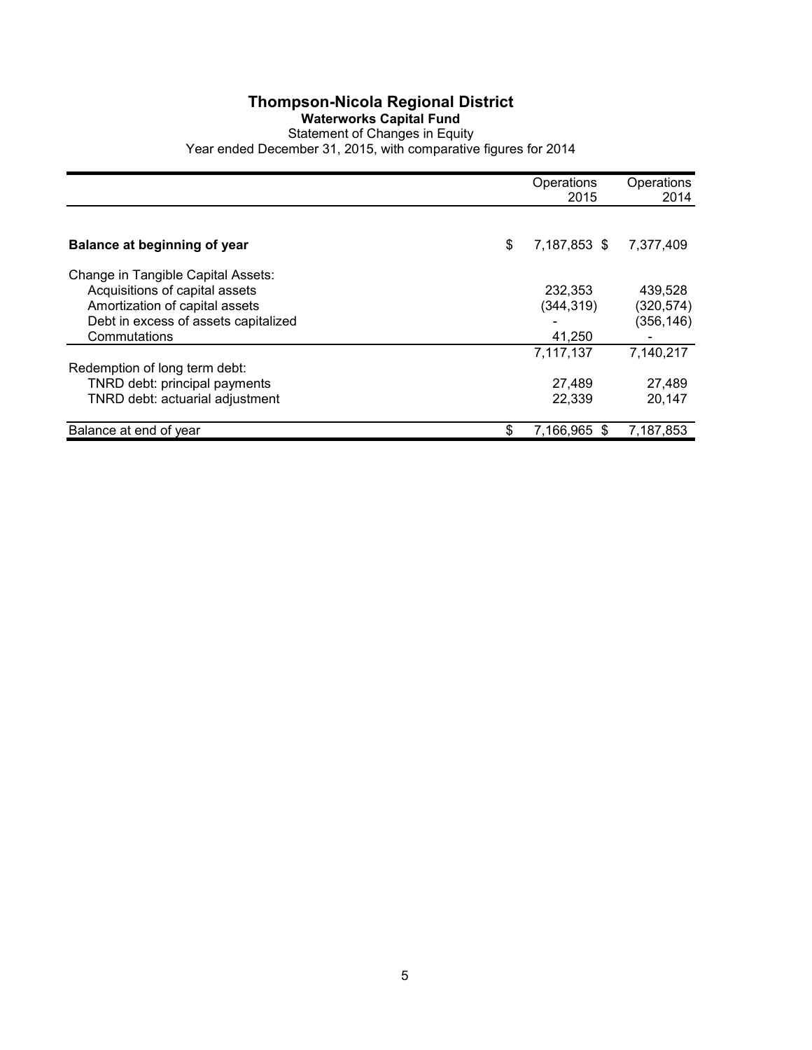# Thompson-Nicola Regional District

**Waterworks Capital Fund**

Statement of Changes in Equity

Year ended December 31, 2015, with comparative figures for 2014

| | Operations 2015 | Operations 2014 |
|---|---|---|
| **Balance at beginning of year** | $ 7,187,853 | $ 7,377,409 |
| Change in Tangible Capital Assets: | | |
| Acquisitions of capital assets | 232,353 | 439,528 |
| Amortization of capital assets | (344,319) | (320,574) |
| Debt in excess of assets capitalized | - | (356,146) |
| Commutations | 41,250 | - |
| | 7,117,137 | 7,140,217 |
| Redemption of long term debt: | | |
| TNRD debt: principal payments | 27,489 | 27,489 |
| TNRD debt: actuarial adjustment | 22,339 | 20,147 |
| Balance at end of year | $ 7,166,965 | $ 7,187,853 |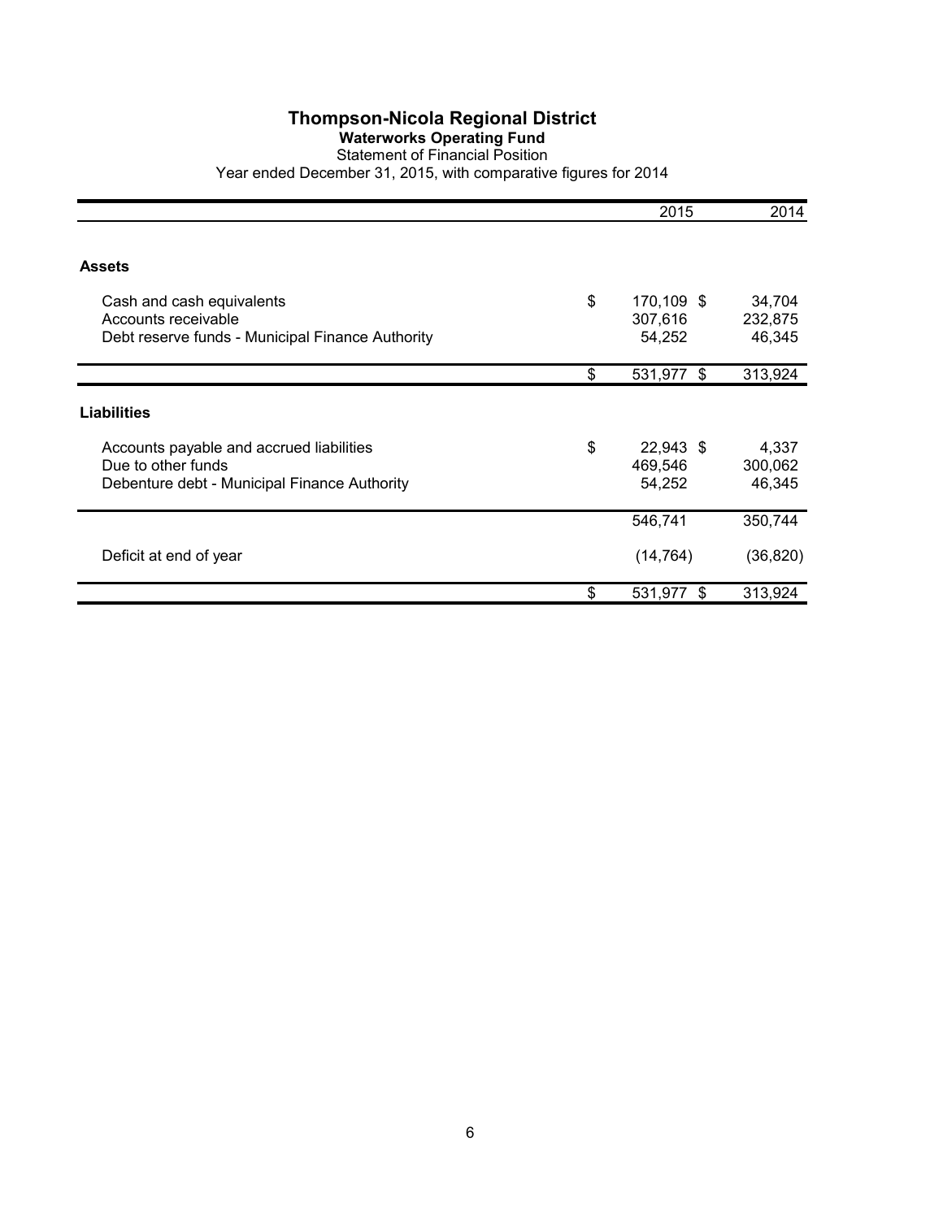# Thompson-Nicola Regional District

## Waterworks Operating Fund

Statement of Financial Position

Year ended December 31, 2015, with comparative figures for 2014

| | 2015 | 2014 |
|---|---|---|
| **Assets** | | |
| Cash and cash equivalents | $ 170,109 | $ 34,704 |
| Accounts receivable | 307,616 | 232,875 |
| Debt reserve funds - Municipal Finance Authority | 54,252 | 46,345 |
| | $ 531,977 | $ 313,924 |
| **Liabilities** | | |
| Accounts payable and accrued liabilities | $ 22,943 | $ 4,337 |
| Due to other funds | 469,546 | 300,062 |
| Debenture debt - Municipal Finance Authority | 54,252 | 46,345 |
| | 546,741 | 350,744 |
| Deficit at end of year | (14,764) | (36,820) |
| | $ 531,977 | $ 313,924 |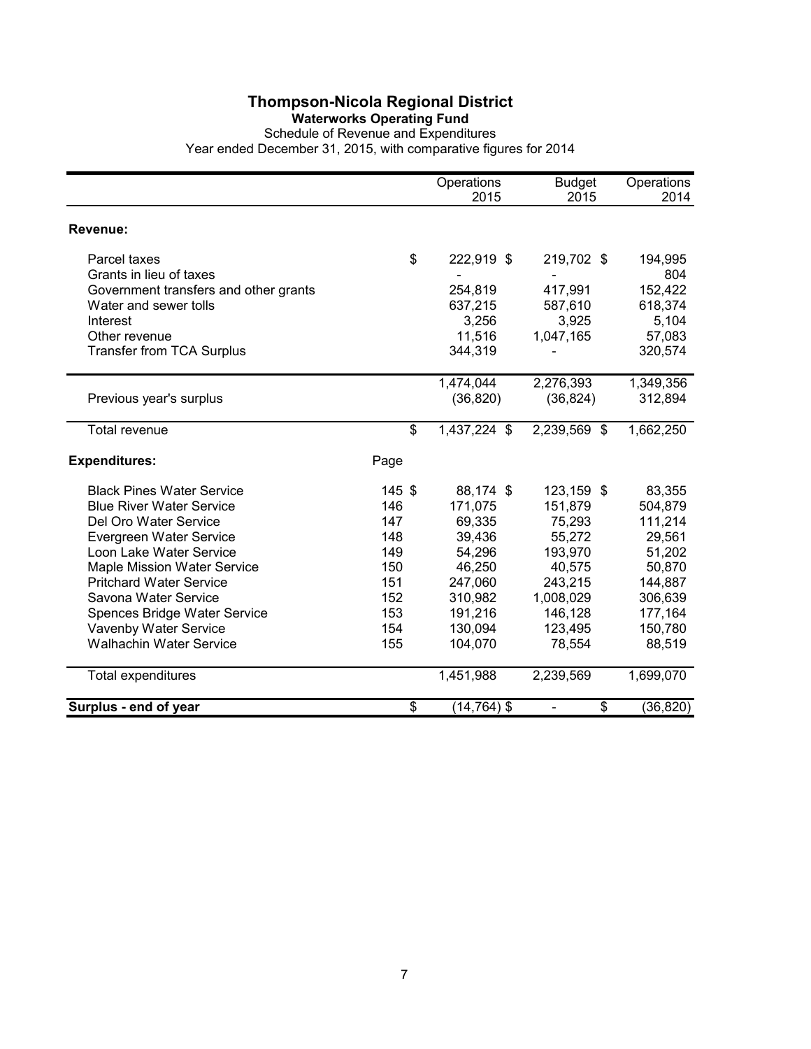# Thompson-Nicola Regional District

## Waterworks Operating Fund

Schedule of Revenue and Expenditures

Year ended December 31, 2015, with comparative figures for 2014

| | Page | Operations 2015 | Budget 2015 | Operations 2014 |
|---|---|---|---|---|
| **Revenue:** | | | | |
| Parcel taxes | | $ 222,919 | $ 219,702 | $ 194,995 |
| Grants in lieu of taxes | | - | - | 804 |
| Government transfers and other grants | | 254,819 | 417,991 | 152,422 |
| Water and sewer tolls | | 637,215 | 587,610 | 618,374 |
| Interest | | 3,256 | 3,925 | 5,104 |
| Other revenue | | 11,516 | 1,047,165 | 57,083 |
| Transfer from TCA Surplus | | 344,319 | - | 320,574 |
| | | 1,474,044 | 2,276,393 | 1,349,356 |
| Previous year's surplus | | (36,820) | (36,824) | 312,894 |
| Total revenue | | $ 1,437,224 | $ 2,239,569 | $ 1,662,250 |
| **Expenditures:** | | | | |
| Black Pines Water Service | 145 | $ 88,174 | $ 123,159 | $ 83,355 |
| Blue River Water Service | 146 | 171,075 | 151,879 | 504,879 |
| Del Oro Water Service | 147 | 69,335 | 75,293 | 111,214 |
| Evergreen Water Service | 148 | 39,436 | 55,272 | 29,561 |
| Loon Lake Water Service | 149 | 54,296 | 193,970 | 51,202 |
| Maple Mission Water Service | 150 | 46,250 | 40,575 | 50,870 |
| Pritchard Water Service | 151 | 247,060 | 243,215 | 144,887 |
| Savona Water Service | 152 | 310,982 | 1,008,029 | 306,639 |
| Spences Bridge Water Service | 153 | 191,216 | 146,128 | 177,164 |
| Vavenby Water Service | 154 | 130,094 | 123,495 | 150,780 |
| Walhachin Water Service | 155 | 104,070 | 78,554 | 88,519 |
| Total expenditures | | 1,451,988 | 2,239,569 | 1,699,070 |
| **Surplus - end of year** | | $ (14,764) | $ - | $ (36,820) |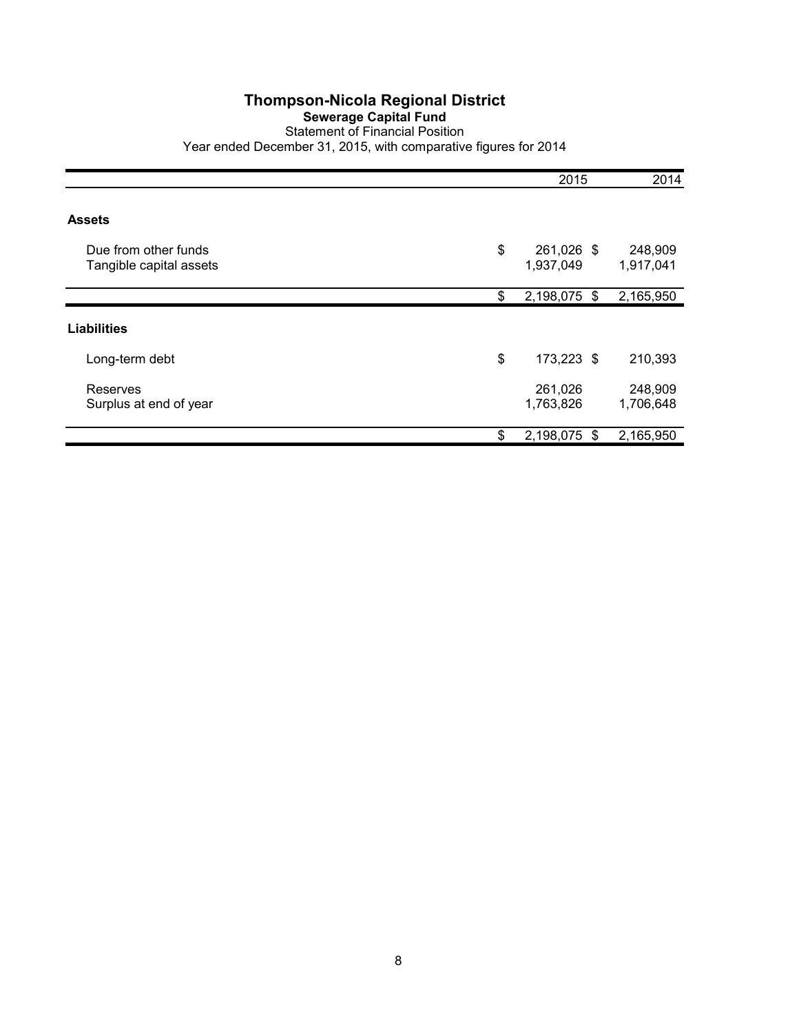# Thompson-Nicola Regional District

## Sewerage Capital Fund

Statement of Financial Position

Year ended December 31, 2015, with comparative figures for 2014

| | 2015 | 2014 |
|---|---|---|
| **Assets** | | |
| Due from other funds | $ 261,026 | $ 248,909 |
| Tangible capital assets | 1,937,049 | 1,917,041 |
| | $ 2,198,075 | $ 2,165,950 |
| **Liabilities** | | |
| Long-term debt | $ 173,223 | $ 210,393 |
| Reserves | 261,026 | 248,909 |
| Surplus at end of year | 1,763,826 | 1,706,648 |
| | $ 2,198,075 | $ 2,165,950 |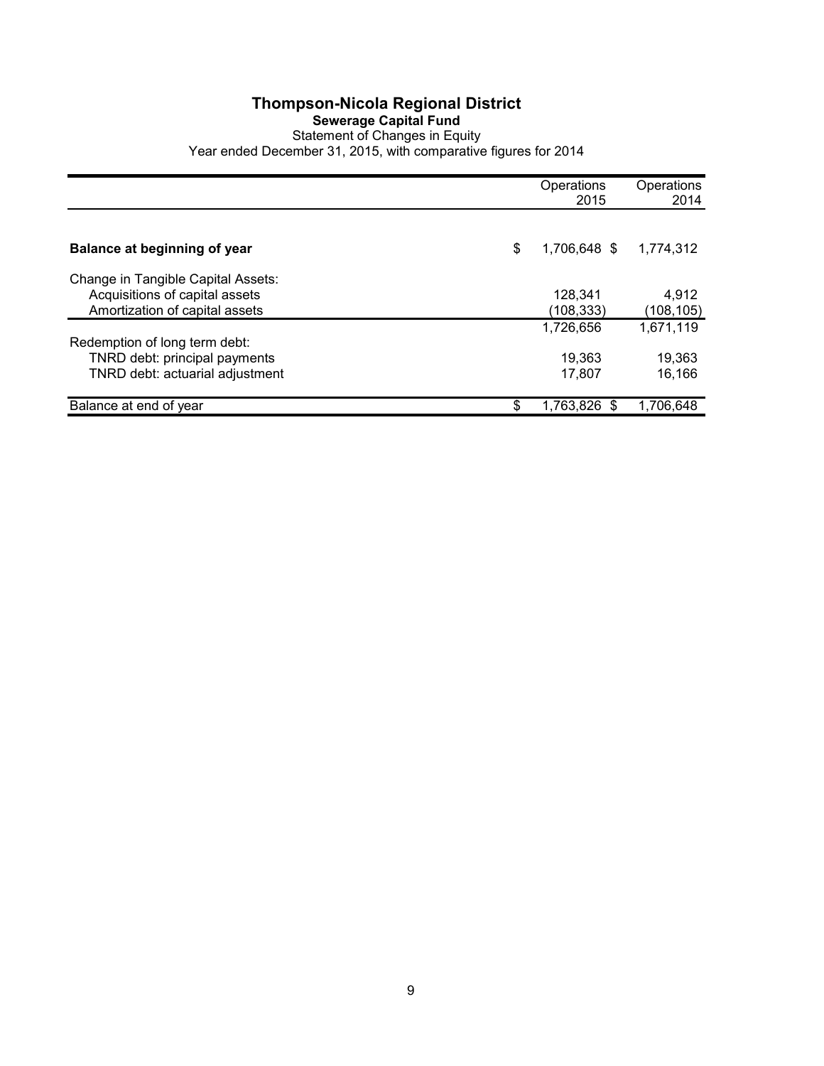# Thompson-Nicola Regional District

## Sewerage Capital Fund

Statement of Changes in Equity

Year ended December 31, 2015, with comparative figures for 2014

| | Operations 2015 | Operations 2014 |
|---|---|---|
| **Balance at beginning of year** | $ 1,706,648 | $ 1,774,312 |
| Change in Tangible Capital Assets: | | |
| Acquisitions of capital assets | 128,341 | 4,912 |
| Amortization of capital assets | (108,333) | (108,105) |
| | 1,726,656 | 1,671,119 |
| Redemption of long term debt: | | |
| TNRD debt: principal payments | 19,363 | 19,363 |
| TNRD debt: actuarial adjustment | 17,807 | 16,166 |
| Balance at end of year | $ 1,763,826 | $ 1,706,648 |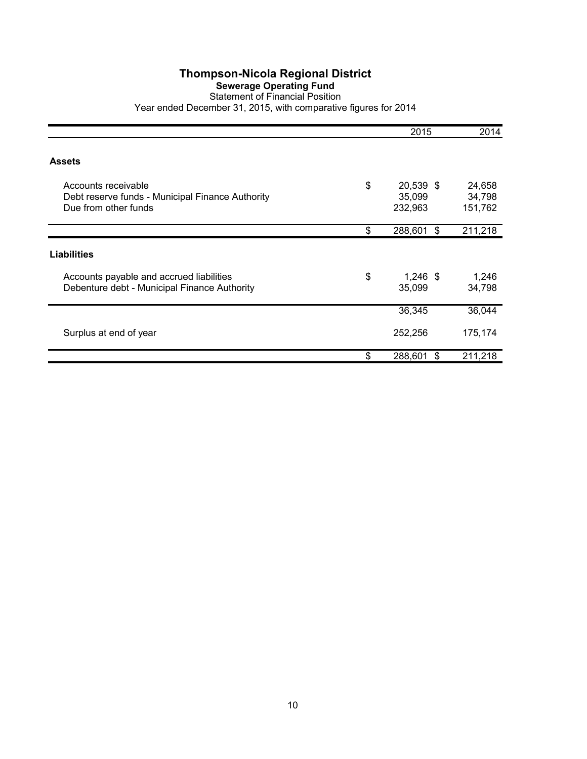# Thompson-Nicola Regional District

## Sewerage Operating Fund

Statement of Financial Position

Year ended December 31, 2015, with comparative figures for 2014

| | 2015 | 2014 |
|---|---|---|
| **Assets** | | |
| Accounts receivable | $ 20,539 | $ 24,658 |
| Debt reserve funds - Municipal Finance Authority | 35,099 | 34,798 |
| Due from other funds | 232,963 | 151,762 |
| | $ 288,601 | $ 211,218 |
| **Liabilities** | | |
| Accounts payable and accrued liabilities | $ 1,246 | $ 1,246 |
| Debenture debt - Municipal Finance Authority | 35,099 | 34,798 |
| | 36,345 | 36,044 |
| Surplus at end of year | 252,256 | 175,174 |
| | $ 288,601 | $ 211,218 |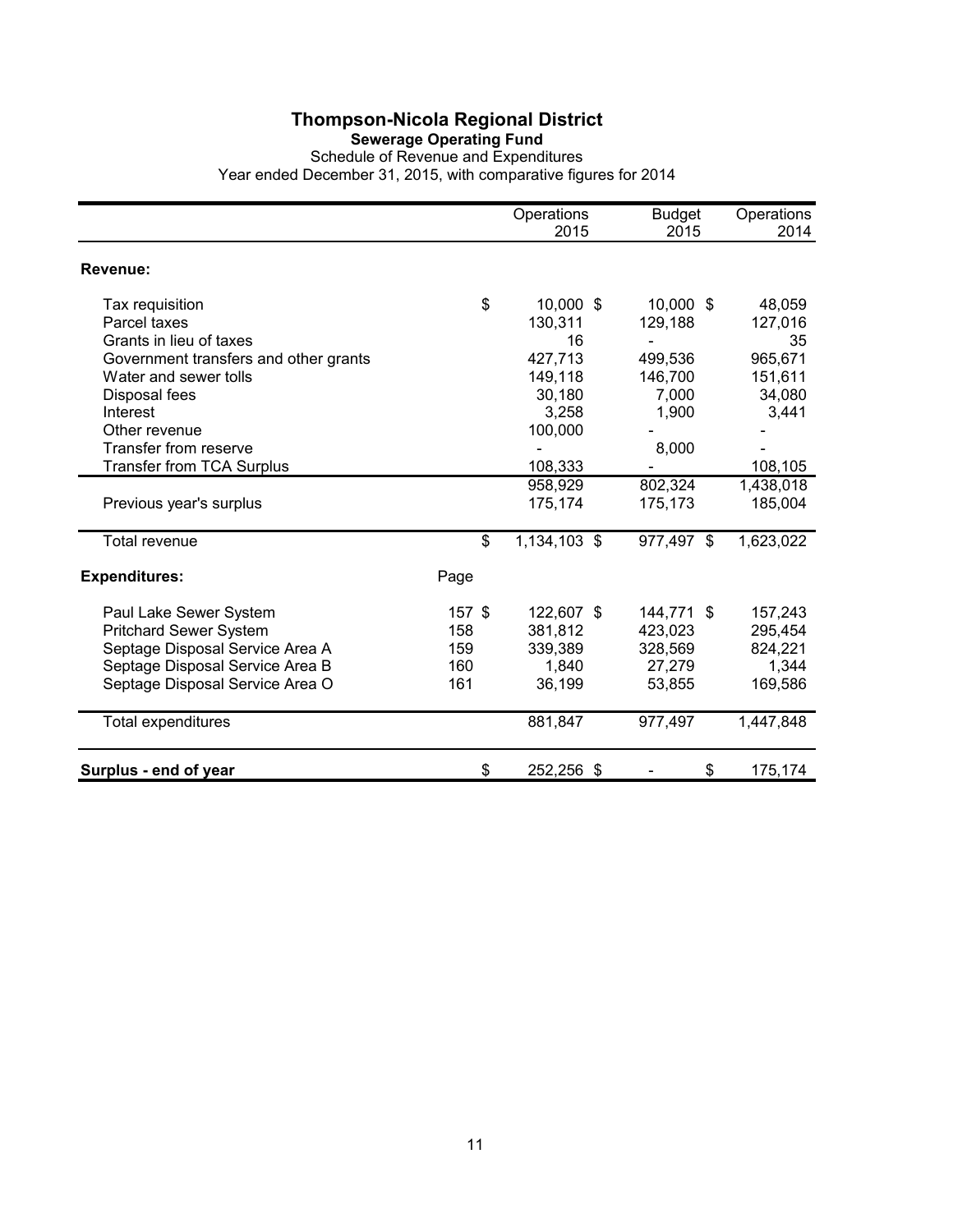# Thompson-Nicola Regional District

## Sewerage Operating Fund

Schedule of Revenue and Expenditures

Year ended December 31, 2015, with comparative figures for 2014

| | | Operations 2015 | Budget 2015 | Operations 2014 |
|---|---|---|---|---|
| **Revenue:** | | | | |
| Tax requisition | | $ 10,000 | $ 10,000 | $ 48,059 |
| Parcel taxes | | 130,311 | 129,188 | 127,016 |
| Grants in lieu of taxes | | 16 | - | 35 |
| Government transfers and other grants | | 427,713 | 499,536 | 965,671 |
| Water and sewer tolls | | 149,118 | 146,700 | 151,611 |
| Disposal fees | | 30,180 | 7,000 | 34,080 |
| Interest | | 3,258 | 1,900 | 3,441 |
| Other revenue | | 100,000 | - | - |
| Transfer from reserve | | - | 8,000 | - |
| Transfer from TCA Surplus | | 108,333 | - | 108,105 |
| | | 958,929 | 802,324 | 1,438,018 |
| Previous year's surplus | | 175,174 | 175,173 | 185,004 |
| Total revenue | | $ 1,134,103 | $ 977,497 | $ 1,623,022 |
| **Expenditures:** | Page | | | |
| Paul Lake Sewer System | 157 | $ 122,607 | $ 144,771 | $ 157,243 |
| Pritchard Sewer System | 158 | 381,812 | 423,023 | 295,454 |
| Septage Disposal Service Area A | 159 | 339,389 | 328,569 | 824,221 |
| Septage Disposal Service Area B | 160 | 1,840 | 27,279 | 1,344 |
| Septage Disposal Service Area O | 161 | 36,199 | 53,855 | 169,586 |
| Total expenditures | | 881,847 | 977,497 | 1,447,848 |
| **Surplus - end of year** | | $ 252,256 | $ - | $ 175,174 |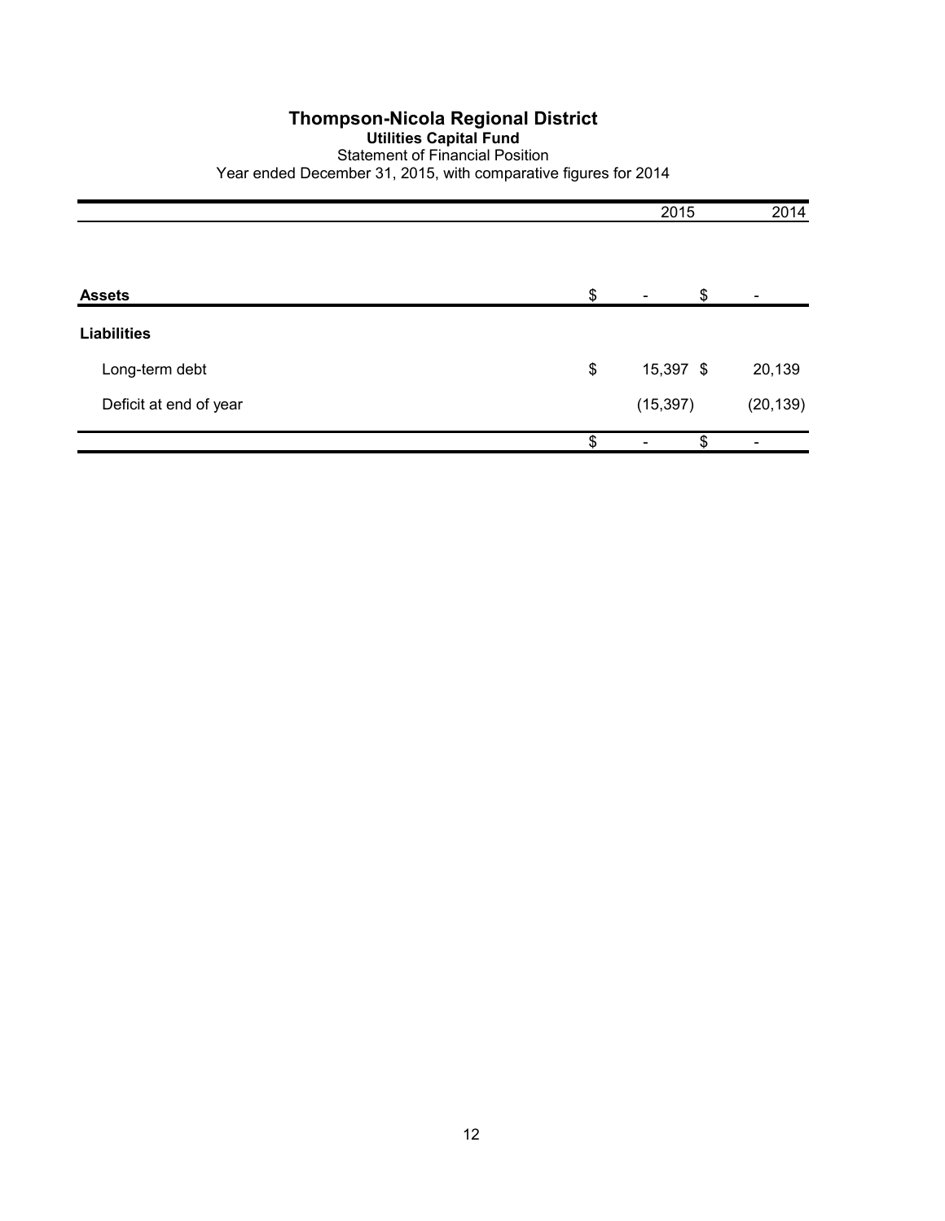# Thompson-Nicola Regional District

## Utilities Capital Fund

Statement of Financial Position

Year ended December 31, 2015, with comparative figures for 2014

| | 2015 | 2014 |
|---|---|---|
| **Assets** | $ - | $ - |
| **Liabilities** | | |
| Long-term debt | $ 15,397 | $ 20,139 |
| Deficit at end of year | (15,397) | (20,139) |
| | $ - | $ - |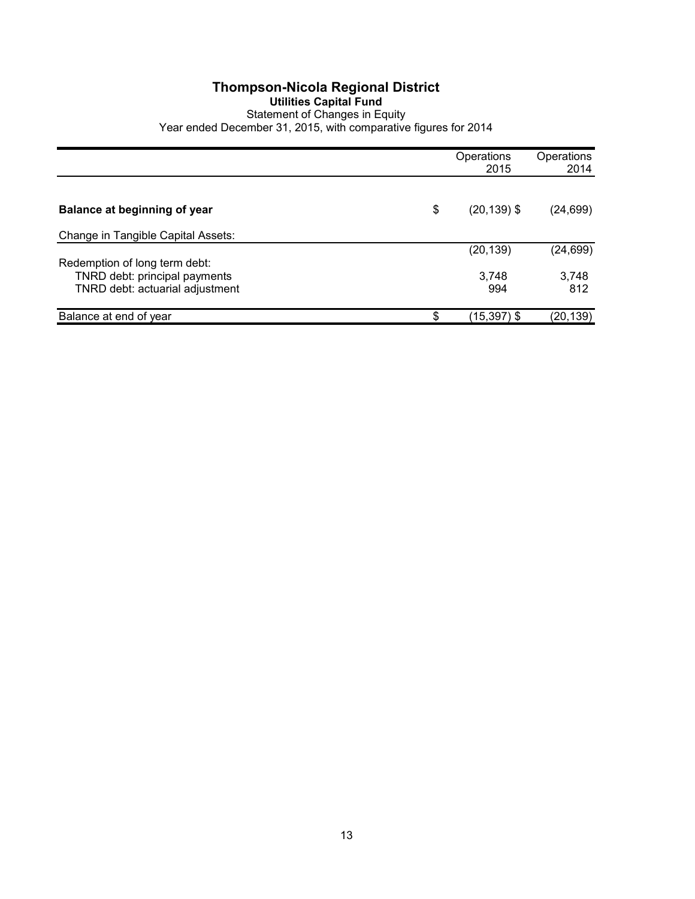# Thompson-Nicola Regional District

## Utilities Capital Fund

Statement of Changes in Equity

Year ended December 31, 2015, with comparative figures for 2014

| | Operations 2015 | Operations 2014 |
|---|---|---|
| **Balance at beginning of year** | $ (20,139) $ | (24,699) |
| Change in Tangible Capital Assets: | | |
| | (20,139) | (24,699) |
| Redemption of long term debt: | | |
| TNRD debt: principal payments | 3,748 | 3,748 |
| TNRD debt: actuarial adjustment | 994 | 812 |
| Balance at end of year | $ (15,397) $ | (20,139) |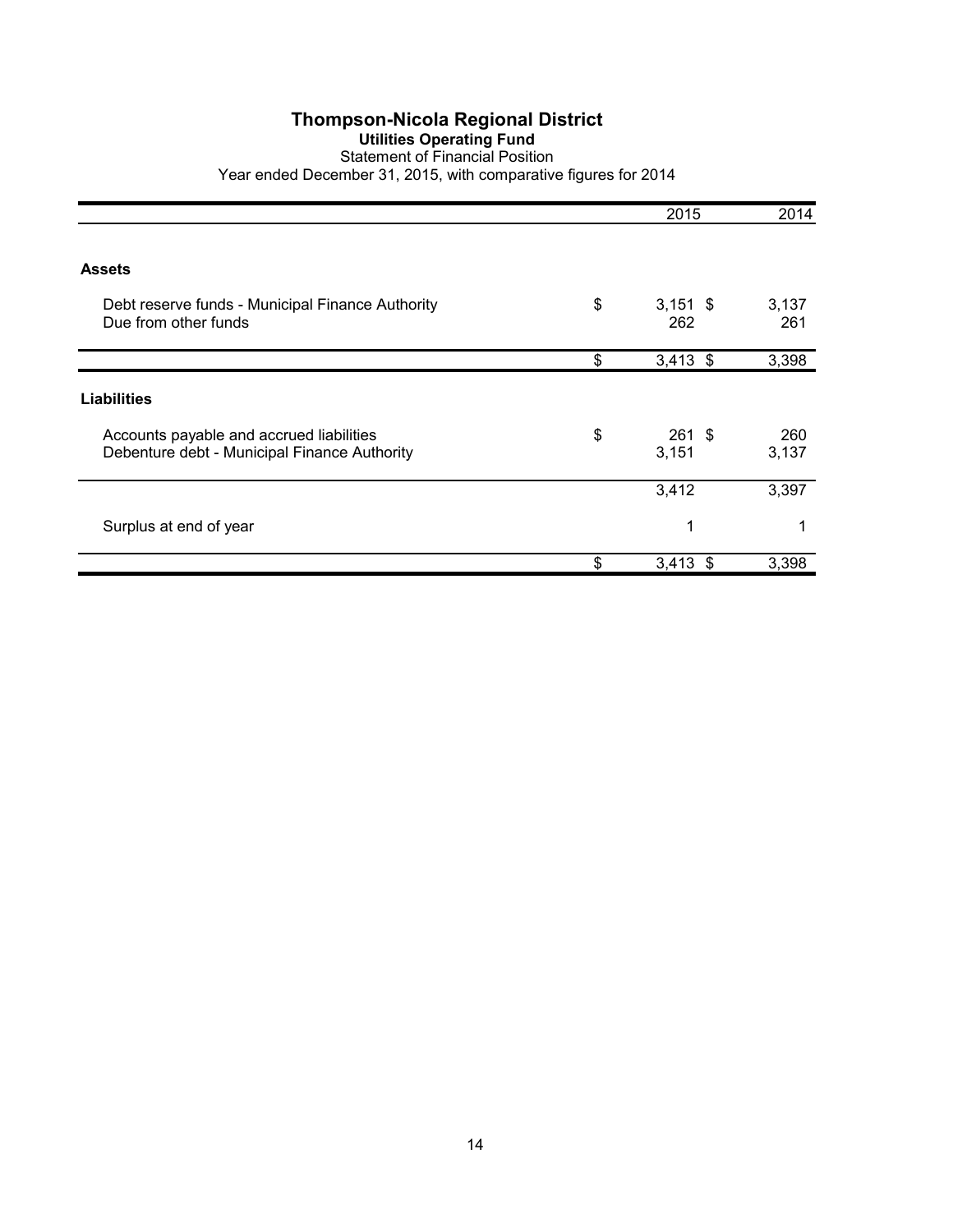# Thompson-Nicola Regional District

## Utilities Operating Fund

Statement of Financial Position

Year ended December 31, 2015, with comparative figures for 2014

| | 2015 | 2014 |
|---|---|---|
| **Assets** | | |
| Debt reserve funds - Municipal Finance Authority | $ 3,151 | $ 3,137 |
| Due from other funds | 262 | 261 |
| | $ 3,413 | $ 3,398 |
| **Liabilities** | | |
| Accounts payable and accrued liabilities | $ 261 | $ 260 |
| Debenture debt - Municipal Finance Authority | 3,151 | 3,137 |
| | 3,412 | 3,397 |
| Surplus at end of year | 1 | 1 |
| | $ 3,413 | $ 3,398 |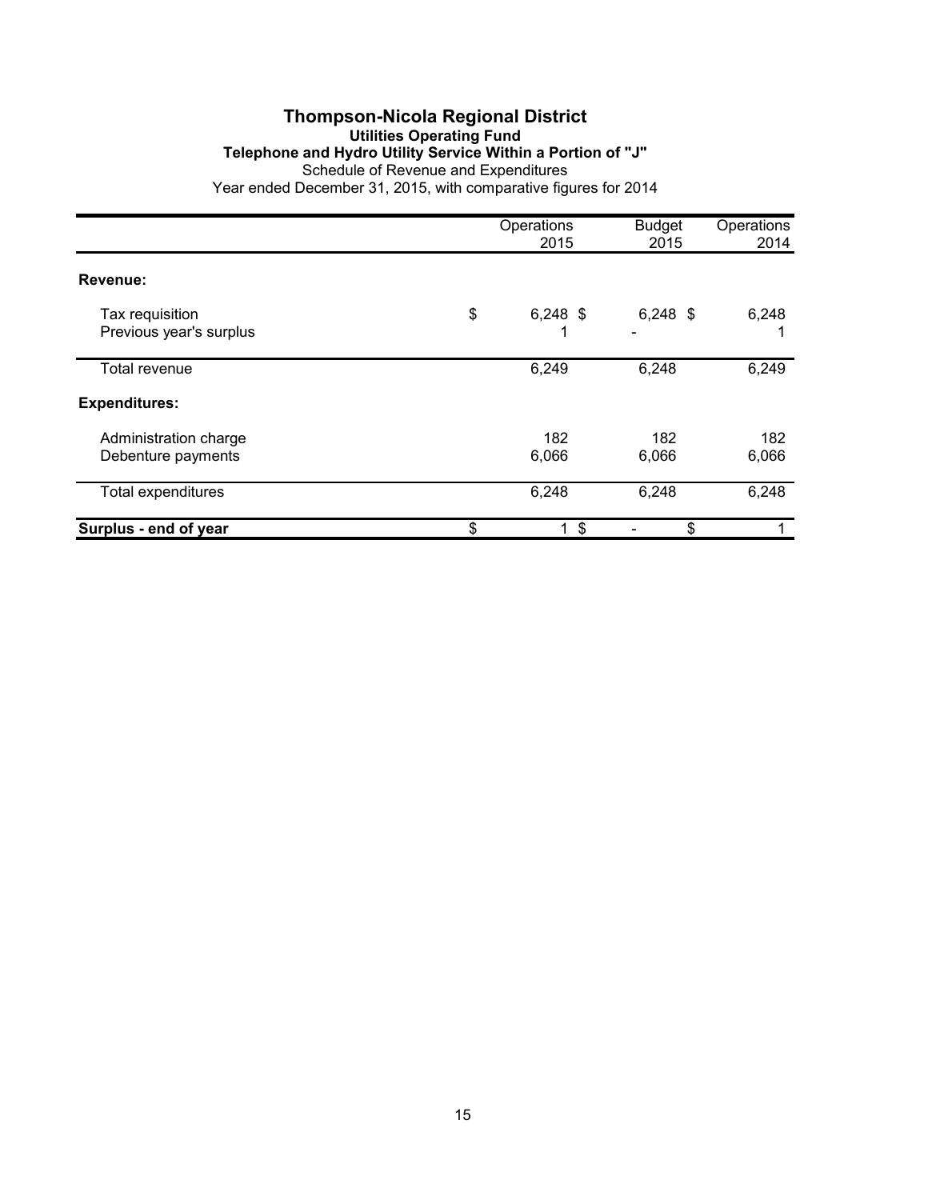# Thompson-Nicola Regional District

## Utilities Operating Fund

### Telephone and Hydro Utility Service Within a Portion of "J"

Schedule of Revenue and Expenditures

Year ended December 31, 2015, with comparative figures for 2014

| | Operations 2015 | Budget 2015 | Operations 2014 |
|---|---|---|---|
| **Revenue:** | | | |
| Tax requisition | $ 6,248 | $ 6,248 | $ 6,248 |
| Previous year's surplus | 1 | - | 1 |
| Total revenue | 6,249 | 6,248 | 6,249 |
| **Expenditures:** | | | |
| Administration charge | 182 | 182 | 182 |
| Debenture payments | 6,066 | 6,066 | 6,066 |
| Total expenditures | 6,248 | 6,248 | 6,248 |
| **Surplus - end of year** | $ 1 | $ - | $ 1 |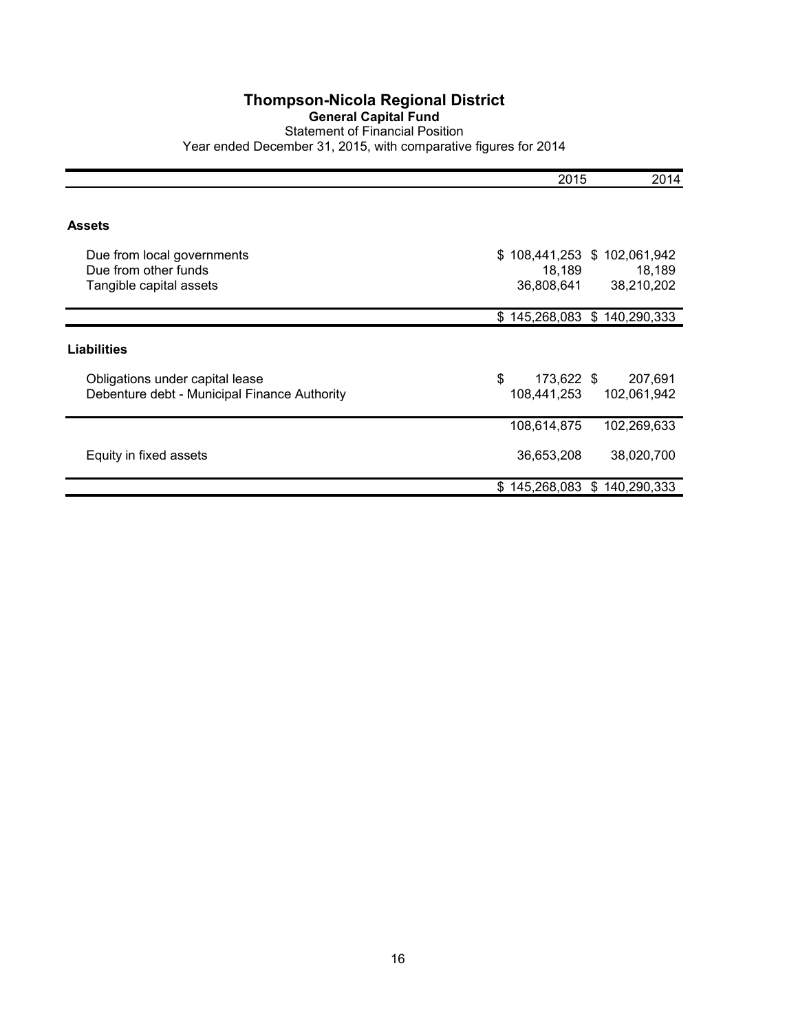# Thompson-Nicola Regional District

## General Capital Fund

Statement of Financial Position

Year ended December 31, 2015, with comparative figures for 2014

| | 2015 | 2014 |
|---|---|---|
| **Assets** | | |
| Due from local governments | $ 108,441,253 | $ 102,061,942 |
| Due from other funds | 18,189 | 18,189 |
| Tangible capital assets | 36,808,641 | 38,210,202 |
| | $ 145,268,083 | $ 140,290,333 |
| **Liabilities** | | |
| Obligations under capital lease | $ 173,622 | $ 207,691 |
| Debenture debt - Municipal Finance Authority | 108,441,253 | 102,061,942 |
| | 108,614,875 | 102,269,633 |
| Equity in fixed assets | 36,653,208 | 38,020,700 |
| | $ 145,268,083 | $ 140,290,333 |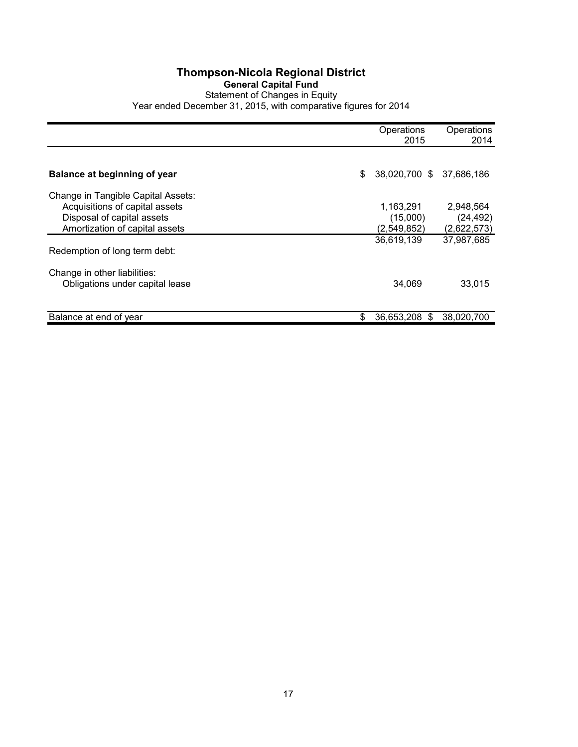# Thompson-Nicola Regional District

## General Capital Fund

Statement of Changes in Equity

Year ended December 31, 2015, with comparative figures for 2014

| | Operations 2015 | Operations 2014 |
|---|---|---|
| **Balance at beginning of year** | $ 38,020,700 | $ 37,686,186 |
| Change in Tangible Capital Assets: | | |
| Acquisitions of capital assets | 1,163,291 | 2,948,564 |
| Disposal of capital assets | (15,000) | (24,492) |
| Amortization of capital assets | (2,549,852) | (2,622,573) |
| | 36,619,139 | 37,987,685 |
| Redemption of long term debt: | | |
| Change in other liabilities: | | |
| Obligations under capital lease | 34,069 | 33,015 |
| Balance at end of year | $ 36,653,208 | $ 38,020,700 |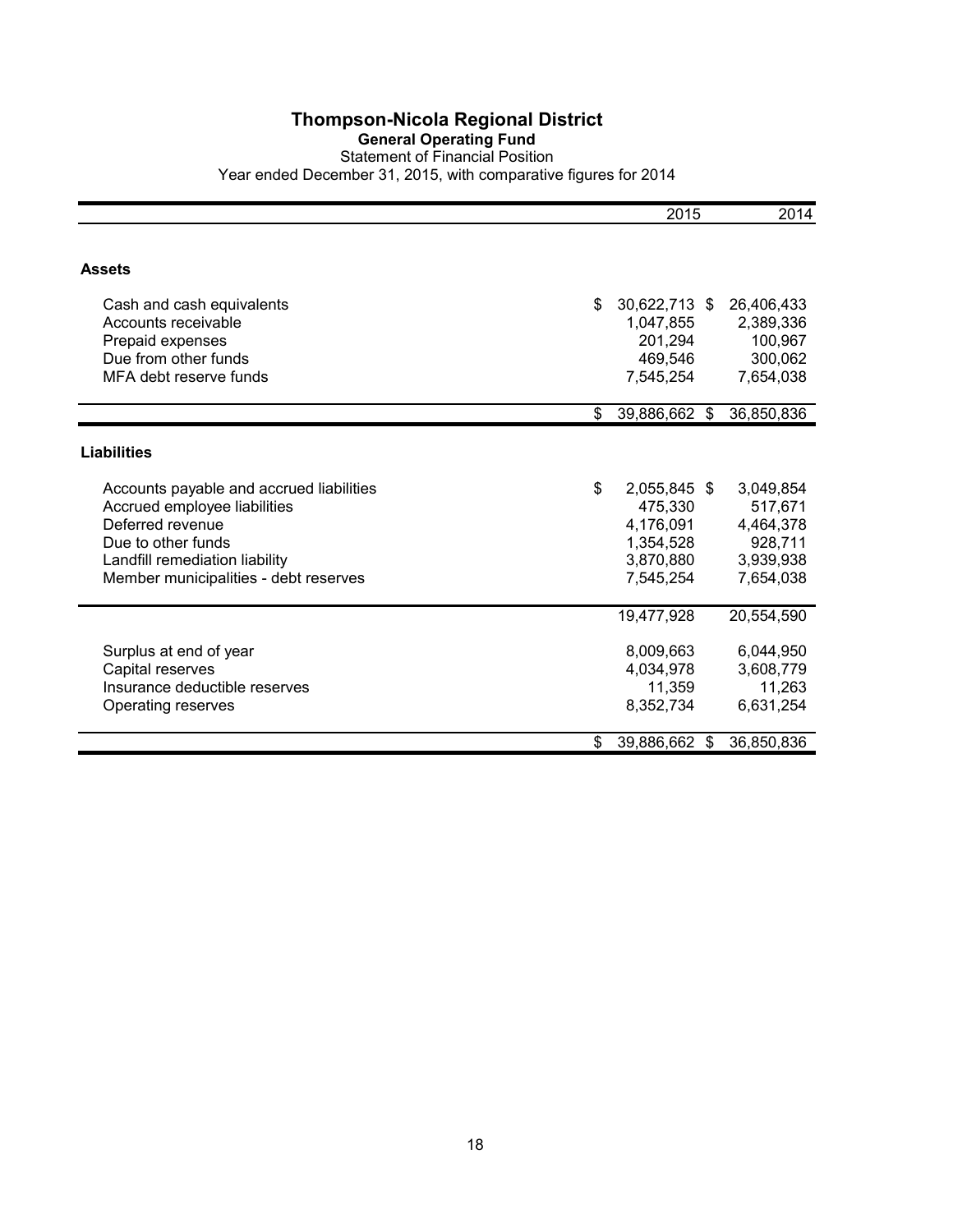# Thompson-Nicola Regional District

## General Operating Fund

Statement of Financial Position

Year ended December 31, 2015, with comparative figures for 2014

| | 2015 | 2014 |
|---|---|---|
| **Assets** | | |
| Cash and cash equivalents | $ 30,622,713 | $ 26,406,433 |
| Accounts receivable | 1,047,855 | 2,389,336 |
| Prepaid expenses | 201,294 | 100,967 |
| Due from other funds | 469,546 | 300,062 |
| MFA debt reserve funds | 7,545,254 | 7,654,038 |
| | $ 39,886,662 | $ 36,850,836 |
| **Liabilities** | | |
| Accounts payable and accrued liabilities | $ 2,055,845 | $ 3,049,854 |
| Accrued employee liabilities | 475,330 | 517,671 |
| Deferred revenue | 4,176,091 | 4,464,378 |
| Due to other funds | 1,354,528 | 928,711 |
| Landfill remediation liability | 3,870,880 | 3,939,938 |
| Member municipalities - debt reserves | 7,545,254 | 7,654,038 |
| | 19,477,928 | 20,554,590 |
| Surplus at end of year | 8,009,663 | 6,044,950 |
| Capital reserves | 4,034,978 | 3,608,779 |
| Insurance deductible reserves | 11,359 | 11,263 |
| Operating reserves | 8,352,734 | 6,631,254 |
| | $ 39,886,662 | $ 36,850,836 |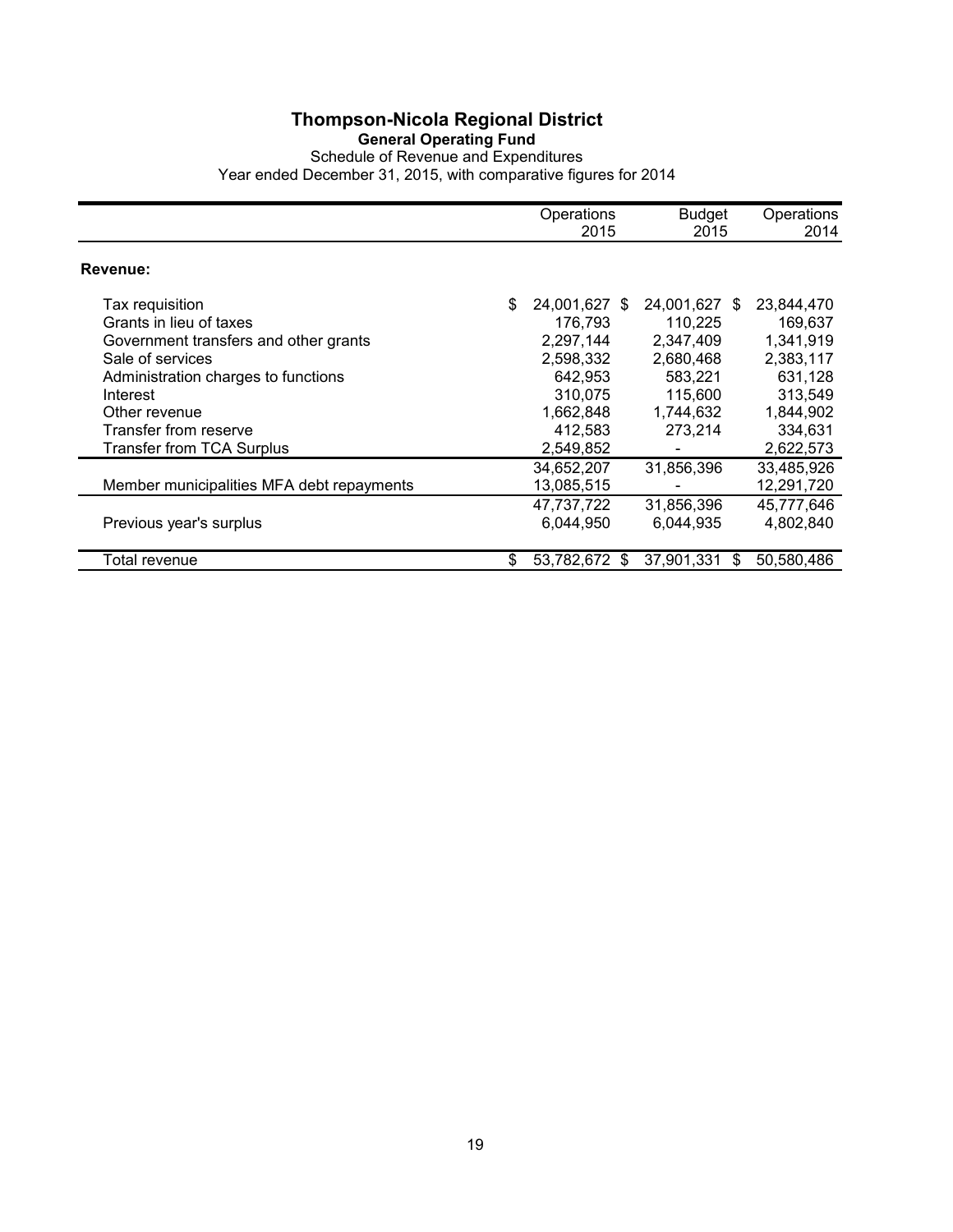# Thompson-Nicola Regional District

## General Operating Fund

Schedule of Revenue and Expenditures

Year ended December 31, 2015, with comparative figures for 2014

| | Operations 2015 | Budget 2015 | Operations 2014 |
|---|---|---|---|
| **Revenue:** | | | |
| Tax requisition | $ 24,001,627 | $ 24,001,627 | $ 23,844,470 |
| Grants in lieu of taxes | 176,793 | 110,225 | 169,637 |
| Government transfers and other grants | 2,297,144 | 2,347,409 | 1,341,919 |
| Sale of services | 2,598,332 | 2,680,468 | 2,383,117 |
| Administration charges to functions | 642,953 | 583,221 | 631,128 |
| Interest | 310,075 | 115,600 | 313,549 |
| Other revenue | 1,662,848 | 1,744,632 | 1,844,902 |
| Transfer from reserve | 412,583 | 273,214 | 334,631 |
| Transfer from TCA Surplus | 2,549,852 | - | 2,622,573 |
| | 34,652,207 | 31,856,396 | 33,485,926 |
| Member municipalities MFA debt repayments | 13,085,515 | - | 12,291,720 |
| | 47,737,722 | 31,856,396 | 45,777,646 |
| Previous year's surplus | 6,044,950 | 6,044,935 | 4,802,840 |
| Total revenue | $ 53,782,672 | $ 37,901,331 | $ 50,580,486 |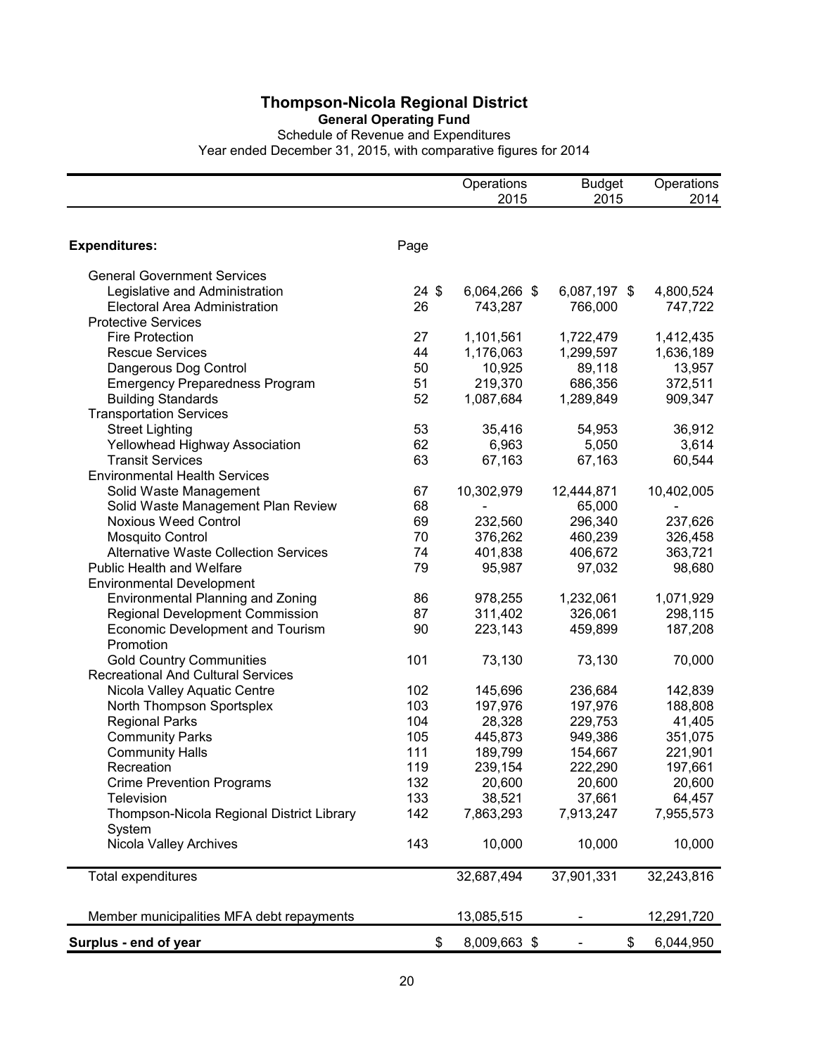# Thompson-Nicola Regional District

**General Operating Fund**

Schedule of Revenue and Expenditures

Year ended December 31, 2015, with comparative figures for 2014

| | Page | Operations 2015 | Budget 2015 | Operations 2014 |
|---|---|---|---|---|
| **Expenditures:** | | | | |
| General Government Services | | | | |
| Legislative and Administration | 24 | $ 6,064,266 | $ 6,087,197 | $ 4,800,524 |
| Electoral Area Administration | 26 | 743,287 | 766,000 | 747,722 |
| Protective Services | | | | |
| Fire Protection | 27 | 1,101,561 | 1,722,479 | 1,412,435 |
| Rescue Services | 44 | 1,176,063 | 1,299,597 | 1,636,189 |
| Dangerous Dog Control | 50 | 10,925 | 89,118 | 13,957 |
| Emergency Preparedness Program | 51 | 219,370 | 686,356 | 372,511 |
| Building Standards | 52 | 1,087,684 | 1,289,849 | 909,347 |
| Transportation Services | | | | |
| Street Lighting | 53 | 35,416 | 54,953 | 36,912 |
| Yellowhead Highway Association | 62 | 6,963 | 5,050 | 3,614 |
| Transit Services | 63 | 67,163 | 67,163 | 60,544 |
| Environmental Health Services | | | | |
| Solid Waste Management | 67 | 10,302,979 | 12,444,871 | 10,402,005 |
| Solid Waste Management Plan Review | 68 | - | 65,000 | - |
| Noxious Weed Control | 69 | 232,560 | 296,340 | 237,626 |
| Mosquito Control | 70 | 376,262 | 460,239 | 326,458 |
| Alternative Waste Collection Services | 74 | 401,838 | 406,672 | 363,721 |
| Public Health and Welfare | 79 | 95,987 | 97,032 | 98,680 |
| Environmental Development | | | | |
| Environmental Planning and Zoning | 86 | 978,255 | 1,232,061 | 1,071,929 |
| Regional Development Commission | 87 | 311,402 | 326,061 | 298,115 |
| Economic Development and Tourism Promotion | 90 | 223,143 | 459,899 | 187,208 |
| Gold Country Communities | 101 | 73,130 | 73,130 | 70,000 |
| Recreational And Cultural Services | | | | |
| Nicola Valley Aquatic Centre | 102 | 145,696 | 236,684 | 142,839 |
| North Thompson Sportsplex | 103 | 197,976 | 197,976 | 188,808 |
| Regional Parks | 104 | 28,328 | 229,753 | 41,405 |
| Community Parks | 105 | 445,873 | 949,386 | 351,075 |
| Community Halls | 111 | 189,799 | 154,667 | 221,901 |
| Recreation | 119 | 239,154 | 222,290 | 197,661 |
| Crime Prevention Programs | 132 | 20,600 | 20,600 | 20,600 |
| Television | 133 | 38,521 | 37,661 | 64,457 |
| Thompson-Nicola Regional District Library System | 142 | 7,863,293 | 7,913,247 | 7,955,573 |
| Nicola Valley Archives | 143 | 10,000 | 10,000 | 10,000 |
| Total expenditures | | 32,687,494 | 37,901,331 | 32,243,816 |
| Member municipalities MFA debt repayments | | 13,085,515 | - | 12,291,720 |
| **Surplus - end of year** | | $ 8,009,663 | $ - | $ 6,044,950 |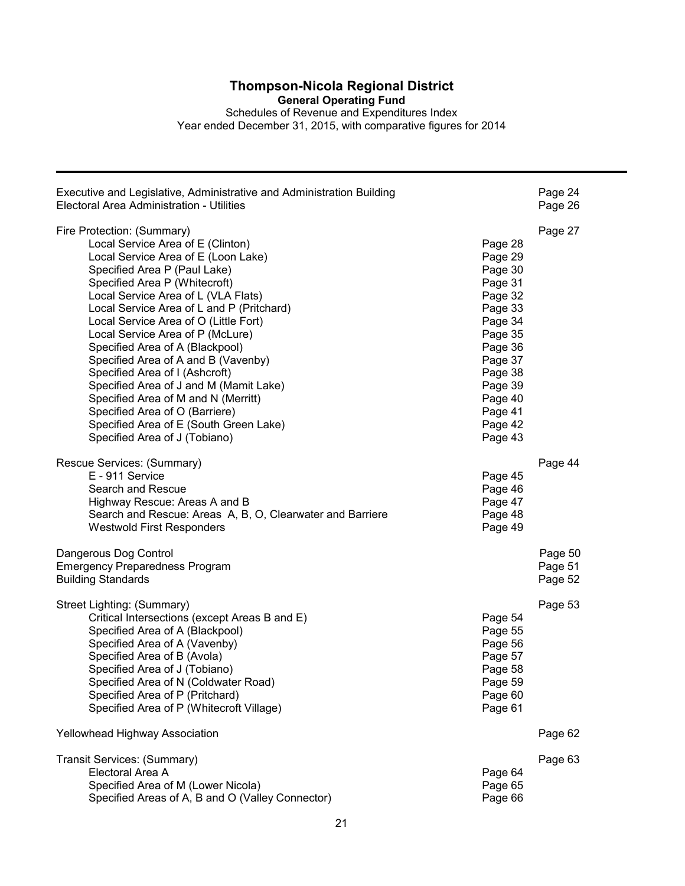# Thompson-Nicola Regional District

**General Operating Fund**

Schedules of Revenue and Expenditures Index

Year ended December 31, 2015, with comparative figures for 2014

| | | |
|---|---|---|
| Executive and Legislative, Administrative and Administration Building | | Page 24 |
| Electoral Area Administration - Utilities | | Page 26 |
| Fire Protection: (Summary) | | Page 27 |
| Local Service Area of E (Clinton) | Page 28 | |
| Local Service Area of E (Loon Lake) | Page 29 | |
| Specified Area P (Paul Lake) | Page 30 | |
| Specified Area P (Whitecroft) | Page 31 | |
| Local Service Area of L (VLA Flats) | Page 32 | |
| Local Service Area of L and P (Pritchard) | Page 33 | |
| Local Service Area of O (Little Fort) | Page 34 | |
| Local Service Area of P (McLure) | Page 35 | |
| Specified Area of A (Blackpool) | Page 36 | |
| Specified Area of A and B (Vavenby) | Page 37 | |
| Specified Area of I (Ashcroft) | Page 38 | |
| Specified Area of J and M (Mamit Lake) | Page 39 | |
| Specified Area of M and N (Merritt) | Page 40 | |
| Specified Area of O (Barriere) | Page 41 | |
| Specified Area of E (South Green Lake) | Page 42 | |
| Specified Area of J (Tobiano) | Page 43 | |
| Rescue Services: (Summary) | | Page 44 |
| E - 911 Service | Page 45 | |
| Search and Rescue | Page 46 | |
| Highway Rescue: Areas A and B | Page 47 | |
| Search and Rescue: Areas A, B, O, Clearwater and Barriere | Page 48 | |
| Westwold First Responders | Page 49 | |
| Dangerous Dog Control | | Page 50 |
| Emergency Preparedness Program | | Page 51 |
| Building Standards | | Page 52 |
| Street Lighting: (Summary) | | Page 53 |
| Critical Intersections (except Areas B and E) | Page 54 | |
| Specified Area of A (Blackpool) | Page 55 | |
| Specified Area of A (Vavenby) | Page 56 | |
| Specified Area of B (Avola) | Page 57 | |
| Specified Area of J (Tobiano) | Page 58 | |
| Specified Area of N (Coldwater Road) | Page 59 | |
| Specified Area of P (Pritchard) | Page 60 | |
| Specified Area of P (Whitecroft Village) | Page 61 | |
| Yellowhead Highway Association | | Page 62 |
| Transit Services: (Summary) | | Page 63 |
| Electoral Area A | Page 64 | |
| Specified Area of M (Lower Nicola) | Page 65 | |
| Specified Areas of A, B and O (Valley Connector) | Page 66 | |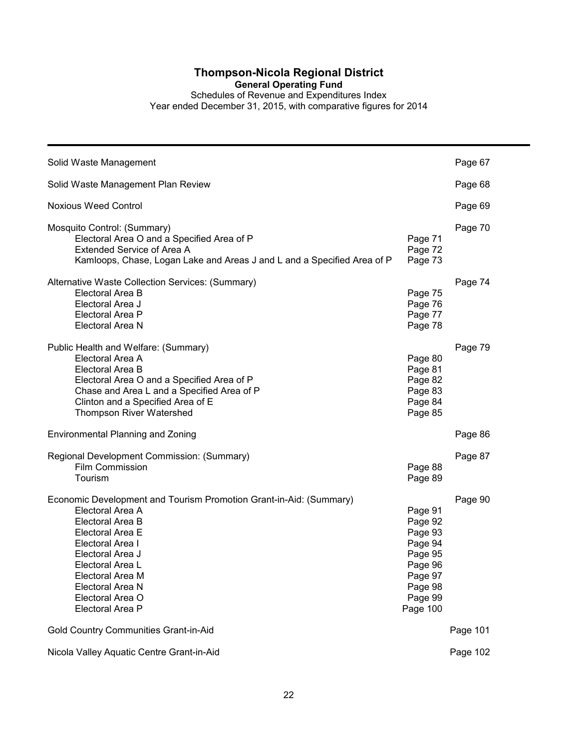# Thompson-Nicola Regional District

**General Operating Fund**

Schedules of Revenue and Expenditures Index

Year ended December 31, 2015, with comparative figures for 2014

| | | |
|---|---|---|
| Solid Waste Management | | Page 67 |
| Solid Waste Management Plan Review | | Page 68 |
| Noxious Weed Control | | Page 69 |
| Mosquito Control: (Summary) | | Page 70 |
| Electoral Area O and a Specified Area of P | Page 71 | |
| Extended Service of Area A | Page 72 | |
| Kamloops, Chase, Logan Lake and Areas J and L and a Specified Area of P | Page 73 | |
| Alternative Waste Collection Services: (Summary) | | Page 74 |
| Electoral Area B | Page 75 | |
| Electoral Area J | Page 76 | |
| Electoral Area P | Page 77 | |
| Electoral Area N | Page 78 | |
| Public Health and Welfare: (Summary) | | Page 79 |
| Electoral Area A | Page 80 | |
| Electoral Area B | Page 81 | |
| Electoral Area O and a Specified Area of P | Page 82 | |
| Chase and Area L and a Specified Area of P | Page 83 | |
| Clinton and a Specified Area of E | Page 84 | |
| Thompson River Watershed | Page 85 | |
| Environmental Planning and Zoning | | Page 86 |
| Regional Development Commission: (Summary) | | Page 87 |
| Film Commission | Page 88 | |
| Tourism | Page 89 | |
| Economic Development and Tourism Promotion Grant-in-Aid: (Summary) | | Page 90 |
| Electoral Area A | Page 91 | |
| Electoral Area B | Page 92 | |
| Electoral Area E | Page 93 | |
| Electoral Area I | Page 94 | |
| Electoral Area J | Page 95 | |
| Electoral Area L | Page 96 | |
| Electoral Area M | Page 97 | |
| Electoral Area N | Page 98 | |
| Electoral Area O | Page 99 | |
| Electoral Area P | Page 100 | |
| Gold Country Communities Grant-in-Aid | | Page 101 |
| Nicola Valley Aquatic Centre Grant-in-Aid | | Page 102 |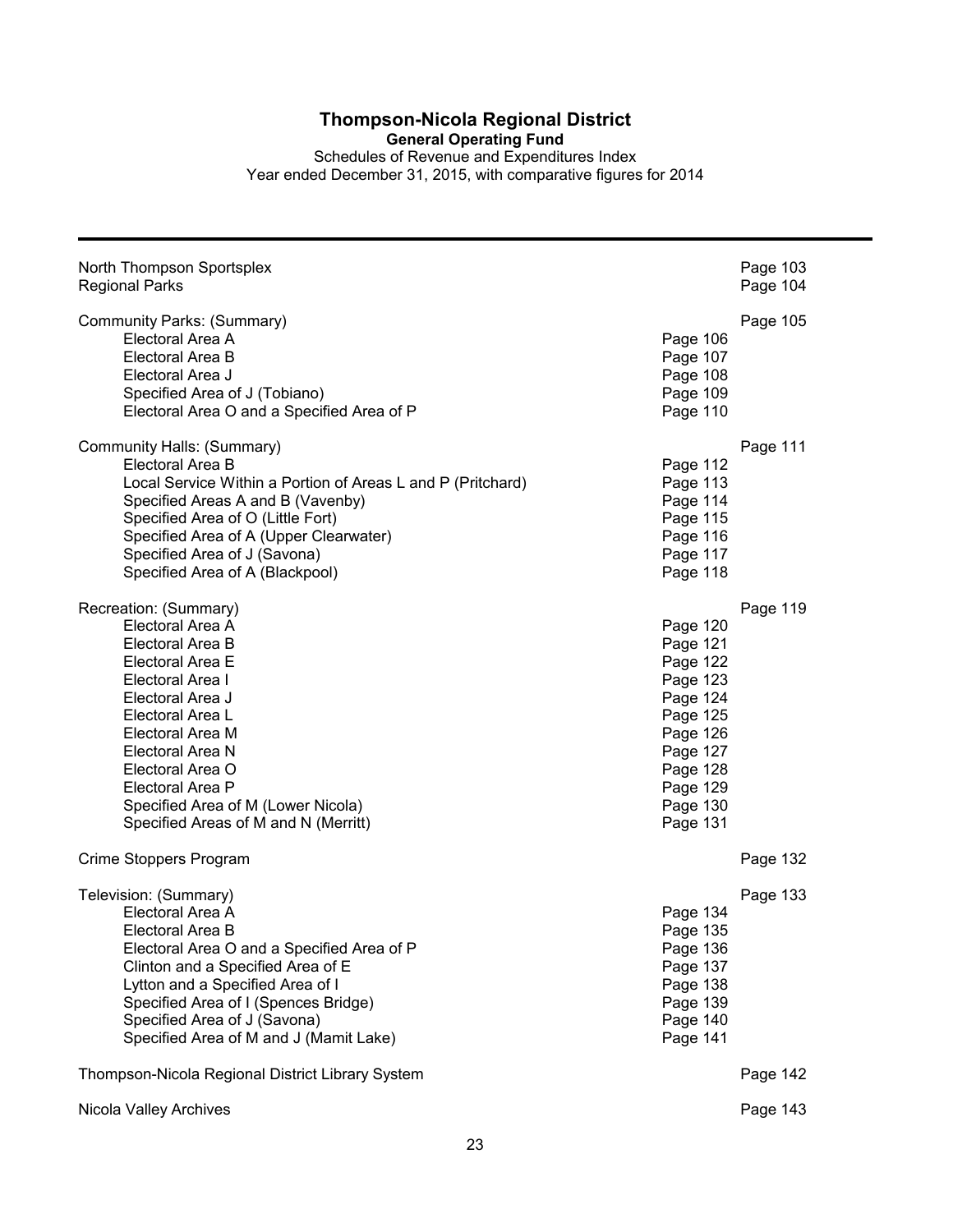# Thompson-Nicola Regional District

## General Operating Fund

Schedules of Revenue and Expenditures Index
Year ended December 31, 2015, with comparative figures for 2014

| | | |
|---|---|---|
| North Thompson Sportsplex | | Page 103 |
| Regional Parks | | Page 104 |
| | | |
| Community Parks: (Summary) | | Page 105 |
| Electoral Area A | Page 106 | |
| Electoral Area B | Page 107 | |
| Electoral Area J | Page 108 | |
| Specified Area of J (Tobiano) | Page 109 | |
| Electoral Area O and a Specified Area of P | Page 110 | |
| | | |
| Community Halls: (Summary) | | Page 111 |
| Electoral Area B | Page 112 | |
| Local Service Within a Portion of Areas L and P (Pritchard) | Page 113 | |
| Specified Areas A and B (Vavenby) | Page 114 | |
| Specified Area of O (Little Fort) | Page 115 | |
| Specified Area of A (Upper Clearwater) | Page 116 | |
| Specified Area of J (Savona) | Page 117 | |
| Specified Area of A (Blackpool) | Page 118 | |
| | | |
| Recreation: (Summary) | | Page 119 |
| Electoral Area A | Page 120 | |
| Electoral Area B | Page 121 | |
| Electoral Area E | Page 122 | |
| Electoral Area I | Page 123 | |
| Electoral Area J | Page 124 | |
| Electoral Area L | Page 125 | |
| Electoral Area M | Page 126 | |
| Electoral Area N | Page 127 | |
| Electoral Area O | Page 128 | |
| Electoral Area P | Page 129 | |
| Specified Area of M (Lower Nicola) | Page 130 | |
| Specified Areas of M and N (Merritt) | Page 131 | |
| | | |
| Crime Stoppers Program | | Page 132 |
| | | |
| Television: (Summary) | | Page 133 |
| Electoral Area A | Page 134 | |
| Electoral Area B | Page 135 | |
| Electoral Area O and a Specified Area of P | Page 136 | |
| Clinton and a Specified Area of E | Page 137 | |
| Lytton and a Specified Area of I | Page 138 | |
| Specified Area of I (Spences Bridge) | Page 139 | |
| Specified Area of J (Savona) | Page 140 | |
| Specified Area of M and J (Mamit Lake) | Page 141 | |
| | | |
| Thompson-Nicola Regional District Library System | | Page 142 |
| | | |
| Nicola Valley Archives | | Page 143 |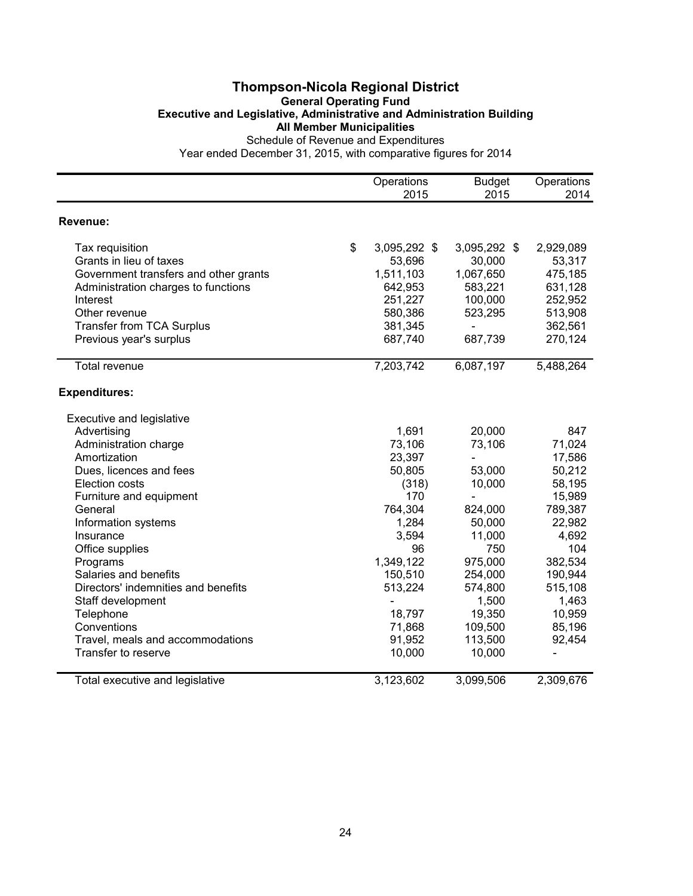# Thompson-Nicola Regional District

## General Operating Fund

### Executive and Legislative, Administrative and Administration Building

### All Member Municipalities

Schedule of Revenue and Expenditures

Year ended December 31, 2015, with comparative figures for 2014

| | Operations 2015 | Budget 2015 | Operations 2014 |
|---|---|---|---|
| **Revenue:** | | | |
| Tax requisition | $ 3,095,292 | $ 3,095,292 | $ 2,929,089 |
| Grants in lieu of taxes | 53,696 | 30,000 | 53,317 |
| Government transfers and other grants | 1,511,103 | 1,067,650 | 475,185 |
| Administration charges to functions | 642,953 | 583,221 | 631,128 |
| Interest | 251,227 | 100,000 | 252,952 |
| Other revenue | 580,386 | 523,295 | 513,908 |
| Transfer from TCA Surplus | 381,345 | - | 362,561 |
| Previous year's surplus | 687,740 | 687,739 | 270,124 |
| Total revenue | 7,203,742 | 6,087,197 | 5,488,264 |
| **Expenditures:** | | | |
| Executive and legislative | | | |
| Advertising | 1,691 | 20,000 | 847 |
| Administration charge | 73,106 | 73,106 | 71,024 |
| Amortization | 23,397 | - | 17,586 |
| Dues, licences and fees | 50,805 | 53,000 | 50,212 |
| Election costs | (318) | 10,000 | 58,195 |
| Furniture and equipment | 170 | - | 15,989 |
| General | 764,304 | 824,000 | 789,387 |
| Information systems | 1,284 | 50,000 | 22,982 |
| Insurance | 3,594 | 11,000 | 4,692 |
| Office supplies | 96 | 750 | 104 |
| Programs | 1,349,122 | 975,000 | 382,534 |
| Salaries and benefits | 150,510 | 254,000 | 190,944 |
| Directors' indemnities and benefits | 513,224 | 574,800 | 515,108 |
| Staff development | - | 1,500 | 1,463 |
| Telephone | 18,797 | 19,350 | 10,959 |
| Conventions | 71,868 | 109,500 | 85,196 |
| Travel, meals and accommodations | 91,952 | 113,500 | 92,454 |
| Transfer to reserve | 10,000 | 10,000 | - |
| Total executive and legislative | 3,123,602 | 3,099,506 | 2,309,676 |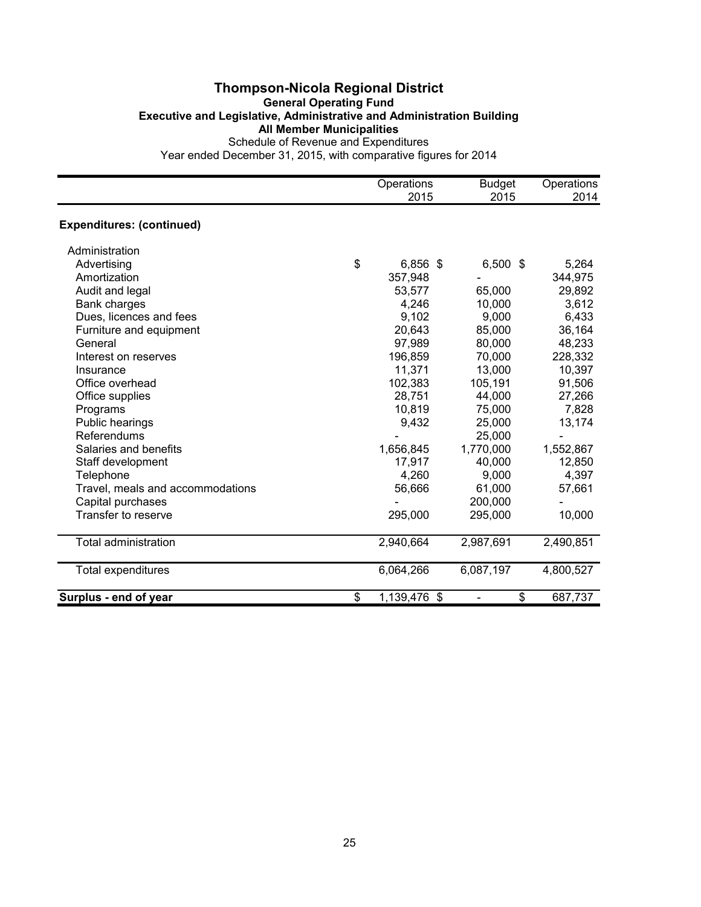# Thompson-Nicola Regional District

## General Operating Fund

### Executive and Legislative, Administrative and Administration Building

### All Member Municipalities

Schedule of Revenue and Expenditures

Year ended December 31, 2015, with comparative figures for 2014

| | Operations 2015 | Budget 2015 | Operations 2014 |
|---|---|---|---|
| **Expenditures: (continued)** | | | |
| Administration | | | |
| Advertising | $ 6,856 | $ 6,500 | $ 5,264 |
| Amortization | 357,948 | - | 344,975 |
| Audit and legal | 53,577 | 65,000 | 29,892 |
| Bank charges | 4,246 | 10,000 | 3,612 |
| Dues, licences and fees | 9,102 | 9,000 | 6,433 |
| Furniture and equipment | 20,643 | 85,000 | 36,164 |
| General | 97,989 | 80,000 | 48,233 |
| Interest on reserves | 196,859 | 70,000 | 228,332 |
| Insurance | 11,371 | 13,000 | 10,397 |
| Office overhead | 102,383 | 105,191 | 91,506 |
| Office supplies | 28,751 | 44,000 | 27,266 |
| Programs | 10,819 | 75,000 | 7,828 |
| Public hearings | 9,432 | 25,000 | 13,174 |
| Referendums | - | 25,000 | - |
| Salaries and benefits | 1,656,845 | 1,770,000 | 1,552,867 |
| Staff development | 17,917 | 40,000 | 12,850 |
| Telephone | 4,260 | 9,000 | 4,397 |
| Travel, meals and accommodations | 56,666 | 61,000 | 57,661 |
| Capital purchases | - | 200,000 | - |
| Transfer to reserve | 295,000 | 295,000 | 10,000 |
| Total administration | 2,940,664 | 2,987,691 | 2,490,851 |
| Total expenditures | 6,064,266 | 6,087,197 | 4,800,527 |
| **Surplus - end of year** | $ 1,139,476 | $ - | $ 687,737 |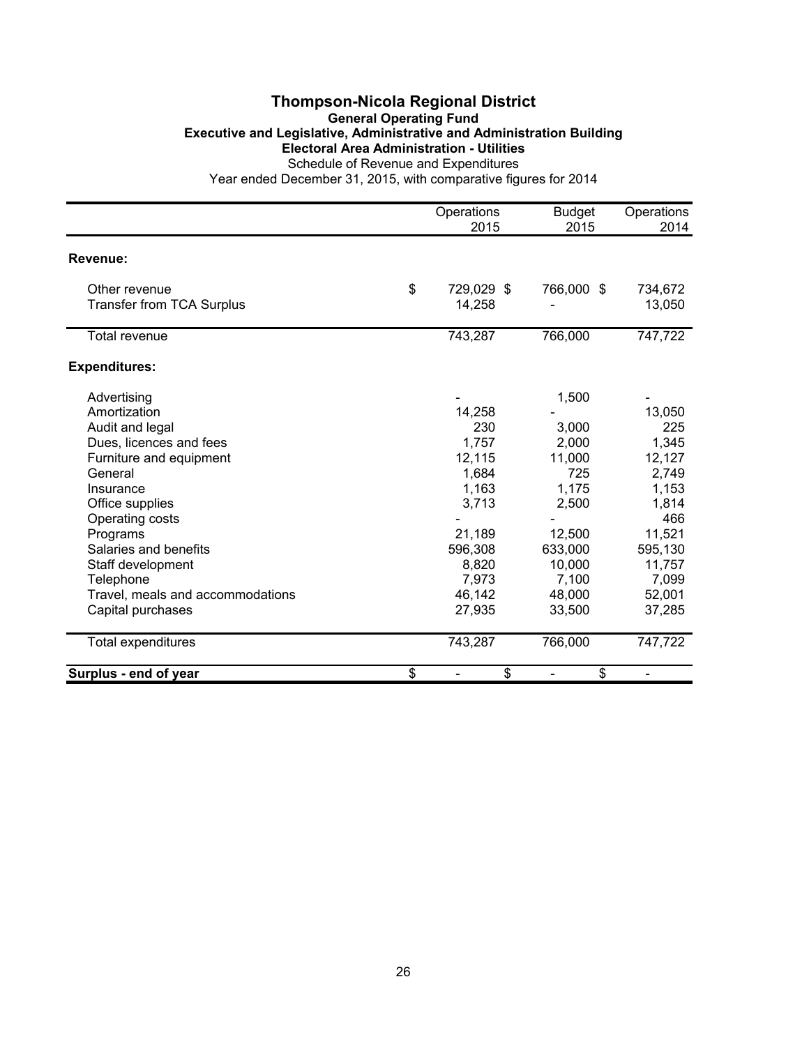# Thompson-Nicola Regional District

**General Operating Fund**

**Executive and Legislative, Administrative and Administration Building**

**Electoral Area Administration - Utilities**

Schedule of Revenue and Expenditures

Year ended December 31, 2015, with comparative figures for 2014

| | Operations 2015 | Budget 2015 | Operations 2014 |
|---|---|---|---|
| **Revenue:** | | | |
| Other revenue | $ 729,029 | $ 766,000 | $ 734,672 |
| Transfer from TCA Surplus | 14,258 | - | 13,050 |
| Total revenue | 743,287 | 766,000 | 747,722 |
| **Expenditures:** | | | |
| Advertising | - | 1,500 | - |
| Amortization | 14,258 | - | 13,050 |
| Audit and legal | 230 | 3,000 | 225 |
| Dues, licences and fees | 1,757 | 2,000 | 1,345 |
| Furniture and equipment | 12,115 | 11,000 | 12,127 |
| General | 1,684 | 725 | 2,749 |
| Insurance | 1,163 | 1,175 | 1,153 |
| Office supplies | 3,713 | 2,500 | 1,814 |
| Operating costs | - | - | 466 |
| Programs | 21,189 | 12,500 | 11,521 |
| Salaries and benefits | 596,308 | 633,000 | 595,130 |
| Staff development | 8,820 | 10,000 | 11,757 |
| Telephone | 7,973 | 7,100 | 7,099 |
| Travel, meals and accommodations | 46,142 | 48,000 | 52,001 |
| Capital purchases | 27,935 | 33,500 | 37,285 |
| Total expenditures | 743,287 | 766,000 | 747,722 |
| **Surplus - end of year** | $ - | $ - | $ - |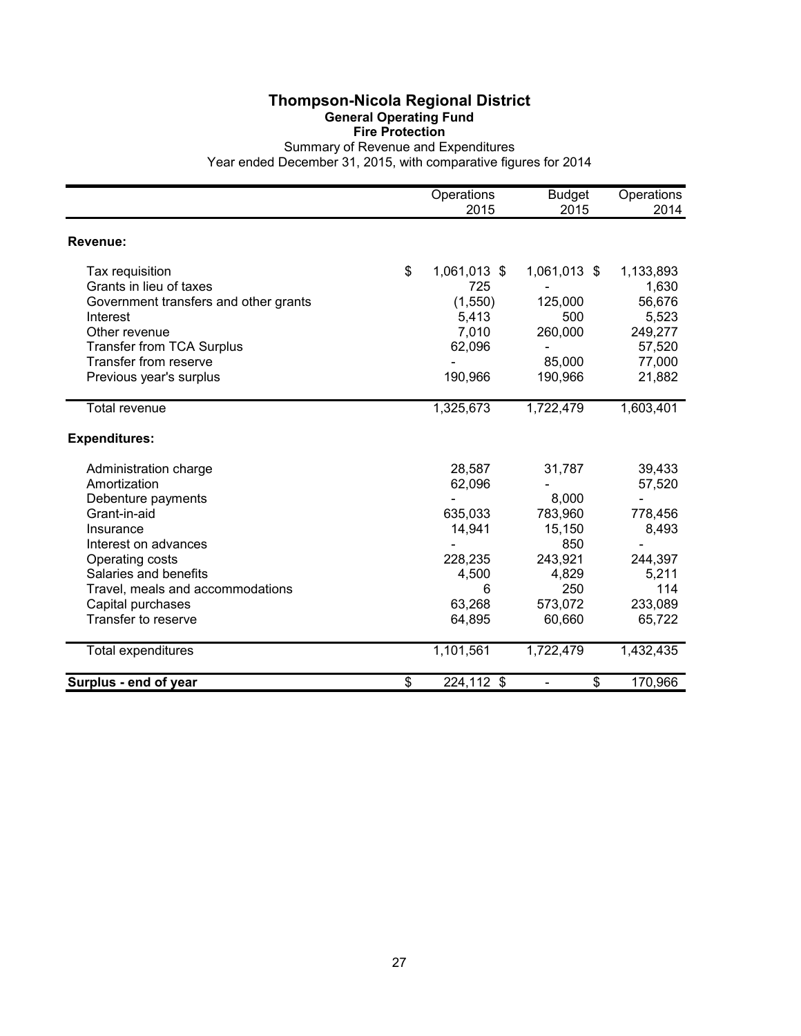# Thompson-Nicola Regional District

## General Operating Fund

### Fire Protection

Summary of Revenue and Expenditures

Year ended December 31, 2015, with comparative figures for 2014

| | Operations 2015 | Budget 2015 | Operations 2014 |
|---|---|---|---|
| **Revenue:** | | | |
| Tax requisition | $ 1,061,013 | $ 1,061,013 | $ 1,133,893 |
| Grants in lieu of taxes | 725 | - | 1,630 |
| Government transfers and other grants | (1,550) | 125,000 | 56,676 |
| Interest | 5,413 | 500 | 5,523 |
| Other revenue | 7,010 | 260,000 | 249,277 |
| Transfer from TCA Surplus | 62,096 | - | 57,520 |
| Transfer from reserve | - | 85,000 | 77,000 |
| Previous year's surplus | 190,966 | 190,966 | 21,882 |
| Total revenue | 1,325,673 | 1,722,479 | 1,603,401 |
| **Expenditures:** | | | |
| Administration charge | 28,587 | 31,787 | 39,433 |
| Amortization | 62,096 | - | 57,520 |
| Debenture payments | - | 8,000 | - |
| Grant-in-aid | 635,033 | 783,960 | 778,456 |
| Insurance | 14,941 | 15,150 | 8,493 |
| Interest on advances | - | 850 | - |
| Operating costs | 228,235 | 243,921 | 244,397 |
| Salaries and benefits | 4,500 | 4,829 | 5,211 |
| Travel, meals and accommodations | 6 | 250 | 114 |
| Capital purchases | 63,268 | 573,072 | 233,089 |
| Transfer to reserve | 64,895 | 60,660 | 65,722 |
| Total expenditures | 1,101,561 | 1,722,479 | 1,432,435 |
| **Surplus - end of year** | $ 224,112 | $ - | $ 170,966 |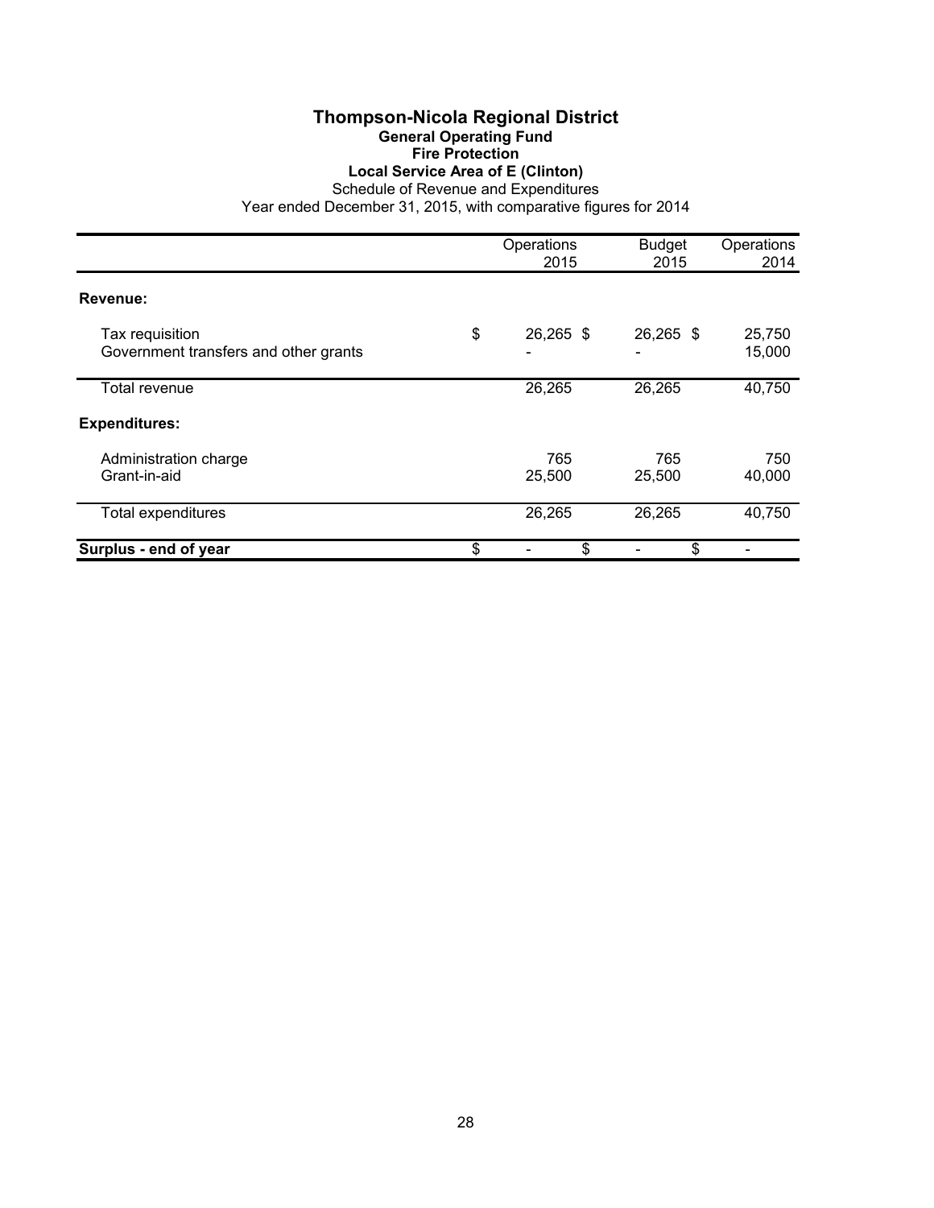# Thompson-Nicola Regional District

## General Operating Fund

### Fire Protection

### Local Service Area of E (Clinton)

Schedule of Revenue and Expenditures

Year ended December 31, 2015, with comparative figures for 2014

| | Operations 2015 | Budget 2015 | Operations 2014 |
|---|---|---|---|
| **Revenue:** | | | |
| Tax requisition | $ 26,265 | $ 26,265 | $ 25,750 |
| Government transfers and other grants | - | - | 15,000 |
| Total revenue | 26,265 | 26,265 | 40,750 |
| **Expenditures:** | | | |
| Administration charge | 765 | 765 | 750 |
| Grant-in-aid | 25,500 | 25,500 | 40,000 |
| Total expenditures | 26,265 | 26,265 | 40,750 |
| **Surplus - end of year** | $ - | $ - | $ - |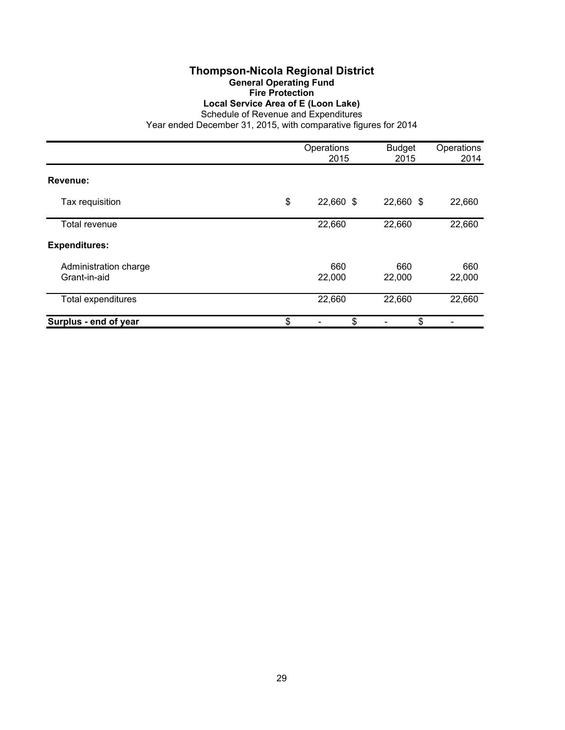# Thompson-Nicola Regional District

## General Operating Fund

### Fire Protection

### Local Service Area of E (Loon Lake)

Schedule of Revenue and Expenditures

Year ended December 31, 2015, with comparative figures for 2014

| | Operations 2015 | Budget 2015 | Operations 2014 |
|---|---|---|---|
| **Revenue:** | | | |
| Tax requisition | $ 22,660 | $ 22,660 | $ 22,660 |
| Total revenue | 22,660 | 22,660 | 22,660 |
| **Expenditures:** | | | |
| Administration charge | 660 | 660 | 660 |
| Grant-in-aid | 22,000 | 22,000 | 22,000 |
| Total expenditures | 22,660 | 22,660 | 22,660 |
| **Surplus - end of year** | $ - | $ - | $ - |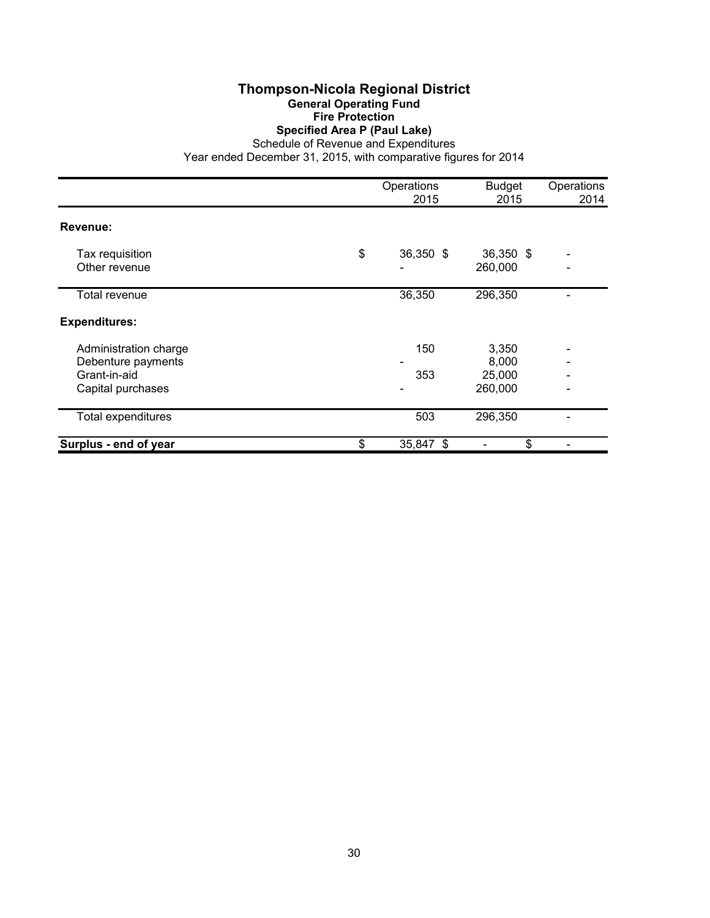# Thompson-Nicola Regional District

## General Operating Fund

### Fire Protection

### Specified Area P (Paul Lake)

Schedule of Revenue and Expenditures

Year ended December 31, 2015, with comparative figures for 2014

| | Operations 2015 | Budget 2015 | Operations 2014 |
|---|---|---|---|
| **Revenue:** | | | |
| Tax requisition | $ 36,350 | $ 36,350 | $ - |
| Other revenue | - | 260,000 | - |
| Total revenue | 36,350 | 296,350 | - |
| **Expenditures:** | | | |
| Administration charge | 150 | 3,350 | - |
| Debenture payments | - | 8,000 | - |
| Grant-in-aid | 353 | 25,000 | - |
| Capital purchases | - | 260,000 | - |
| Total expenditures | 503 | 296,350 | - |
| **Surplus - end of year** | $ 35,847 | $ - | $ - |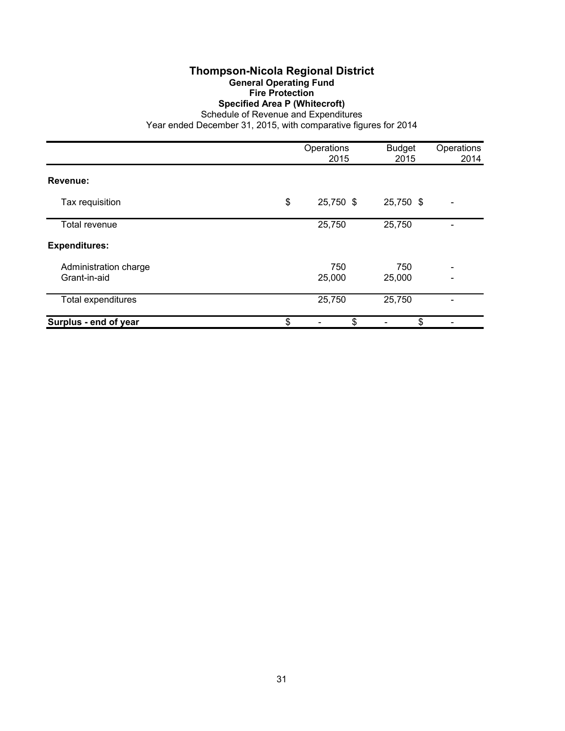# Thompson-Nicola Regional District

## General Operating Fund

### Fire Protection

### Specified Area P (Whitecroft)

Schedule of Revenue and Expenditures

Year ended December 31, 2015, with comparative figures for 2014

| | Operations 2015 | Budget 2015 | Operations 2014 |
|---|---|---|---|
| **Revenue:** | | | |
| Tax requisition | $ 25,750 | $ 25,750 | $ - |
| Total revenue | 25,750 | 25,750 | - |
| **Expenditures:** | | | |
| Administration charge | 750 | 750 | - |
| Grant-in-aid | 25,000 | 25,000 | - |
| Total expenditures | 25,750 | 25,750 | - |
| **Surplus - end of year** | $ - | $ - | $ - |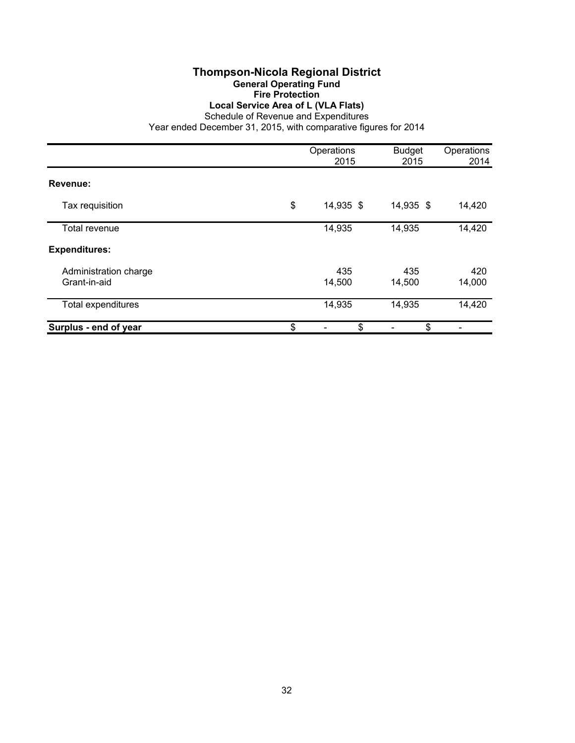# Thompson-Nicola Regional District

## General Operating Fund

### Fire Protection

### Local Service Area of L (VLA Flats)

Schedule of Revenue and Expenditures

Year ended December 31, 2015, with comparative figures for 2014

| | Operations 2015 | Budget 2015 | Operations 2014 |
|---|---|---|---|
| **Revenue:** | | | |
| Tax requisition | $ 14,935 | $ 14,935 | $ 14,420 |
| Total revenue | 14,935 | 14,935 | 14,420 |
| **Expenditures:** | | | |
| Administration charge | 435 | 435 | 420 |
| Grant-in-aid | 14,500 | 14,500 | 14,000 |
| Total expenditures | 14,935 | 14,935 | 14,420 |
| **Surplus - end of year** | $ - | $ - | $ - |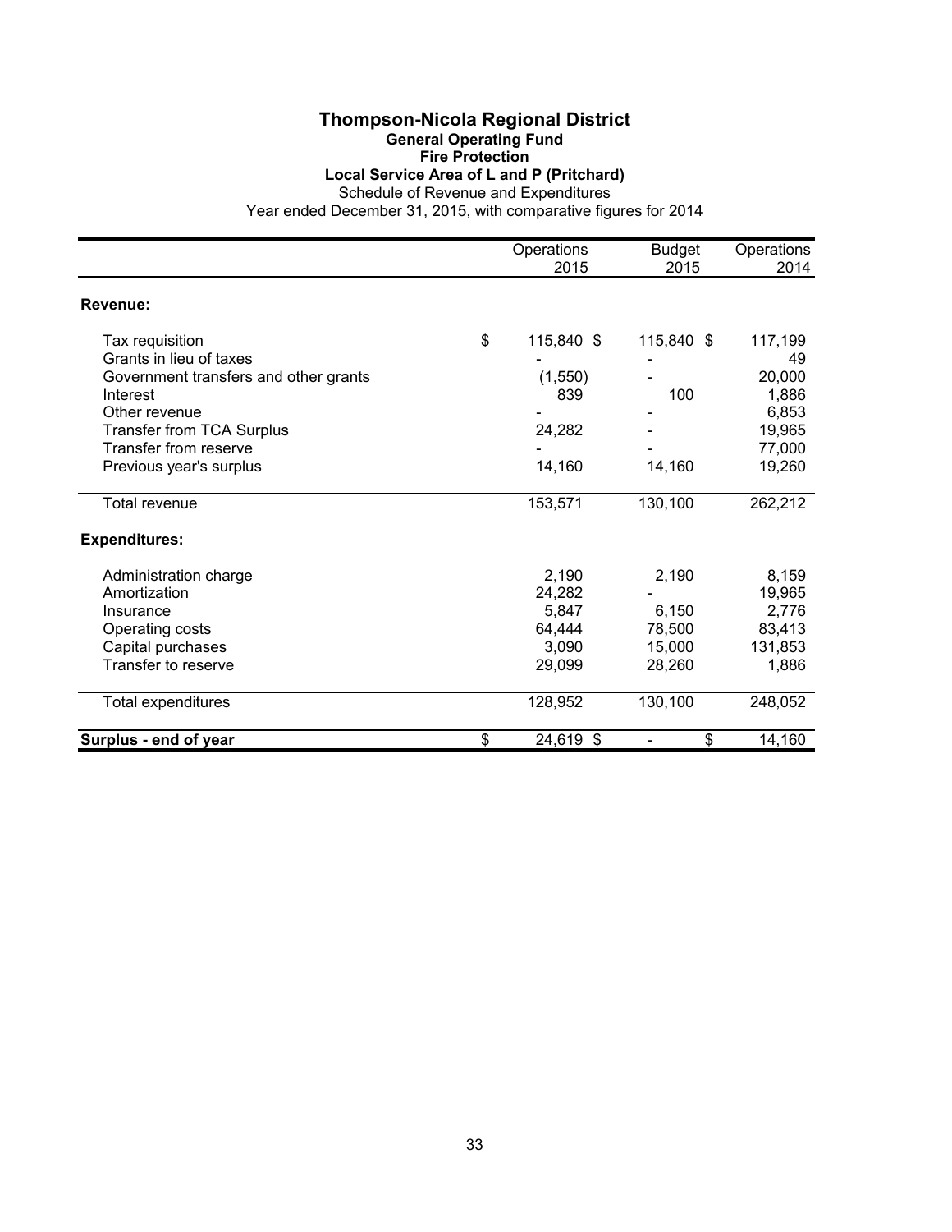# Thompson-Nicola Regional District

## General Operating Fund

### Fire Protection

### Local Service Area of L and P (Pritchard)

Schedule of Revenue and Expenditures

Year ended December 31, 2015, with comparative figures for 2014

| | Operations 2015 | Budget 2015 | Operations 2014 |
|---|---|---|---|
| **Revenue:** | | | |
| Tax requisition | $ 115,840 | $ 115,840 | $ 117,199 |
| Grants in lieu of taxes | - | - | 49 |
| Government transfers and other grants | (1,550) | - | 20,000 |
| Interest | 839 | 100 | 1,886 |
| Other revenue | - | - | 6,853 |
| Transfer from TCA Surplus | 24,282 | - | 19,965 |
| Transfer from reserve | - | - | 77,000 |
| Previous year's surplus | 14,160 | 14,160 | 19,260 |
| Total revenue | 153,571 | 130,100 | 262,212 |
| **Expenditures:** | | | |
| Administration charge | 2,190 | 2,190 | 8,159 |
| Amortization | 24,282 | - | 19,965 |
| Insurance | 5,847 | 6,150 | 2,776 |
| Operating costs | 64,444 | 78,500 | 83,413 |
| Capital purchases | 3,090 | 15,000 | 131,853 |
| Transfer to reserve | 29,099 | 28,260 | 1,886 |
| Total expenditures | 128,952 | 130,100 | 248,052 |
| **Surplus - end of year** | $ 24,619 | $ - | $ 14,160 |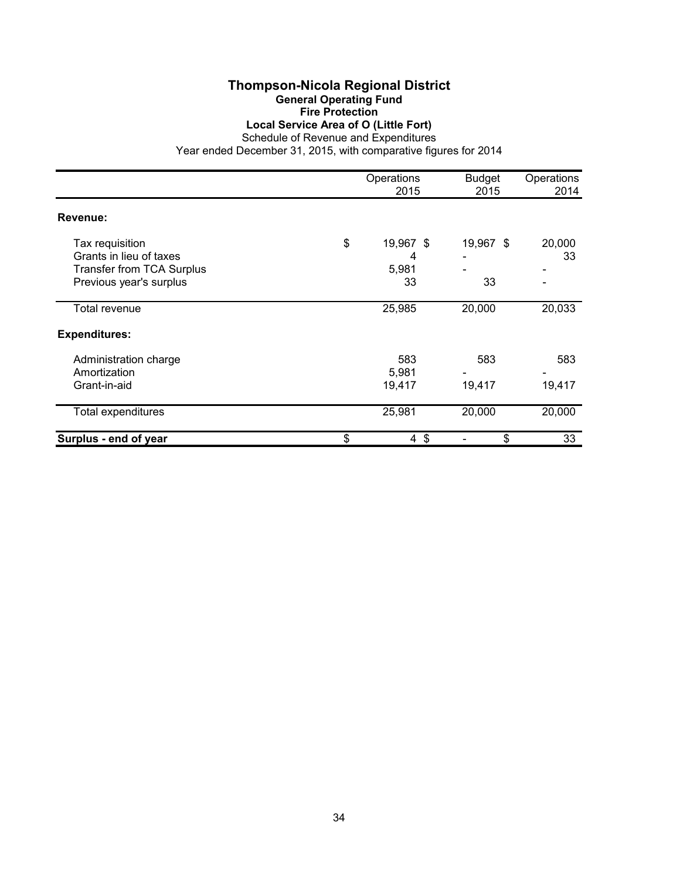# Thompson-Nicola Regional District

## General Operating Fund

### Fire Protection

### Local Service Area of O (Little Fort)

Schedule of Revenue and Expenditures

Year ended December 31, 2015, with comparative figures for 2014

| | Operations 2015 | Budget 2015 | Operations 2014 |
|---|---|---|---|
| **Revenue:** | | | |
| Tax requisition | $ 19,967 | $ 19,967 | $ 20,000 |
| Grants in lieu of taxes | 4 | - | 33 |
| Transfer from TCA Surplus | 5,981 | - | - |
| Previous year's surplus | 33 | 33 | - |
| Total revenue | 25,985 | 20,000 | 20,033 |
| **Expenditures:** | | | |
| Administration charge | 583 | 583 | 583 |
| Amortization | 5,981 | - | - |
| Grant-in-aid | 19,417 | 19,417 | 19,417 |
| Total expenditures | 25,981 | 20,000 | 20,000 |
| **Surplus - end of year** | $ 4 | $ - | $ 33 |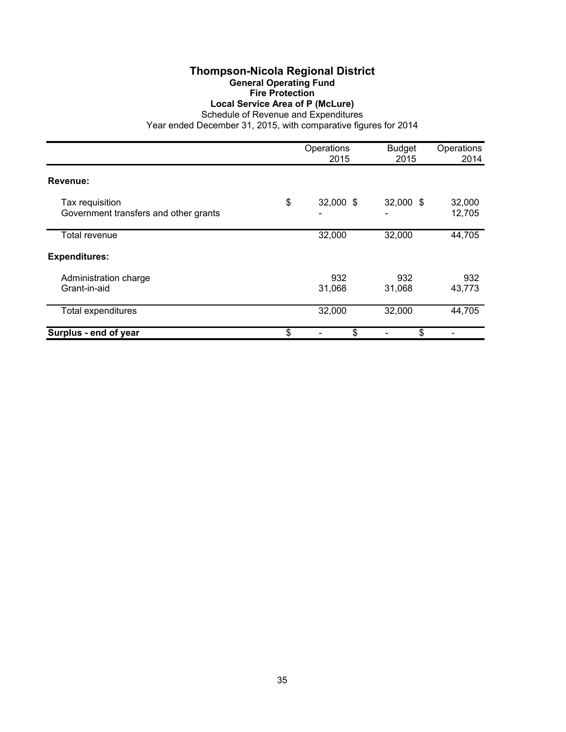# Thompson-Nicola Regional District

## General Operating Fund

### Fire Protection

### Local Service Area of P (McLure)

Schedule of Revenue and Expenditures

Year ended December 31, 2015, with comparative figures for 2014

| | Operations 2015 | Budget 2015 | Operations 2014 |
|---|---|---|---|
| **Revenue:** | | | |
| Tax requisition | $ 32,000 | $ 32,000 | $ 32,000 |
| Government transfers and other grants | - | - | 12,705 |
| Total revenue | 32,000 | 32,000 | 44,705 |
| **Expenditures:** | | | |
| Administration charge | 932 | 932 | 932 |
| Grant-in-aid | 31,068 | 31,068 | 43,773 |
| Total expenditures | 32,000 | 32,000 | 44,705 |
| **Surplus - end of year** | $ - | $ - | $ - |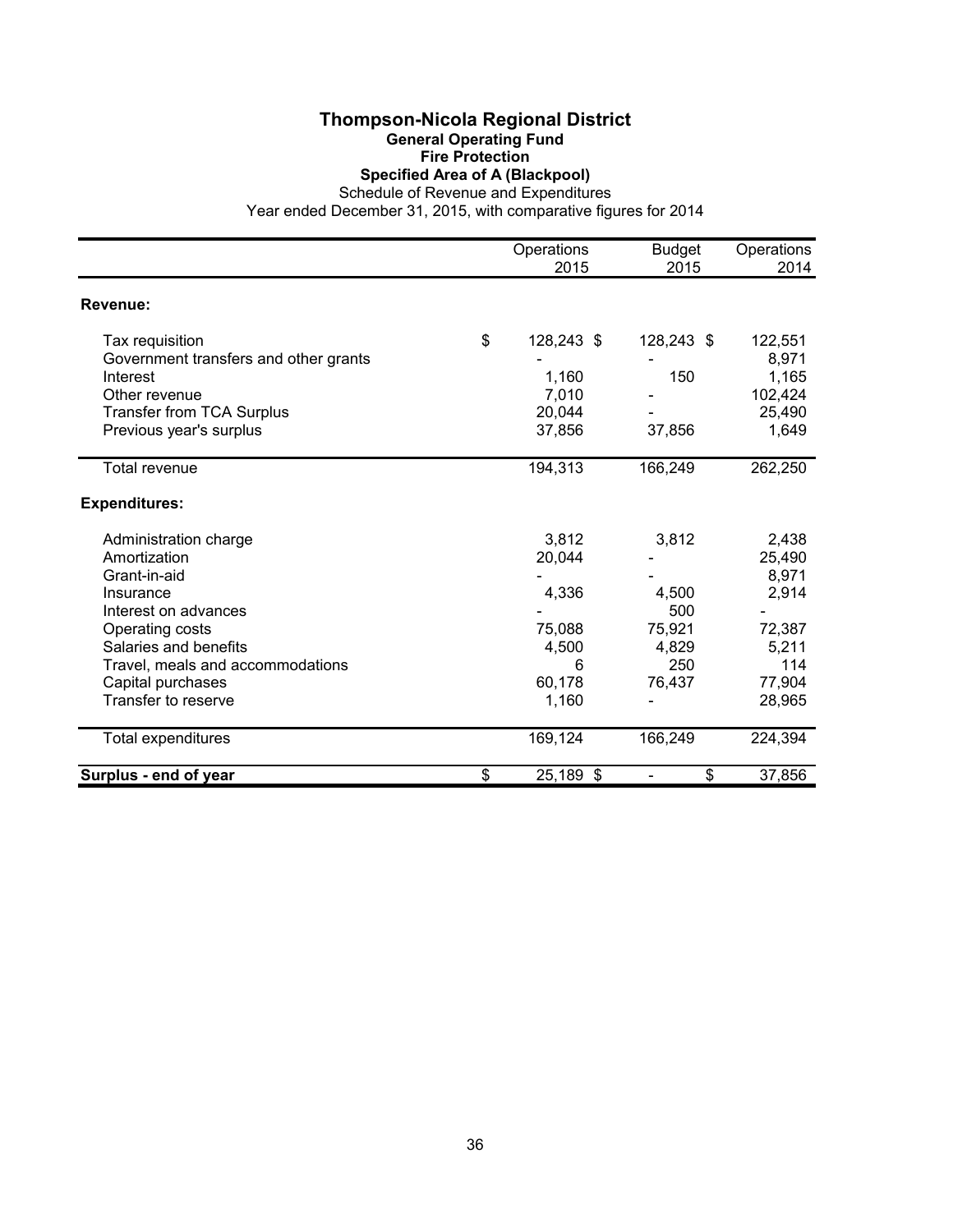# Thompson-Nicola Regional District

## General Operating Fund

### Fire Protection

### Specified Area of A (Blackpool)

Schedule of Revenue and Expenditures

Year ended December 31, 2015, with comparative figures for 2014

| | Operations 2015 | Budget 2015 | Operations 2014 |
|---|---|---|---|
| **Revenue:** | | | |
| Tax requisition | $ 128,243 | $ 128,243 | $ 122,551 |
| Government transfers and other grants | - | - | 8,971 |
| Interest | 1,160 | 150 | 1,165 |
| Other revenue | 7,010 | - | 102,424 |
| Transfer from TCA Surplus | 20,044 | - | 25,490 |
| Previous year's surplus | 37,856 | 37,856 | 1,649 |
| Total revenue | 194,313 | 166,249 | 262,250 |
| **Expenditures:** | | | |
| Administration charge | 3,812 | 3,812 | 2,438 |
| Amortization | 20,044 | - | 25,490 |
| Grant-in-aid | - | - | 8,971 |
| Insurance | 4,336 | 4,500 | 2,914 |
| Interest on advances | - | 500 | - |
| Operating costs | 75,088 | 75,921 | 72,387 |
| Salaries and benefits | 4,500 | 4,829 | 5,211 |
| Travel, meals and accommodations | 6 | 250 | 114 |
| Capital purchases | 60,178 | 76,437 | 77,904 |
| Transfer to reserve | 1,160 | - | 28,965 |
| Total expenditures | 169,124 | 166,249 | 224,394 |
| **Surplus - end of year** | $ 25,189 | $ - | $ 37,856 |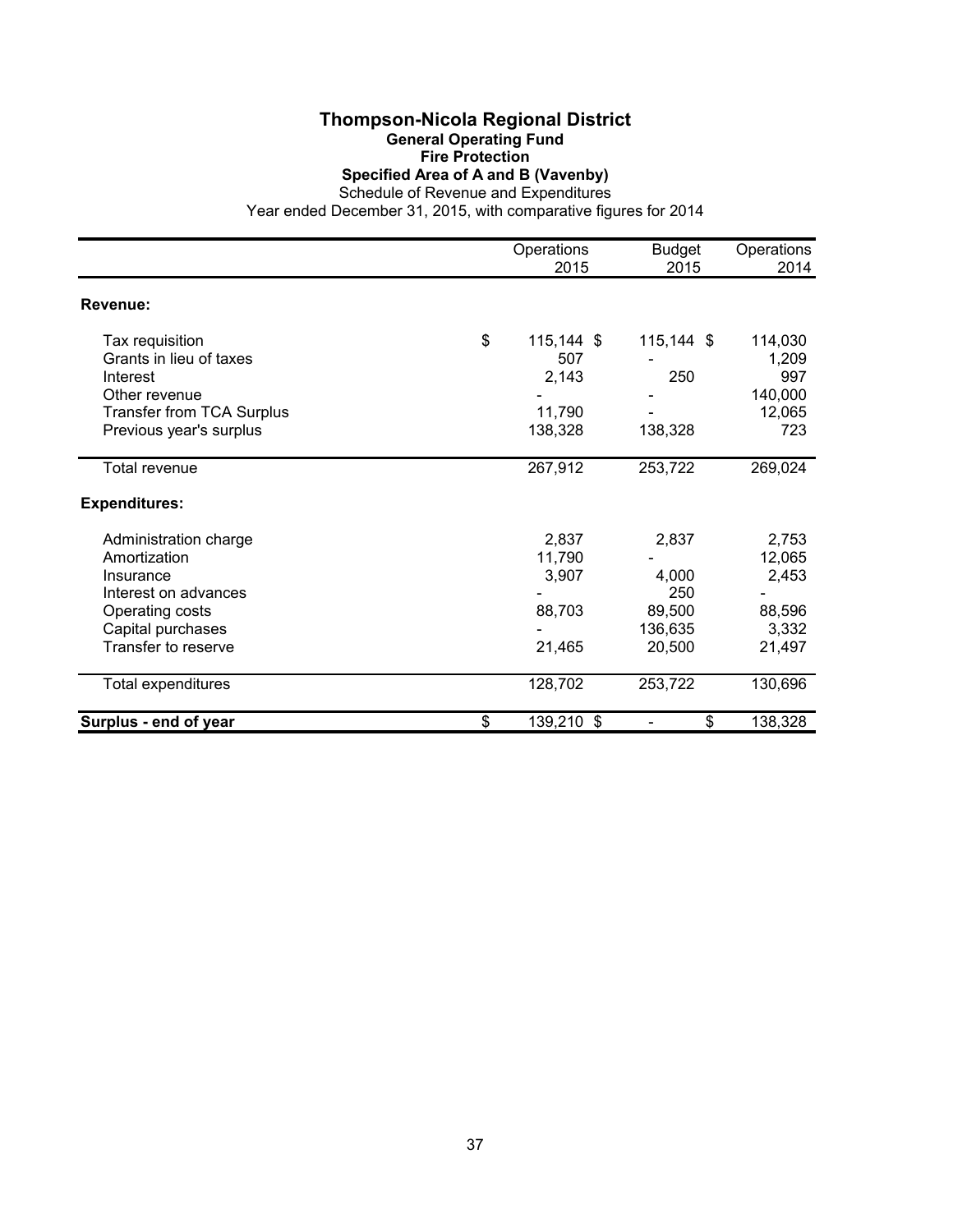# Thompson-Nicola Regional District

## General Operating Fund

### Fire Protection

### Specified Area of A and B (Vavenby)

Schedule of Revenue and Expenditures

Year ended December 31, 2015, with comparative figures for 2014

| | Operations 2015 | Budget 2015 | Operations 2014 |
|---|---|---|---|
| **Revenue:** | | | |
| Tax requisition | $ 115,144 | $ 115,144 | $ 114,030 |
| Grants in lieu of taxes | 507 | - | 1,209 |
| Interest | 2,143 | 250 | 997 |
| Other revenue | - | - | 140,000 |
| Transfer from TCA Surplus | 11,790 | - | 12,065 |
| Previous year's surplus | 138,328 | 138,328 | 723 |
| Total revenue | 267,912 | 253,722 | 269,024 |
| **Expenditures:** | | | |
| Administration charge | 2,837 | 2,837 | 2,753 |
| Amortization | 11,790 | - | 12,065 |
| Insurance | 3,907 | 4,000 | 2,453 |
| Interest on advances | - | 250 | - |
| Operating costs | 88,703 | 89,500 | 88,596 |
| Capital purchases | - | 136,635 | 3,332 |
| Transfer to reserve | 21,465 | 20,500 | 21,497 |
| Total expenditures | 128,702 | 253,722 | 130,696 |
| **Surplus - end of year** | $ 139,210 | $ - | $ 138,328 |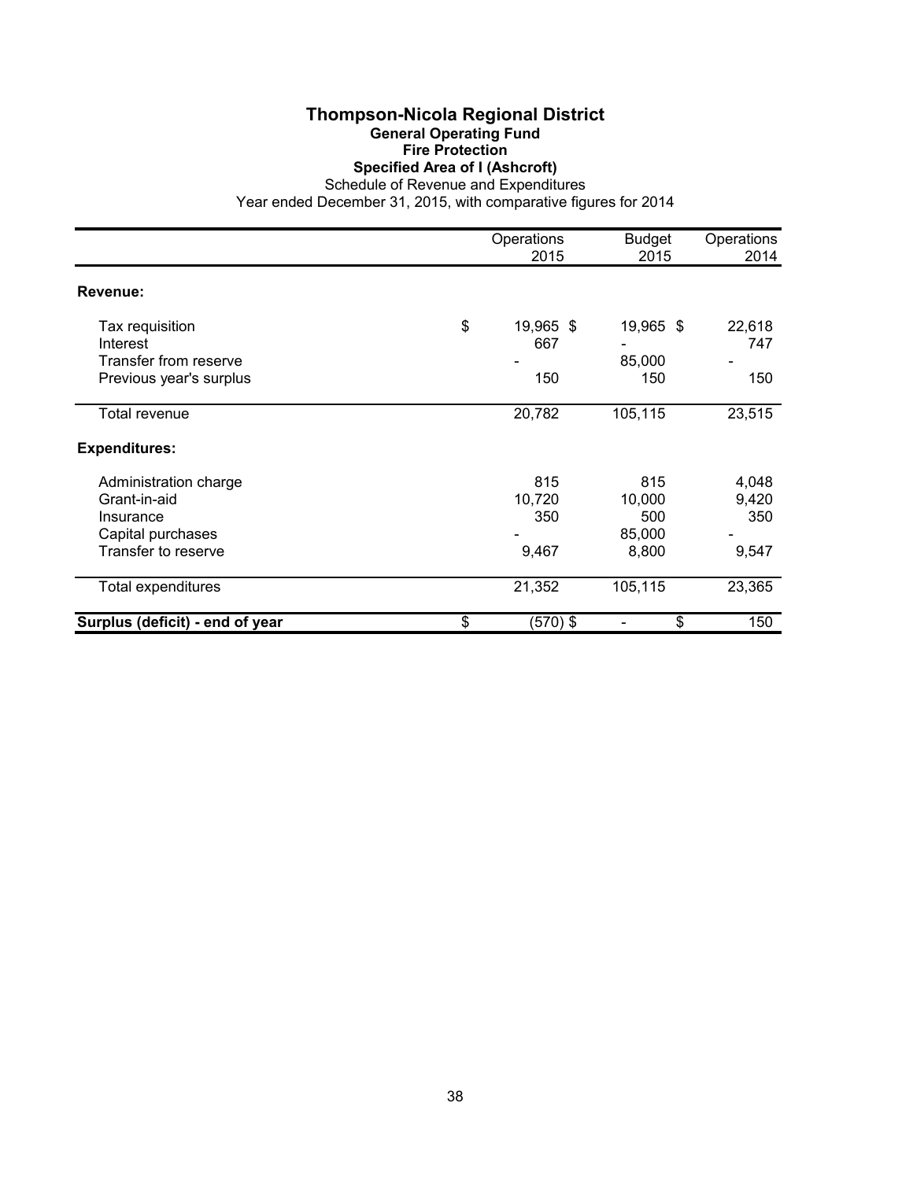# Thompson-Nicola Regional District

## General Operating Fund

### Fire Protection

### Specified Area of I (Ashcroft)

Schedule of Revenue and Expenditures

Year ended December 31, 2015, with comparative figures for 2014

| | Operations 2015 | Budget 2015 | Operations 2014 |
|---|---|---|---|
| **Revenue:** | | | |
| Tax requisition | $ 19,965 | $ 19,965 | $ 22,618 |
| Interest | 667 | - | 747 |
| Transfer from reserve | - | 85,000 | - |
| Previous year's surplus | 150 | 150 | 150 |
| Total revenue | 20,782 | 105,115 | 23,515 |
| **Expenditures:** | | | |
| Administration charge | 815 | 815 | 4,048 |
| Grant-in-aid | 10,720 | 10,000 | 9,420 |
| Insurance | 350 | 500 | 350 |
| Capital purchases | - | 85,000 | - |
| Transfer to reserve | 9,467 | 8,800 | 9,547 |
| Total expenditures | 21,352 | 105,115 | 23,365 |
| **Surplus (deficit) - end of year** | $ (570) | $ - | $ 150 |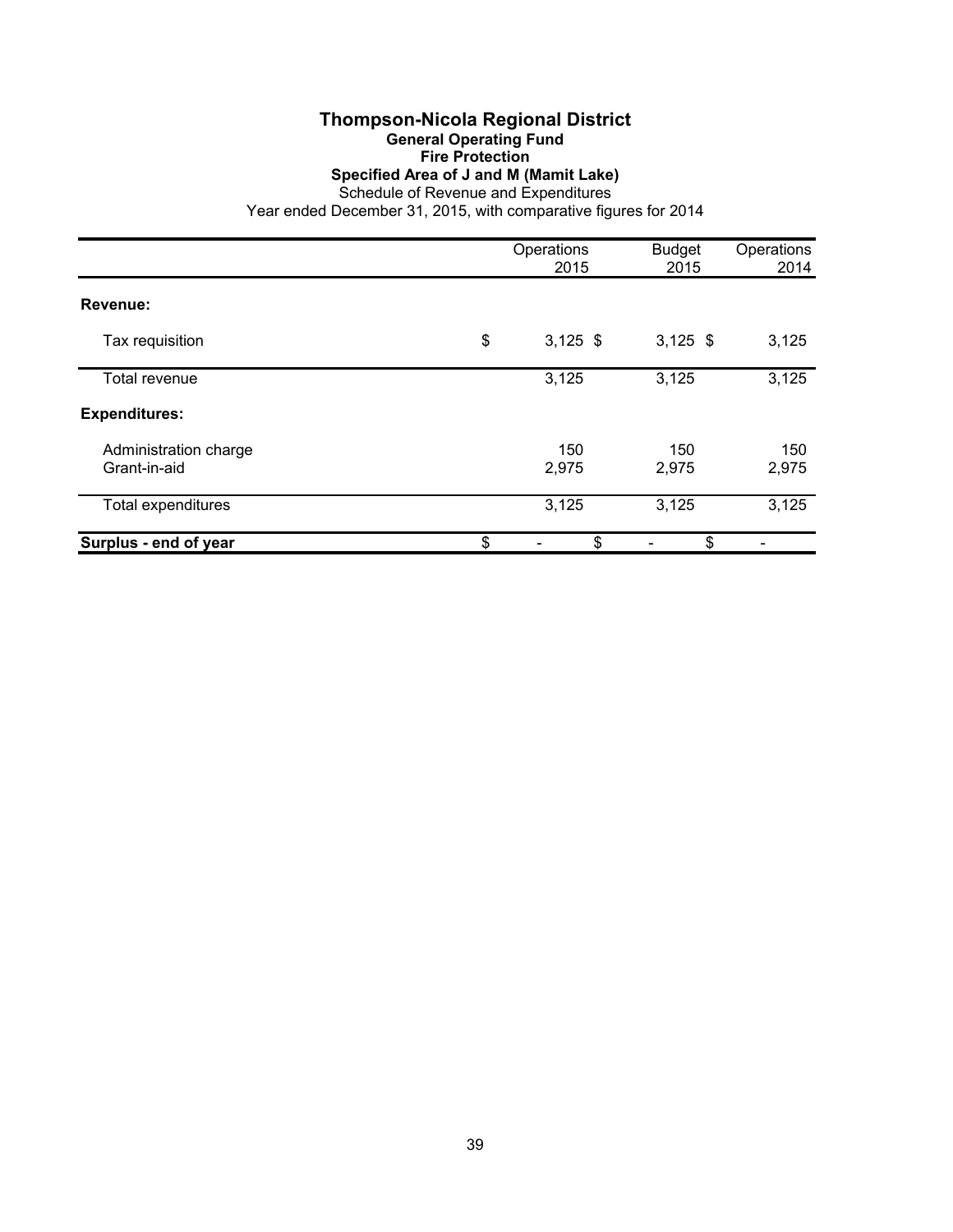# Thompson-Nicola Regional District

## General Operating Fund

### Fire Protection

### Specified Area of J and M (Mamit Lake)

Schedule of Revenue and Expenditures

Year ended December 31, 2015, with comparative figures for 2014

| | Operations 2015 | Budget 2015 | Operations 2014 |
|---|---|---|---|
| **Revenue:** | | | |
| Tax requisition | $ 3,125 | $ 3,125 | $ 3,125 |
| Total revenue | 3,125 | 3,125 | 3,125 |
| **Expenditures:** | | | |
| Administration charge | 150 | 150 | 150 |
| Grant-in-aid | 2,975 | 2,975 | 2,975 |
| Total expenditures | 3,125 | 3,125 | 3,125 |
| **Surplus - end of year** | $ - | $ - | $ - |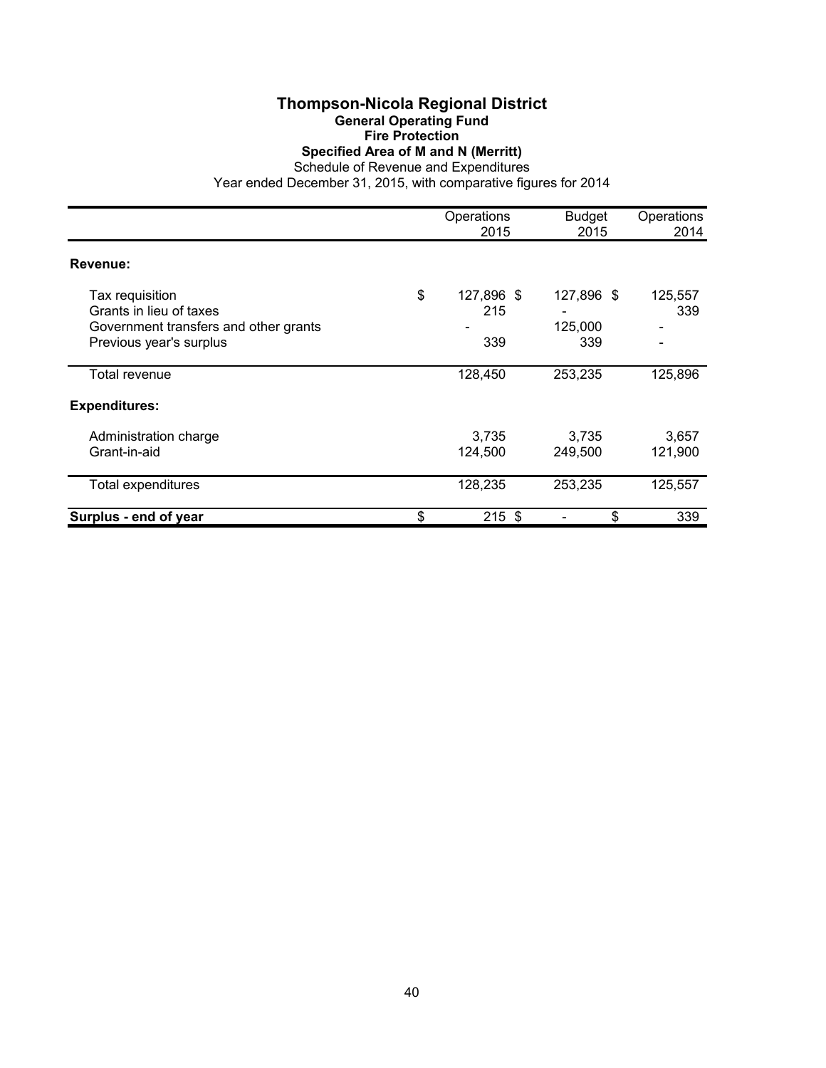# Thompson-Nicola Regional District

## General Operating Fund

## Fire Protection

## Specified Area of M and N (Merritt)

Schedule of Revenue and Expenditures

Year ended December 31, 2015, with comparative figures for 2014

| | Operations 2015 | Budget 2015 | Operations 2014 |
|---|---|---|---|
| **Revenue:** | | | |
| Tax requisition | $ 127,896 | $ 127,896 | $ 125,557 |
| Grants in lieu of taxes | 215 | - | 339 |
| Government transfers and other grants | - | 125,000 | - |
| Previous year's surplus | 339 | 339 | - |
| Total revenue | 128,450 | 253,235 | 125,896 |
| **Expenditures:** | | | |
| Administration charge | 3,735 | 3,735 | 3,657 |
| Grant-in-aid | 124,500 | 249,500 | 121,900 |
| Total expenditures | 128,235 | 253,235 | 125,557 |
| **Surplus - end of year** | $ 215 | $ - | $ 339 |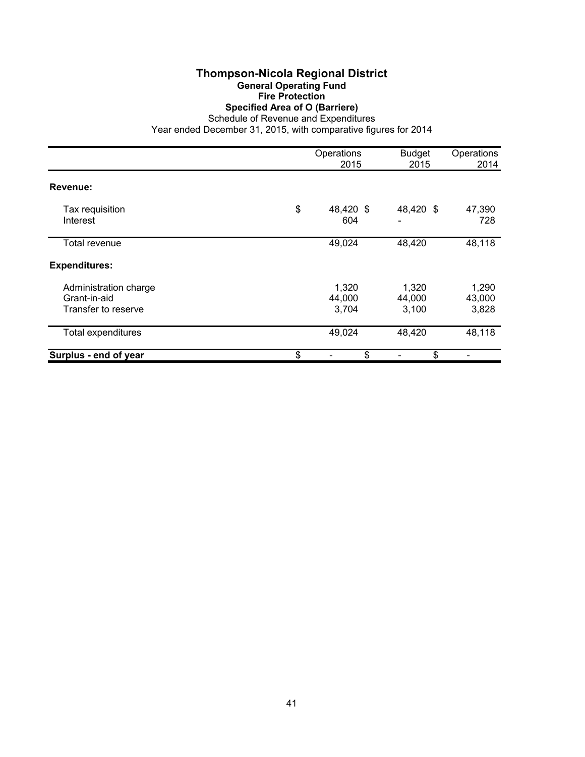# Thompson-Nicola Regional District

## General Operating Fund

### Fire Protection

### Specified Area of O (Barriere)

Schedule of Revenue and Expenditures

Year ended December 31, 2015, with comparative figures for 2014

| | Operations 2015 | Budget 2015 | Operations 2014 |
|---|---|---|---|
| **Revenue:** | | | |
| Tax requisition | $ 48,420 | $ 48,420 | $ 47,390 |
| Interest | 604 | - | 728 |
| Total revenue | 49,024 | 48,420 | 48,118 |
| **Expenditures:** | | | |
| Administration charge | 1,320 | 1,320 | 1,290 |
| Grant-in-aid | 44,000 | 44,000 | 43,000 |
| Transfer to reserve | 3,704 | 3,100 | 3,828 |
| Total expenditures | 49,024 | 48,420 | 48,118 |
| **Surplus - end of year** | $ - | $ - | $ - |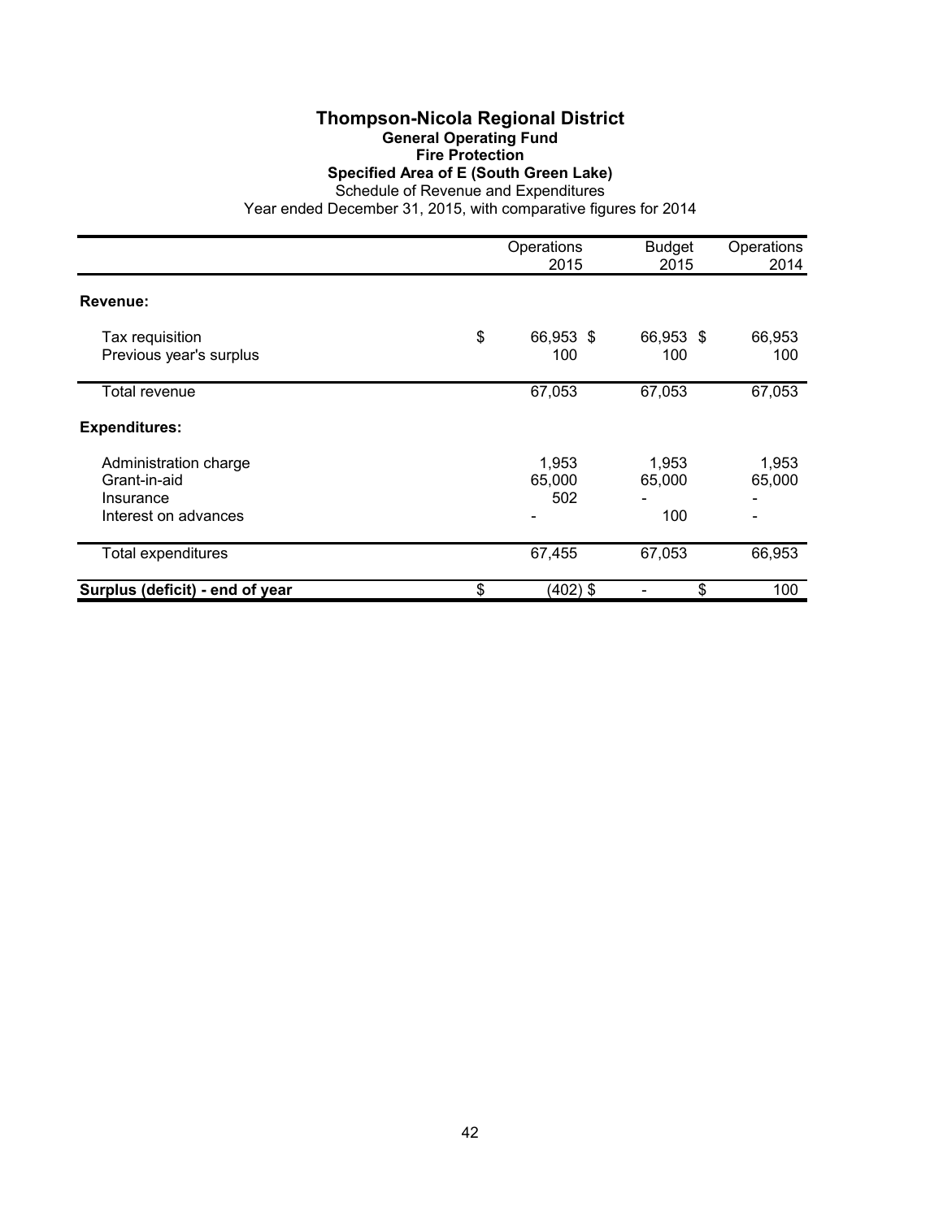# Thompson-Nicola Regional District

## General Operating Fund

### Fire Protection

### Specified Area of E (South Green Lake)

Schedule of Revenue and Expenditures

Year ended December 31, 2015, with comparative figures for 2014

| | Operations 2015 | Budget 2015 | Operations 2014 |
|---|---|---|---|
| **Revenue:** | | | |
| Tax requisition | $ 66,953 | $ 66,953 | $ 66,953 |
| Previous year's surplus | 100 | 100 | 100 |
| Total revenue | 67,053 | 67,053 | 67,053 |
| **Expenditures:** | | | |
| Administration charge | 1,953 | 1,953 | 1,953 |
| Grant-in-aid | 65,000 | 65,000 | 65,000 |
| Insurance | 502 | - | - |
| Interest on advances | - | 100 | - |
| Total expenditures | 67,455 | 67,053 | 66,953 |
| **Surplus (deficit) - end of year** | $ (402) | $ - | $ 100 |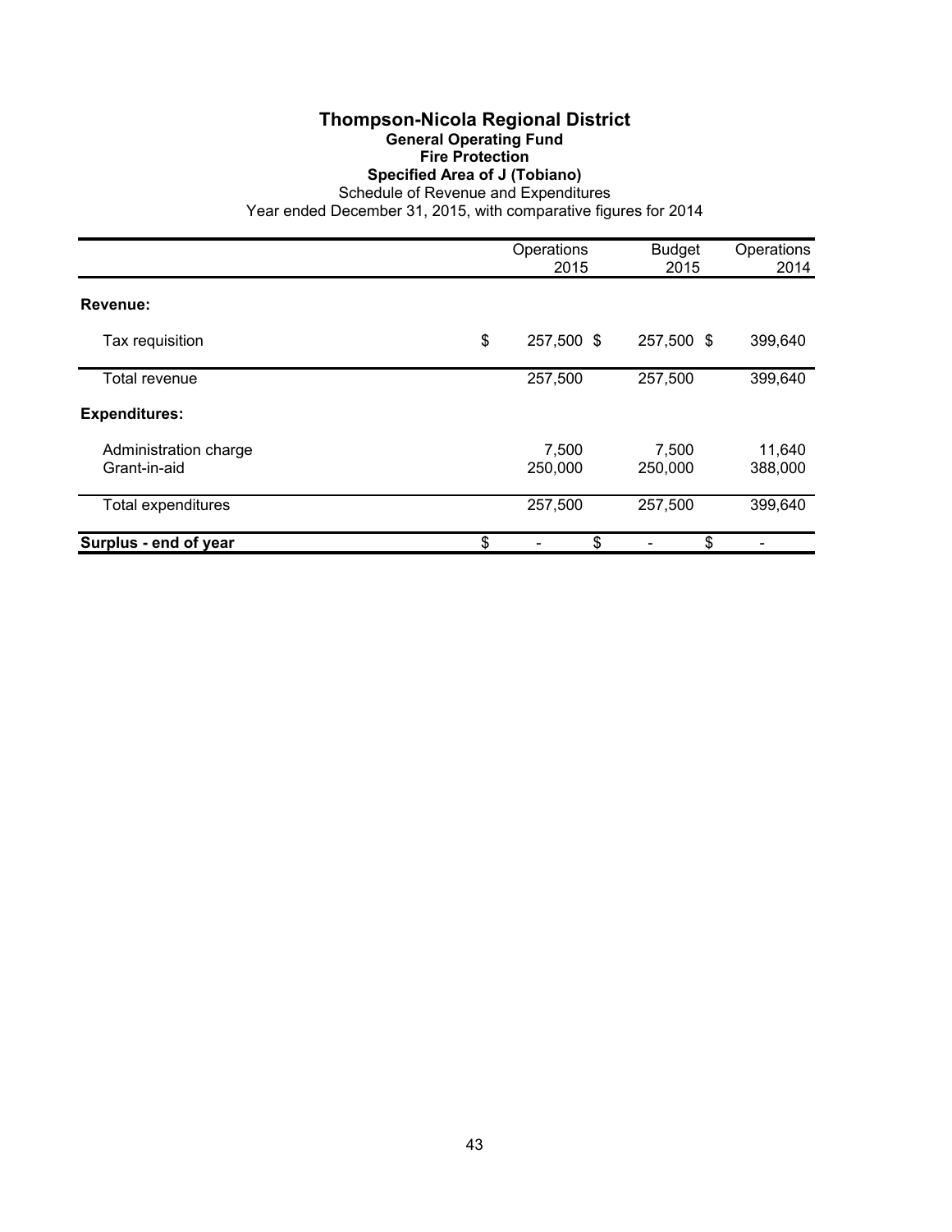# Thompson-Nicola Regional District

## General Operating Fund

### Fire Protection

### Specified Area of J (Tobiano)

Schedule of Revenue and Expenditures

Year ended December 31, 2015, with comparative figures for 2014

| | Operations 2015 | Budget 2015 | Operations 2014 |
|---|---|---|---|
| **Revenue:** | | | |
| Tax requisition | $ 257,500 | $ 257,500 | $ 399,640 |
| Total revenue | 257,500 | 257,500 | 399,640 |
| **Expenditures:** | | | |
| Administration charge | 7,500 | 7,500 | 11,640 |
| Grant-in-aid | 250,000 | 250,000 | 388,000 |
| Total expenditures | 257,500 | 257,500 | 399,640 |
| **Surplus - end of year** | $ - | $ - | $ - |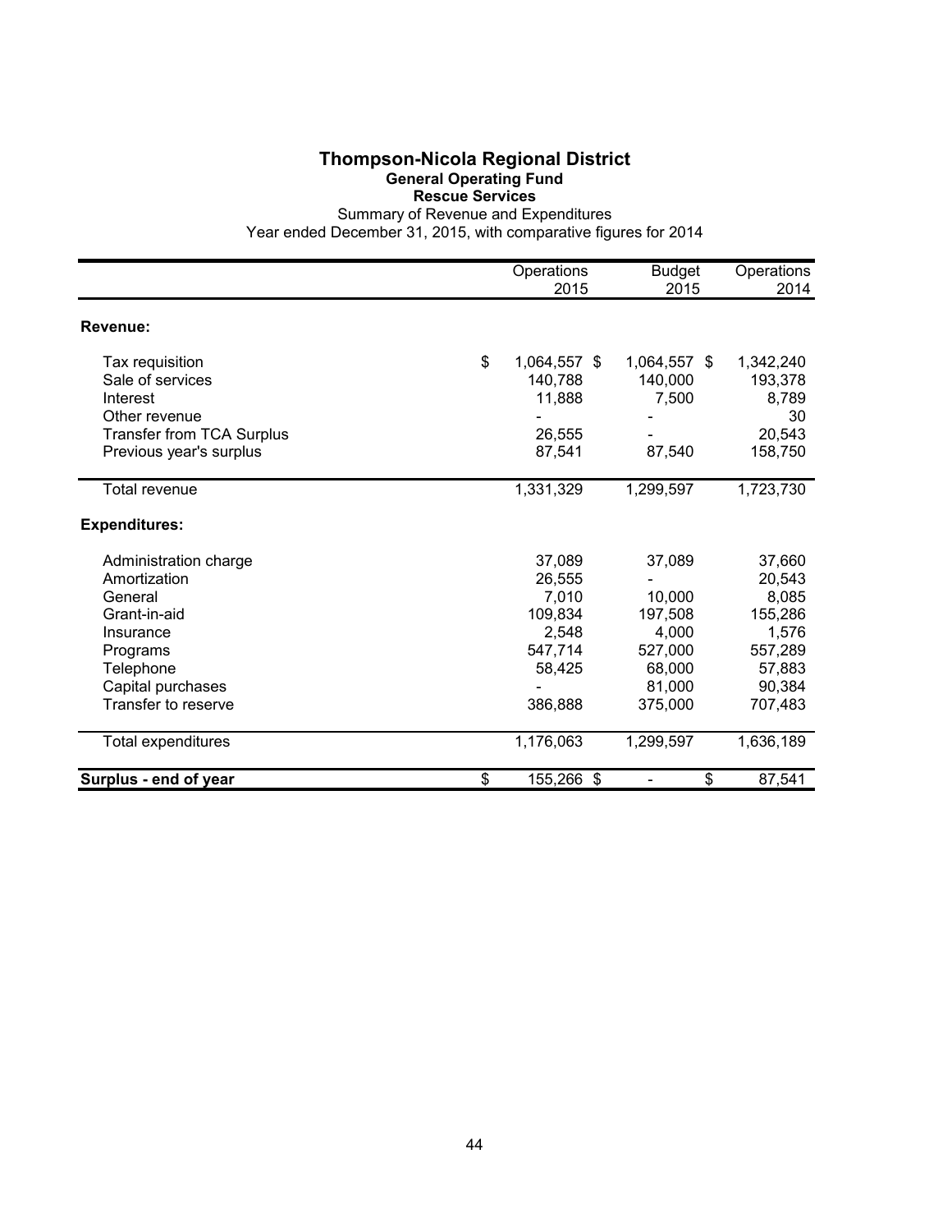# Thompson-Nicola Regional District

## General Operating Fund

### Rescue Services

Summary of Revenue and Expenditures

Year ended December 31, 2015, with comparative figures for 2014

| | Operations 2015 | Budget 2015 | Operations 2014 |
|---|---|---|---|
| **Revenue:** | | | |
| Tax requisition | $ 1,064,557 | $ 1,064,557 | $ 1,342,240 |
| Sale of services | 140,788 | 140,000 | 193,378 |
| Interest | 11,888 | 7,500 | 8,789 |
| Other revenue | - | - | 30 |
| Transfer from TCA Surplus | 26,555 | - | 20,543 |
| Previous year's surplus | 87,541 | 87,540 | 158,750 |
| Total revenue | 1,331,329 | 1,299,597 | 1,723,730 |
| **Expenditures:** | | | |
| Administration charge | 37,089 | 37,089 | 37,660 |
| Amortization | 26,555 | - | 20,543 |
| General | 7,010 | 10,000 | 8,085 |
| Grant-in-aid | 109,834 | 197,508 | 155,286 |
| Insurance | 2,548 | 4,000 | 1,576 |
| Programs | 547,714 | 527,000 | 557,289 |
| Telephone | 58,425 | 68,000 | 57,883 |
| Capital purchases | - | 81,000 | 90,384 |
| Transfer to reserve | 386,888 | 375,000 | 707,483 |
| Total expenditures | 1,176,063 | 1,299,597 | 1,636,189 |
| **Surplus - end of year** | $ 155,266 | $ - | $ 87,541 |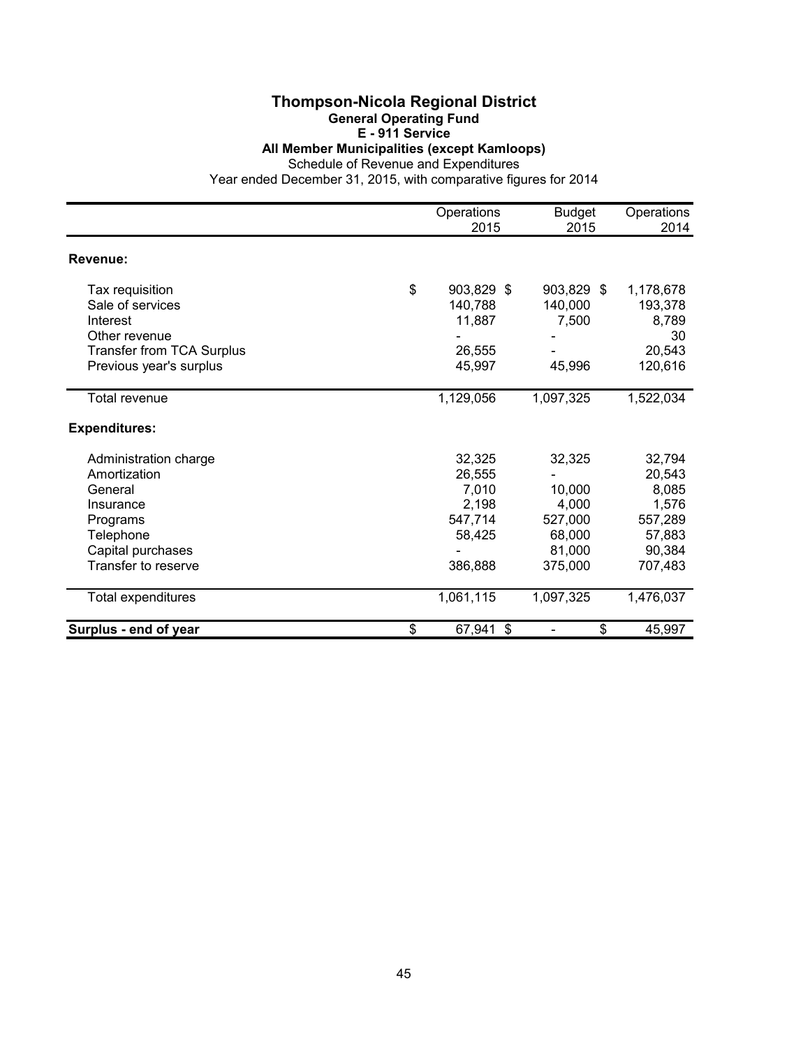# Thompson-Nicola Regional District

## General Operating Fund

### E - 911 Service

### All Member Municipalities (except Kamloops)

Schedule of Revenue and Expenditures

Year ended December 31, 2015, with comparative figures for 2014

| | Operations 2015 | Budget 2015 | Operations 2014 |
|---|---|---|---|
| **Revenue:** | | | |
| Tax requisition | $ 903,829 | $ 903,829 | $ 1,178,678 |
| Sale of services | 140,788 | 140,000 | 193,378 |
| Interest | 11,887 | 7,500 | 8,789 |
| Other revenue | - | - | 30 |
| Transfer from TCA Surplus | 26,555 | - | 20,543 |
| Previous year's surplus | 45,997 | 45,996 | 120,616 |
| Total revenue | 1,129,056 | 1,097,325 | 1,522,034 |
| **Expenditures:** | | | |
| Administration charge | 32,325 | 32,325 | 32,794 |
| Amortization | 26,555 | - | 20,543 |
| General | 7,010 | 10,000 | 8,085 |
| Insurance | 2,198 | 4,000 | 1,576 |
| Programs | 547,714 | 527,000 | 557,289 |
| Telephone | 58,425 | 68,000 | 57,883 |
| Capital purchases | - | 81,000 | 90,384 |
| Transfer to reserve | 386,888 | 375,000 | 707,483 |
| Total expenditures | 1,061,115 | 1,097,325 | 1,476,037 |
| **Surplus - end of year** | $ 67,941 | $ - | $ 45,997 |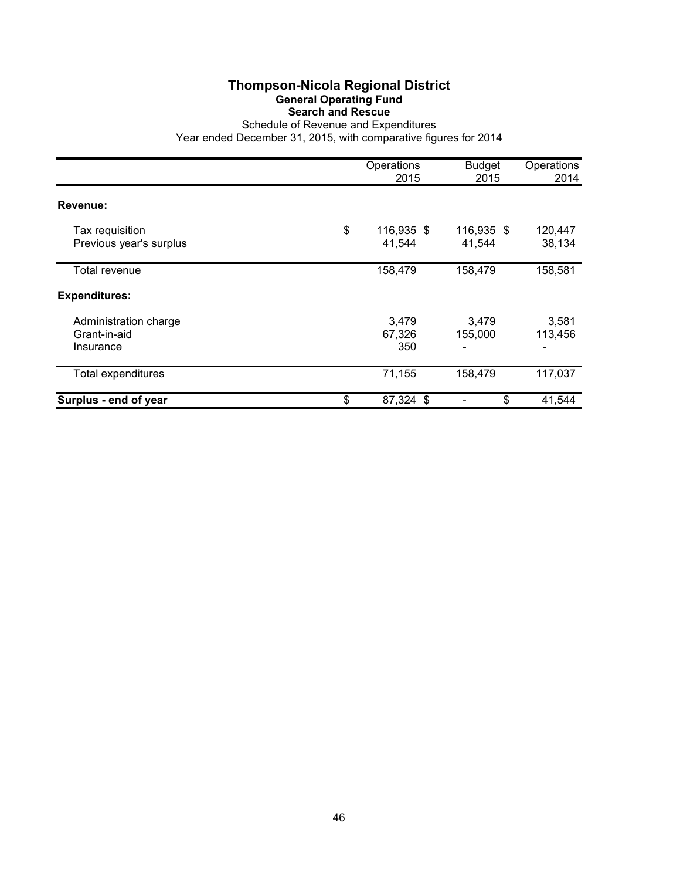# Thompson-Nicola Regional District

## General Operating Fund

### Search and Rescue

Schedule of Revenue and Expenditures

Year ended December 31, 2015, with comparative figures for 2014

| | Operations 2015 | Budget 2015 | Operations 2014 |
|---|---|---|---|
| **Revenue:** | | | |
| Tax requisition | $ 116,935 | $ 116,935 | $ 120,447 |
| Previous year's surplus | 41,544 | 41,544 | 38,134 |
| Total revenue | 158,479 | 158,479 | 158,581 |
| **Expenditures:** | | | |
| Administration charge | 3,479 | 3,479 | 3,581 |
| Grant-in-aid | 67,326 | 155,000 | 113,456 |
| Insurance | 350 | - | - |
| Total expenditures | 71,155 | 158,479 | 117,037 |
| **Surplus - end of year** | $ 87,324 | $ - | $ 41,544 |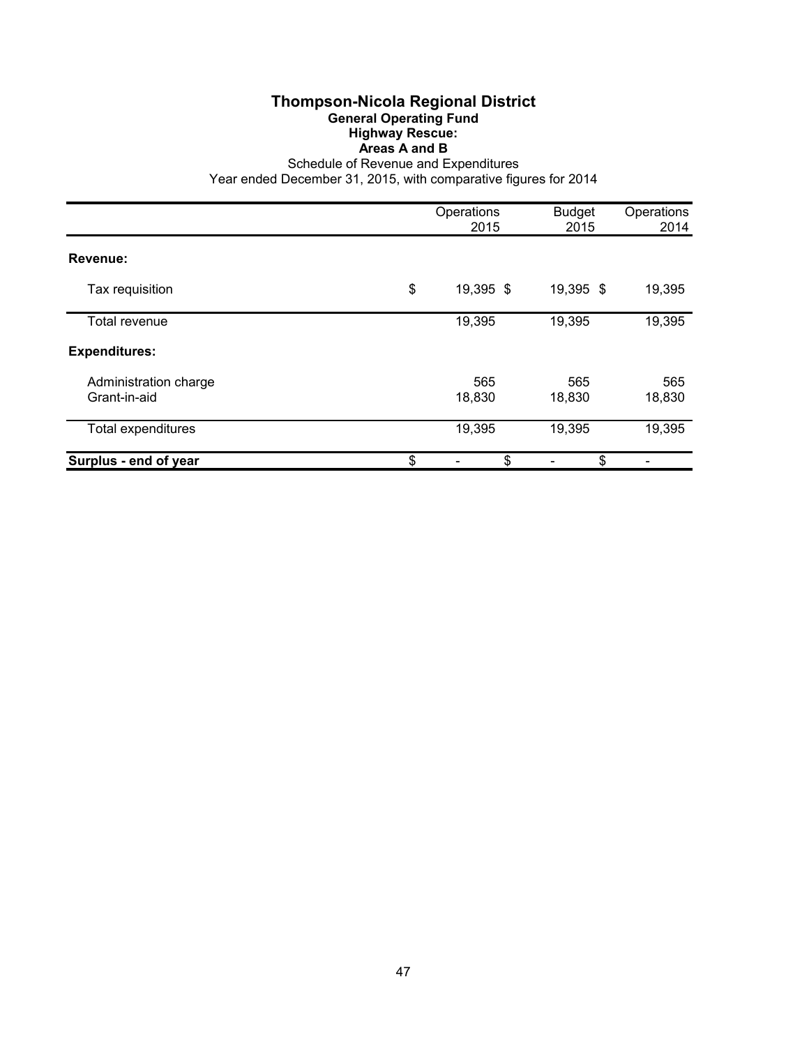# Thompson-Nicola Regional District

## General Operating Fund

### Highway Rescue:

### Areas A and B

Schedule of Revenue and Expenditures

Year ended December 31, 2015, with comparative figures for 2014

| | Operations 2015 | Budget 2015 | Operations 2014 |
|---|---|---|---|
| **Revenue:** | | | |
| Tax requisition | $ 19,395 | $ 19,395 | $ 19,395 |
| Total revenue | 19,395 | 19,395 | 19,395 |
| **Expenditures:** | | | |
| Administration charge | 565 | 565 | 565 |
| Grant-in-aid | 18,830 | 18,830 | 18,830 |
| Total expenditures | 19,395 | 19,395 | 19,395 |
| **Surplus - end of year** | $ - | $ - | $ - |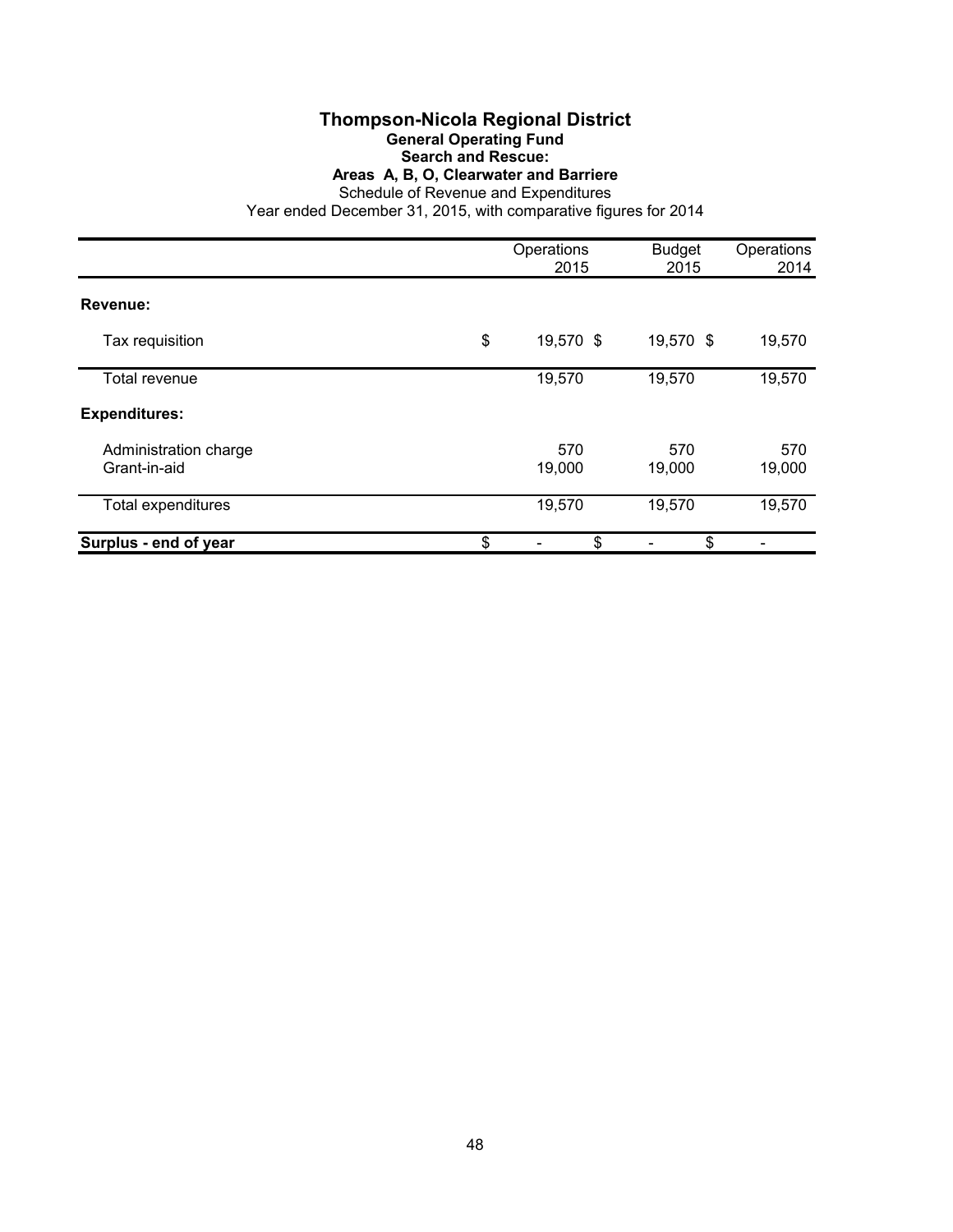# Thompson-Nicola Regional District

## General Operating Fund

### Search and Rescue:

### Areas A, B, O, Clearwater and Barriere

Schedule of Revenue and Expenditures

Year ended December 31, 2015, with comparative figures for 2014

| | Operations 2015 | Budget 2015 | Operations 2014 |
|---|---|---|---|
| **Revenue:** | | | |
| Tax requisition | $ 19,570 | $ 19,570 | $ 19,570 |
| Total revenue | 19,570 | 19,570 | 19,570 |
| **Expenditures:** | | | |
| Administration charge | 570 | 570 | 570 |
| Grant-in-aid | 19,000 | 19,000 | 19,000 |
| Total expenditures | 19,570 | 19,570 | 19,570 |
| **Surplus - end of year** | $ - | $ - | $ - |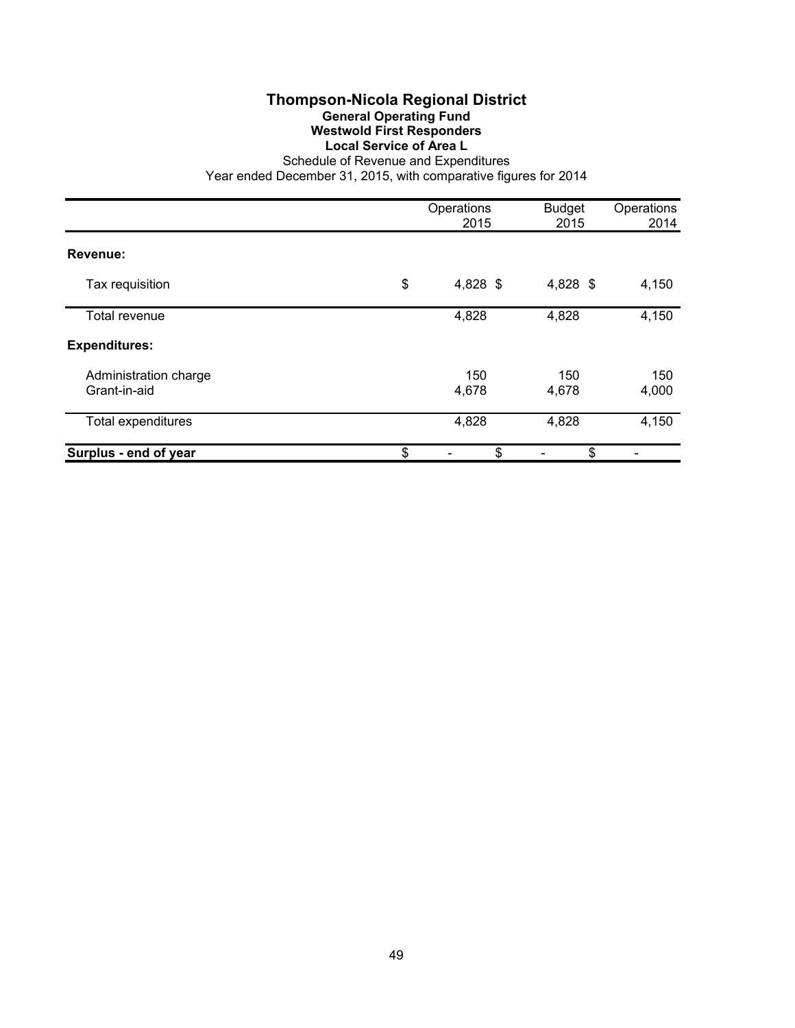# Thompson-Nicola Regional District

## General Operating Fund

### Westwold First Responders

### Local Service of Area L

Schedule of Revenue and Expenditures

Year ended December 31, 2015, with comparative figures for 2014

| | Operations 2015 | Budget 2015 | Operations 2014 |
|---|---|---|---|
| **Revenue:** | | | |
| Tax requisition | $ 4,828 | $ 4,828 | $ 4,150 |
| Total revenue | 4,828 | 4,828 | 4,150 |
| **Expenditures:** | | | |
| Administration charge | 150 | 150 | 150 |
| Grant-in-aid | 4,678 | 4,678 | 4,000 |
| Total expenditures | 4,828 | 4,828 | 4,150 |
| **Surplus - end of year** | $ - | $ - | $ - |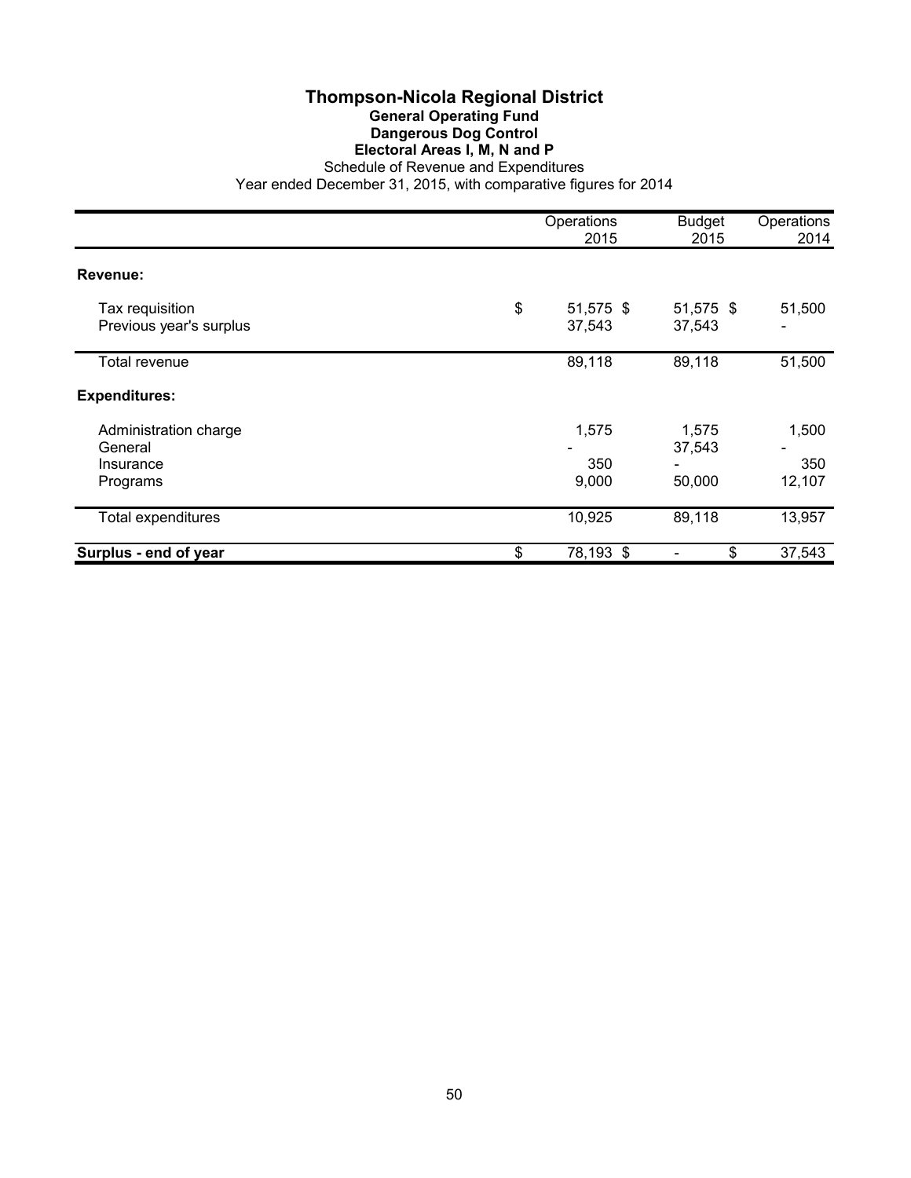# Thompson-Nicola Regional District

## General Operating Fund

## Dangerous Dog Control

## Electoral Areas I, M, N and P

Schedule of Revenue and Expenditures

Year ended December 31, 2015, with comparative figures for 2014

| | Operations 2015 | Budget 2015 | Operations 2014 |
|---|---|---|---|
| **Revenue:** | | | |
| Tax requisition | $ 51,575 | $ 51,575 | $ 51,500 |
| Previous year's surplus | 37,543 | 37,543 | - |
| Total revenue | 89,118 | 89,118 | 51,500 |
| **Expenditures:** | | | |
| Administration charge | 1,575 | 1,575 | 1,500 |
| General | - | 37,543 | - |
| Insurance | 350 | - | 350 |
| Programs | 9,000 | 50,000 | 12,107 |
| Total expenditures | 10,925 | 89,118 | 13,957 |
| **Surplus - end of year** | $ 78,193 | $ - | $ 37,543 |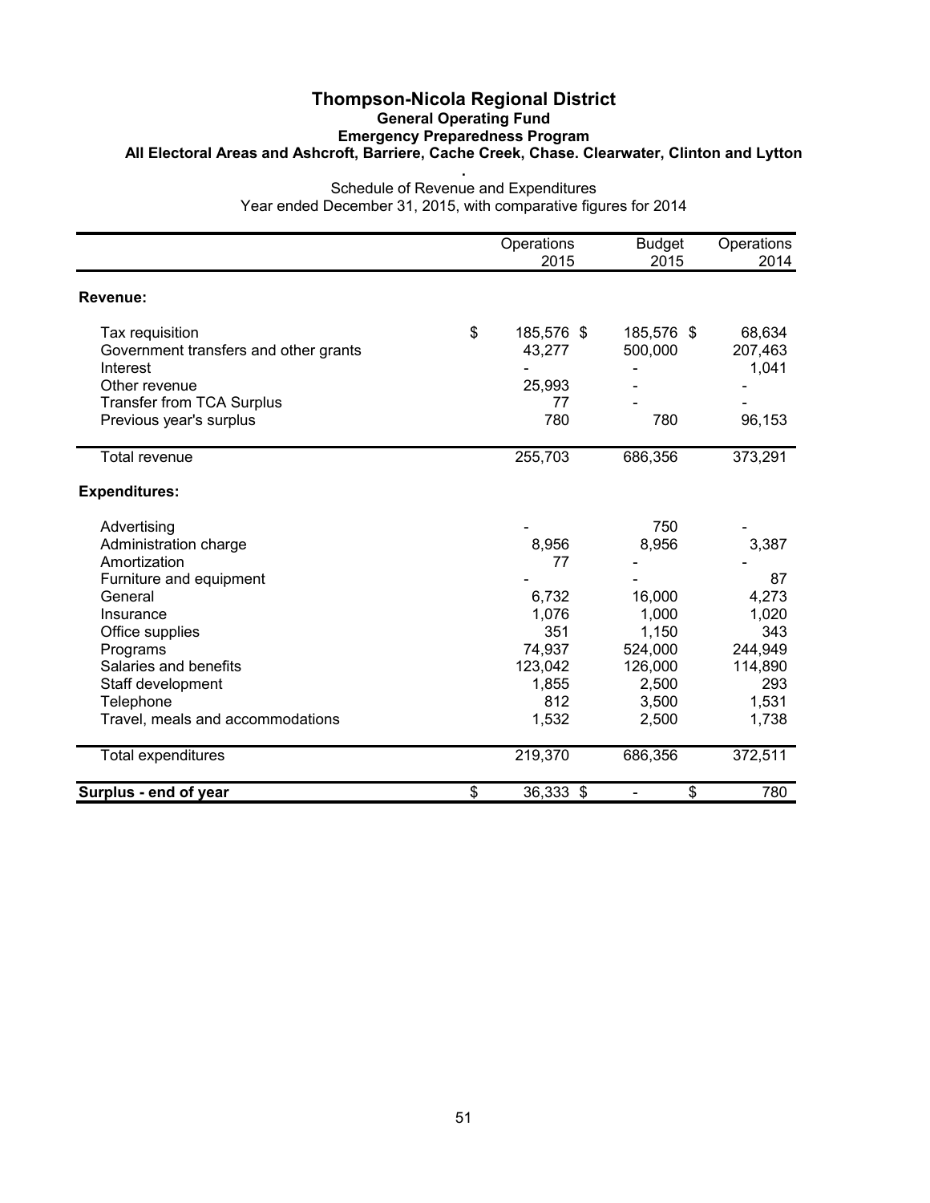# Thompson-Nicola Regional District

## General Operating Fund

### Emergency Preparedness Program

### All Electoral Areas and Ashcroft, Barriere, Cache Creek, Chase. Clearwater, Clinton and Lytton

.

Schedule of Revenue and Expenditures

Year ended December 31, 2015, with comparative figures for 2014

| | Operations 2015 | Budget 2015 | Operations 2014 |
|---|---|---|---|
| **Revenue:** | | | |
| Tax requisition | $ 185,576 | $ 185,576 | $ 68,634 |
| Government transfers and other grants | 43,277 | 500,000 | 207,463 |
| Interest | - | - | 1,041 |
| Other revenue | 25,993 | - | - |
| Transfer from TCA Surplus | 77 | - | - |
| Previous year's surplus | 780 | 780 | 96,153 |
| Total revenue | 255,703 | 686,356 | 373,291 |
| **Expenditures:** | | | |
| Advertising | - | 750 | - |
| Administration charge | 8,956 | 8,956 | 3,387 |
| Amortization | 77 | - | - |
| Furniture and equipment | - | - | 87 |
| General | 6,732 | 16,000 | 4,273 |
| Insurance | 1,076 | 1,000 | 1,020 |
| Office supplies | 351 | 1,150 | 343 |
| Programs | 74,937 | 524,000 | 244,949 |
| Salaries and benefits | 123,042 | 126,000 | 114,890 |
| Staff development | 1,855 | 2,500 | 293 |
| Telephone | 812 | 3,500 | 1,531 |
| Travel, meals and accommodations | 1,532 | 2,500 | 1,738 |
| Total expenditures | 219,370 | 686,356 | 372,511 |
| **Surplus - end of year** | $ 36,333 | $ - | $ 780 |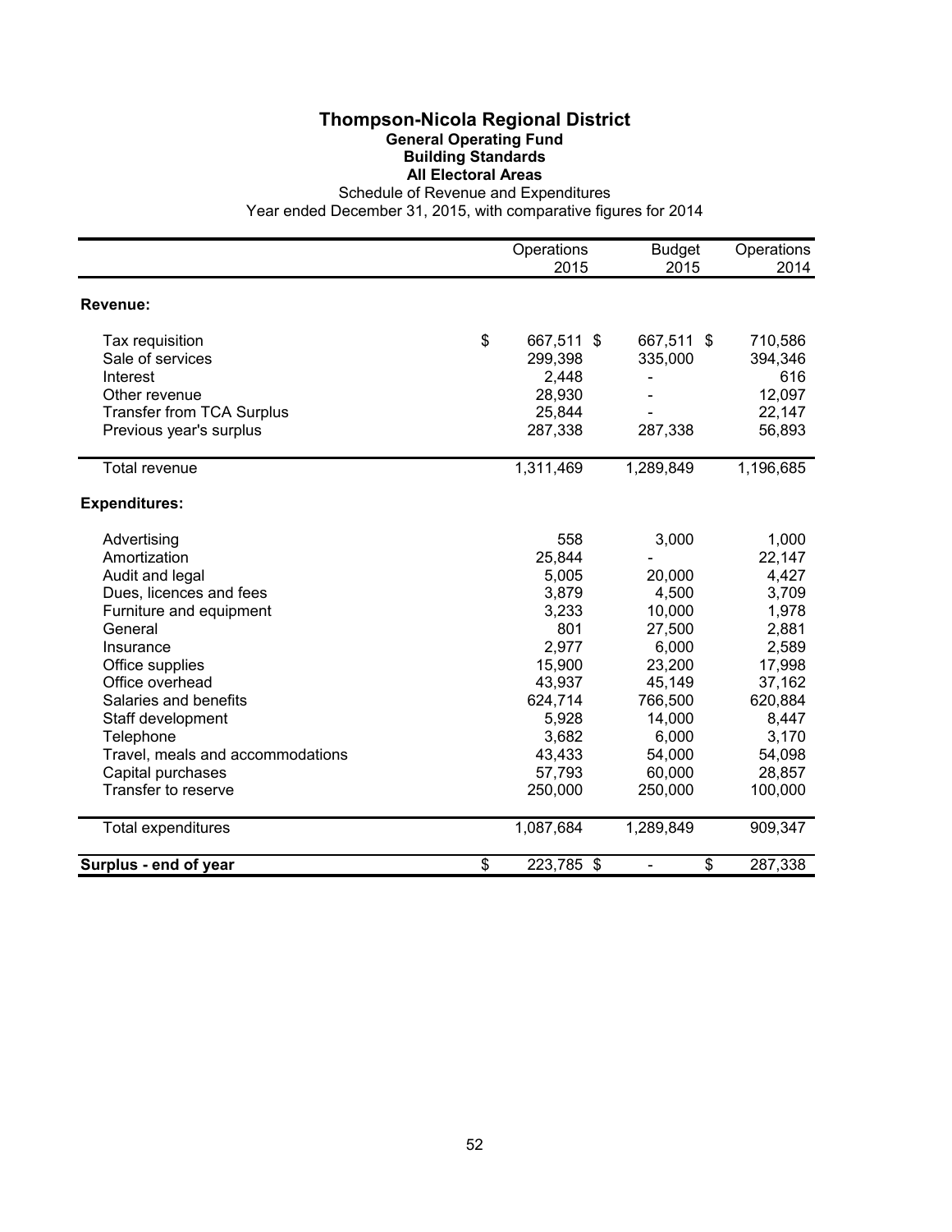# Thompson-Nicola Regional District

## General Operating Fund

### Building Standards

### All Electoral Areas

Schedule of Revenue and Expenditures

Year ended December 31, 2015, with comparative figures for 2014

| | Operations 2015 | Budget 2015 | Operations 2014 |
|---|---|---|---|
| **Revenue:** | | | |
| Tax requisition | $ 667,511 | $ 667,511 | $ 710,586 |
| Sale of services | 299,398 | 335,000 | 394,346 |
| Interest | 2,448 | - | 616 |
| Other revenue | 28,930 | - | 12,097 |
| Transfer from TCA Surplus | 25,844 | - | 22,147 |
| Previous year's surplus | 287,338 | 287,338 | 56,893 |
| Total revenue | 1,311,469 | 1,289,849 | 1,196,685 |
| **Expenditures:** | | | |
| Advertising | 558 | 3,000 | 1,000 |
| Amortization | 25,844 | - | 22,147 |
| Audit and legal | 5,005 | 20,000 | 4,427 |
| Dues, licences and fees | 3,879 | 4,500 | 3,709 |
| Furniture and equipment | 3,233 | 10,000 | 1,978 |
| General | 801 | 27,500 | 2,881 |
| Insurance | 2,977 | 6,000 | 2,589 |
| Office supplies | 15,900 | 23,200 | 17,998 |
| Office overhead | 43,937 | 45,149 | 37,162 |
| Salaries and benefits | 624,714 | 766,500 | 620,884 |
| Staff development | 5,928 | 14,000 | 8,447 |
| Telephone | 3,682 | 6,000 | 3,170 |
| Travel, meals and accommodations | 43,433 | 54,000 | 54,098 |
| Capital purchases | 57,793 | 60,000 | 28,857 |
| Transfer to reserve | 250,000 | 250,000 | 100,000 |
| Total expenditures | 1,087,684 | 1,289,849 | 909,347 |
| **Surplus - end of year** | $ 223,785 | $ - | $ 287,338 |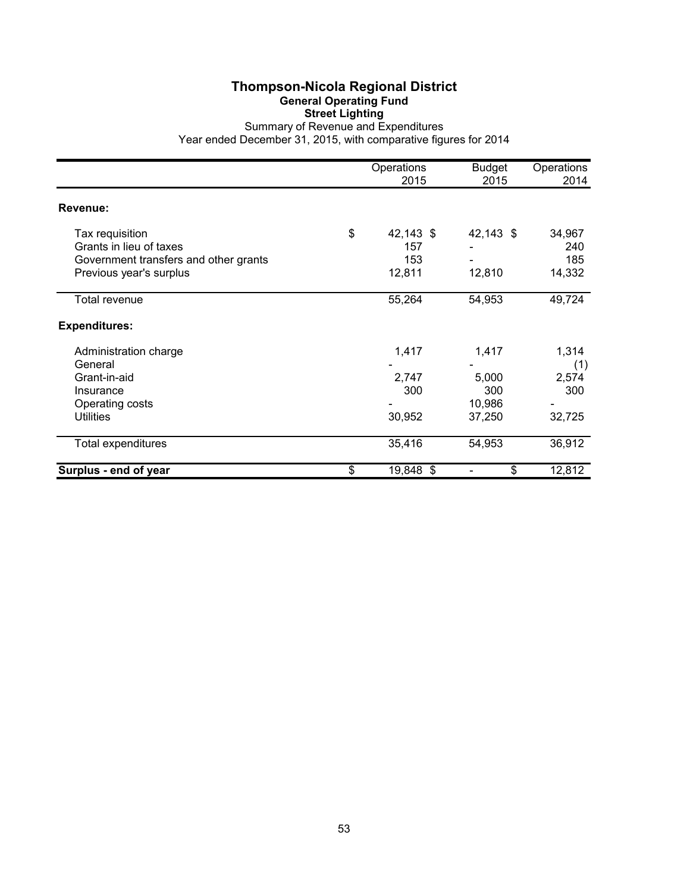# Thompson-Nicola Regional District

## General Operating Fund

### Street Lighting

Summary of Revenue and Expenditures

Year ended December 31, 2015, with comparative figures for 2014

| | Operations 2015 | Budget 2015 | Operations 2014 |
|---|---|---|---|
| **Revenue:** | | | |
| Tax requisition | $ 42,143 | $ 42,143 | $ 34,967 |
| Grants in lieu of taxes | 157 | - | 240 |
| Government transfers and other grants | 153 | - | 185 |
| Previous year's surplus | 12,811 | 12,810 | 14,332 |
| Total revenue | 55,264 | 54,953 | 49,724 |
| **Expenditures:** | | | |
| Administration charge | 1,417 | 1,417 | 1,314 |
| General | - | - | (1) |
| Grant-in-aid | 2,747 | 5,000 | 2,574 |
| Insurance | 300 | 300 | 300 |
| Operating costs | - | 10,986 | - |
| Utilities | 30,952 | 37,250 | 32,725 |
| Total expenditures | 35,416 | 54,953 | 36,912 |
| **Surplus - end of year** | $ 19,848 | $ - | $ 12,812 |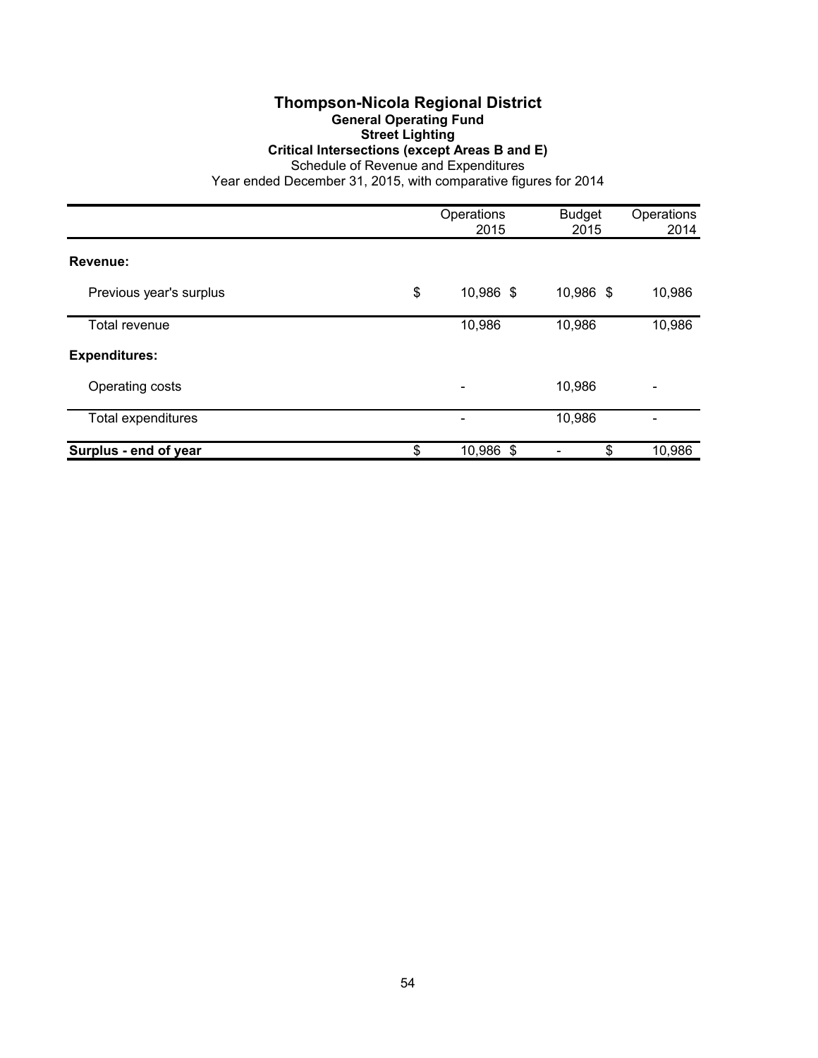# Thompson-Nicola Regional District

## General Operating Fund

### Street Lighting

### Critical Intersections (except Areas B and E)

Schedule of Revenue and Expenditures

Year ended December 31, 2015, with comparative figures for 2014

| | Operations 2015 | Budget 2015 | Operations 2014 |
|---|---|---|---|
| **Revenue:** | | | |
| Previous year's surplus | $ 10,986 | $ 10,986 | $ 10,986 |
| Total revenue | 10,986 | 10,986 | 10,986 |
| **Expenditures:** | | | |
| Operating costs | - | 10,986 | - |
| Total expenditures | - | 10,986 | - |
| **Surplus - end of year** | $ 10,986 | $ - | $ 10,986 |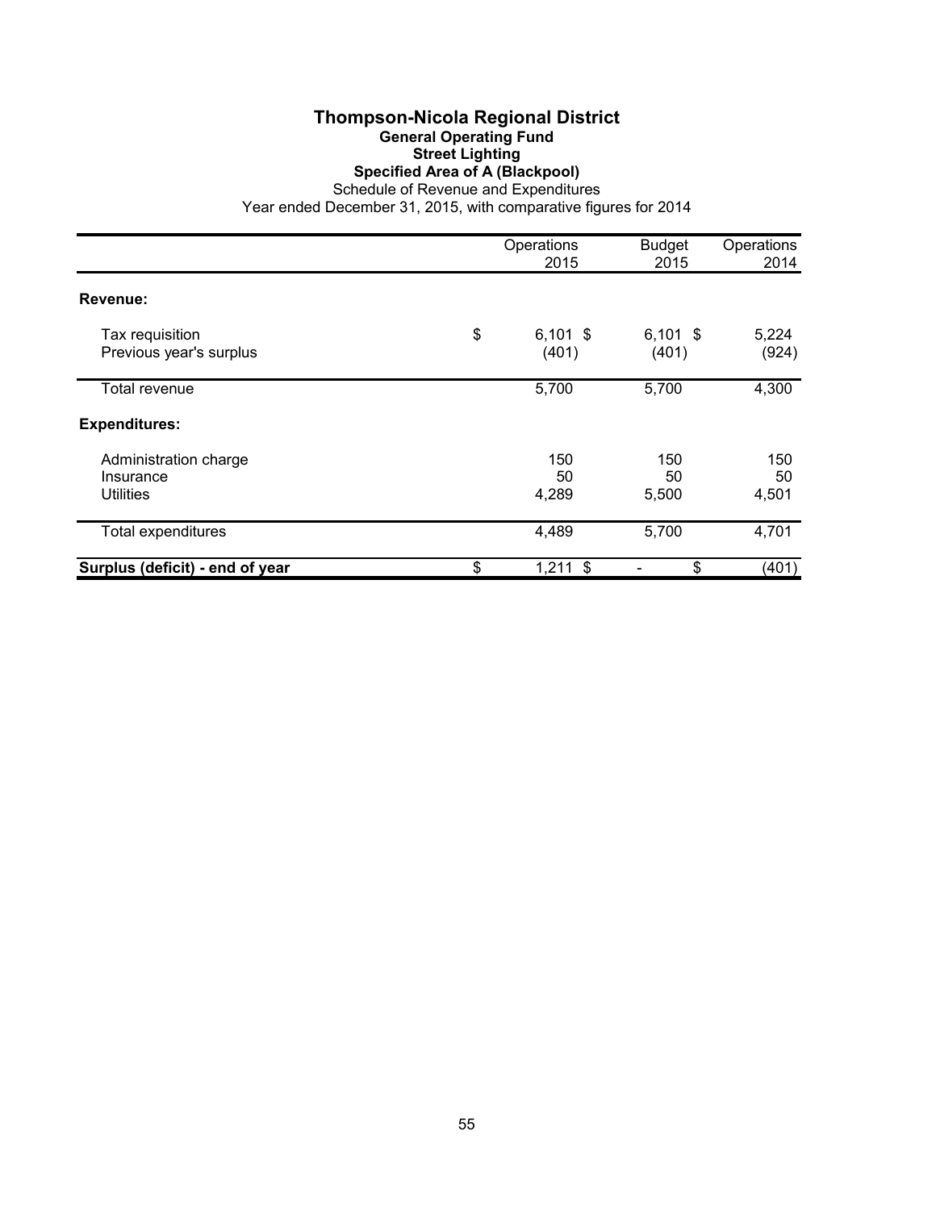# Thompson-Nicola Regional District

## General Operating Fund

### Street Lighting

### Specified Area of A (Blackpool)

Schedule of Revenue and Expenditures

Year ended December 31, 2015, with comparative figures for 2014

| | Operations 2015 | Budget 2015 | Operations 2014 |
|---|---|---|---|
| **Revenue:** | | | |
| Tax requisition | $ 6,101 | $ 6,101 | $ 5,224 |
| Previous year's surplus | (401) | (401) | (924) |
| Total revenue | 5,700 | 5,700 | 4,300 |
| **Expenditures:** | | | |
| Administration charge | 150 | 150 | 150 |
| Insurance | 50 | 50 | 50 |
| Utilities | 4,289 | 5,500 | 4,501 |
| Total expenditures | 4,489 | 5,700 | 4,701 |
| **Surplus (deficit) - end of year** | $ 1,211 | $ - | $ (401) |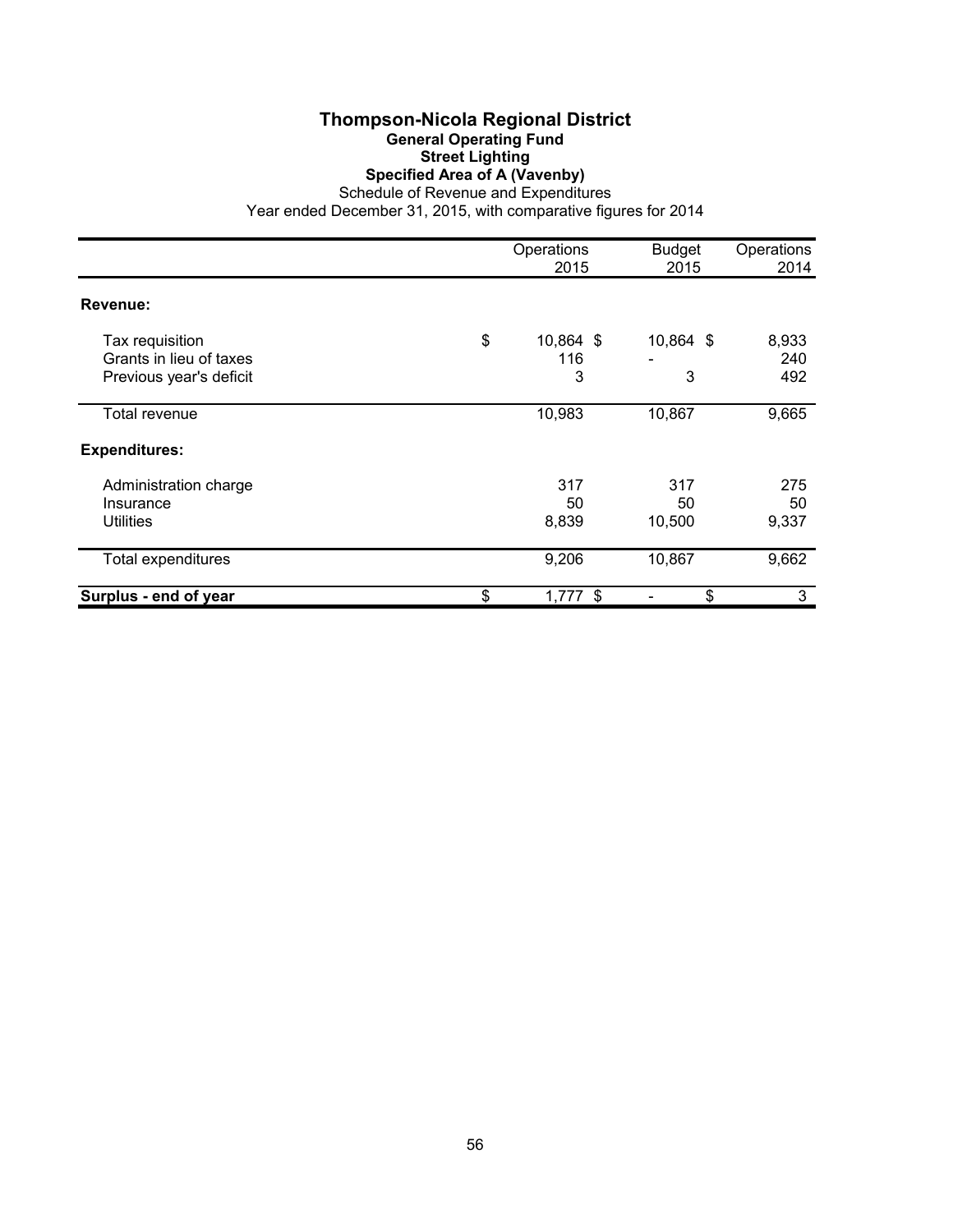# Thompson-Nicola Regional District

## General Operating Fund

### Street Lighting

### Specified Area of A (Vavenby)

Schedule of Revenue and Expenditures

Year ended December 31, 2015, with comparative figures for 2014

| | Operations 2015 | Budget 2015 | Operations 2014 |
|---|---|---|---|
| **Revenue:** | | | |
| Tax requisition | $ 10,864 | $ 10,864 | $ 8,933 |
| Grants in lieu of taxes | 116 | - | 240 |
| Previous year's deficit | 3 | 3 | 492 |
| Total revenue | 10,983 | 10,867 | 9,665 |
| **Expenditures:** | | | |
| Administration charge | 317 | 317 | 275 |
| Insurance | 50 | 50 | 50 |
| Utilities | 8,839 | 10,500 | 9,337 |
| Total expenditures | 9,206 | 10,867 | 9,662 |
| **Surplus - end of year** | $ 1,777 | $ - | $ 3 |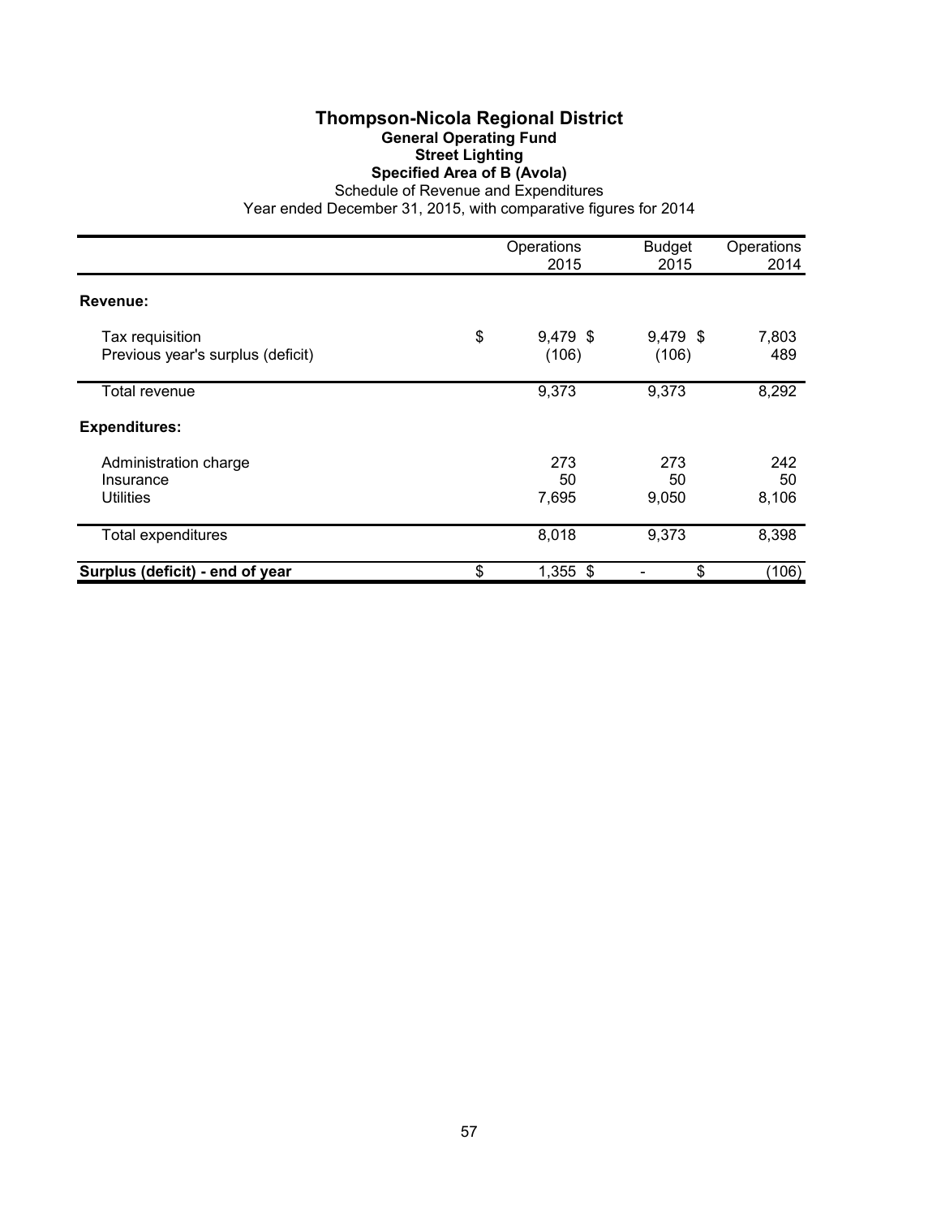# Thompson-Nicola Regional District

## General Operating Fund

## Street Lighting

## Specified Area of B (Avola)

Schedule of Revenue and Expenditures

Year ended December 31, 2015, with comparative figures for 2014

| | Operations 2015 | Budget 2015 | Operations 2014 |
|---|---|---|---|
| **Revenue:** | | | |
| Tax requisition | $ 9,479 | $ 9,479 | $ 7,803 |
| Previous year's surplus (deficit) | (106) | (106) | 489 |
| Total revenue | 9,373 | 9,373 | 8,292 |
| **Expenditures:** | | | |
| Administration charge | 273 | 273 | 242 |
| Insurance | 50 | 50 | 50 |
| Utilities | 7,695 | 9,050 | 8,106 |
| Total expenditures | 8,018 | 9,373 | 8,398 |
| **Surplus (deficit) - end of year** | $ 1,355 | $ - | $ (106) |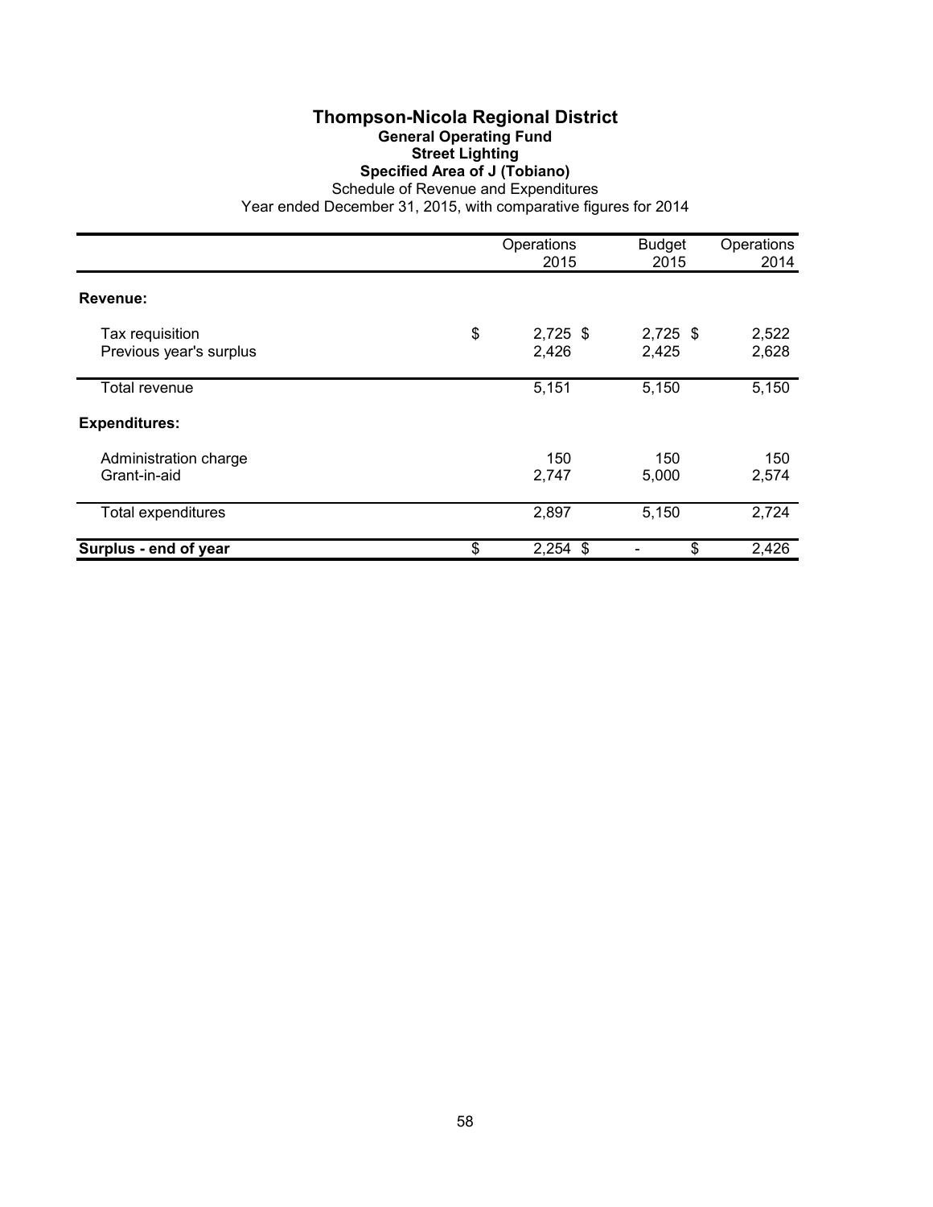# Thompson-Nicola Regional District

## General Operating Fund

### Street Lighting

### Specified Area of J (Tobiano)

Schedule of Revenue and Expenditures

Year ended December 31, 2015, with comparative figures for 2014

| | Operations 2015 | Budget 2015 | Operations 2014 |
|---|---|---|---|
| **Revenue:** | | | |
| Tax requisition | $ 2,725 | $ 2,725 | $ 2,522 |
| Previous year's surplus | 2,426 | 2,425 | 2,628 |
| Total revenue | 5,151 | 5,150 | 5,150 |
| **Expenditures:** | | | |
| Administration charge | 150 | 150 | 150 |
| Grant-in-aid | 2,747 | 5,000 | 2,574 |
| Total expenditures | 2,897 | 5,150 | 2,724 |
| **Surplus - end of year** | $ 2,254 | $ - | $ 2,426 |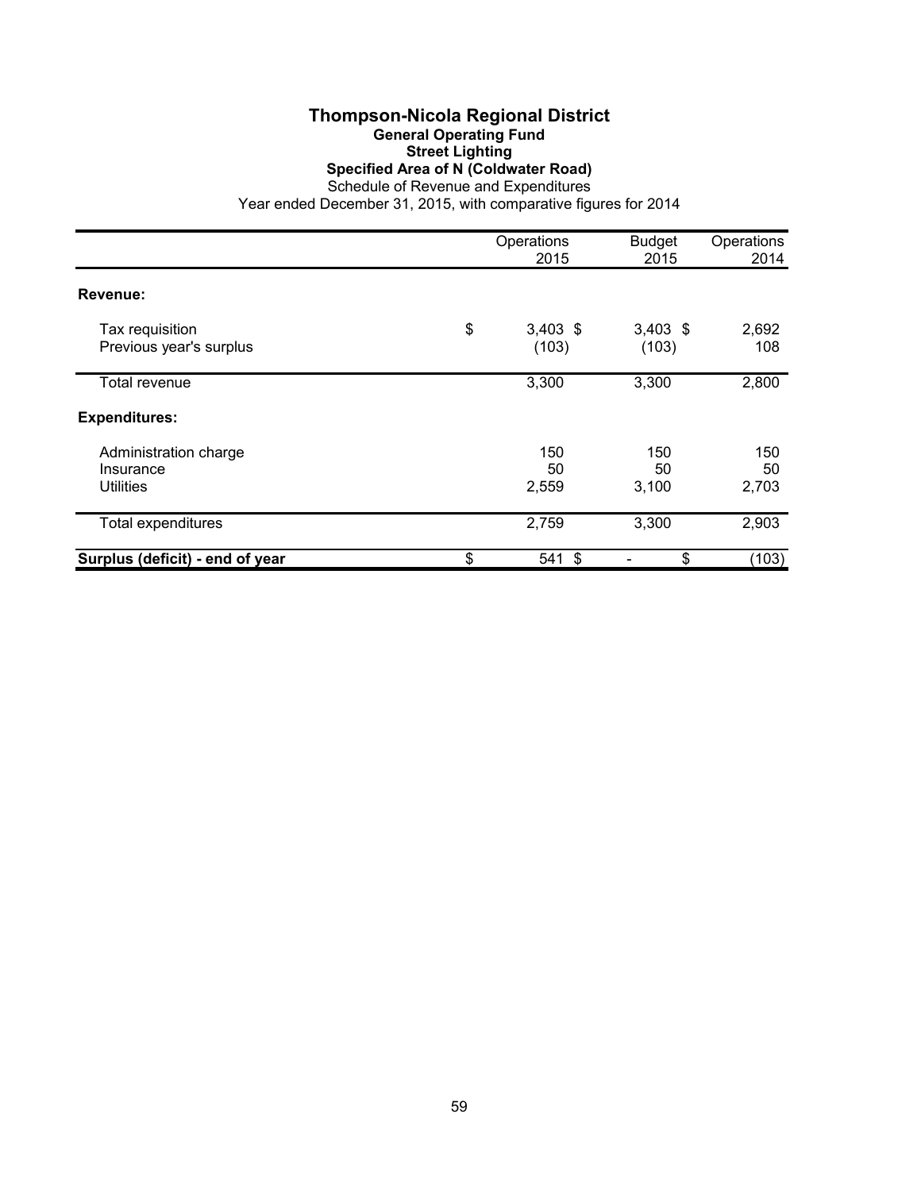# Thompson-Nicola Regional District

## General Operating Fund

### Street Lighting

### Specified Area of N (Coldwater Road)

Schedule of Revenue and Expenditures

Year ended December 31, 2015, with comparative figures for 2014

| | Operations 2015 | Budget 2015 | Operations 2014 |
|---|---|---|---|
| **Revenue:** | | | |
| Tax requisition | $ 3,403 | $ 3,403 | $ 2,692 |
| Previous year's surplus | (103) | (103) | 108 |
| Total revenue | 3,300 | 3,300 | 2,800 |
| **Expenditures:** | | | |
| Administration charge | 150 | 150 | 150 |
| Insurance | 50 | 50 | 50 |
| Utilities | 2,559 | 3,100 | 2,703 |
| Total expenditures | 2,759 | 3,300 | 2,903 |
| **Surplus (deficit) - end of year** | $ 541 | $ - | $ (103) |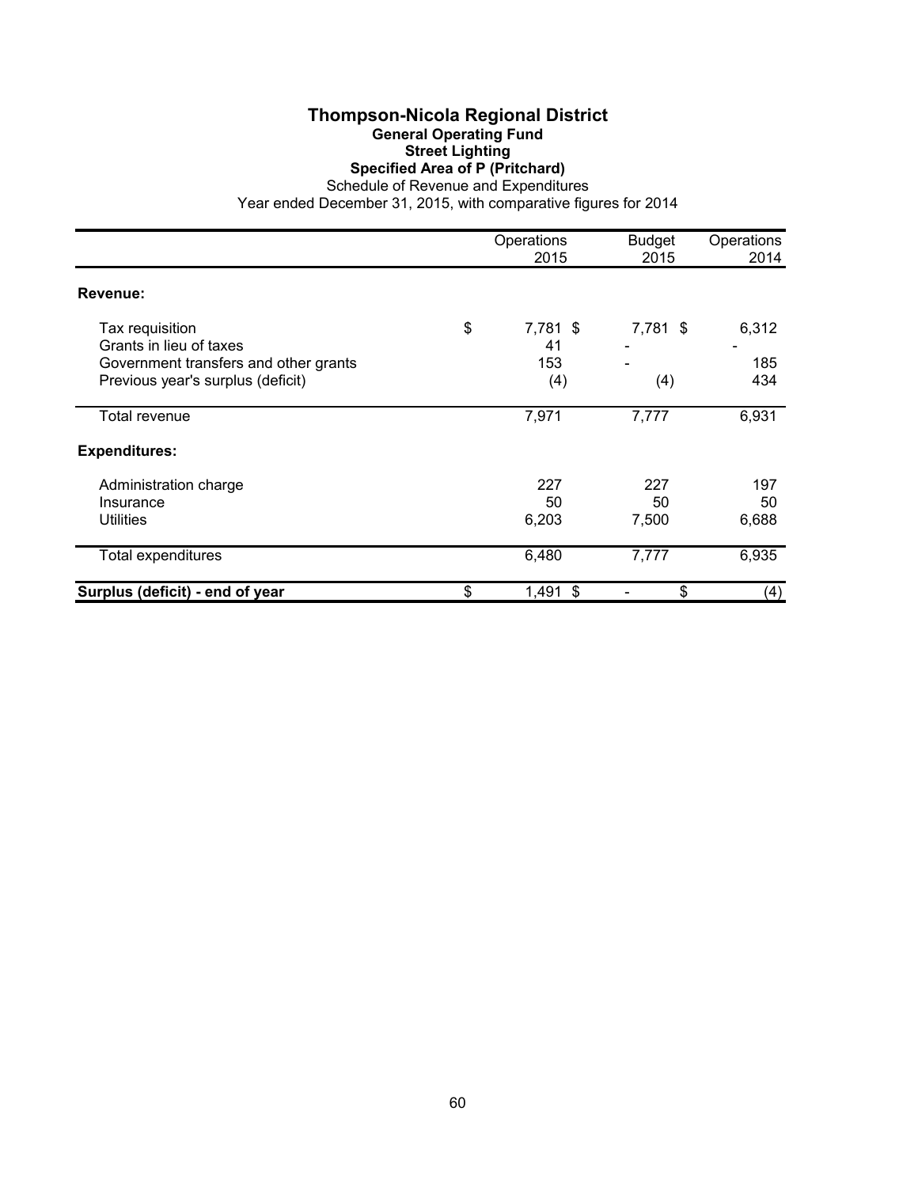# Thompson-Nicola Regional District

## General Operating Fund

### Street Lighting

### Specified Area of P (Pritchard)

Schedule of Revenue and Expenditures

Year ended December 31, 2015, with comparative figures for 2014

| | Operations 2015 | Budget 2015 | Operations 2014 |
|---|---|---|---|
| **Revenue:** | | | |
| Tax requisition | $ 7,781 | $ 7,781 | $ 6,312 |
| Grants in lieu of taxes | 41 | - | - |
| Government transfers and other grants | 153 | - | 185 |
| Previous year's surplus (deficit) | (4) | (4) | 434 |
| Total revenue | 7,971 | 7,777 | 6,931 |
| **Expenditures:** | | | |
| Administration charge | 227 | 227 | 197 |
| Insurance | 50 | 50 | 50 |
| Utilities | 6,203 | 7,500 | 6,688 |
| Total expenditures | 6,480 | 7,777 | 6,935 |
| **Surplus (deficit) - end of year** | $ 1,491 | $ - | $ (4) |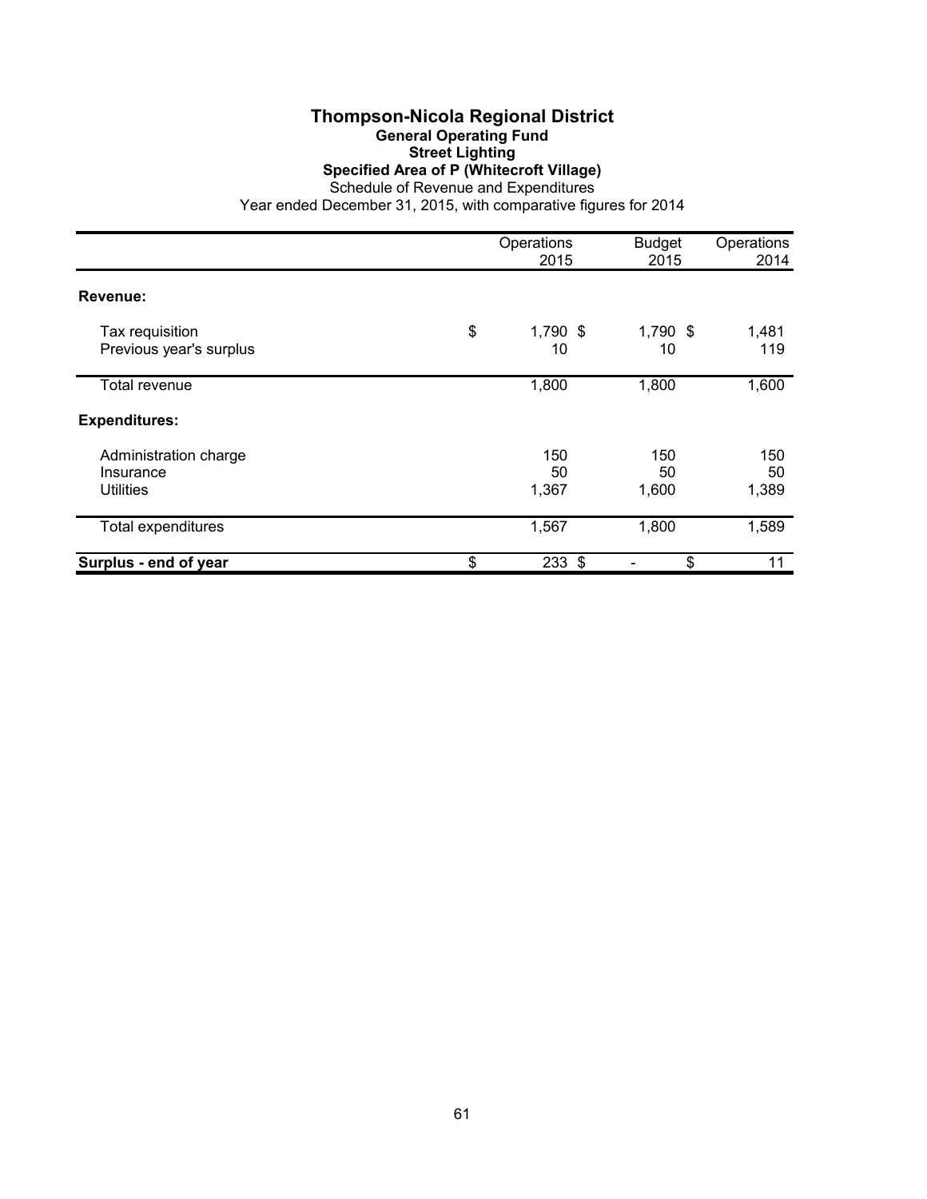# Thompson-Nicola Regional District

## General Operating Fund

### Street Lighting

### Specified Area of P (Whitecroft Village)

Schedule of Revenue and Expenditures

Year ended December 31, 2015, with comparative figures for 2014

| | Operations 2015 | Budget 2015 | Operations 2014 |
|---|---|---|---|
| **Revenue:** | | | |
| Tax requisition | $ 1,790 | $ 1,790 | $ 1,481 |
| Previous year's surplus | 10 | 10 | 119 |
| Total revenue | 1,800 | 1,800 | 1,600 |
| **Expenditures:** | | | |
| Administration charge | 150 | 150 | 150 |
| Insurance | 50 | 50 | 50 |
| Utilities | 1,367 | 1,600 | 1,389 |
| Total expenditures | 1,567 | 1,800 | 1,589 |
| **Surplus - end of year** | $ 233 | $ - | $ 11 |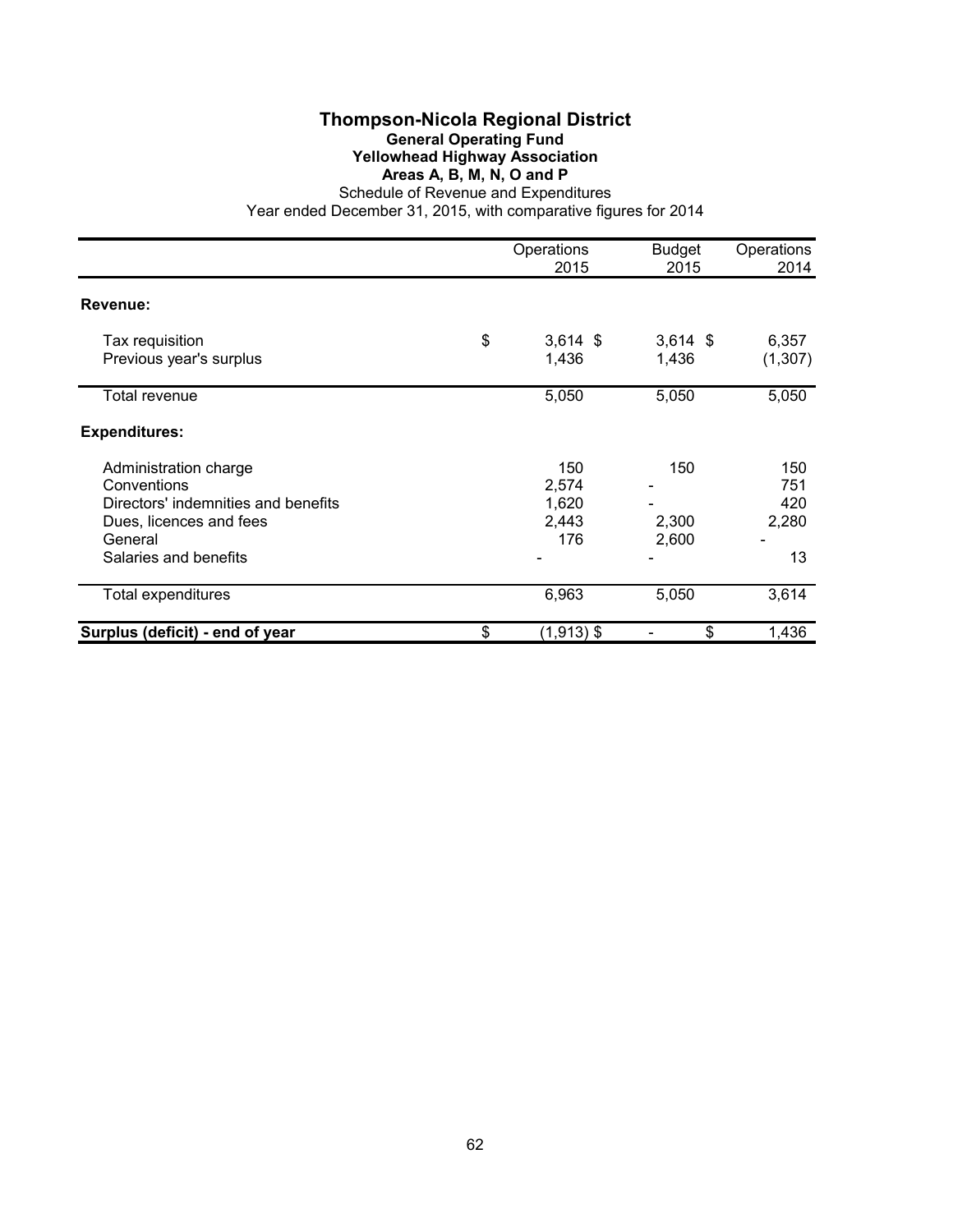# Thompson-Nicola Regional District

## General Operating Fund

### Yellowhead Highway Association

### Areas A, B, M, N, O and P

Schedule of Revenue and Expenditures

Year ended December 31, 2015, with comparative figures for 2014

| | Operations 2015 | Budget 2015 | Operations 2014 |
|---|---|---|---|
| **Revenue:** | | | |
| Tax requisition | $ 3,614 | $ 3,614 | $ 6,357 |
| Previous year's surplus | 1,436 | 1,436 | (1,307) |
| Total revenue | 5,050 | 5,050 | 5,050 |
| **Expenditures:** | | | |
| Administration charge | 150 | 150 | 150 |
| Conventions | 2,574 | - | 751 |
| Directors' indemnities and benefits | 1,620 | - | 420 |
| Dues, licences and fees | 2,443 | 2,300 | 2,280 |
| General | 176 | 2,600 | - |
| Salaries and benefits | - | - | 13 |
| Total expenditures | 6,963 | 5,050 | 3,614 |
| **Surplus (deficit) - end of year** | $ (1,913) | $ - | $ 1,436 |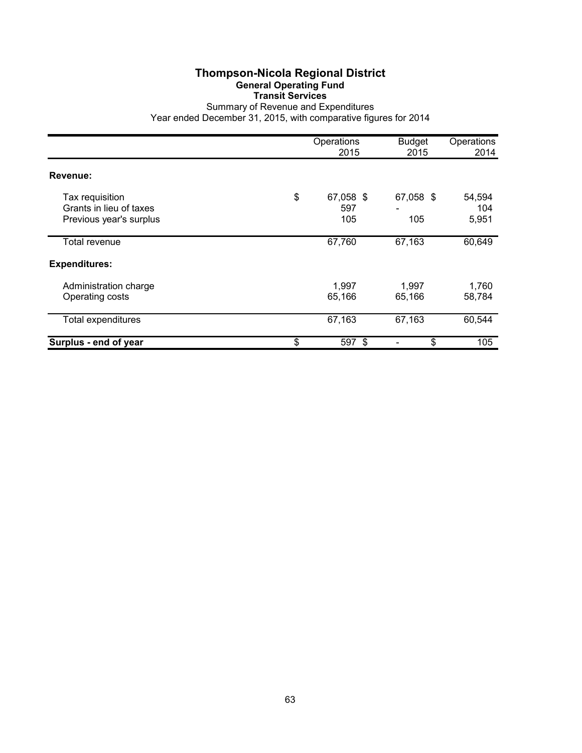# Thompson-Nicola Regional District

## General Operating Fund

### Transit Services

Summary of Revenue and Expenditures

Year ended December 31, 2015, with comparative figures for 2014

| | Operations 2015 | Budget 2015 | Operations 2014 |
|---|---|---|---|
| **Revenue:** | | | |
| Tax requisition | $ 67,058 | $ 67,058 | $ 54,594 |
| Grants in lieu of taxes | 597 | - | 104 |
| Previous year's surplus | 105 | 105 | 5,951 |
| Total revenue | 67,760 | 67,163 | 60,649 |
| **Expenditures:** | | | |
| Administration charge | 1,997 | 1,997 | 1,760 |
| Operating costs | 65,166 | 65,166 | 58,784 |
| Total expenditures | 67,163 | 67,163 | 60,544 |
| **Surplus - end of year** | $ 597 | $ - | $ 105 |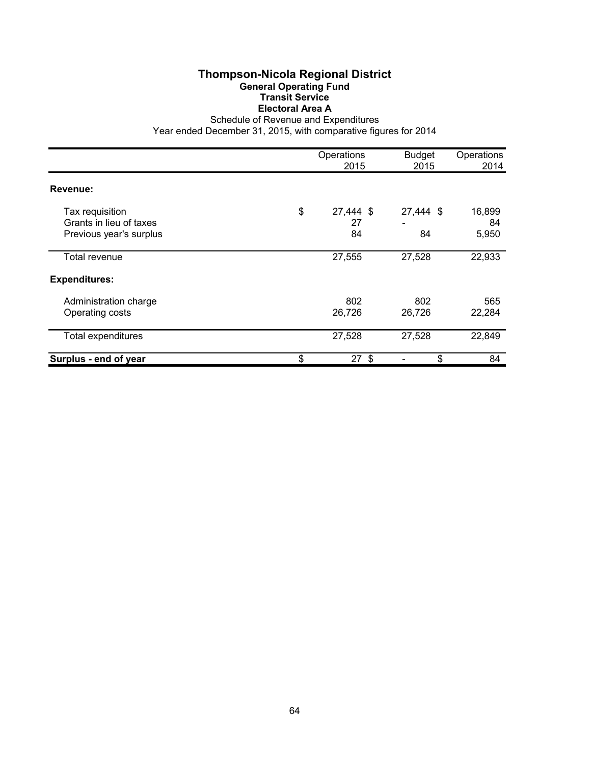# Thompson-Nicola Regional District

## General Operating Fund

### Transit Service

### Electoral Area A

Schedule of Revenue and Expenditures

Year ended December 31, 2015, with comparative figures for 2014

| | Operations 2015 | Budget 2015 | Operations 2014 |
|---|---|---|---|
| **Revenue:** | | | |
| Tax requisition | $ 27,444 | $ 27,444 | $ 16,899 |
| Grants in lieu of taxes | 27 | - | 84 |
| Previous year's surplus | 84 | 84 | 5,950 |
| Total revenue | 27,555 | 27,528 | 22,933 |
| **Expenditures:** | | | |
| Administration charge | 802 | 802 | 565 |
| Operating costs | 26,726 | 26,726 | 22,284 |
| Total expenditures | 27,528 | 27,528 | 22,849 |
| **Surplus - end of year** | $ 27 | $ - | $ 84 |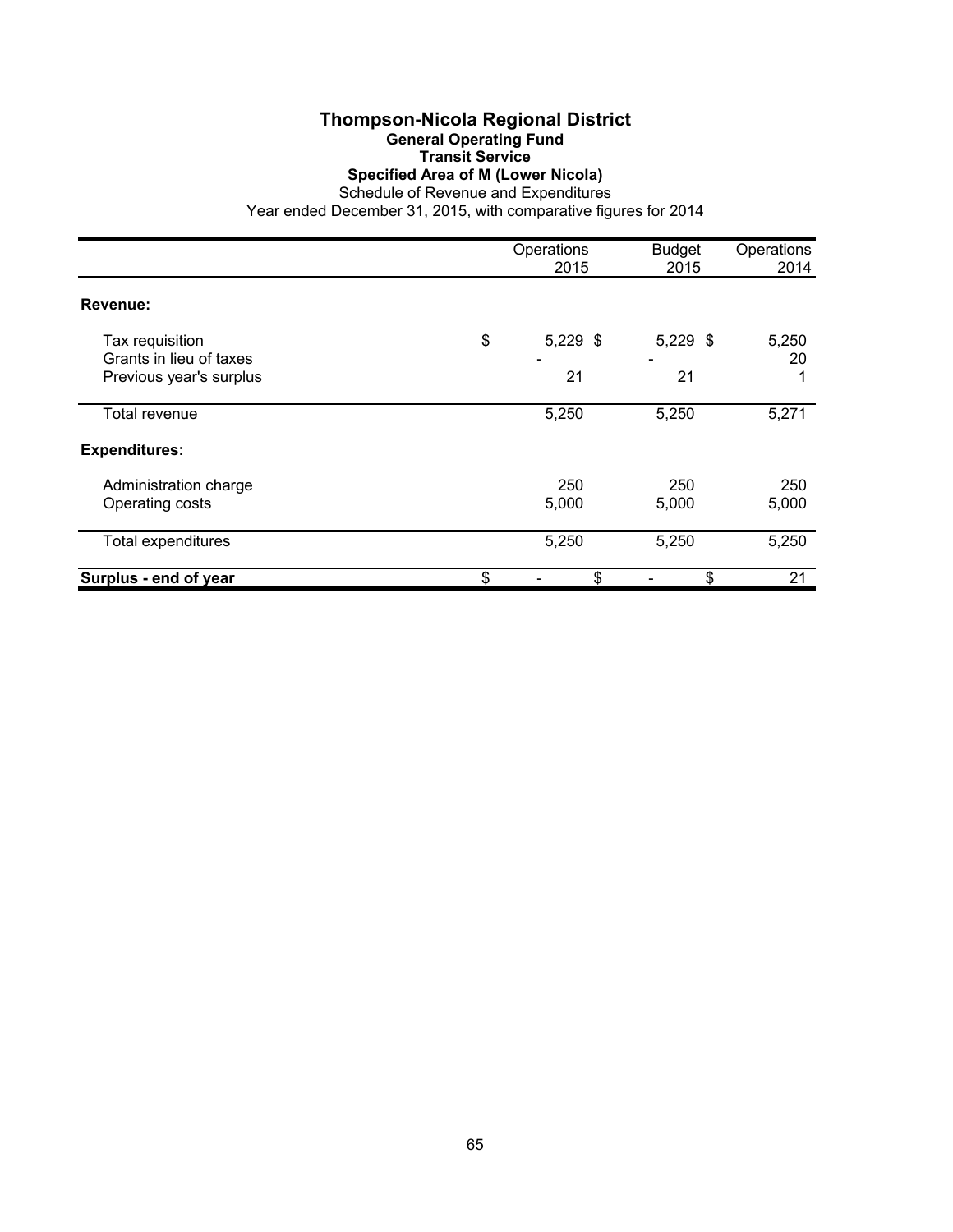# Thompson-Nicola Regional District

## General Operating Fund

### Transit Service

### Specified Area of M (Lower Nicola)

Schedule of Revenue and Expenditures

Year ended December 31, 2015, with comparative figures for 2014

| | Operations 2015 | Budget 2015 | Operations 2014 |
|---|---|---|---|
| **Revenue:** | | | |
| Tax requisition | $ 5,229 | $ 5,229 | $ 5,250 |
| Grants in lieu of taxes | - | - | 20 |
| Previous year's surplus | 21 | 21 | 1 |
| Total revenue | 5,250 | 5,250 | 5,271 |
| **Expenditures:** | | | |
| Administration charge | 250 | 250 | 250 |
| Operating costs | 5,000 | 5,000 | 5,000 |
| Total expenditures | 5,250 | 5,250 | 5,250 |
| **Surplus - end of year** | $ - | $ - | $ 21 |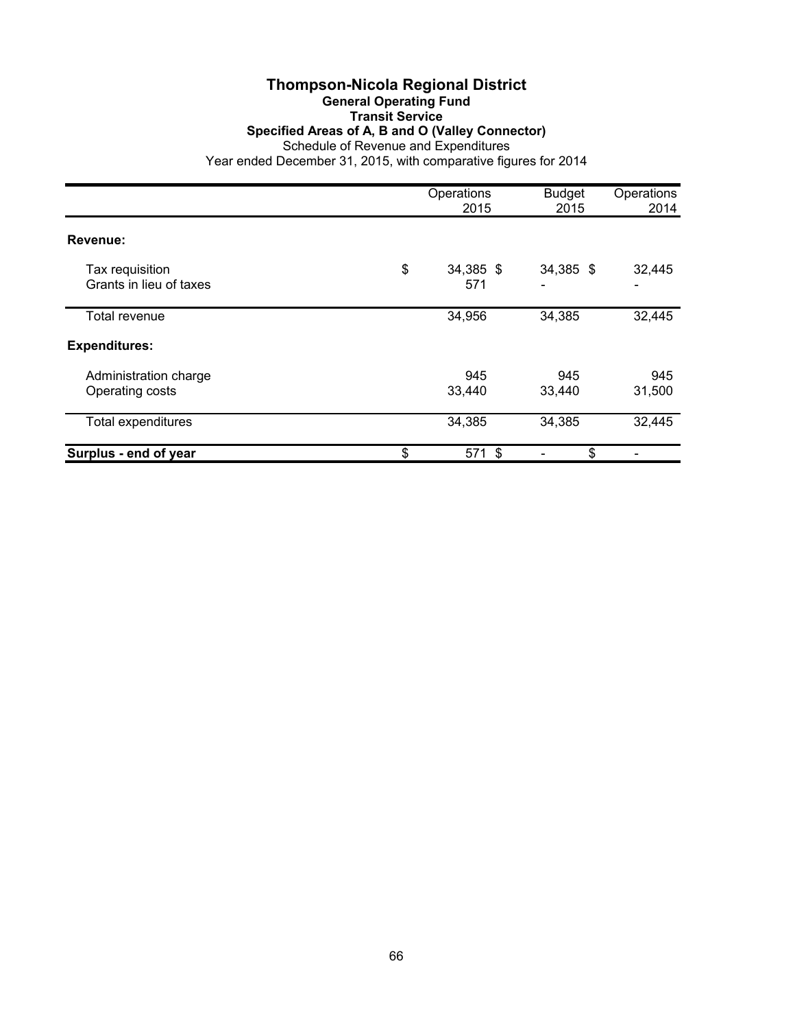# Thompson-Nicola Regional District

## General Operating Fund

### Transit Service

### Specified Areas of A, B and O (Valley Connector)

Schedule of Revenue and Expenditures

Year ended December 31, 2015, with comparative figures for 2014

| | Operations 2015 | Budget 2015 | Operations 2014 |
|---|---|---|---|
| **Revenue:** | | | |
| Tax requisition | $ 34,385 | $ 34,385 | $ 32,445 |
| Grants in lieu of taxes | 571 | - | - |
| Total revenue | 34,956 | 34,385 | 32,445 |
| **Expenditures:** | | | |
| Administration charge | 945 | 945 | 945 |
| Operating costs | 33,440 | 33,440 | 31,500 |
| Total expenditures | 34,385 | 34,385 | 32,445 |
| **Surplus - end of year** | $ 571 | $ - | $ - |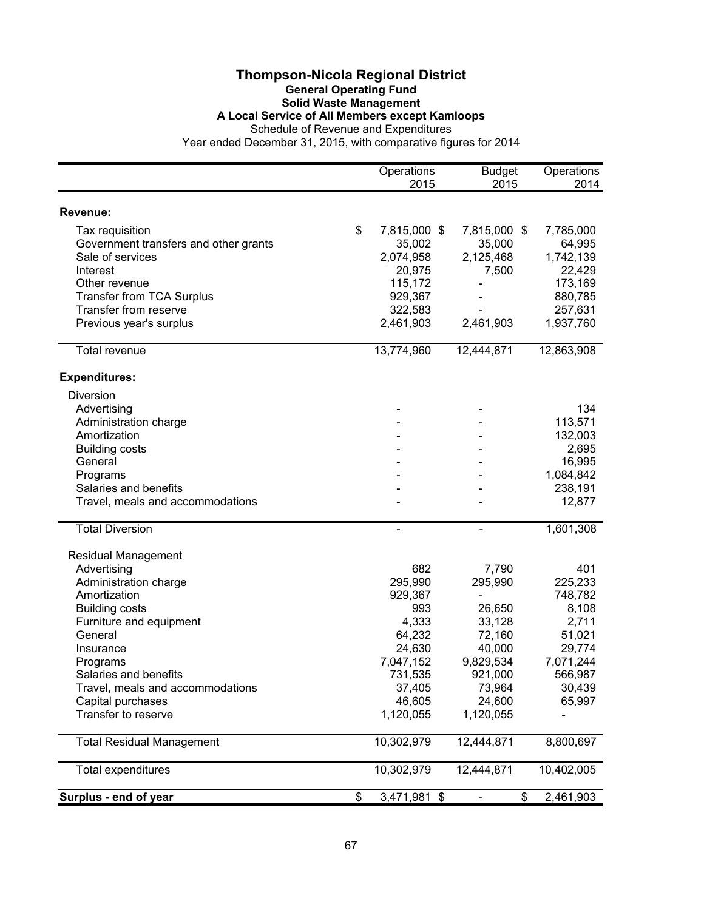# Thompson-Nicola Regional District

## General Operating Fund

### Solid Waste Management

### A Local Service of All Members except Kamloops

Schedule of Revenue and Expenditures

Year ended December 31, 2015, with comparative figures for 2014

| | Operations 2015 | Budget 2015 | Operations 2014 |
|---|---|---|---|
| **Revenue:** | | | |
| Tax requisition | $ 7,815,000 | $ 7,815,000 | $ 7,785,000 |
| Government transfers and other grants | 35,002 | 35,000 | 64,995 |
| Sale of services | 2,074,958 | 2,125,468 | 1,742,139 |
| Interest | 20,975 | 7,500 | 22,429 |
| Other revenue | 115,172 | - | 173,169 |
| Transfer from TCA Surplus | 929,367 | - | 880,785 |
| Transfer from reserve | 322,583 | - | 257,631 |
| Previous year's surplus | 2,461,903 | 2,461,903 | 1,937,760 |
| Total revenue | 13,774,960 | 12,444,871 | 12,863,908 |
| **Expenditures:** | | | |
| Diversion | | | |
| Advertising | - | - | 134 |
| Administration charge | - | - | 113,571 |
| Amortization | - | - | 132,003 |
| Building costs | - | - | 2,695 |
| General | - | - | 16,995 |
| Programs | - | - | 1,084,842 |
| Salaries and benefits | - | - | 238,191 |
| Travel, meals and accommodations | - | - | 12,877 |
| Total Diversion | - | - | 1,601,308 |
| Residual Management | | | |
| Advertising | 682 | 7,790 | 401 |
| Administration charge | 295,990 | 295,990 | 225,233 |
| Amortization | 929,367 | - | 748,782 |
| Building costs | 993 | 26,650 | 8,108 |
| Furniture and equipment | 4,333 | 33,128 | 2,711 |
| General | 64,232 | 72,160 | 51,021 |
| Insurance | 24,630 | 40,000 | 29,774 |
| Programs | 7,047,152 | 9,829,534 | 7,071,244 |
| Salaries and benefits | 731,535 | 921,000 | 566,987 |
| Travel, meals and accommodations | 37,405 | 73,964 | 30,439 |
| Capital purchases | 46,605 | 24,600 | 65,997 |
| Transfer to reserve | 1,120,055 | 1,120,055 | - |
| Total Residual Management | 10,302,979 | 12,444,871 | 8,800,697 |
| Total expenditures | 10,302,979 | 12,444,871 | 10,402,005 |
| **Surplus - end of year** | $ 3,471,981 | $ - | $ 2,461,903 |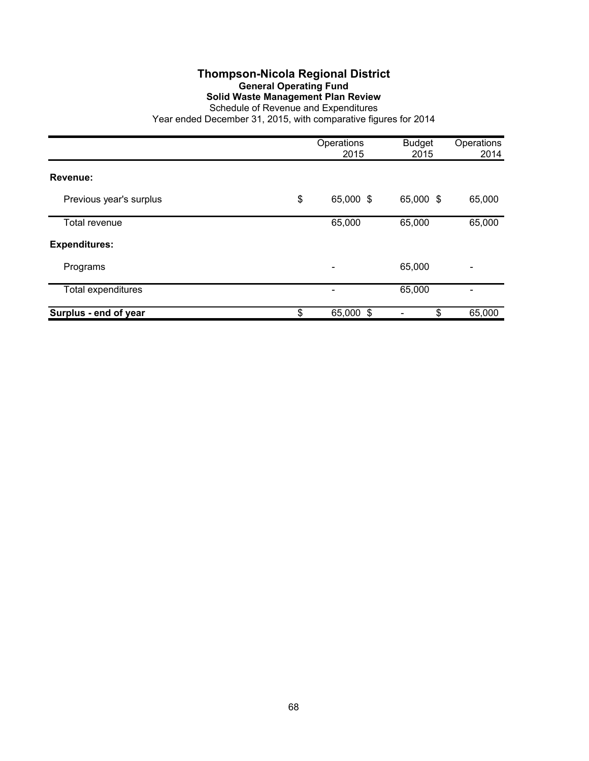# Thompson-Nicola Regional District

## General Operating Fund

### Solid Waste Management Plan Review

Schedule of Revenue and Expenditures

Year ended December 31, 2015, with comparative figures for 2014

| | Operations 2015 | Budget 2015 | Operations 2014 |
|---|---|---|---|
| **Revenue:** | | | |
| Previous year's surplus | $ 65,000 | $ 65,000 | $ 65,000 |
| Total revenue | 65,000 | 65,000 | 65,000 |
| **Expenditures:** | | | |
| Programs | - | 65,000 | - |
| Total expenditures | - | 65,000 | - |
| **Surplus - end of year** | $ 65,000 | $ - | $ 65,000 |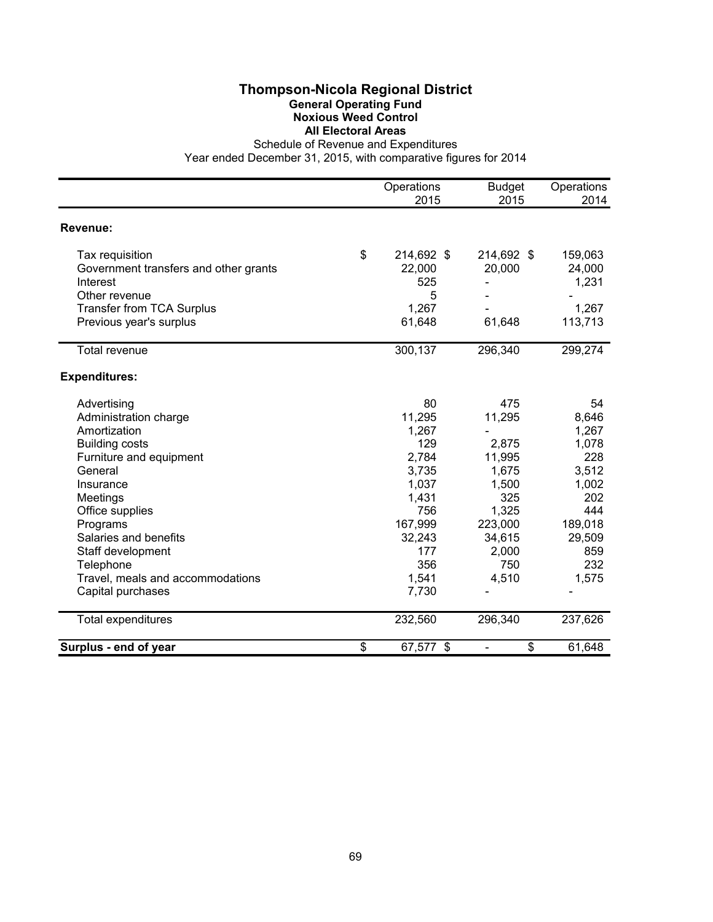# Thompson-Nicola Regional District

## General Operating Fund

### Noxious Weed Control

### All Electoral Areas

Schedule of Revenue and Expenditures

Year ended December 31, 2015, with comparative figures for 2014

| | Operations 2015 | Budget 2015 | Operations 2014 |
|---|---|---|---|
| **Revenue:** | | | |
| Tax requisition | $ 214,692 | $ 214,692 | $ 159,063 |
| Government transfers and other grants | 22,000 | 20,000 | 24,000 |
| Interest | 525 | - | 1,231 |
| Other revenue | 5 | - | - |
| Transfer from TCA Surplus | 1,267 | - | 1,267 |
| Previous year's surplus | 61,648 | 61,648 | 113,713 |
| Total revenue | 300,137 | 296,340 | 299,274 |
| **Expenditures:** | | | |
| Advertising | 80 | 475 | 54 |
| Administration charge | 11,295 | 11,295 | 8,646 |
| Amortization | 1,267 | - | 1,267 |
| Building costs | 129 | 2,875 | 1,078 |
| Furniture and equipment | 2,784 | 11,995 | 228 |
| General | 3,735 | 1,675 | 3,512 |
| Insurance | 1,037 | 1,500 | 1,002 |
| Meetings | 1,431 | 325 | 202 |
| Office supplies | 756 | 1,325 | 444 |
| Programs | 167,999 | 223,000 | 189,018 |
| Salaries and benefits | 32,243 | 34,615 | 29,509 |
| Staff development | 177 | 2,000 | 859 |
| Telephone | 356 | 750 | 232 |
| Travel, meals and accommodations | 1,541 | 4,510 | 1,575 |
| Capital purchases | 7,730 | - | - |
| Total expenditures | 232,560 | 296,340 | 237,626 |
| **Surplus - end of year** | $ 67,577 | $ - | $ 61,648 |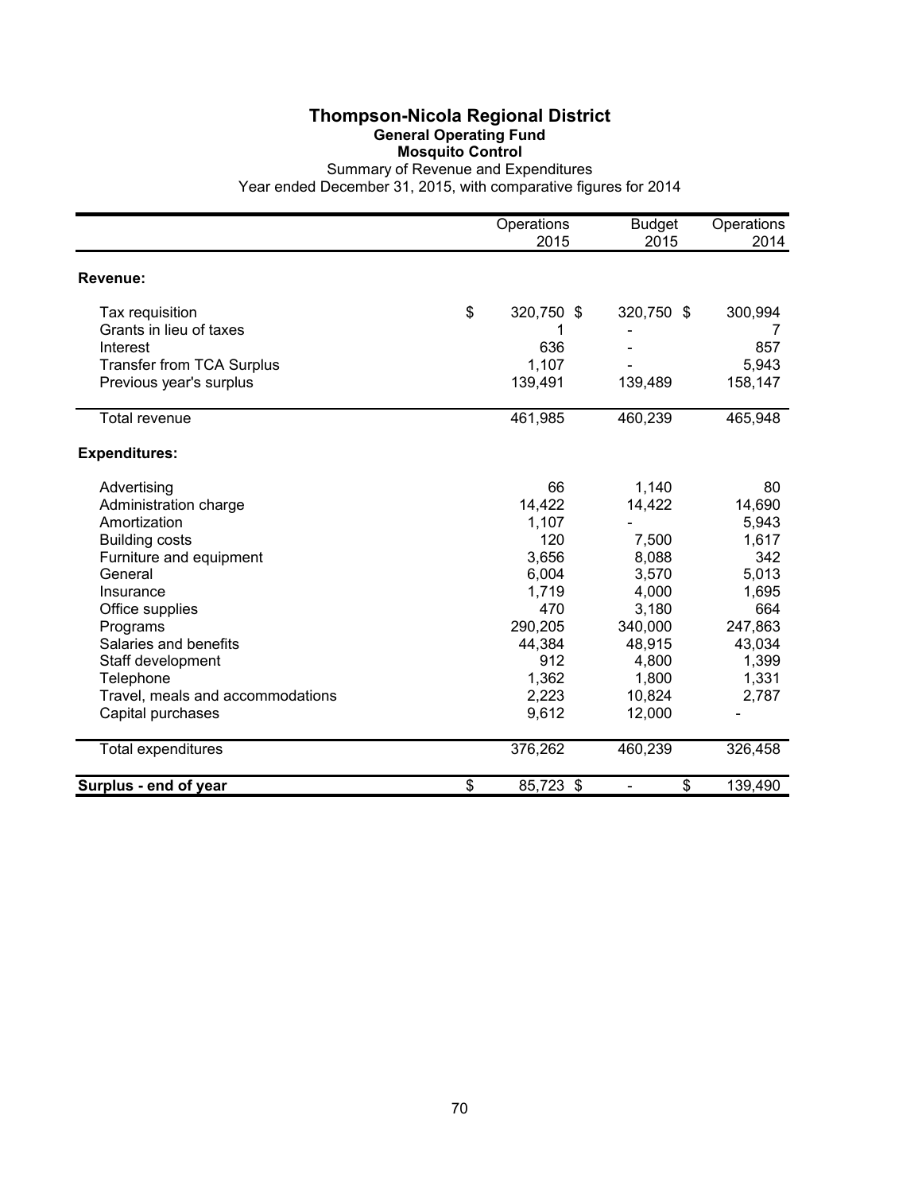# Thompson-Nicola Regional District

## General Operating Fund

### Mosquito Control

Summary of Revenue and Expenditures

Year ended December 31, 2015, with comparative figures for 2014

| | Operations 2015 | Budget 2015 | Operations 2014 |
|---|---|---|---|
| **Revenue:** | | | |
| Tax requisition | $ 320,750 | $ 320,750 | $ 300,994 |
| Grants in lieu of taxes | 1 | - | 7 |
| Interest | 636 | - | 857 |
| Transfer from TCA Surplus | 1,107 | - | 5,943 |
| Previous year's surplus | 139,491 | 139,489 | 158,147 |
| Total revenue | 461,985 | 460,239 | 465,948 |
| **Expenditures:** | | | |
| Advertising | 66 | 1,140 | 80 |
| Administration charge | 14,422 | 14,422 | 14,690 |
| Amortization | 1,107 | - | 5,943 |
| Building costs | 120 | 7,500 | 1,617 |
| Furniture and equipment | 3,656 | 8,088 | 342 |
| General | 6,004 | 3,570 | 5,013 |
| Insurance | 1,719 | 4,000 | 1,695 |
| Office supplies | 470 | 3,180 | 664 |
| Programs | 290,205 | 340,000 | 247,863 |
| Salaries and benefits | 44,384 | 48,915 | 43,034 |
| Staff development | 912 | 4,800 | 1,399 |
| Telephone | 1,362 | 1,800 | 1,331 |
| Travel, meals and accommodations | 2,223 | 10,824 | 2,787 |
| Capital purchases | 9,612 | 12,000 | - |
| Total expenditures | 376,262 | 460,239 | 326,458 |
| **Surplus - end of year** | $ 85,723 | $ - | $ 139,490 |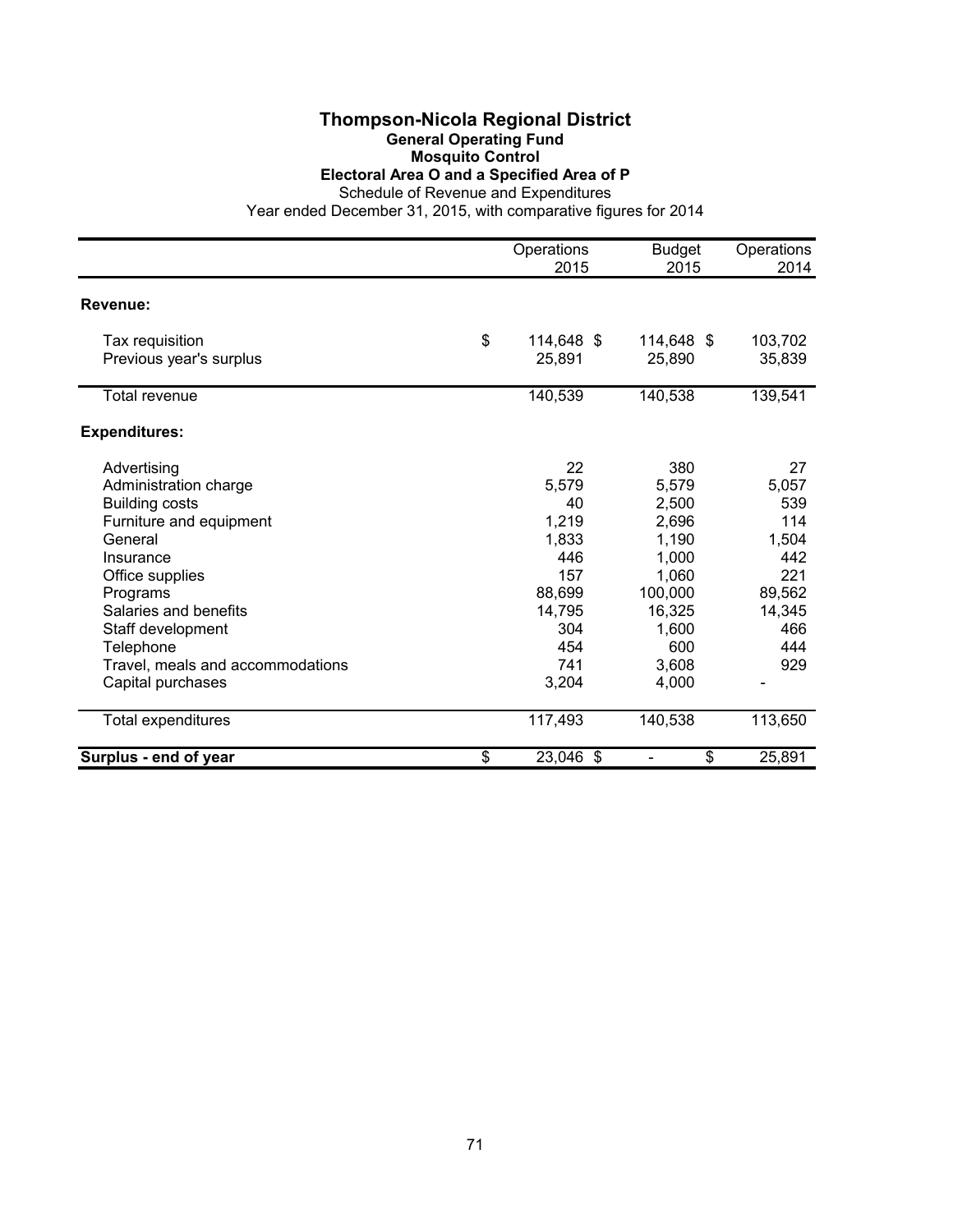# Thompson-Nicola Regional District

## General Operating Fund

### Mosquito Control

### Electoral Area O and a Specified Area of P

Schedule of Revenue and Expenditures

Year ended December 31, 2015, with comparative figures for 2014

| | Operations 2015 | Budget 2015 | Operations 2014 |
|---|---|---|---|
| **Revenue:** | | | |
| Tax requisition | $ 114,648 | $ 114,648 | $ 103,702 |
| Previous year's surplus | 25,891 | 25,890 | 35,839 |
| Total revenue | 140,539 | 140,538 | 139,541 |
| **Expenditures:** | | | |
| Advertising | 22 | 380 | 27 |
| Administration charge | 5,579 | 5,579 | 5,057 |
| Building costs | 40 | 2,500 | 539 |
| Furniture and equipment | 1,219 | 2,696 | 114 |
| General | 1,833 | 1,190 | 1,504 |
| Insurance | 446 | 1,000 | 442 |
| Office supplies | 157 | 1,060 | 221 |
| Programs | 88,699 | 100,000 | 89,562 |
| Salaries and benefits | 14,795 | 16,325 | 14,345 |
| Staff development | 304 | 1,600 | 466 |
| Telephone | 454 | 600 | 444 |
| Travel, meals and accommodations | 741 | 3,608 | 929 |
| Capital purchases | 3,204 | 4,000 | - |
| Total expenditures | 117,493 | 140,538 | 113,650 |
| **Surplus - end of year** | $ 23,046 | $ - | $ 25,891 |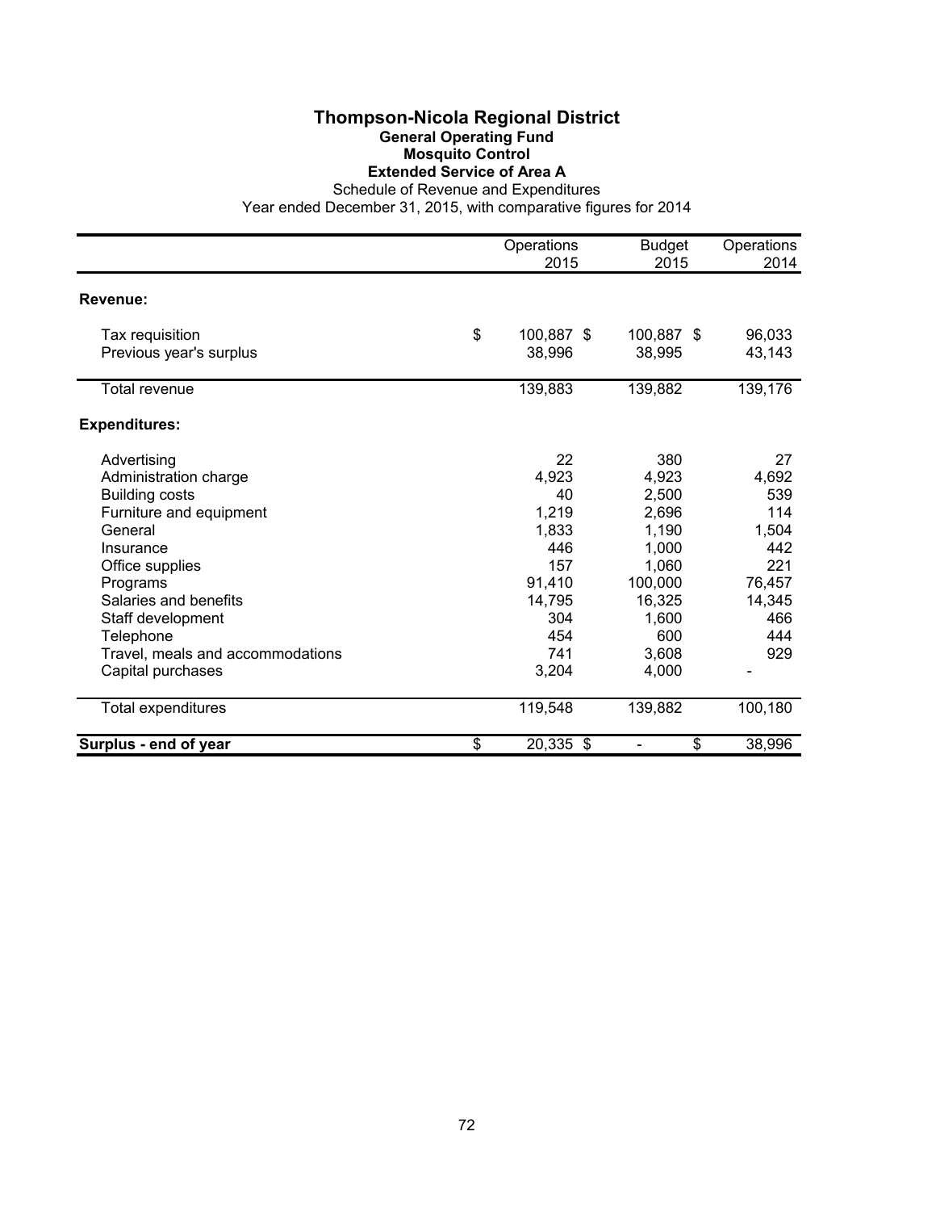# Thompson-Nicola Regional District

## General Operating Fund

### Mosquito Control

### Extended Service of Area A

Schedule of Revenue and Expenditures

Year ended December 31, 2015, with comparative figures for 2014

| | Operations 2015 | Budget 2015 | Operations 2014 |
|---|---|---|---|
| **Revenue:** | | | |
| Tax requisition | $ 100,887 | $ 100,887 | $ 96,033 |
| Previous year's surplus | 38,996 | 38,995 | 43,143 |
| Total revenue | 139,883 | 139,882 | 139,176 |
| **Expenditures:** | | | |
| Advertising | 22 | 380 | 27 |
| Administration charge | 4,923 | 4,923 | 4,692 |
| Building costs | 40 | 2,500 | 539 |
| Furniture and equipment | 1,219 | 2,696 | 114 |
| General | 1,833 | 1,190 | 1,504 |
| Insurance | 446 | 1,000 | 442 |
| Office supplies | 157 | 1,060 | 221 |
| Programs | 91,410 | 100,000 | 76,457 |
| Salaries and benefits | 14,795 | 16,325 | 14,345 |
| Staff development | 304 | 1,600 | 466 |
| Telephone | 454 | 600 | 444 |
| Travel, meals and accommodations | 741 | 3,608 | 929 |
| Capital purchases | 3,204 | 4,000 | - |
| Total expenditures | 119,548 | 139,882 | 100,180 |
| **Surplus - end of year** | $ 20,335 | $ - | $ 38,996 |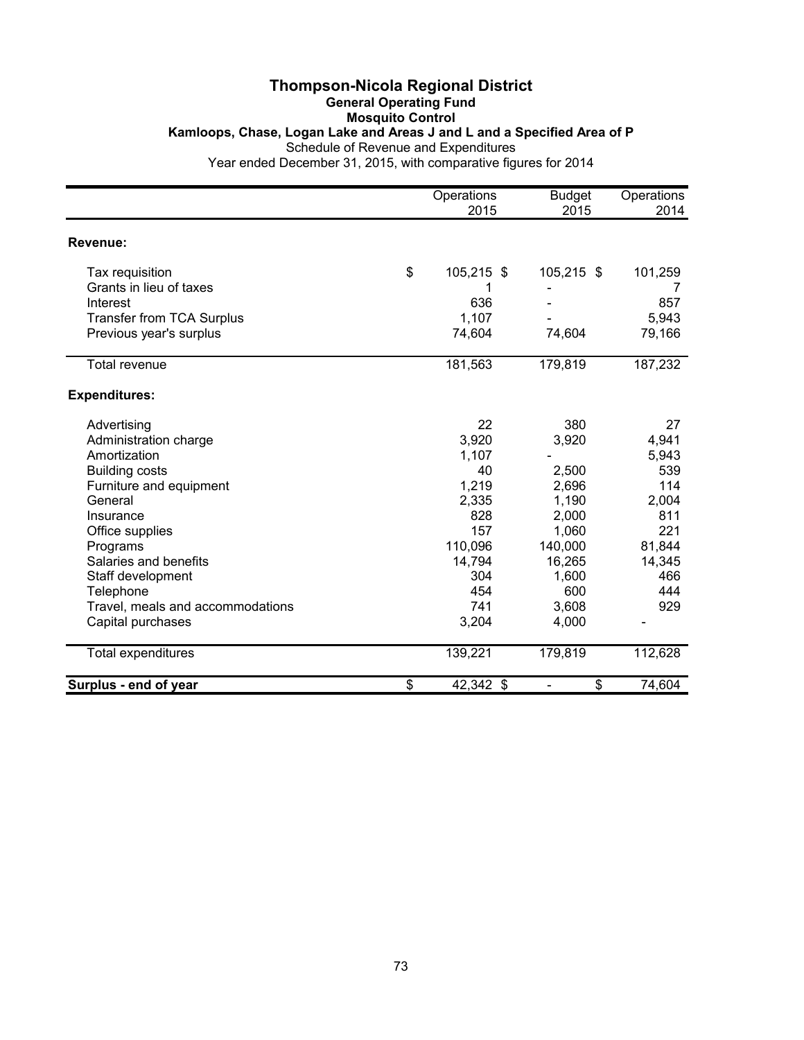# Thompson-Nicola Regional District

## General Operating Fund

### Mosquito Control

### Kamloops, Chase, Logan Lake and Areas J and L and a Specified Area of P

Schedule of Revenue and Expenditures

Year ended December 31, 2015, with comparative figures for 2014

| | Operations 2015 | Budget 2015 | Operations 2014 |
|---|---|---|---|
| **Revenue:** | | | |
| Tax requisition | $ 105,215 | $ 105,215 | $ 101,259 |
| Grants in lieu of taxes | 1 | - | 7 |
| Interest | 636 | - | 857 |
| Transfer from TCA Surplus | 1,107 | - | 5,943 |
| Previous year's surplus | 74,604 | 74,604 | 79,166 |
| Total revenue | 181,563 | 179,819 | 187,232 |
| **Expenditures:** | | | |
| Advertising | 22 | 380 | 27 |
| Administration charge | 3,920 | 3,920 | 4,941 |
| Amortization | 1,107 | - | 5,943 |
| Building costs | 40 | 2,500 | 539 |
| Furniture and equipment | 1,219 | 2,696 | 114 |
| General | 2,335 | 1,190 | 2,004 |
| Insurance | 828 | 2,000 | 811 |
| Office supplies | 157 | 1,060 | 221 |
| Programs | 110,096 | 140,000 | 81,844 |
| Salaries and benefits | 14,794 | 16,265 | 14,345 |
| Staff development | 304 | 1,600 | 466 |
| Telephone | 454 | 600 | 444 |
| Travel, meals and accommodations | 741 | 3,608 | 929 |
| Capital purchases | 3,204 | 4,000 | - |
| Total expenditures | 139,221 | 179,819 | 112,628 |
| **Surplus - end of year** | $ 42,342 | $ - | $ 74,604 |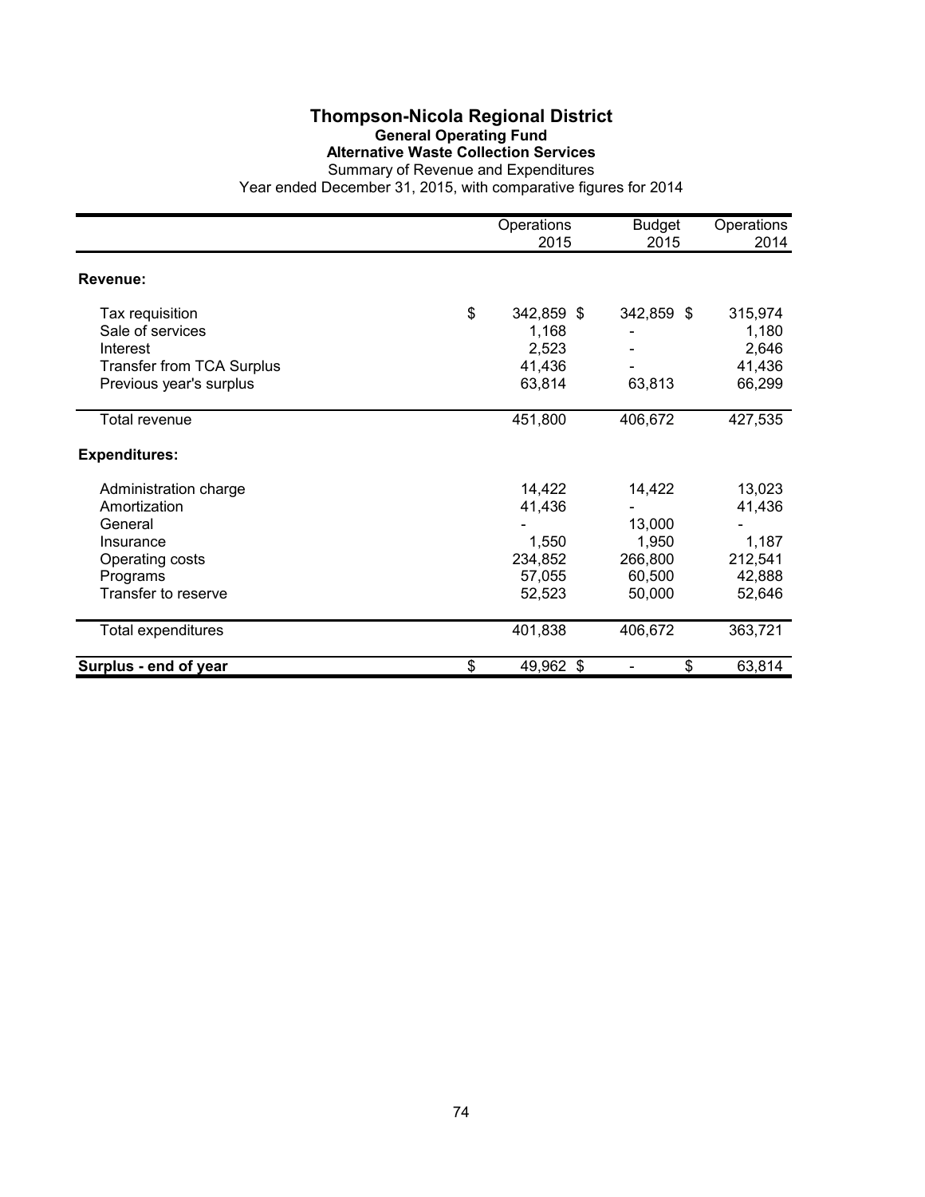# Thompson-Nicola Regional District

## General Operating Fund

### Alternative Waste Collection Services

Summary of Revenue and Expenditures

Year ended December 31, 2015, with comparative figures for 2014

| | Operations 2015 | Budget 2015 | Operations 2014 |
|---|---|---|---|
| **Revenue:** | | | |
| Tax requisition | $ 342,859 | $ 342,859 | $ 315,974 |
| Sale of services | 1,168 | - | 1,180 |
| Interest | 2,523 | - | 2,646 |
| Transfer from TCA Surplus | 41,436 | - | 41,436 |
| Previous year's surplus | 63,814 | 63,813 | 66,299 |
| Total revenue | 451,800 | 406,672 | 427,535 |
| **Expenditures:** | | | |
| Administration charge | 14,422 | 14,422 | 13,023 |
| Amortization | 41,436 | - | 41,436 |
| General | - | 13,000 | - |
| Insurance | 1,550 | 1,950 | 1,187 |
| Operating costs | 234,852 | 266,800 | 212,541 |
| Programs | 57,055 | 60,500 | 42,888 |
| Transfer to reserve | 52,523 | 50,000 | 52,646 |
| Total expenditures | 401,838 | 406,672 | 363,721 |
| **Surplus - end of year** | $ 49,962 | $ - | $ 63,814 |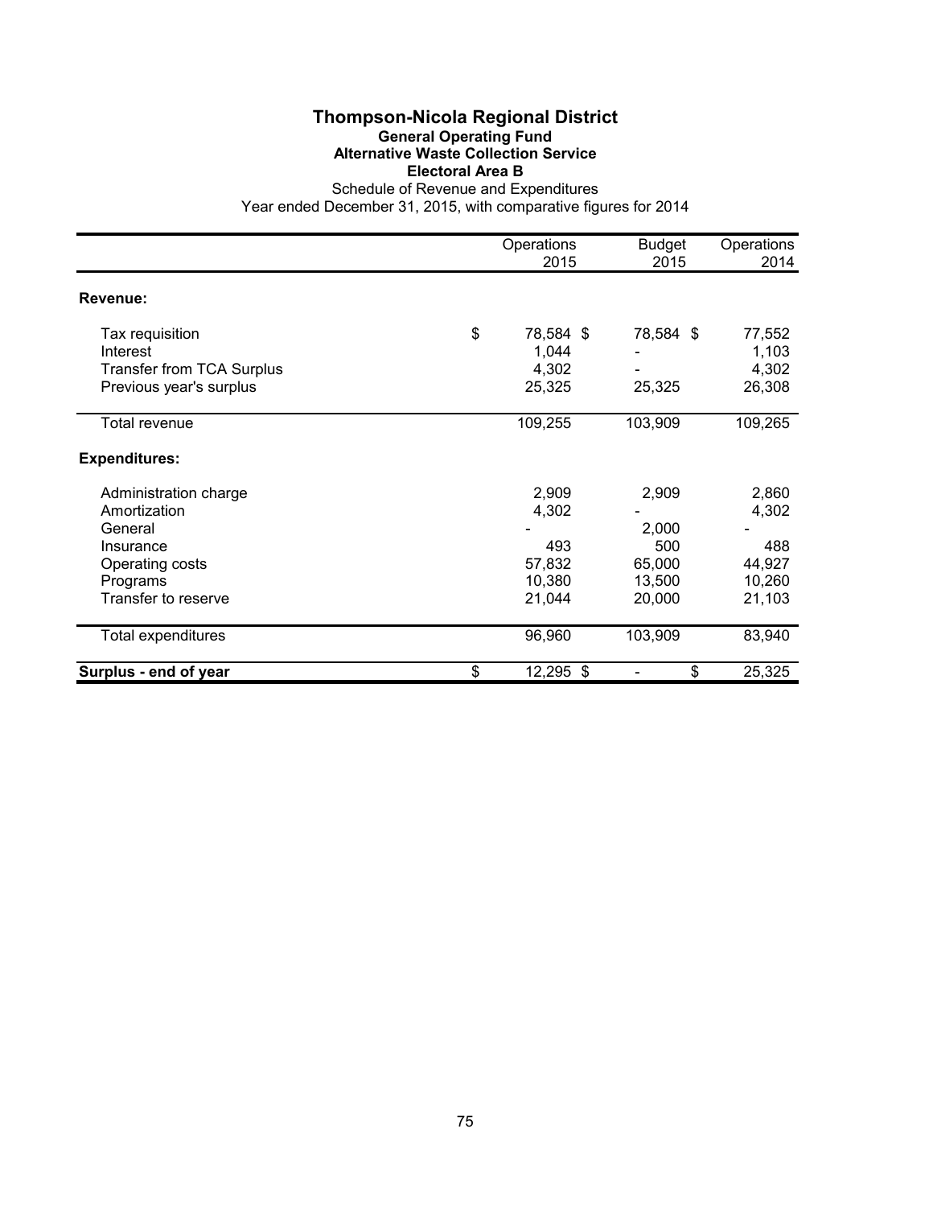# Thompson-Nicola Regional District

## General Operating Fund

### Alternative Waste Collection Service

### Electoral Area B

Schedule of Revenue and Expenditures

Year ended December 31, 2015, with comparative figures for 2014

| | Operations 2015 | Budget 2015 | Operations 2014 |
|---|---|---|---|
| **Revenue:** | | | |
| Tax requisition | $ 78,584 | $ 78,584 | $ 77,552 |
| Interest | 1,044 | - | 1,103 |
| Transfer from TCA Surplus | 4,302 | - | 4,302 |
| Previous year's surplus | 25,325 | 25,325 | 26,308 |
| Total revenue | 109,255 | 103,909 | 109,265 |
| **Expenditures:** | | | |
| Administration charge | 2,909 | 2,909 | 2,860 |
| Amortization | 4,302 | - | 4,302 |
| General | - | 2,000 | - |
| Insurance | 493 | 500 | 488 |
| Operating costs | 57,832 | 65,000 | 44,927 |
| Programs | 10,380 | 13,500 | 10,260 |
| Transfer to reserve | 21,044 | 20,000 | 21,103 |
| Total expenditures | 96,960 | 103,909 | 83,940 |
| **Surplus - end of year** | $ 12,295 | $ - | $ 25,325 |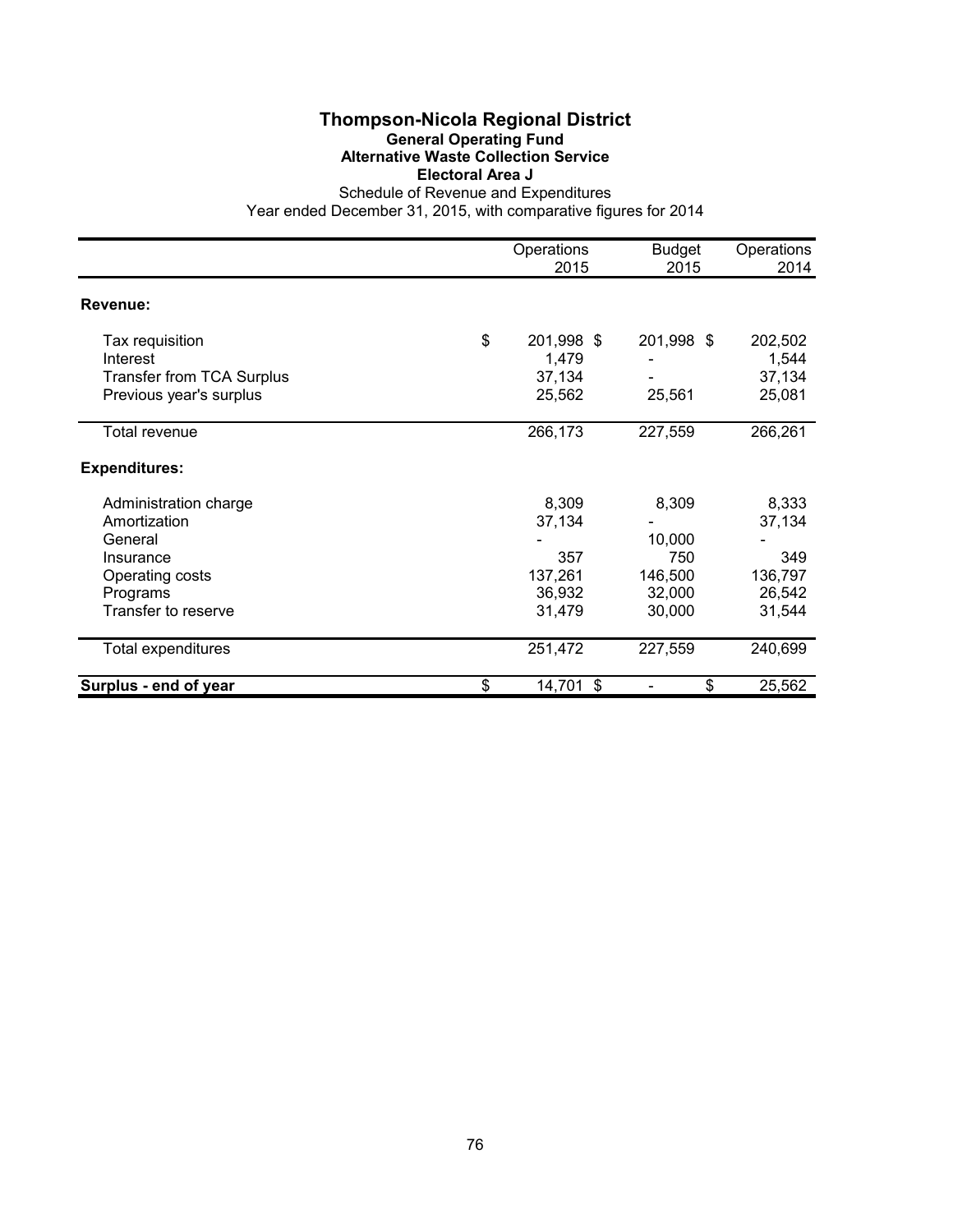# Thompson-Nicola Regional District

## General Operating Fund

### Alternative Waste Collection Service

### Electoral Area J

Schedule of Revenue and Expenditures

Year ended December 31, 2015, with comparative figures for 2014

| | Operations 2015 | Budget 2015 | Operations 2014 |
|---|---|---|---|
| **Revenue:** | | | |
| Tax requisition | $ 201,998 | $ 201,998 | $ 202,502 |
| Interest | 1,479 | - | 1,544 |
| Transfer from TCA Surplus | 37,134 | - | 37,134 |
| Previous year's surplus | 25,562 | 25,561 | 25,081 |
| Total revenue | 266,173 | 227,559 | 266,261 |
| **Expenditures:** | | | |
| Administration charge | 8,309 | 8,309 | 8,333 |
| Amortization | 37,134 | - | 37,134 |
| General | - | 10,000 | - |
| Insurance | 357 | 750 | 349 |
| Operating costs | 137,261 | 146,500 | 136,797 |
| Programs | 36,932 | 32,000 | 26,542 |
| Transfer to reserve | 31,479 | 30,000 | 31,544 |
| Total expenditures | 251,472 | 227,559 | 240,699 |
| **Surplus - end of year** | $ 14,701 | $ - | $ 25,562 |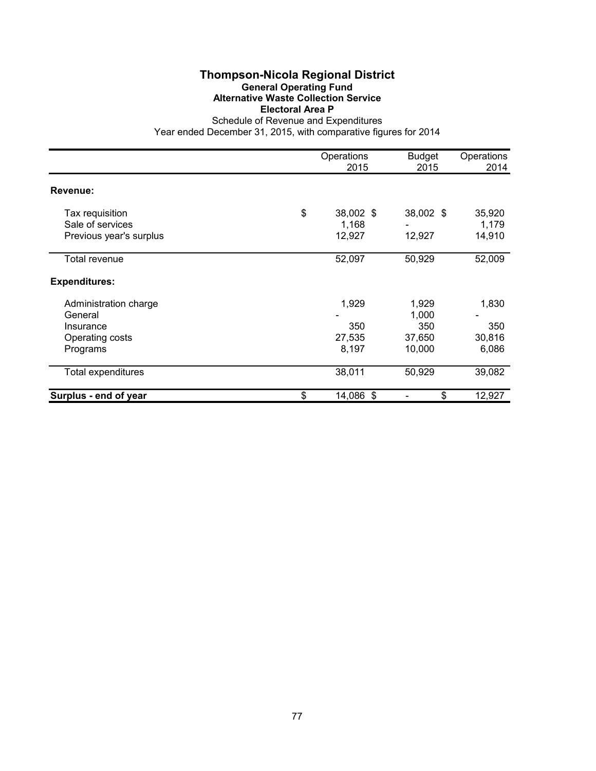# Thompson-Nicola Regional District

## General Operating Fund

### Alternative Waste Collection Service

### Electoral Area P

Schedule of Revenue and Expenditures

Year ended December 31, 2015, with comparative figures for 2014

| | Operations 2015 | Budget 2015 | Operations 2014 |
|---|---|---|---|
| **Revenue:** | | | |
| Tax requisition | $ 38,002 | $ 38,002 | $ 35,920 |
| Sale of services | 1,168 | - | 1,179 |
| Previous year's surplus | 12,927 | 12,927 | 14,910 |
| Total revenue | 52,097 | 50,929 | 52,009 |
| **Expenditures:** | | | |
| Administration charge | 1,929 | 1,929 | 1,830 |
| General | - | 1,000 | - |
| Insurance | 350 | 350 | 350 |
| Operating costs | 27,535 | 37,650 | 30,816 |
| Programs | 8,197 | 10,000 | 6,086 |
| Total expenditures | 38,011 | 50,929 | 39,082 |
| **Surplus - end of year** | $ 14,086 | $ - | $ 12,927 |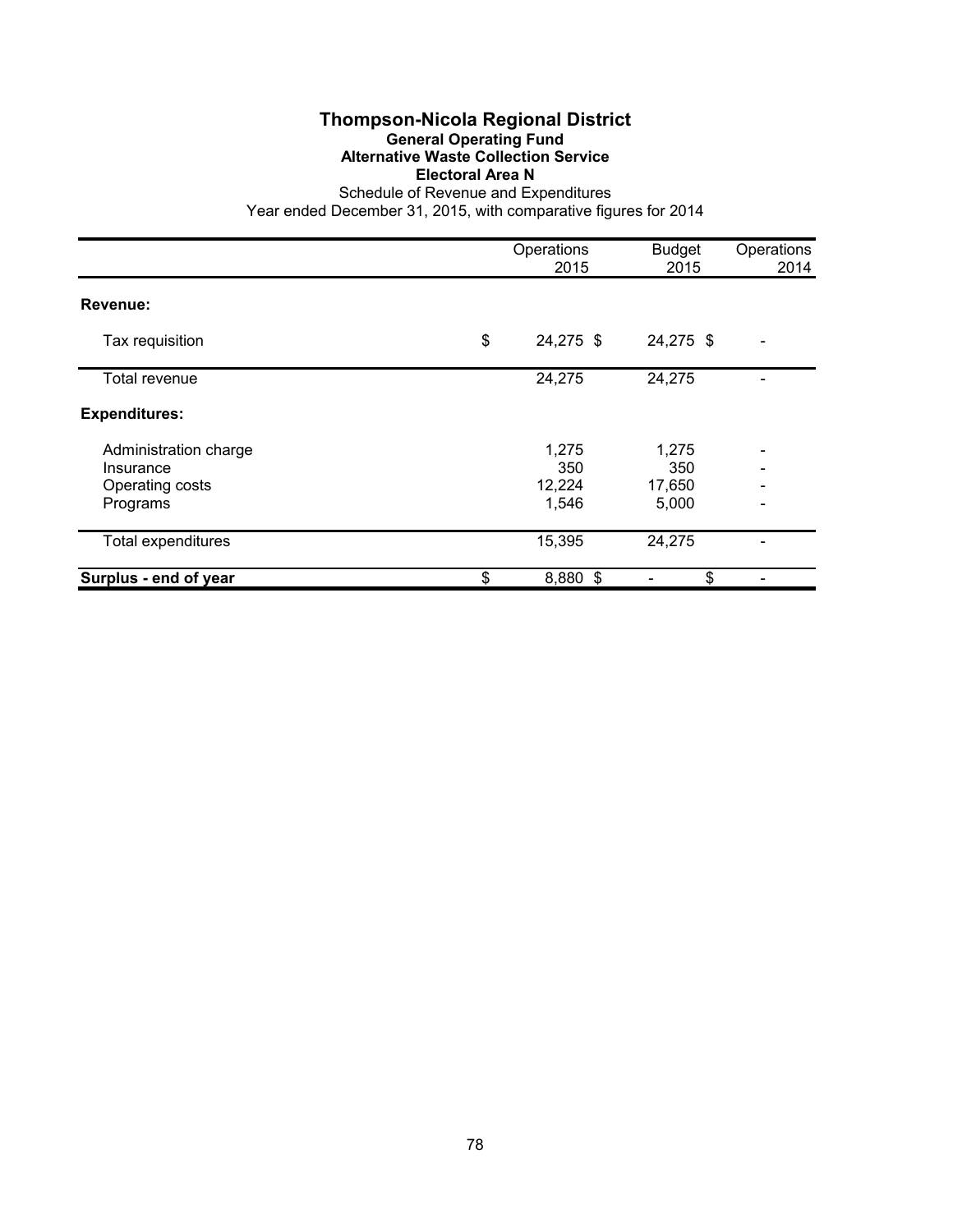# Thompson-Nicola Regional District

**General Operating Fund**

**Alternative Waste Collection Service**

**Electoral Area N**

Schedule of Revenue and Expenditures

Year ended December 31, 2015, with comparative figures for 2014

| | Operations 2015 | Budget 2015 | Operations 2014 |
|---|---|---|---|
| **Revenue:** | | | |
| Tax requisition | $ 24,275 | $ 24,275 | $ - |
| Total revenue | 24,275 | 24,275 | - |
| **Expenditures:** | | | |
| Administration charge | 1,275 | 1,275 | - |
| Insurance | 350 | 350 | - |
| Operating costs | 12,224 | 17,650 | - |
| Programs | 1,546 | 5,000 | - |
| Total expenditures | 15,395 | 24,275 | - |
| **Surplus - end of year** | $ 8,880 | $ - | $ - |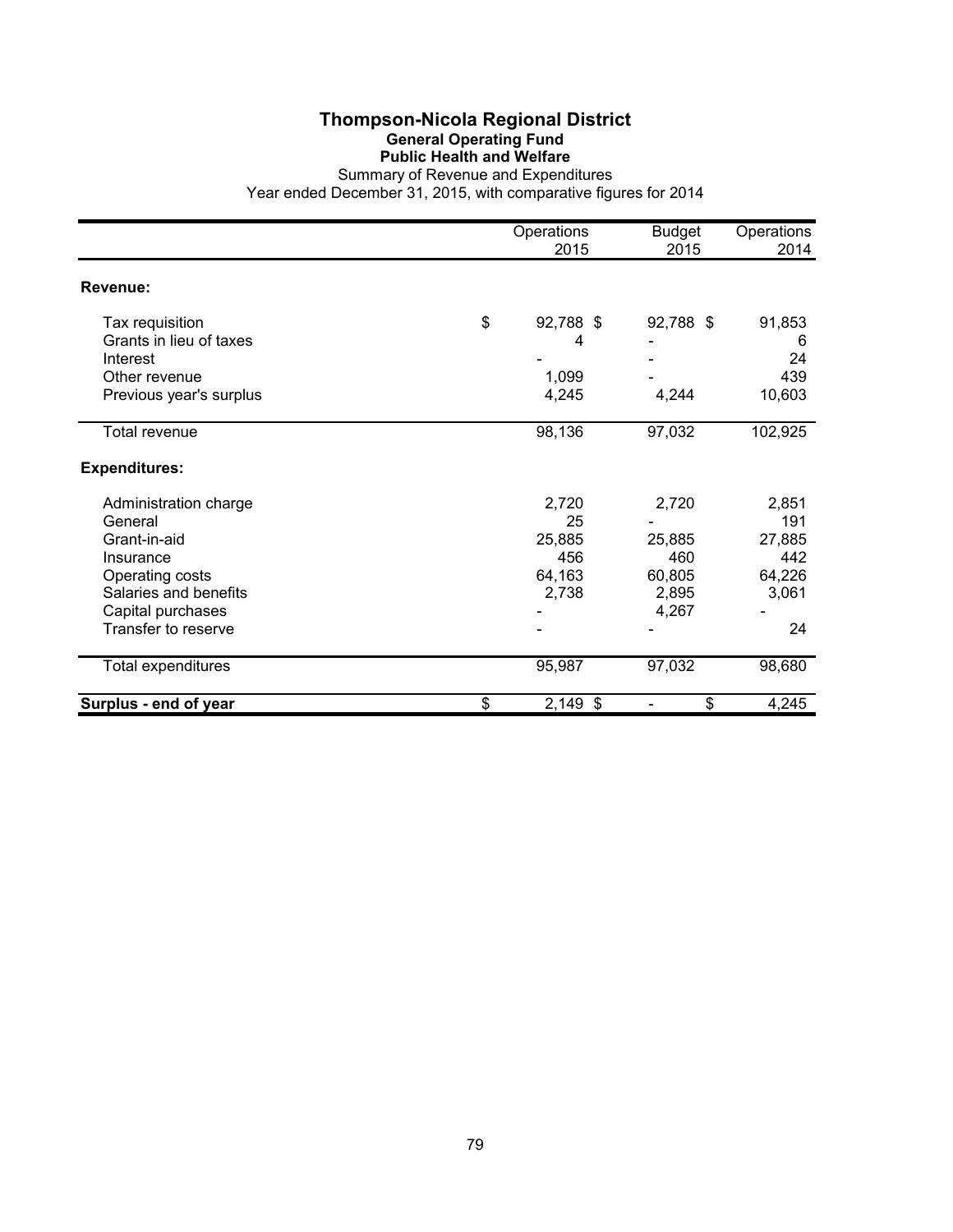# Thompson-Nicola Regional District

## General Operating Fund

### Public Health and Welfare

Summary of Revenue and Expenditures

Year ended December 31, 2015, with comparative figures for 2014

| | Operations 2015 | Budget 2015 | Operations 2014 |
|---|---|---|---|
| **Revenue:** | | | |
| Tax requisition | $ 92,788 | $ 92,788 | $ 91,853 |
| Grants in lieu of taxes | 4 | - | 6 |
| Interest | - | - | 24 |
| Other revenue | 1,099 | - | 439 |
| Previous year's surplus | 4,245 | 4,244 | 10,603 |
| Total revenue | 98,136 | 97,032 | 102,925 |
| **Expenditures:** | | | |
| Administration charge | 2,720 | 2,720 | 2,851 |
| General | 25 | - | 191 |
| Grant-in-aid | 25,885 | 25,885 | 27,885 |
| Insurance | 456 | 460 | 442 |
| Operating costs | 64,163 | 60,805 | 64,226 |
| Salaries and benefits | 2,738 | 2,895 | 3,061 |
| Capital purchases | - | 4,267 | - |
| Transfer to reserve | - | - | 24 |
| Total expenditures | 95,987 | 97,032 | 98,680 |
| **Surplus - end of year** | $ 2,149 | $ - | $ 4,245 |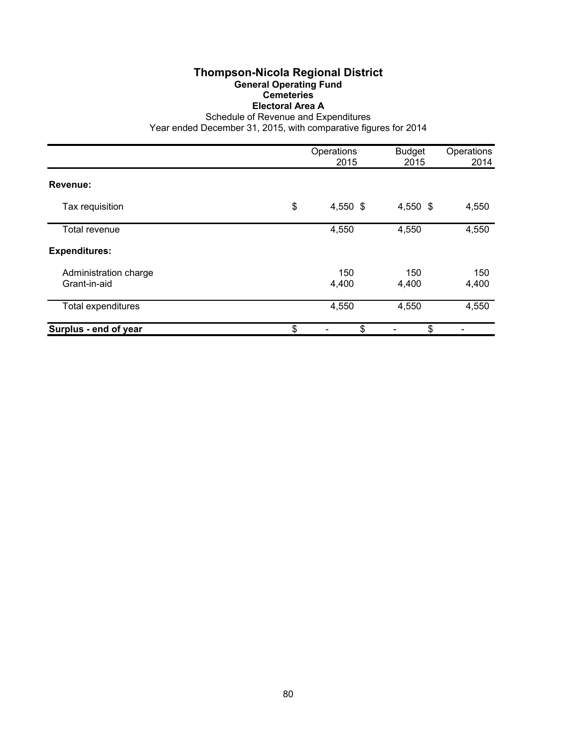# Thompson-Nicola Regional District

## General Operating Fund

### Cemeteries

### Electoral Area A

Schedule of Revenue and Expenditures

Year ended December 31, 2015, with comparative figures for 2014

| | Operations 2015 | Budget 2015 | Operations 2014 |
|---|---|---|---|
| **Revenue:** | | | |
| Tax requisition | $ 4,550 | $ 4,550 | $ 4,550 |
| Total revenue | 4,550 | 4,550 | 4,550 |
| **Expenditures:** | | | |
| Administration charge | 150 | 150 | 150 |
| Grant-in-aid | 4,400 | 4,400 | 4,400 |
| Total expenditures | 4,550 | 4,550 | 4,550 |
| **Surplus - end of year** | $ - | $ - | $ - |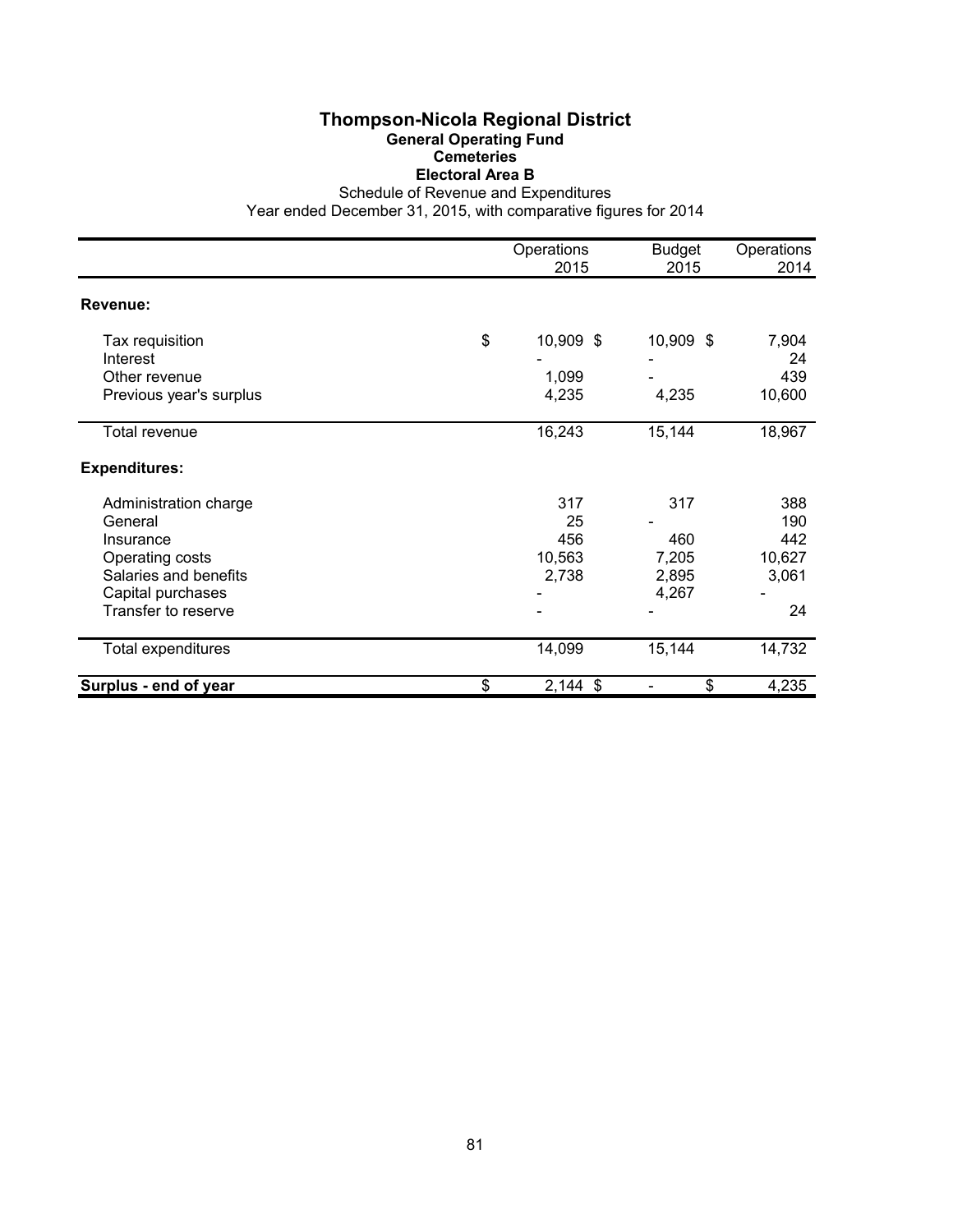# Thompson-Nicola Regional District

## General Operating Fund

### Cemeteries

### Electoral Area B

Schedule of Revenue and Expenditures

Year ended December 31, 2015, with comparative figures for 2014

| | Operations 2015 | Budget 2015 | Operations 2014 |
|---|---|---|---|
| **Revenue:** | | | |
| Tax requisition | $ 10,909 | $ 10,909 | $ 7,904 |
| Interest | - | - | 24 |
| Other revenue | 1,099 | - | 439 |
| Previous year's surplus | 4,235 | 4,235 | 10,600 |
| Total revenue | 16,243 | 15,144 | 18,967 |
| **Expenditures:** | | | |
| Administration charge | 317 | 317 | 388 |
| General | 25 | - | 190 |
| Insurance | 456 | 460 | 442 |
| Operating costs | 10,563 | 7,205 | 10,627 |
| Salaries and benefits | 2,738 | 2,895 | 3,061 |
| Capital purchases | - | 4,267 | - |
| Transfer to reserve | - | - | 24 |
| Total expenditures | 14,099 | 15,144 | 14,732 |
| **Surplus - end of year** | $ 2,144 | $ - | $ 4,235 |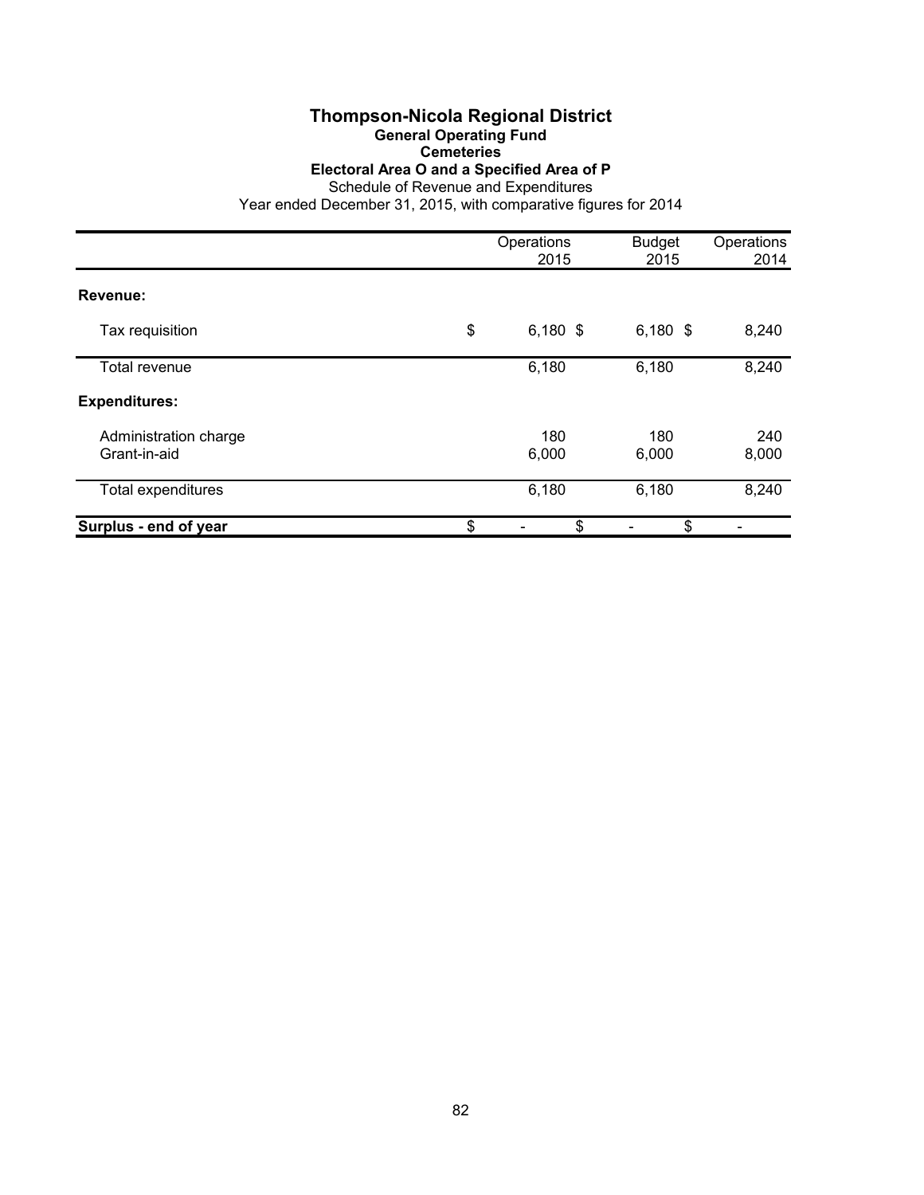# Thompson-Nicola Regional District

## General Operating Fund

### Cemeteries

### Electoral Area O and a Specified Area of P

Schedule of Revenue and Expenditures

Year ended December 31, 2015, with comparative figures for 2014

| | Operations 2015 | Budget 2015 | Operations 2014 |
|---|---|---|---|
| **Revenue:** | | | |
| Tax requisition | $ 6,180 | $ 6,180 | $ 8,240 |
| Total revenue | 6,180 | 6,180 | 8,240 |
| **Expenditures:** | | | |
| Administration charge | 180 | 180 | 240 |
| Grant-in-aid | 6,000 | 6,000 | 8,000 |
| Total expenditures | 6,180 | 6,180 | 8,240 |
| **Surplus - end of year** | $ - | $ - | $ - |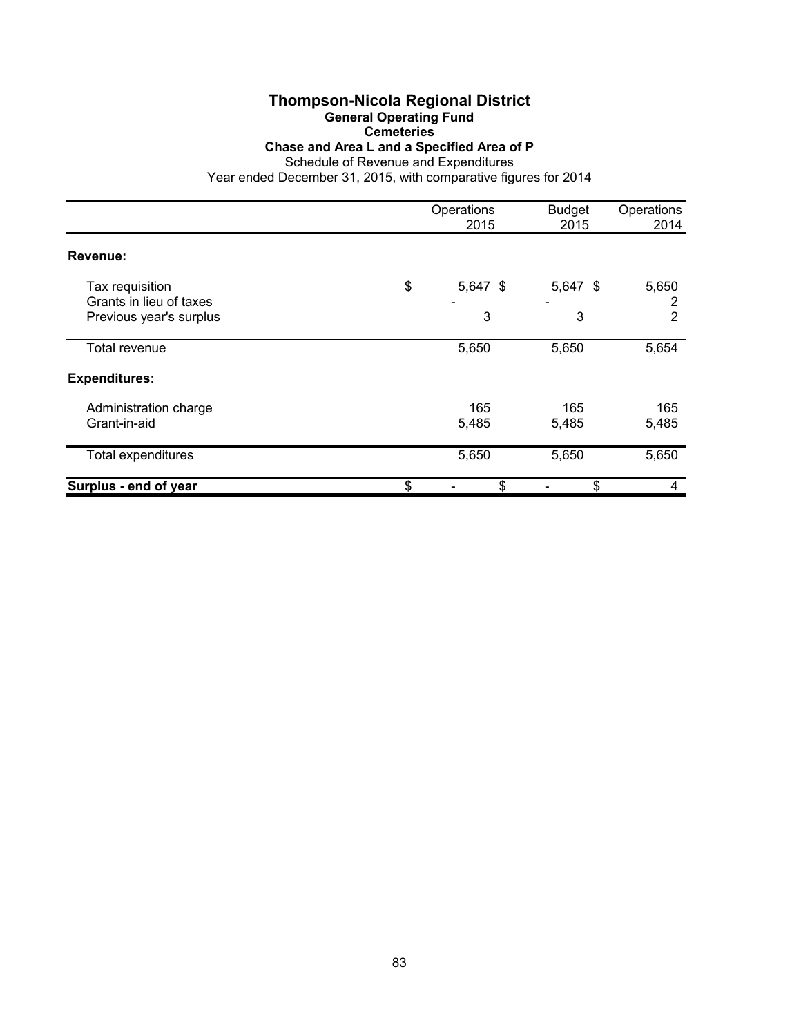# Thompson-Nicola Regional District

## General Operating Fund

### Cemeteries

### Chase and Area L and a Specified Area of P

Schedule of Revenue and Expenditures

Year ended December 31, 2015, with comparative figures for 2014

| | Operations 2015 | Budget 2015 | Operations 2014 |
|---|---|---|---|
| **Revenue:** | | | |
| Tax requisition | $ 5,647 | $ 5,647 | $ 5,650 |
| Grants in lieu of taxes | - | - | 2 |
| Previous year's surplus | 3 | 3 | 2 |
| Total revenue | 5,650 | 5,650 | 5,654 |
| **Expenditures:** | | | |
| Administration charge | 165 | 165 | 165 |
| Grant-in-aid | 5,485 | 5,485 | 5,485 |
| Total expenditures | 5,650 | 5,650 | 5,650 |
| **Surplus - end of year** | $ - | $ - | $ 4 |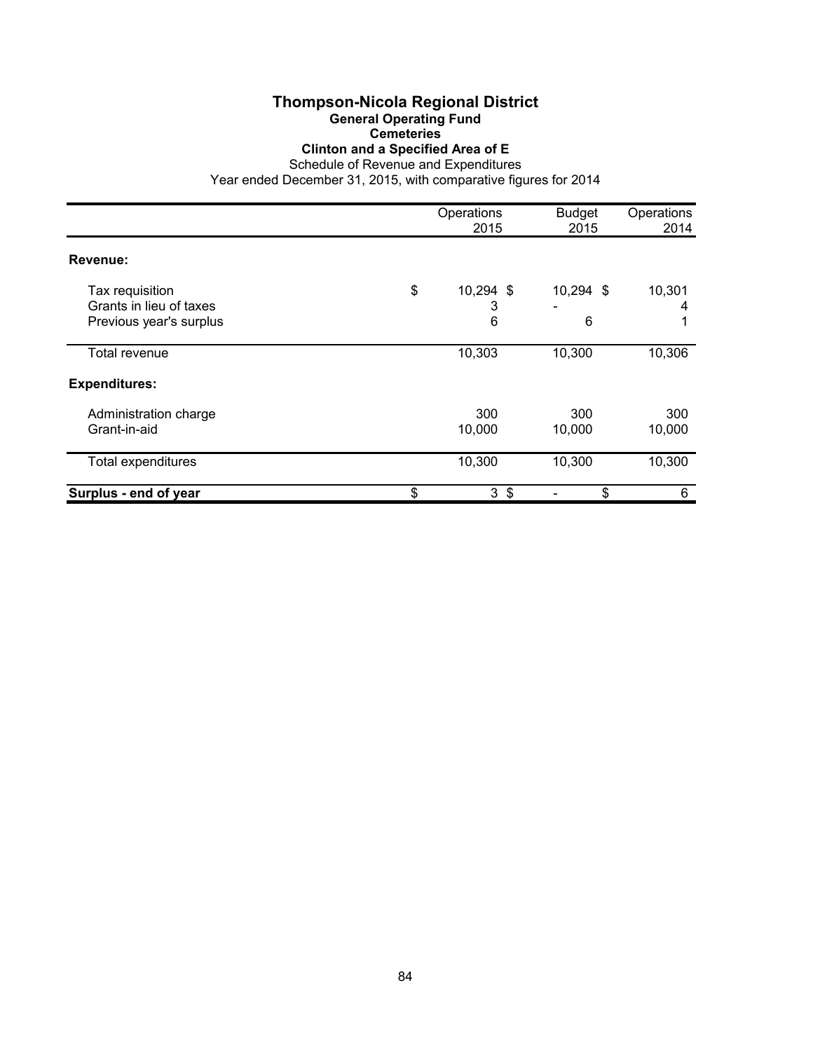# Thompson-Nicola Regional District

## General Operating Fund

### Cemeteries

### Clinton and a Specified Area of E

Schedule of Revenue and Expenditures

Year ended December 31, 2015, with comparative figures for 2014

| | Operations 2015 | Budget 2015 | Operations 2014 |
|---|---|---|---|
| **Revenue:** | | | |
| Tax requisition | $ 10,294 | $ 10,294 | $ 10,301 |
| Grants in lieu of taxes | 3 | - | 4 |
| Previous year's surplus | 6 | 6 | 1 |
| Total revenue | 10,303 | 10,300 | 10,306 |
| **Expenditures:** | | | |
| Administration charge | 300 | 300 | 300 |
| Grant-in-aid | 10,000 | 10,000 | 10,000 |
| Total expenditures | 10,300 | 10,300 | 10,300 |
| **Surplus - end of year** | $ 3 | $ - | $ 6 |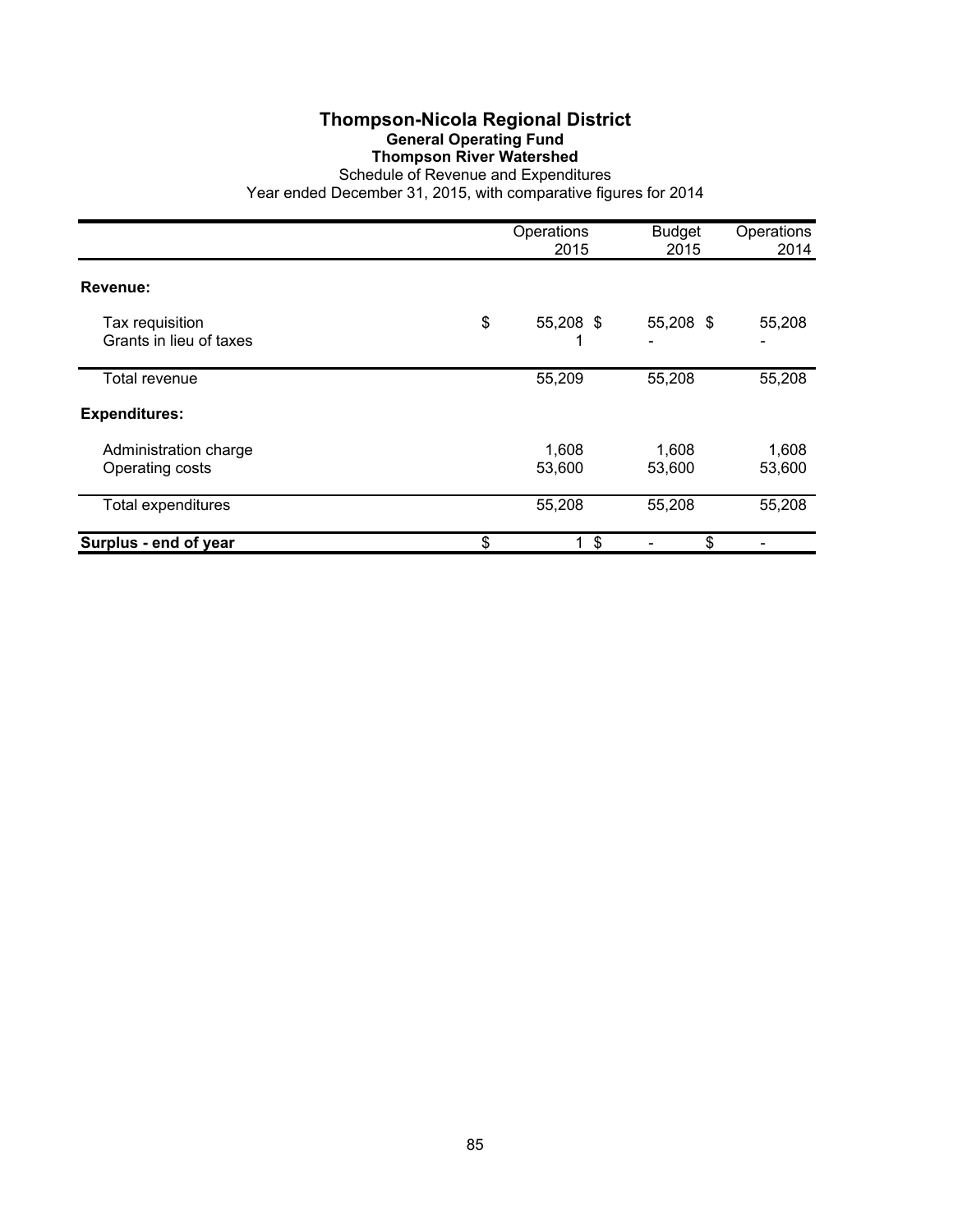# Thompson-Nicola Regional District

## General Operating Fund

### Thompson River Watershed

Schedule of Revenue and Expenditures

Year ended December 31, 2015, with comparative figures for 2014

| | Operations 2015 | Budget 2015 | Operations 2014 |
|---|---|---|---|
| **Revenue:** | | | |
| Tax requisition | $ 55,208 | $ 55,208 | $ 55,208 |
| Grants in lieu of taxes | 1 | - | - |
| Total revenue | 55,209 | 55,208 | 55,208 |
| **Expenditures:** | | | |
| Administration charge | 1,608 | 1,608 | 1,608 |
| Operating costs | 53,600 | 53,600 | 53,600 |
| Total expenditures | 55,208 | 55,208 | 55,208 |
| **Surplus - end of year** | $ 1 | $ - | $ - |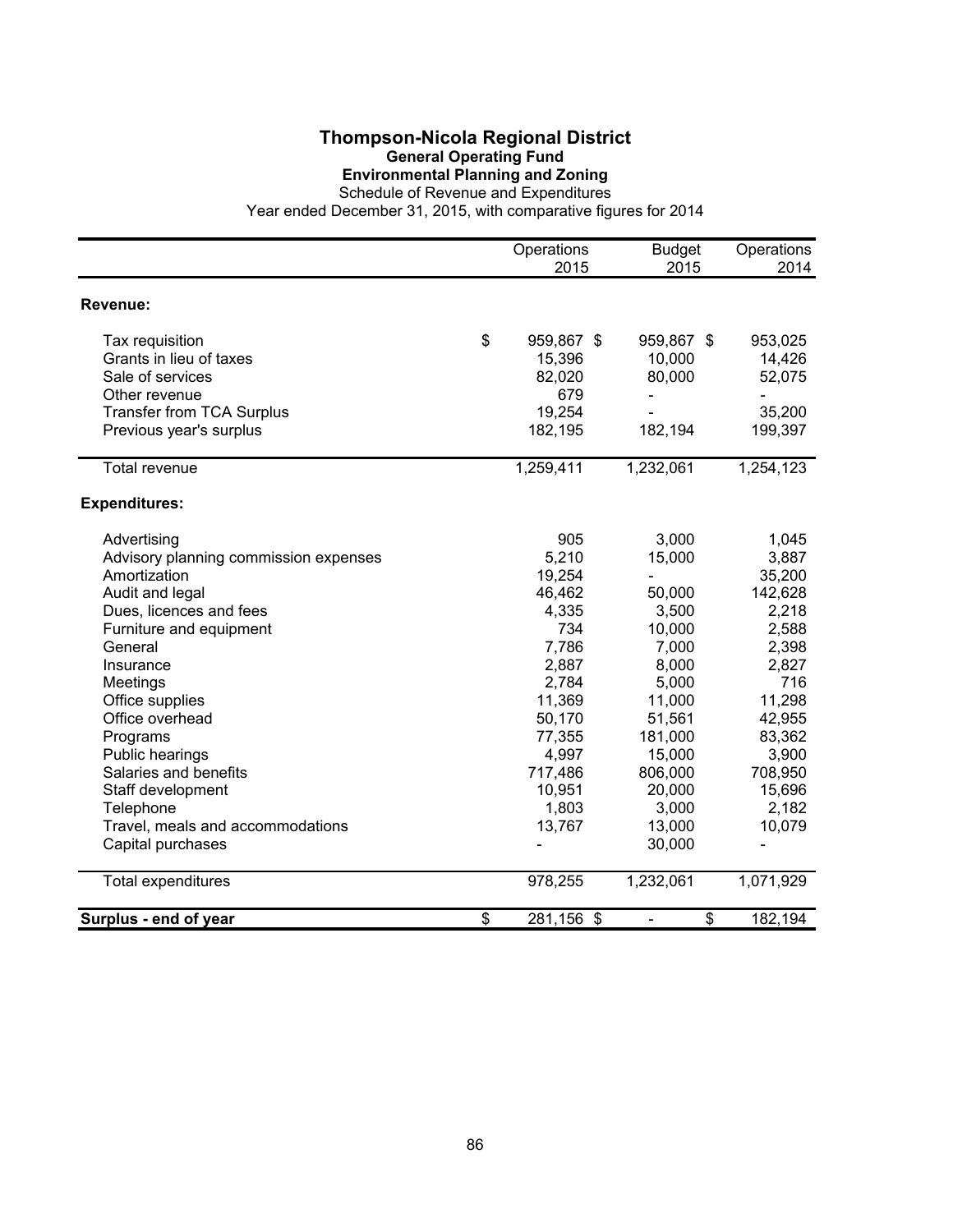# Thompson-Nicola Regional District

## General Operating Fund

### Environmental Planning and Zoning

Schedule of Revenue and Expenditures

Year ended December 31, 2015, with comparative figures for 2014

| | Operations 2015 | Budget 2015 | Operations 2014 |
|---|---|---|---|
| **Revenue:** | | | |
| Tax requisition | $ 959,867 | $ 959,867 | $ 953,025 |
| Grants in lieu of taxes | 15,396 | 10,000 | 14,426 |
| Sale of services | 82,020 | 80,000 | 52,075 |
| Other revenue | 679 | - | - |
| Transfer from TCA Surplus | 19,254 | - | 35,200 |
| Previous year's surplus | 182,195 | 182,194 | 199,397 |
| Total revenue | 1,259,411 | 1,232,061 | 1,254,123 |
| **Expenditures:** | | | |
| Advertising | 905 | 3,000 | 1,045 |
| Advisory planning commission expenses | 5,210 | 15,000 | 3,887 |
| Amortization | 19,254 | - | 35,200 |
| Audit and legal | 46,462 | 50,000 | 142,628 |
| Dues, licences and fees | 4,335 | 3,500 | 2,218 |
| Furniture and equipment | 734 | 10,000 | 2,588 |
| General | 7,786 | 7,000 | 2,398 |
| Insurance | 2,887 | 8,000 | 2,827 |
| Meetings | 2,784 | 5,000 | 716 |
| Office supplies | 11,369 | 11,000 | 11,298 |
| Office overhead | 50,170 | 51,561 | 42,955 |
| Programs | 77,355 | 181,000 | 83,362 |
| Public hearings | 4,997 | 15,000 | 3,900 |
| Salaries and benefits | 717,486 | 806,000 | 708,950 |
| Staff development | 10,951 | 20,000 | 15,696 |
| Telephone | 1,803 | 3,000 | 2,182 |
| Travel, meals and accommodations | 13,767 | 13,000 | 10,079 |
| Capital purchases | - | 30,000 | - |
| Total expenditures | 978,255 | 1,232,061 | 1,071,929 |
| **Surplus - end of year** | $ 281,156 | $ - | $ 182,194 |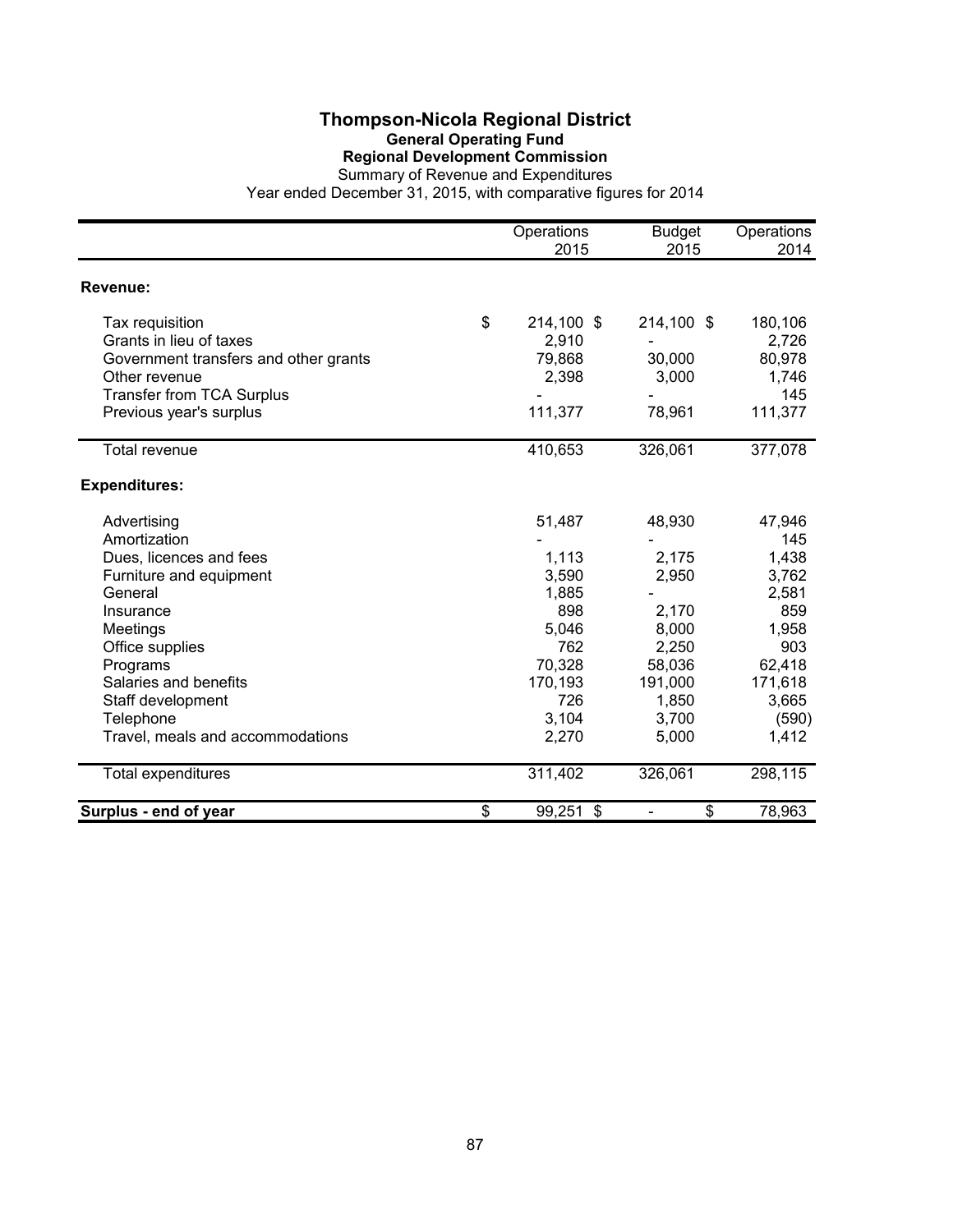# Thompson-Nicola Regional District

## General Operating Fund

### Regional Development Commission

Summary of Revenue and Expenditures

Year ended December 31, 2015, with comparative figures for 2014

| | Operations 2015 | Budget 2015 | Operations 2014 |
|---|---|---|---|
| **Revenue:** | | | |
| Tax requisition | $ 214,100 | $ 214,100 | $ 180,106 |
| Grants in lieu of taxes | 2,910 | - | 2,726 |
| Government transfers and other grants | 79,868 | 30,000 | 80,978 |
| Other revenue | 2,398 | 3,000 | 1,746 |
| Transfer from TCA Surplus | - | - | 145 |
| Previous year's surplus | 111,377 | 78,961 | 111,377 |
| Total revenue | 410,653 | 326,061 | 377,078 |
| **Expenditures:** | | | |
| Advertising | 51,487 | 48,930 | 47,946 |
| Amortization | - | - | 145 |
| Dues, licences and fees | 1,113 | 2,175 | 1,438 |
| Furniture and equipment | 3,590 | 2,950 | 3,762 |
| General | 1,885 | - | 2,581 |
| Insurance | 898 | 2,170 | 859 |
| Meetings | 5,046 | 8,000 | 1,958 |
| Office supplies | 762 | 2,250 | 903 |
| Programs | 70,328 | 58,036 | 62,418 |
| Salaries and benefits | 170,193 | 191,000 | 171,618 |
| Staff development | 726 | 1,850 | 3,665 |
| Telephone | 3,104 | 3,700 | (590) |
| Travel, meals and accommodations | 2,270 | 5,000 | 1,412 |
| Total expenditures | 311,402 | 326,061 | 298,115 |
| **Surplus - end of year** | $ 99,251 | $ - | $ 78,963 |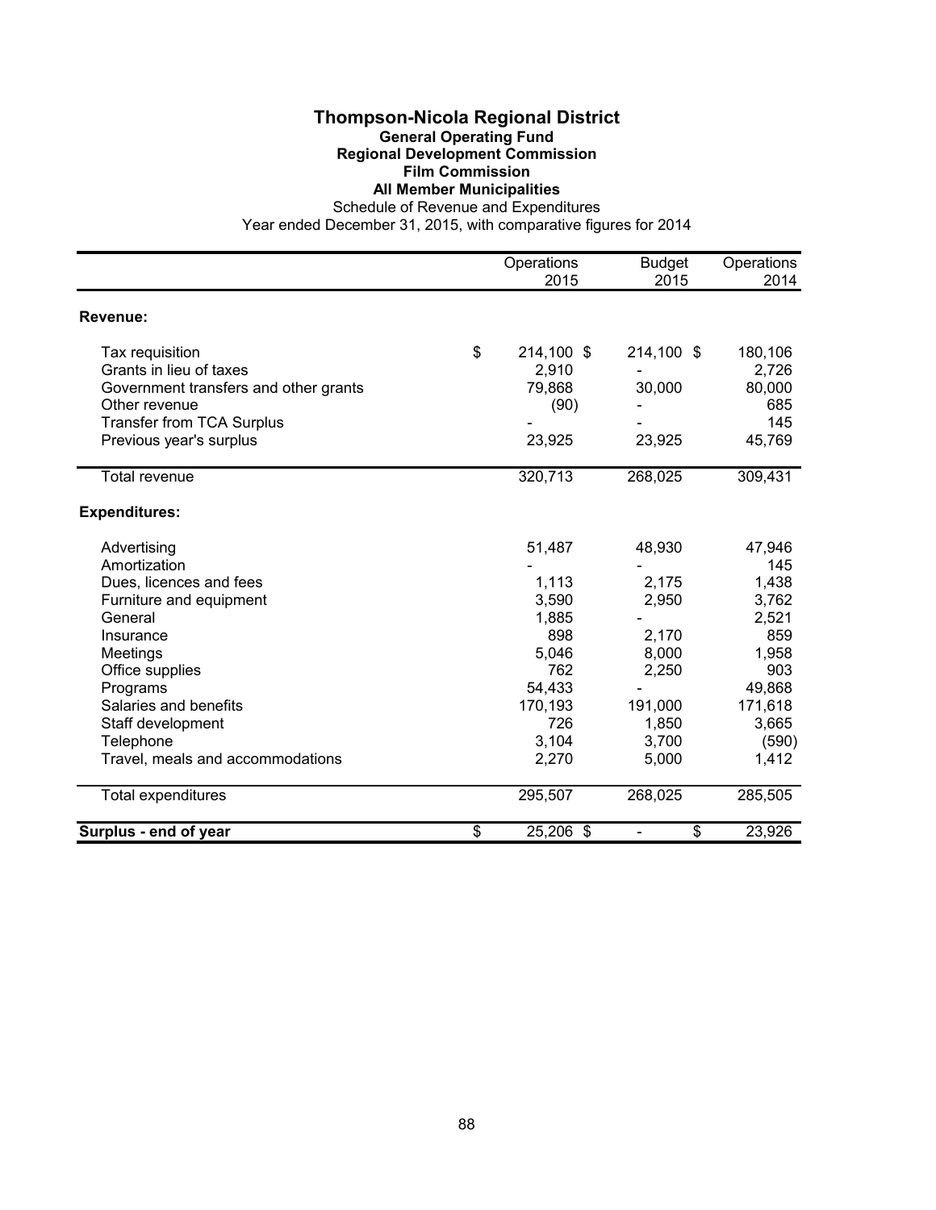# Thompson-Nicola Regional District

## General Operating Fund

## Regional Development Commission

## Film Commission

## All Member Municipalities

Schedule of Revenue and Expenditures

Year ended December 31, 2015, with comparative figures for 2014

| | Operations 2015 | Budget 2015 | Operations 2014 |
|---|---|---|---|
| **Revenue:** | | | |
| Tax requisition | $ 214,100 | $ 214,100 | $ 180,106 |
| Grants in lieu of taxes | 2,910 | - | 2,726 |
| Government transfers and other grants | 79,868 | 30,000 | 80,000 |
| Other revenue | (90) | - | 685 |
| Transfer from TCA Surplus | - | - | 145 |
| Previous year's surplus | 23,925 | 23,925 | 45,769 |
| Total revenue | 320,713 | 268,025 | 309,431 |
| **Expenditures:** | | | |
| Advertising | 51,487 | 48,930 | 47,946 |
| Amortization | - | - | 145 |
| Dues, licences and fees | 1,113 | 2,175 | 1,438 |
| Furniture and equipment | 3,590 | 2,950 | 3,762 |
| General | 1,885 | - | 2,521 |
| Insurance | 898 | 2,170 | 859 |
| Meetings | 5,046 | 8,000 | 1,958 |
| Office supplies | 762 | 2,250 | 903 |
| Programs | 54,433 | - | 49,868 |
| Salaries and benefits | 170,193 | 191,000 | 171,618 |
| Staff development | 726 | 1,850 | 3,665 |
| Telephone | 3,104 | 3,700 | (590) |
| Travel, meals and accommodations | 2,270 | 5,000 | 1,412 |
| Total expenditures | 295,507 | 268,025 | 285,505 |
| **Surplus - end of year** | $ 25,206 | $ - | $ 23,926 |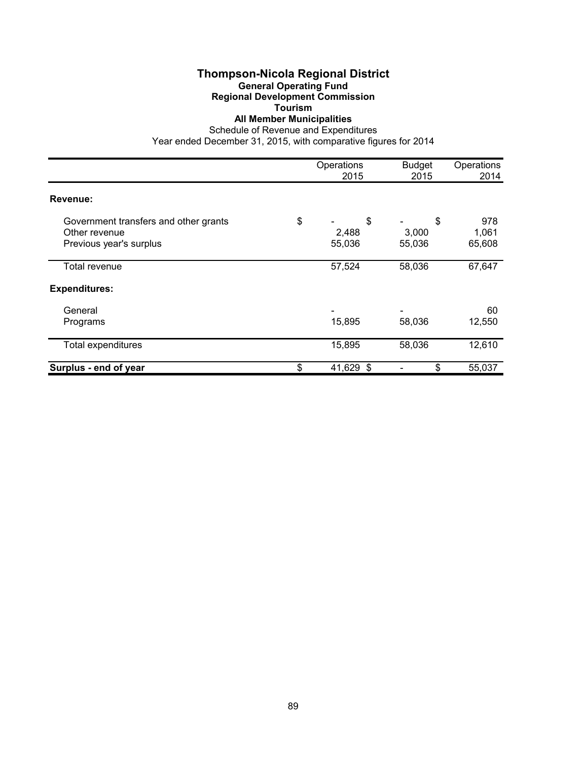# Thompson-Nicola Regional District

## General Operating Fund

## Regional Development Commission

## Tourism

## All Member Municipalities

Schedule of Revenue and Expenditures

Year ended December 31, 2015, with comparative figures for 2014

| | Operations 2015 | Budget 2015 | Operations 2014 |
|---|---|---|---|
| **Revenue:** | | | |
| Government transfers and other grants | $ - | $ - | $ 978 |
| Other revenue | 2,488 | 3,000 | 1,061 |
| Previous year's surplus | 55,036 | 55,036 | 65,608 |
| Total revenue | 57,524 | 58,036 | 67,647 |
| **Expenditures:** | | | |
| General | - | - | 60 |
| Programs | 15,895 | 58,036 | 12,550 |
| Total expenditures | 15,895 | 58,036 | 12,610 |
| **Surplus - end of year** | $ 41,629 | $ - | $ 55,037 |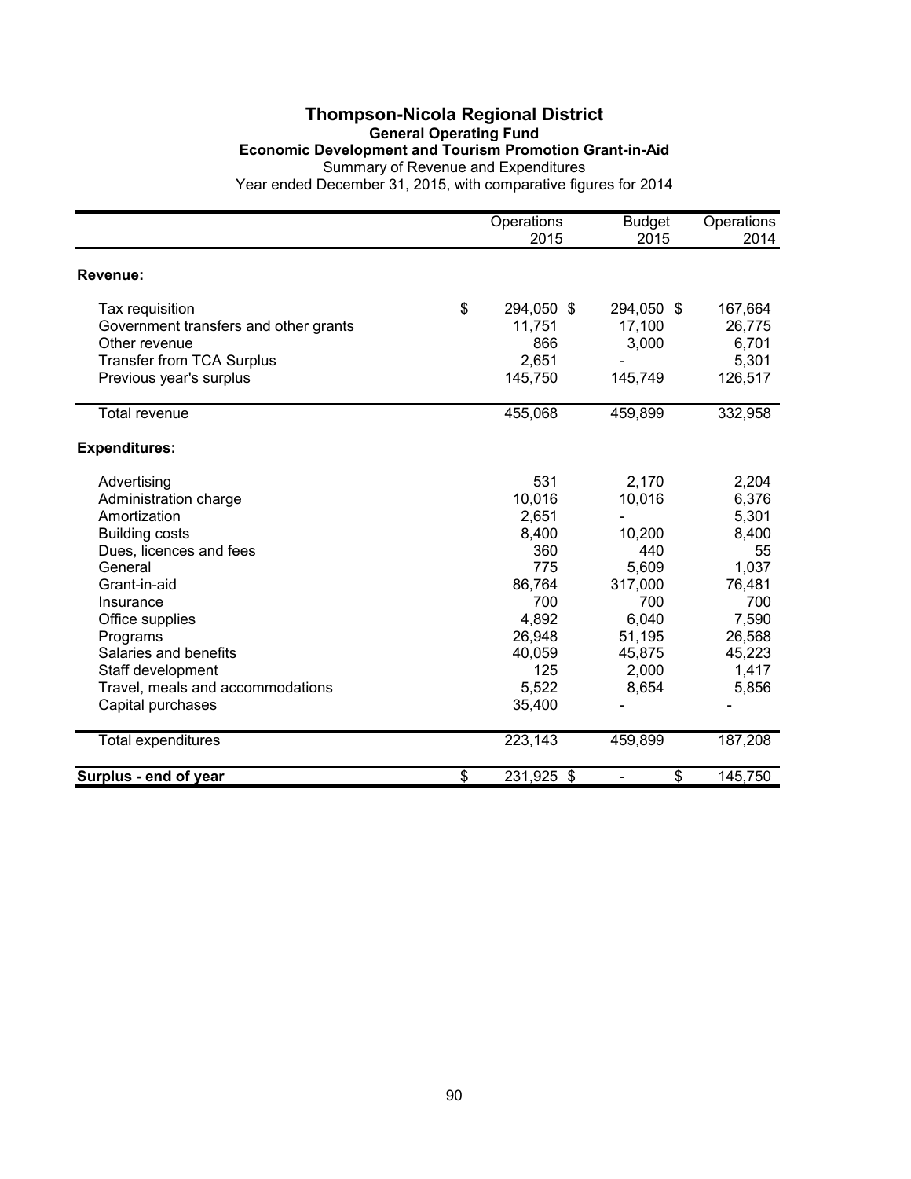# Thompson-Nicola Regional District

## General Operating Fund

### Economic Development and Tourism Promotion Grant-in-Aid

Summary of Revenue and Expenditures

Year ended December 31, 2015, with comparative figures for 2014

| | Operations 2015 | Budget 2015 | Operations 2014 |
|---|---|---|---|
| **Revenue:** | | | |
| Tax requisition | $ 294,050 | $ 294,050 | $ 167,664 |
| Government transfers and other grants | 11,751 | 17,100 | 26,775 |
| Other revenue | 866 | 3,000 | 6,701 |
| Transfer from TCA Surplus | 2,651 | - | 5,301 |
| Previous year's surplus | 145,750 | 145,749 | 126,517 |
| Total revenue | 455,068 | 459,899 | 332,958 |
| **Expenditures:** | | | |
| Advertising | 531 | 2,170 | 2,204 |
| Administration charge | 10,016 | 10,016 | 6,376 |
| Amortization | 2,651 | - | 5,301 |
| Building costs | 8,400 | 10,200 | 8,400 |
| Dues, licences and fees | 360 | 440 | 55 |
| General | 775 | 5,609 | 1,037 |
| Grant-in-aid | 86,764 | 317,000 | 76,481 |
| Insurance | 700 | 700 | 700 |
| Office supplies | 4,892 | 6,040 | 7,590 |
| Programs | 26,948 | 51,195 | 26,568 |
| Salaries and benefits | 40,059 | 45,875 | 45,223 |
| Staff development | 125 | 2,000 | 1,417 |
| Travel, meals and accommodations | 5,522 | 8,654 | 5,856 |
| Capital purchases | 35,400 | - | - |
| Total expenditures | 223,143 | 459,899 | 187,208 |
| **Surplus - end of year** | $ 231,925 | $ - | $ 145,750 |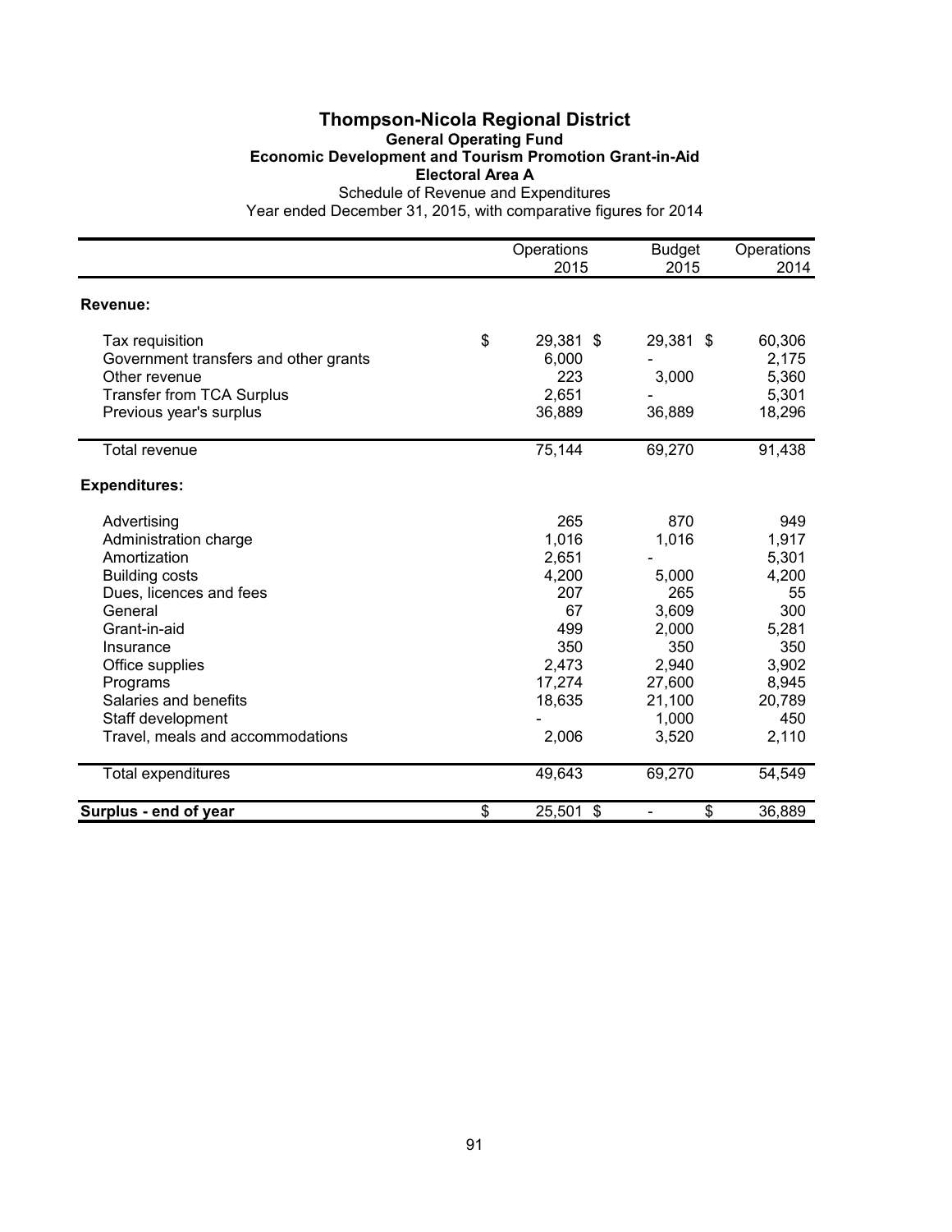# Thompson-Nicola Regional District

## General Operating Fund

### Economic Development and Tourism Promotion Grant-in-Aid

### Electoral Area A

Schedule of Revenue and Expenditures

Year ended December 31, 2015, with comparative figures for 2014

| | Operations 2015 | Budget 2015 | Operations 2014 |
|---|---|---|---|
| **Revenue:** | | | |
| Tax requisition | $ 29,381 | $ 29,381 | $ 60,306 |
| Government transfers and other grants | 6,000 | - | 2,175 |
| Other revenue | 223 | 3,000 | 5,360 |
| Transfer from TCA Surplus | 2,651 | - | 5,301 |
| Previous year's surplus | 36,889 | 36,889 | 18,296 |
| Total revenue | 75,144 | 69,270 | 91,438 |
| **Expenditures:** | | | |
| Advertising | 265 | 870 | 949 |
| Administration charge | 1,016 | 1,016 | 1,917 |
| Amortization | 2,651 | - | 5,301 |
| Building costs | 4,200 | 5,000 | 4,200 |
| Dues, licences and fees | 207 | 265 | 55 |
| General | 67 | 3,609 | 300 |
| Grant-in-aid | 499 | 2,000 | 5,281 |
| Insurance | 350 | 350 | 350 |
| Office supplies | 2,473 | 2,940 | 3,902 |
| Programs | 17,274 | 27,600 | 8,945 |
| Salaries and benefits | 18,635 | 21,100 | 20,789 |
| Staff development | - | 1,000 | 450 |
| Travel, meals and accommodations | 2,006 | 3,520 | 2,110 |
| Total expenditures | 49,643 | 69,270 | 54,549 |
| **Surplus - end of year** | $ 25,501 | $ - | $ 36,889 |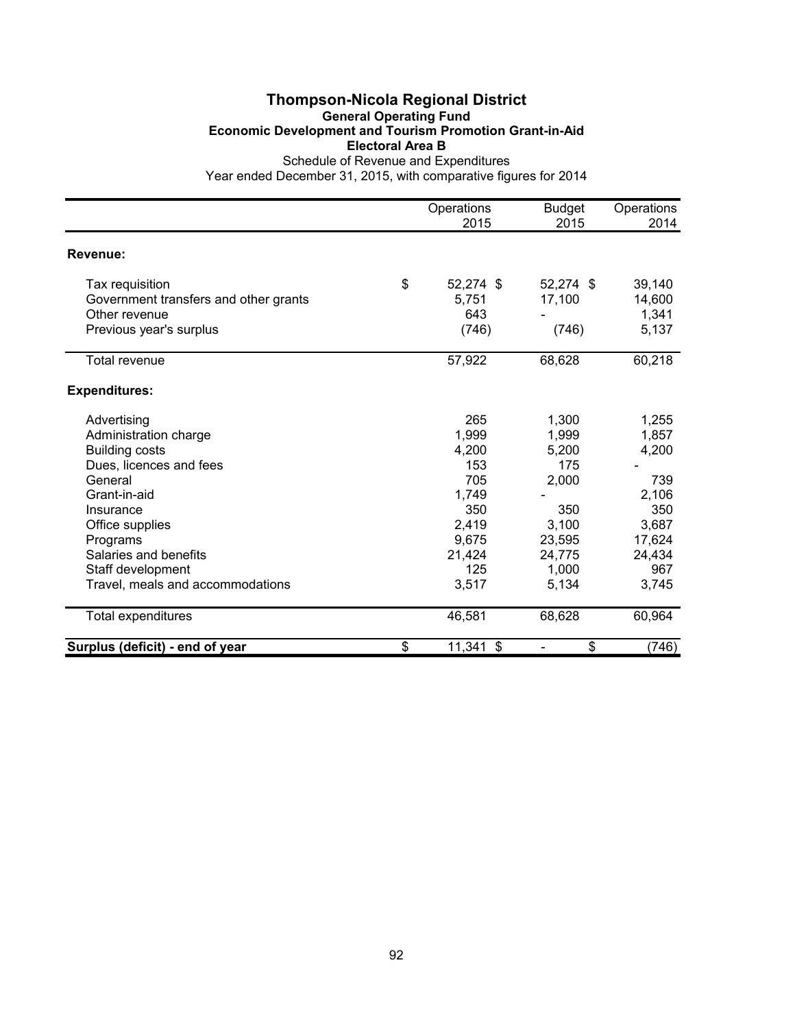# Thompson-Nicola Regional District

## General Operating Fund

### Economic Development and Tourism Promotion Grant-in-Aid

### Electoral Area B

Schedule of Revenue and Expenditures

Year ended December 31, 2015, with comparative figures for 2014

| | Operations 2015 | Budget 2015 | Operations 2014 |
|---|---|---|---|
| **Revenue:** | | | |
| Tax requisition | $ 52,274 | $ 52,274 | $ 39,140 |
| Government transfers and other grants | 5,751 | 17,100 | 14,600 |
| Other revenue | 643 | - | 1,341 |
| Previous year's surplus | (746) | (746) | 5,137 |
| Total revenue | 57,922 | 68,628 | 60,218 |
| **Expenditures:** | | | |
| Advertising | 265 | 1,300 | 1,255 |
| Administration charge | 1,999 | 1,999 | 1,857 |
| Building costs | 4,200 | 5,200 | 4,200 |
| Dues, licences and fees | 153 | 175 | - |
| General | 705 | 2,000 | 739 |
| Grant-in-aid | 1,749 | - | 2,106 |
| Insurance | 350 | 350 | 350 |
| Office supplies | 2,419 | 3,100 | 3,687 |
| Programs | 9,675 | 23,595 | 17,624 |
| Salaries and benefits | 21,424 | 24,775 | 24,434 |
| Staff development | 125 | 1,000 | 967 |
| Travel, meals and accommodations | 3,517 | 5,134 | 3,745 |
| Total expenditures | 46,581 | 68,628 | 60,964 |
| **Surplus (deficit) - end of year** | $ 11,341 | $ - | $ (746) |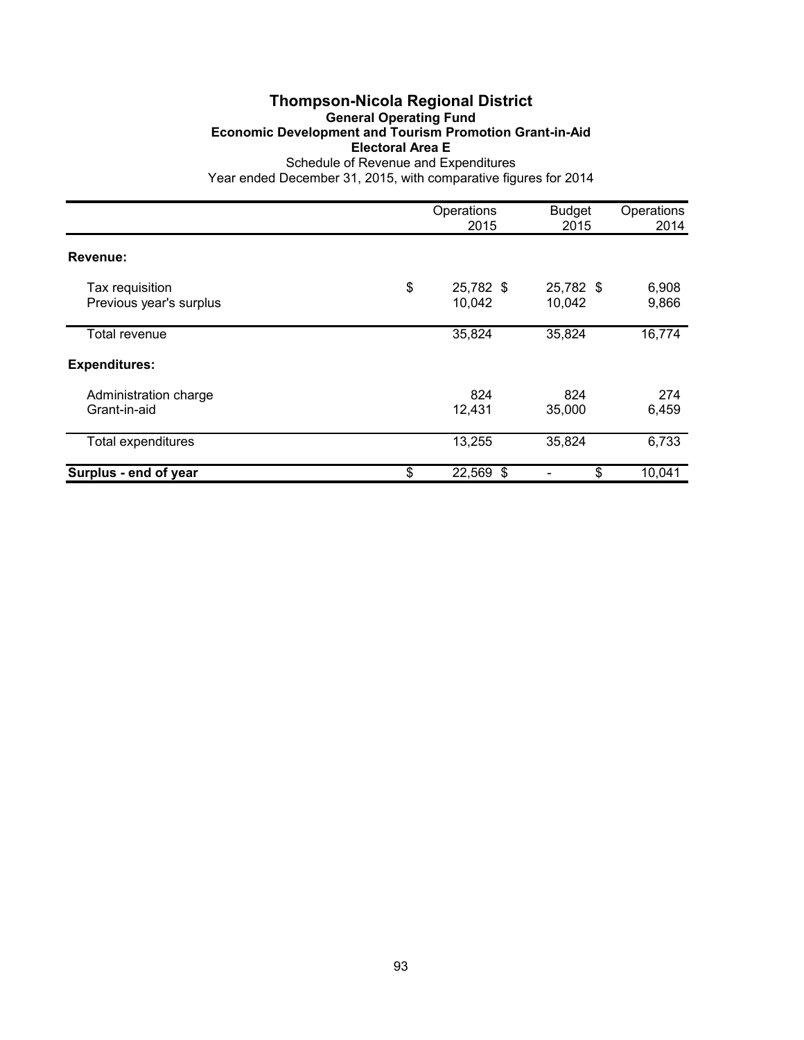# Thompson-Nicola Regional District

## General Operating Fund

### Economic Development and Tourism Promotion Grant-in-Aid

### Electoral Area E

Schedule of Revenue and Expenditures

Year ended December 31, 2015, with comparative figures for 2014

| | Operations 2015 | Budget 2015 | Operations 2014 |
|---|---|---|---|
| **Revenue:** | | | |
| Tax requisition | $ 25,782 | $ 25,782 | $ 6,908 |
| Previous year's surplus | 10,042 | 10,042 | 9,866 |
| Total revenue | 35,824 | 35,824 | 16,774 |
| **Expenditures:** | | | |
| Administration charge | 824 | 824 | 274 |
| Grant-in-aid | 12,431 | 35,000 | 6,459 |
| Total expenditures | 13,255 | 35,824 | 6,733 |
| **Surplus - end of year** | $ 22,569 | $ - | $ 10,041 |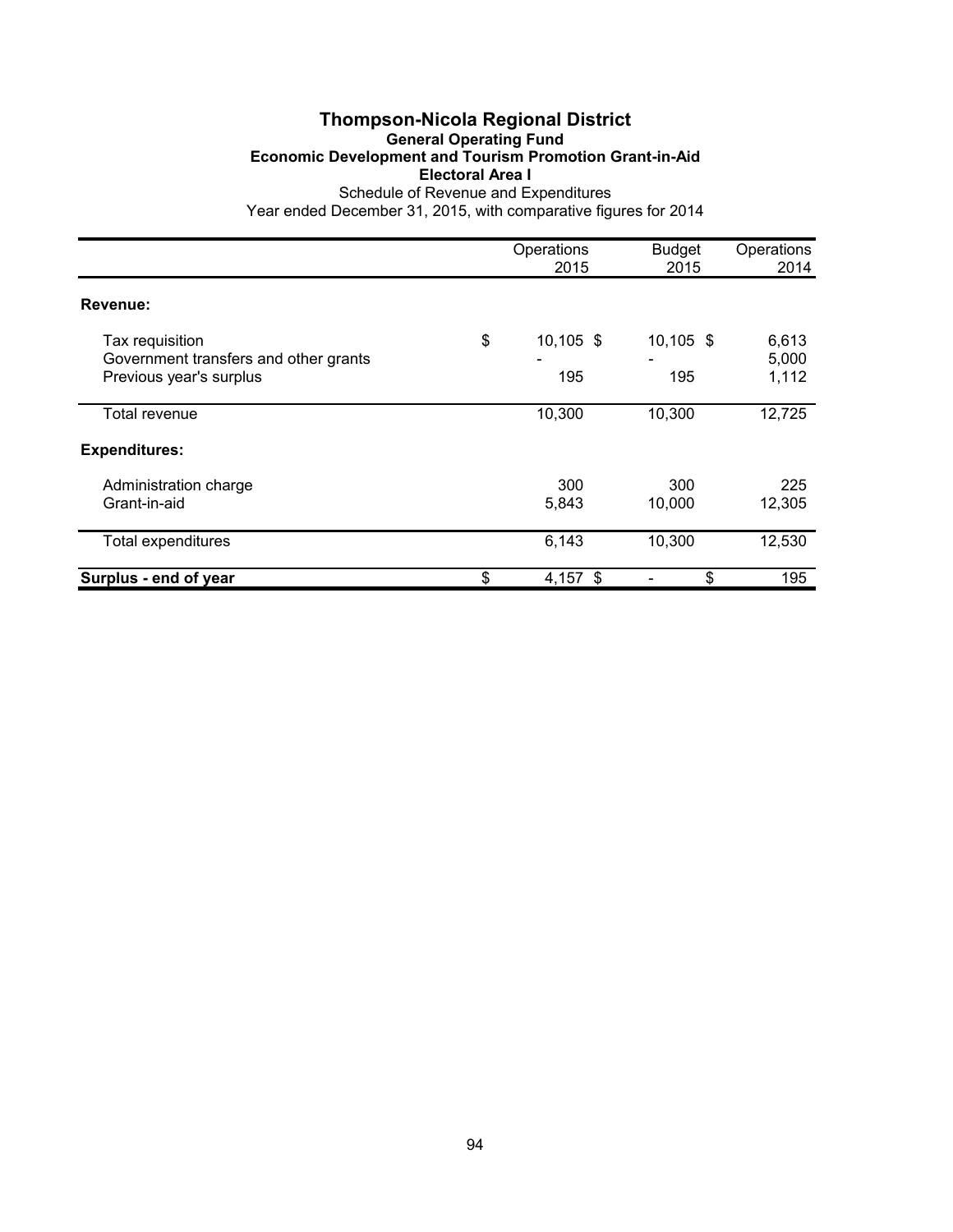# Thompson-Nicola Regional District

## General Operating Fund

### Economic Development and Tourism Promotion Grant-in-Aid

### Electoral Area I

Schedule of Revenue and Expenditures

Year ended December 31, 2015, with comparative figures for 2014

| | Operations 2015 | Budget 2015 | Operations 2014 |
|---|---|---|---|
| **Revenue:** | | | |
| Tax requisition | $ 10,105 | $ 10,105 | $ 6,613 |
| Government transfers and other grants | - | - | 5,000 |
| Previous year's surplus | 195 | 195 | 1,112 |
| Total revenue | 10,300 | 10,300 | 12,725 |
| **Expenditures:** | | | |
| Administration charge | 300 | 300 | 225 |
| Grant-in-aid | 5,843 | 10,000 | 12,305 |
| Total expenditures | 6,143 | 10,300 | 12,530 |
| **Surplus - end of year** | $ 4,157 | $ - | $ 195 |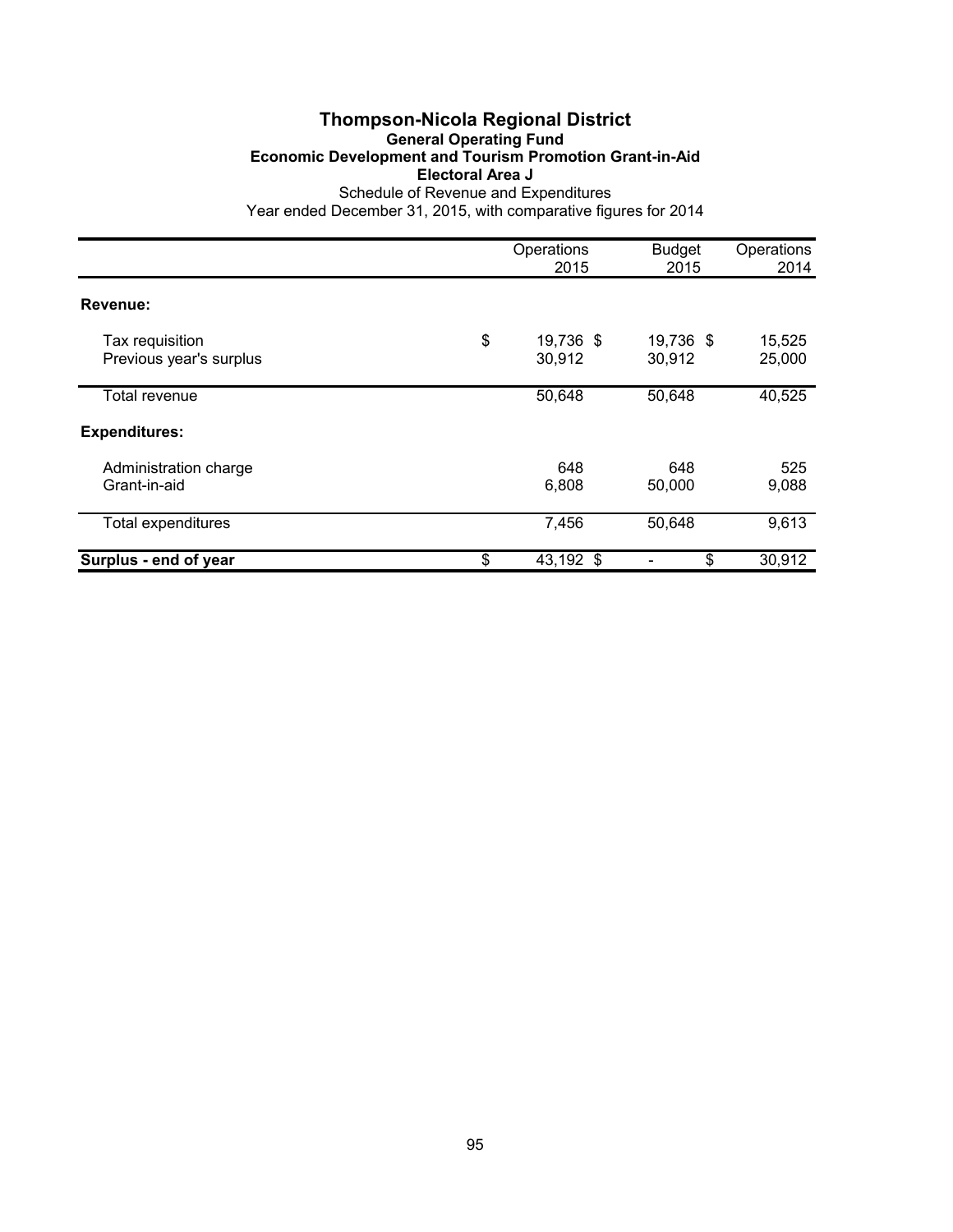# Thompson-Nicola Regional District

## General Operating Fund

### Economic Development and Tourism Promotion Grant-in-Aid

### Electoral Area J

Schedule of Revenue and Expenditures

Year ended December 31, 2015, with comparative figures for 2014

| | Operations 2015 | Budget 2015 | Operations 2014 |
|---|---|---|---|
| **Revenue:** | | | |
| Tax requisition | $ 19,736 | $ 19,736 | $ 15,525 |
| Previous year's surplus | 30,912 | 30,912 | 25,000 |
| Total revenue | 50,648 | 50,648 | 40,525 |
| **Expenditures:** | | | |
| Administration charge | 648 | 648 | 525 |
| Grant-in-aid | 6,808 | 50,000 | 9,088 |
| Total expenditures | 7,456 | 50,648 | 9,613 |
| **Surplus - end of year** | $ 43,192 | $ - | $ 30,912 |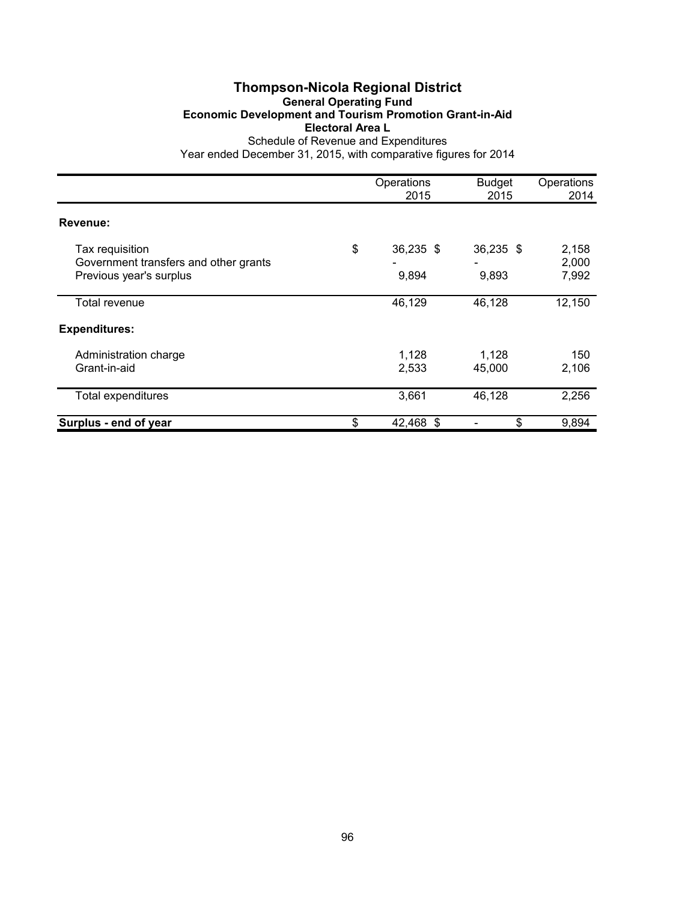# Thompson-Nicola Regional District

**General Operating Fund**

**Economic Development and Tourism Promotion Grant-in-Aid**

**Electoral Area L**

Schedule of Revenue and Expenditures

Year ended December 31, 2015, with comparative figures for 2014

| | Operations 2015 | Budget 2015 | Operations 2014 |
|---|---|---|---|
| **Revenue:** | | | |
| Tax requisition | $ 36,235 | $ 36,235 | $ 2,158 |
| Government transfers and other grants | - | - | 2,000 |
| Previous year's surplus | 9,894 | 9,893 | 7,992 |
| Total revenue | 46,129 | 46,128 | 12,150 |
| **Expenditures:** | | | |
| Administration charge | 1,128 | 1,128 | 150 |
| Grant-in-aid | 2,533 | 45,000 | 2,106 |
| Total expenditures | 3,661 | 46,128 | 2,256 |
| **Surplus - end of year** | $ 42,468 | $ - | $ 9,894 |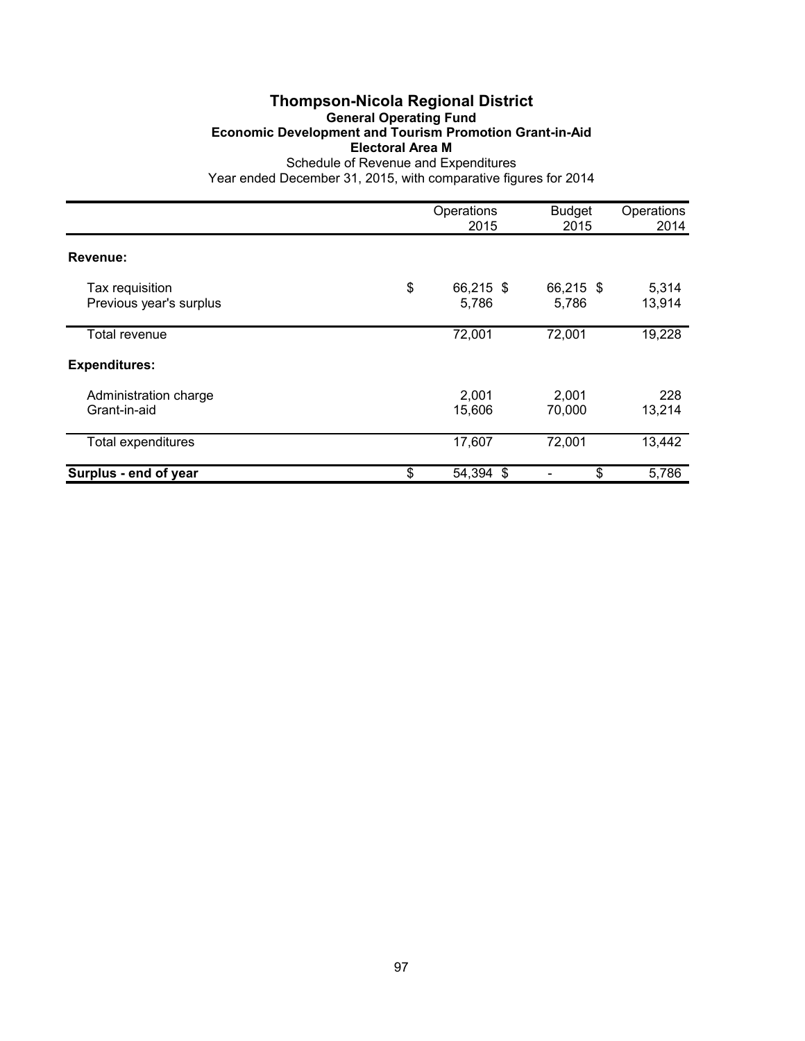# Thompson-Nicola Regional District

## General Operating Fund

### Economic Development and Tourism Promotion Grant-in-Aid

### Electoral Area M

Schedule of Revenue and Expenditures

Year ended December 31, 2015, with comparative figures for 2014

| | Operations 2015 | Budget 2015 | Operations 2014 |
|---|---|---|---|
| **Revenue:** | | | |
| Tax requisition | $ 66,215 | $ 66,215 | $ 5,314 |
| Previous year's surplus | 5,786 | 5,786 | 13,914 |
| Total revenue | 72,001 | 72,001 | 19,228 |
| **Expenditures:** | | | |
| Administration charge | 2,001 | 2,001 | 228 |
| Grant-in-aid | 15,606 | 70,000 | 13,214 |
| Total expenditures | 17,607 | 72,001 | 13,442 |
| **Surplus - end of year** | $ 54,394 | $ - | $ 5,786 |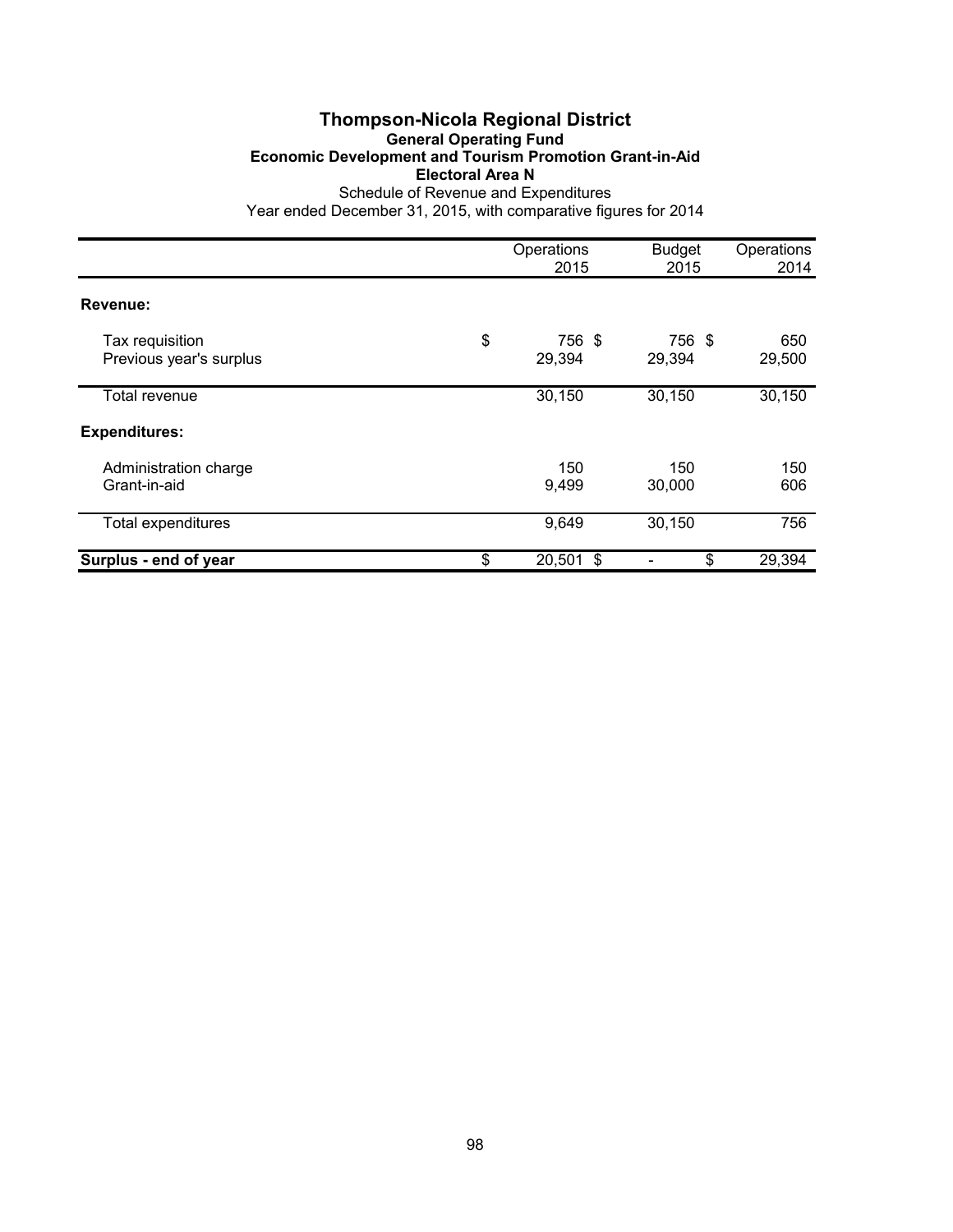# Thompson-Nicola Regional District

## General Operating Fund

### Economic Development and Tourism Promotion Grant-in-Aid

### Electoral Area N

Schedule of Revenue and Expenditures

Year ended December 31, 2015, with comparative figures for 2014

| | Operations 2015 | Budget 2015 | Operations 2014 |
|---|---|---|---|
| **Revenue:** | | | |
| Tax requisition | $ 756 | $ 756 | $ 650 |
| Previous year's surplus | 29,394 | 29,394 | 29,500 |
| Total revenue | 30,150 | 30,150 | 30,150 |
| **Expenditures:** | | | |
| Administration charge | 150 | 150 | 150 |
| Grant-in-aid | 9,499 | 30,000 | 606 |
| Total expenditures | 9,649 | 30,150 | 756 |
| **Surplus - end of year** | $ 20,501 | $ - | $ 29,394 |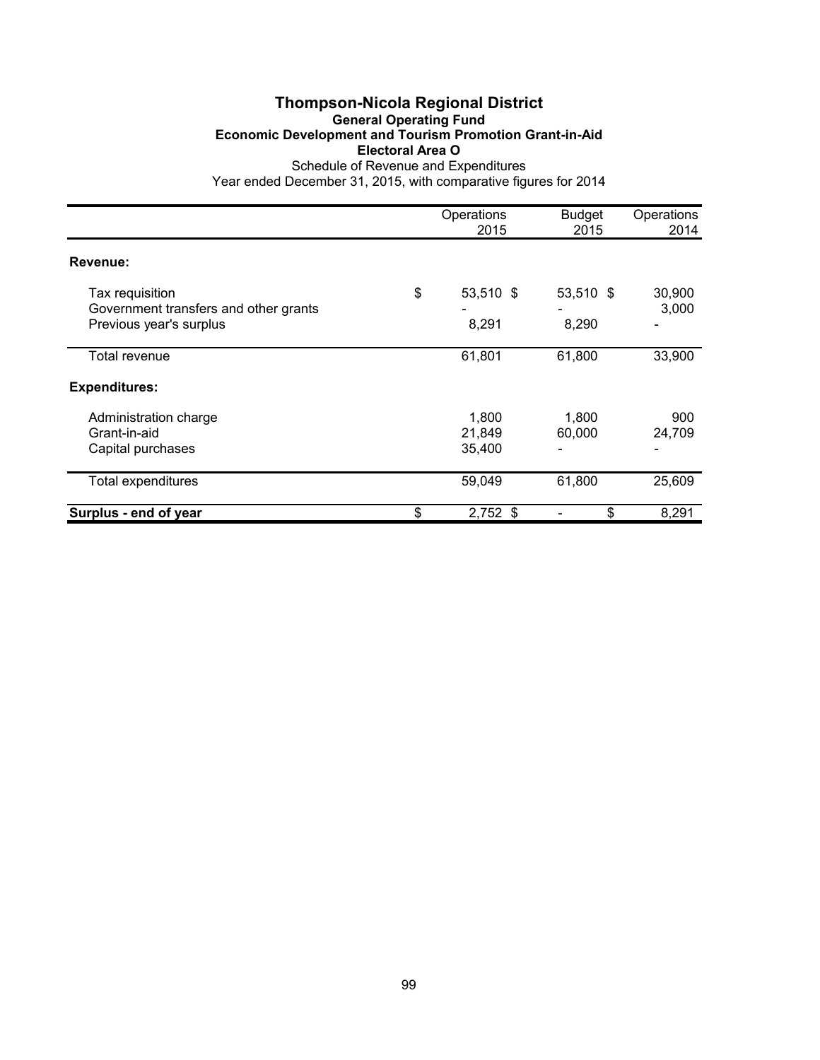# Thompson-Nicola Regional District

## General Operating Fund

### Economic Development and Tourism Promotion Grant-in-Aid

### Electoral Area O

Schedule of Revenue and Expenditures

Year ended December 31, 2015, with comparative figures for 2014

| | Operations 2015 | Budget 2015 | Operations 2014 |
|---|---|---|---|
| **Revenue:** | | | |
| Tax requisition | $ 53,510 | $ 53,510 | $ 30,900 |
| Government transfers and other grants | - | - | 3,000 |
| Previous year's surplus | 8,291 | 8,290 | - |
| Total revenue | 61,801 | 61,800 | 33,900 |
| **Expenditures:** | | | |
| Administration charge | 1,800 | 1,800 | 900 |
| Grant-in-aid | 21,849 | 60,000 | 24,709 |
| Capital purchases | 35,400 | - | - |
| Total expenditures | 59,049 | 61,800 | 25,609 |
| **Surplus - end of year** | $ 2,752 | $ - | $ 8,291 |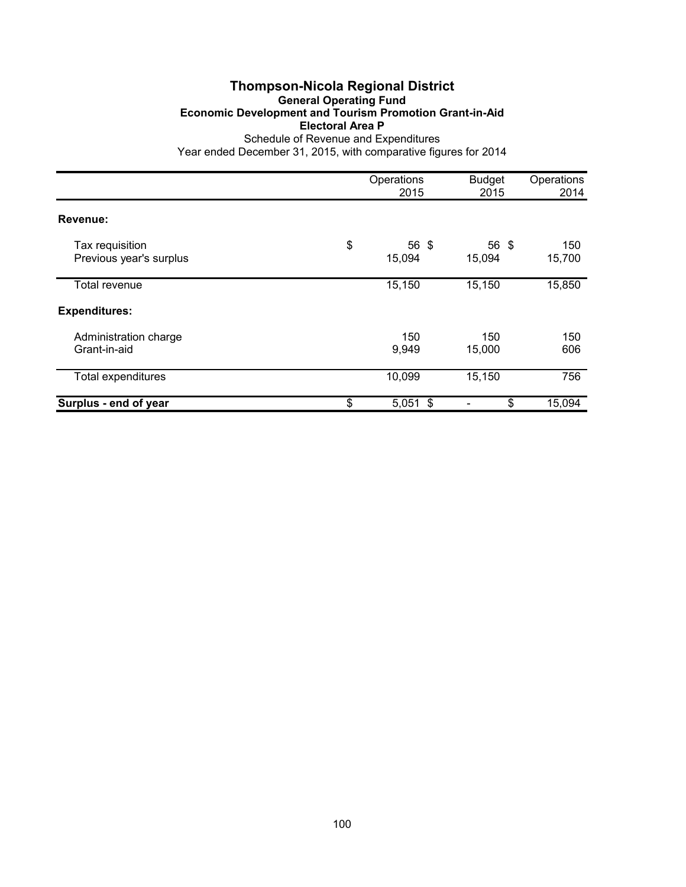# Thompson-Nicola Regional District

## General Operating Fund

### Economic Development and Tourism Promotion Grant-in-Aid

### Electoral Area P

Schedule of Revenue and Expenditures

Year ended December 31, 2015, with comparative figures for 2014

| | Operations 2015 | Budget 2015 | Operations 2014 |
|---|---|---|---|
| **Revenue:** | | | |
| Tax requisition | $ 56 | $ 56 | $ 150 |
| Previous year's surplus | 15,094 | 15,094 | 15,700 |
| Total revenue | 15,150 | 15,150 | 15,850 |
| **Expenditures:** | | | |
| Administration charge | 150 | 150 | 150 |
| Grant-in-aid | 9,949 | 15,000 | 606 |
| Total expenditures | 10,099 | 15,150 | 756 |
| **Surplus - end of year** | $ 5,051 | $ - | $ 15,094 |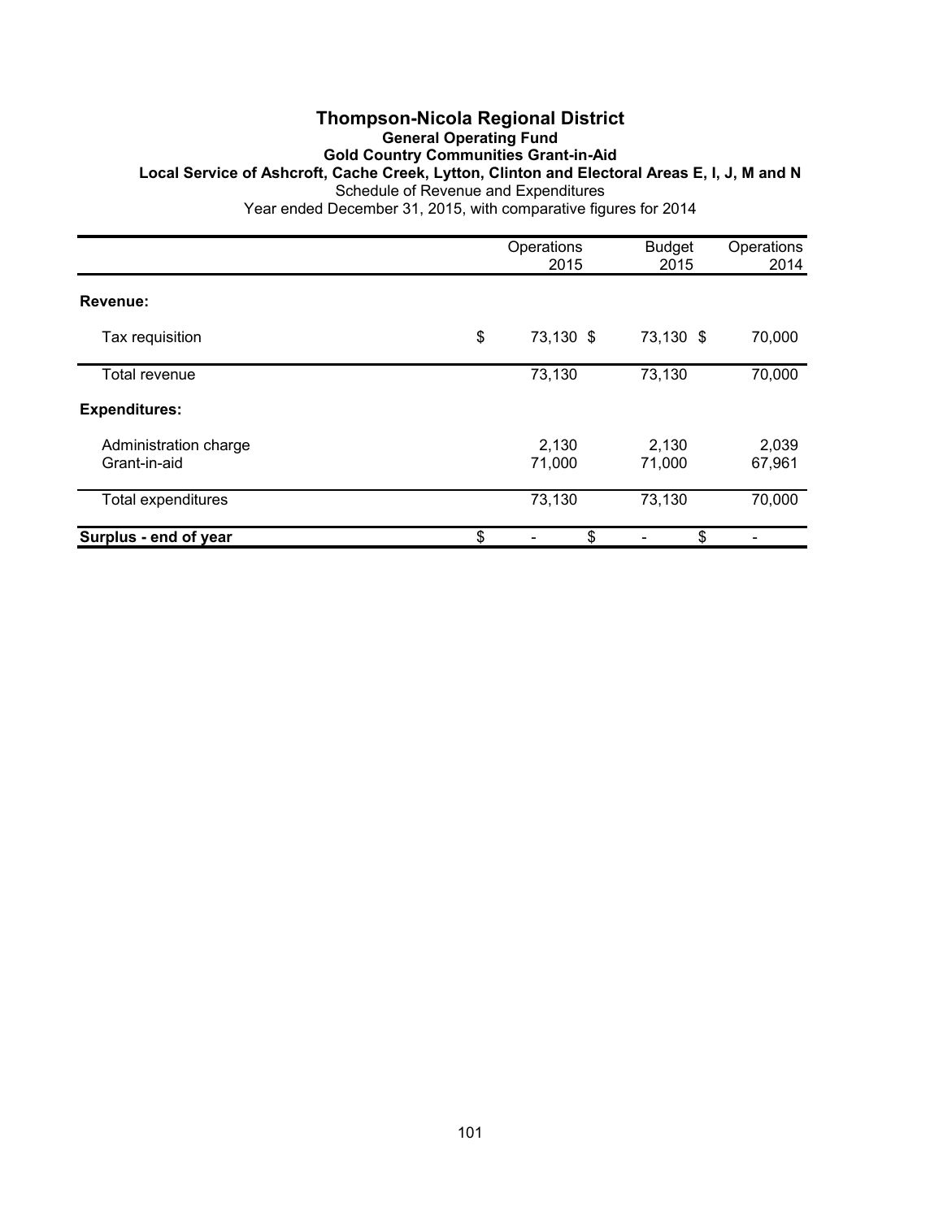# Thompson-Nicola Regional District

## General Operating Fund

### Gold Country Communities Grant-in-Aid

### Local Service of Ashcroft, Cache Creek, Lytton, Clinton and Electoral Areas E, I, J, M and N

Schedule of Revenue and Expenditures

Year ended December 31, 2015, with comparative figures for 2014

| | Operations 2015 | Budget 2015 | Operations 2014 |
|---|---|---|---|
| **Revenue:** | | | |
| Tax requisition | $ 73,130 | $ 73,130 | $ 70,000 |
| Total revenue | 73,130 | 73,130 | 70,000 |
| **Expenditures:** | | | |
| Administration charge | 2,130 | 2,130 | 2,039 |
| Grant-in-aid | 71,000 | 71,000 | 67,961 |
| Total expenditures | 73,130 | 73,130 | 70,000 |
| **Surplus - end of year** | $ - | $ - | $ - |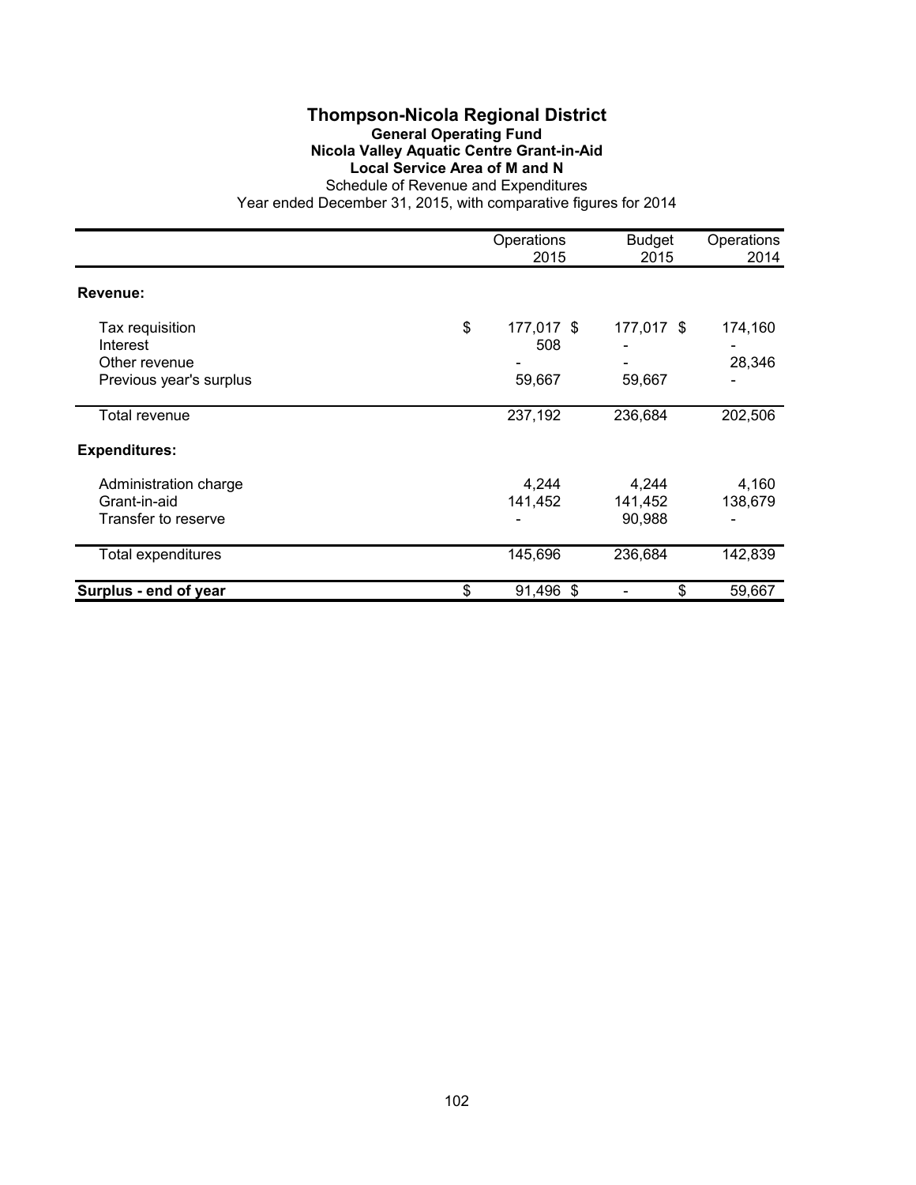# Thompson-Nicola Regional District

## General Operating Fund

### Nicola Valley Aquatic Centre Grant-in-Aid

### Local Service Area of M and N

Schedule of Revenue and Expenditures

Year ended December 31, 2015, with comparative figures for 2014

| | Operations 2015 | Budget 2015 | Operations 2014 |
|---|---|---|---|
| **Revenue:** | | | |
| Tax requisition | $ 177,017 | $ 177,017 | $ 174,160 |
| Interest | 508 | - | - |
| Other revenue | - | - | 28,346 |
| Previous year's surplus | 59,667 | 59,667 | - |
| Total revenue | 237,192 | 236,684 | 202,506 |
| **Expenditures:** | | | |
| Administration charge | 4,244 | 4,244 | 4,160 |
| Grant-in-aid | 141,452 | 141,452 | 138,679 |
| Transfer to reserve | - | 90,988 | - |
| Total expenditures | 145,696 | 236,684 | 142,839 |
| **Surplus - end of year** | $ 91,496 | $ - | $ 59,667 |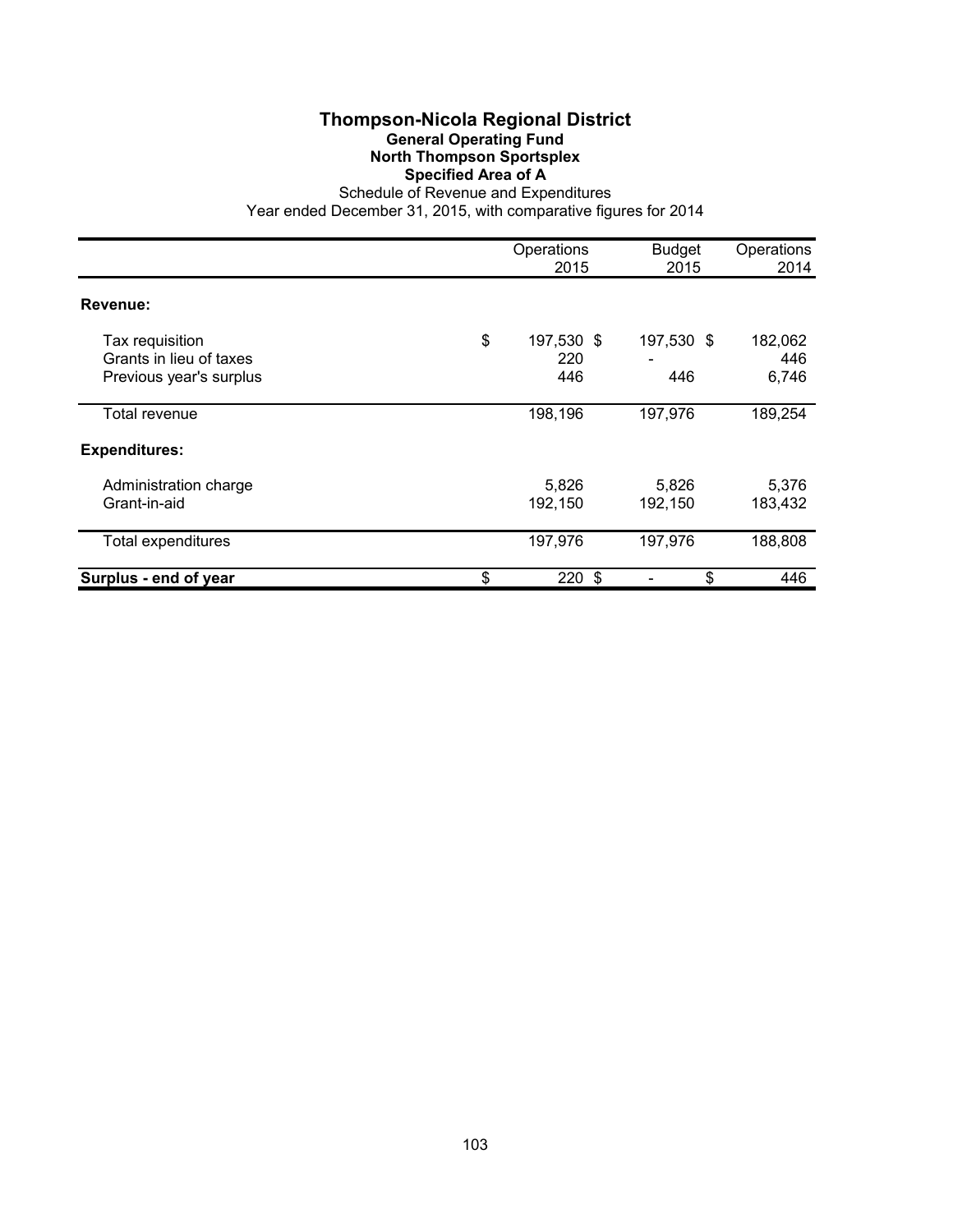# Thompson-Nicola Regional District

## General Operating Fund

### North Thompson Sportsplex

### Specified Area of A

Schedule of Revenue and Expenditures

Year ended December 31, 2015, with comparative figures for 2014

| | Operations 2015 | Budget 2015 | Operations 2014 |
|---|---|---|---|
| **Revenue:** | | | |
| Tax requisition | $ 197,530 | $ 197,530 | $ 182,062 |
| Grants in lieu of taxes | 220 | - | 446 |
| Previous year's surplus | 446 | 446 | 6,746 |
| Total revenue | 198,196 | 197,976 | 189,254 |
| **Expenditures:** | | | |
| Administration charge | 5,826 | 5,826 | 5,376 |
| Grant-in-aid | 192,150 | 192,150 | 183,432 |
| Total expenditures | 197,976 | 197,976 | 188,808 |
| **Surplus - end of year** | $ 220 | $ - | $ 446 |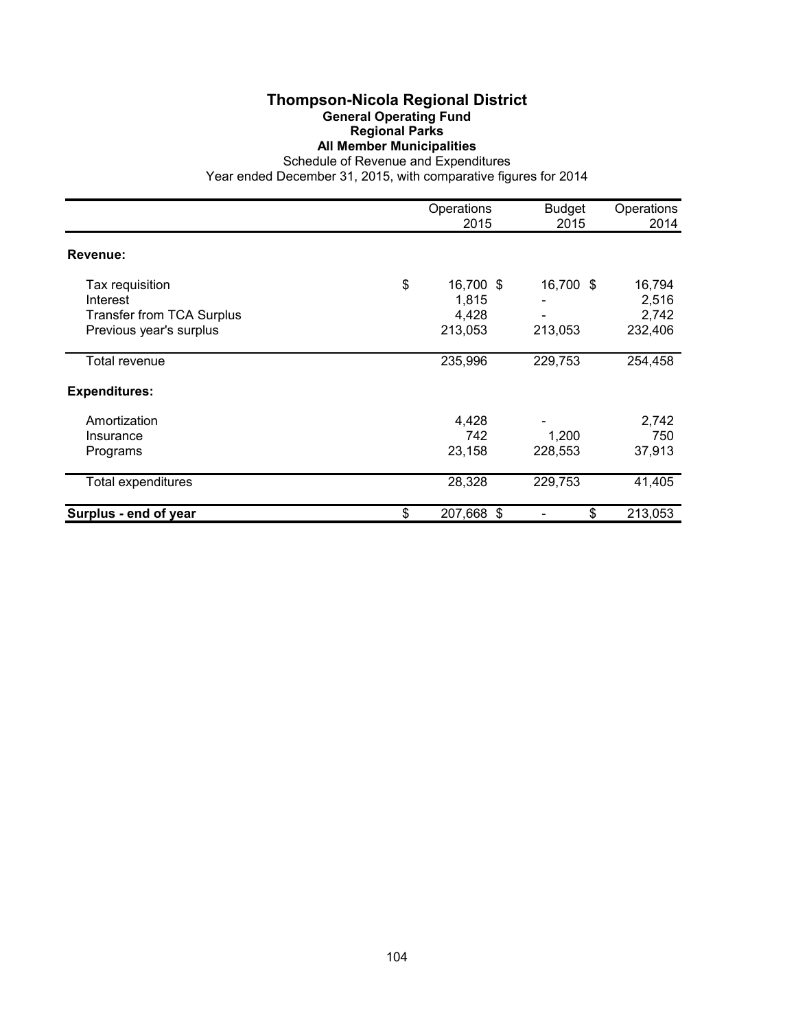# Thompson-Nicola Regional District

## General Operating Fund

### Regional Parks

### All Member Municipalities

Schedule of Revenue and Expenditures

Year ended December 31, 2015, with comparative figures for 2014

| | Operations 2015 | Budget 2015 | Operations 2014 |
|---|---|---|---|
| **Revenue:** | | | |
| Tax requisition | $ 16,700 | $ 16,700 | $ 16,794 |
| Interest | 1,815 | - | 2,516 |
| Transfer from TCA Surplus | 4,428 | - | 2,742 |
| Previous year's surplus | 213,053 | 213,053 | 232,406 |
| Total revenue | 235,996 | 229,753 | 254,458 |
| **Expenditures:** | | | |
| Amortization | 4,428 | - | 2,742 |
| Insurance | 742 | 1,200 | 750 |
| Programs | 23,158 | 228,553 | 37,913 |
| Total expenditures | 28,328 | 229,753 | 41,405 |
| **Surplus - end of year** | $ 207,668 | $ - | $ 213,053 |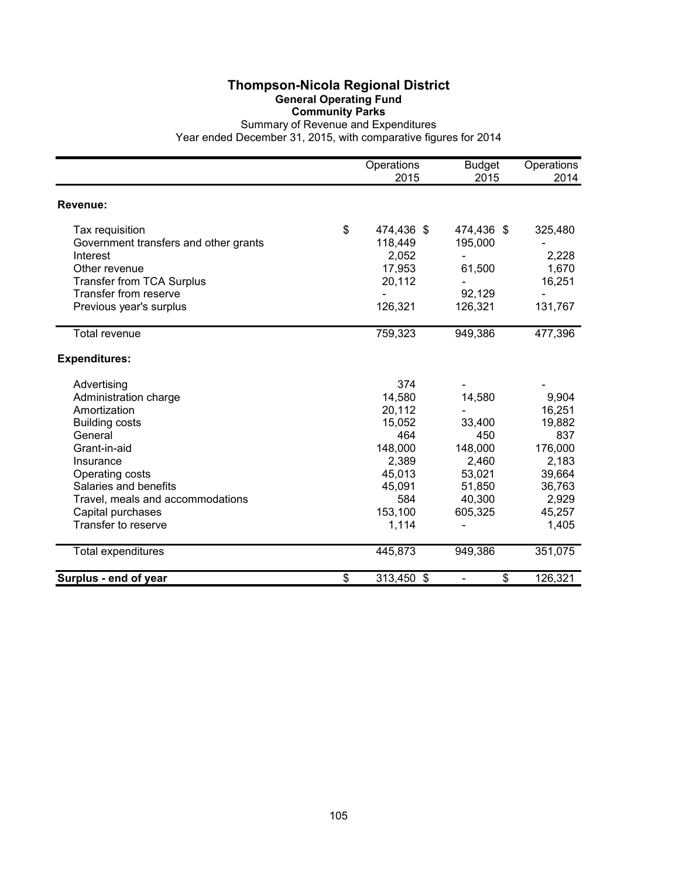# Thompson-Nicola Regional District

## General Operating Fund

### Community Parks

Summary of Revenue and Expenditures

Year ended December 31, 2015, with comparative figures for 2014

| | Operations 2015 | Budget 2015 | Operations 2014 |
|---|---|---|---|
| **Revenue:** | | | |
| Tax requisition | $ 474,436 | $ 474,436 | $ 325,480 |
| Government transfers and other grants | 118,449 | 195,000 | - |
| Interest | 2,052 | - | 2,228 |
| Other revenue | 17,953 | 61,500 | 1,670 |
| Transfer from TCA Surplus | 20,112 | - | 16,251 |
| Transfer from reserve | - | 92,129 | - |
| Previous year's surplus | 126,321 | 126,321 | 131,767 |
| Total revenue | 759,323 | 949,386 | 477,396 |
| **Expenditures:** | | | |
| Advertising | 374 | - | - |
| Administration charge | 14,580 | 14,580 | 9,904 |
| Amortization | 20,112 | - | 16,251 |
| Building costs | 15,052 | 33,400 | 19,882 |
| General | 464 | 450 | 837 |
| Grant-in-aid | 148,000 | 148,000 | 176,000 |
| Insurance | 2,389 | 2,460 | 2,183 |
| Operating costs | 45,013 | 53,021 | 39,664 |
| Salaries and benefits | 45,091 | 51,850 | 36,763 |
| Travel, meals and accommodations | 584 | 40,300 | 2,929 |
| Capital purchases | 153,100 | 605,325 | 45,257 |
| Transfer to reserve | 1,114 | - | 1,405 |
| Total expenditures | 445,873 | 949,386 | 351,075 |
| **Surplus - end of year** | $ 313,450 | $ - | $ 126,321 |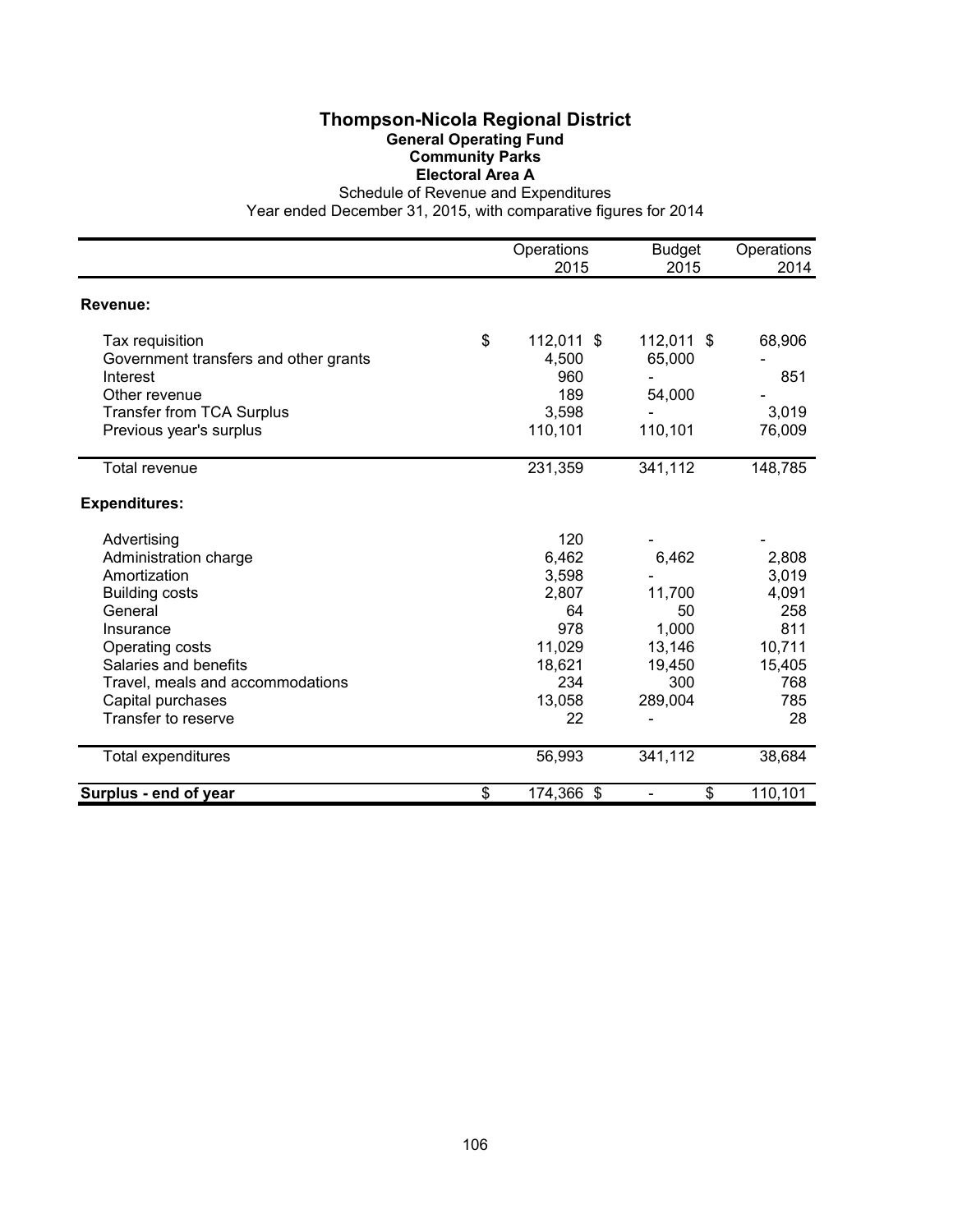# Thompson-Nicola Regional District

## General Operating Fund

### Community Parks

### Electoral Area A

Schedule of Revenue and Expenditures

Year ended December 31, 2015, with comparative figures for 2014

| | Operations 2015 | Budget 2015 | Operations 2014 |
|---|---|---|---|
| **Revenue:** | | | |
| Tax requisition | $ 112,011 | $ 112,011 | $ 68,906 |
| Government transfers and other grants | 4,500 | 65,000 | - |
| Interest | 960 | - | 851 |
| Other revenue | 189 | 54,000 | - |
| Transfer from TCA Surplus | 3,598 | - | 3,019 |
| Previous year's surplus | 110,101 | 110,101 | 76,009 |
| Total revenue | 231,359 | 341,112 | 148,785 |
| **Expenditures:** | | | |
| Advertising | 120 | - | - |
| Administration charge | 6,462 | 6,462 | 2,808 |
| Amortization | 3,598 | - | 3,019 |
| Building costs | 2,807 | 11,700 | 4,091 |
| General | 64 | 50 | 258 |
| Insurance | 978 | 1,000 | 811 |
| Operating costs | 11,029 | 13,146 | 10,711 |
| Salaries and benefits | 18,621 | 19,450 | 15,405 |
| Travel, meals and accommodations | 234 | 300 | 768 |
| Capital purchases | 13,058 | 289,004 | 785 |
| Transfer to reserve | 22 | - | 28 |
| Total expenditures | 56,993 | 341,112 | 38,684 |
| **Surplus - end of year** | $ 174,366 | $ - | $ 110,101 |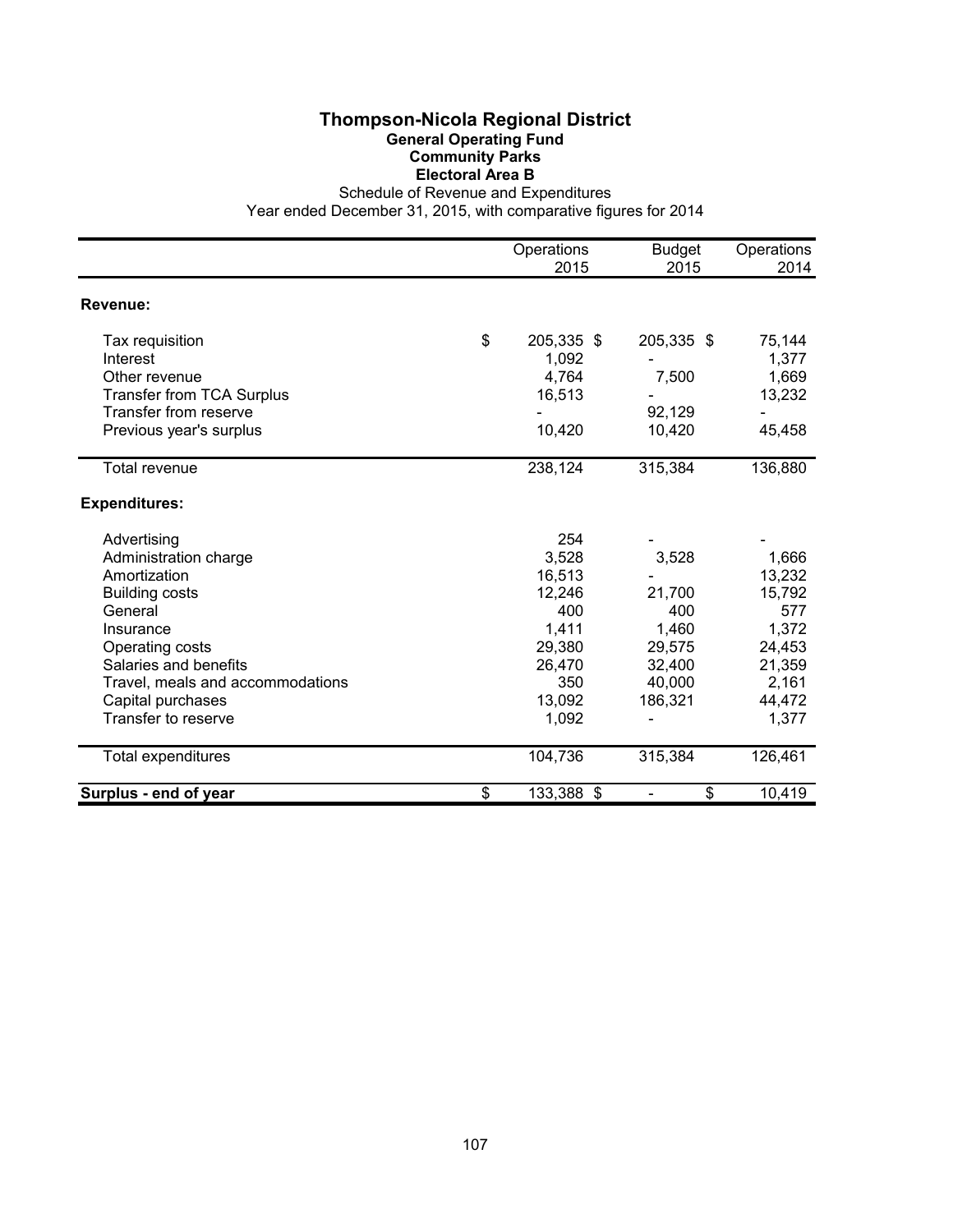# Thompson-Nicola Regional District

## General Operating Fund

### Community Parks

### Electoral Area B

Schedule of Revenue and Expenditures

Year ended December 31, 2015, with comparative figures for 2014

| | Operations 2015 | Budget 2015 | Operations 2014 |
|---|---|---|---|
| **Revenue:** | | | |
| Tax requisition | $ 205,335 | $ 205,335 | $ 75,144 |
| Interest | 1,092 | - | 1,377 |
| Other revenue | 4,764 | 7,500 | 1,669 |
| Transfer from TCA Surplus | 16,513 | - | 13,232 |
| Transfer from reserve | - | 92,129 | - |
| Previous year's surplus | 10,420 | 10,420 | 45,458 |
| Total revenue | 238,124 | 315,384 | 136,880 |
| **Expenditures:** | | | |
| Advertising | 254 | - | - |
| Administration charge | 3,528 | 3,528 | 1,666 |
| Amortization | 16,513 | - | 13,232 |
| Building costs | 12,246 | 21,700 | 15,792 |
| General | 400 | 400 | 577 |
| Insurance | 1,411 | 1,460 | 1,372 |
| Operating costs | 29,380 | 29,575 | 24,453 |
| Salaries and benefits | 26,470 | 32,400 | 21,359 |
| Travel, meals and accommodations | 350 | 40,000 | 2,161 |
| Capital purchases | 13,092 | 186,321 | 44,472 |
| Transfer to reserve | 1,092 | - | 1,377 |
| Total expenditures | 104,736 | 315,384 | 126,461 |
| **Surplus - end of year** | $ 133,388 | $ - | $ 10,419 |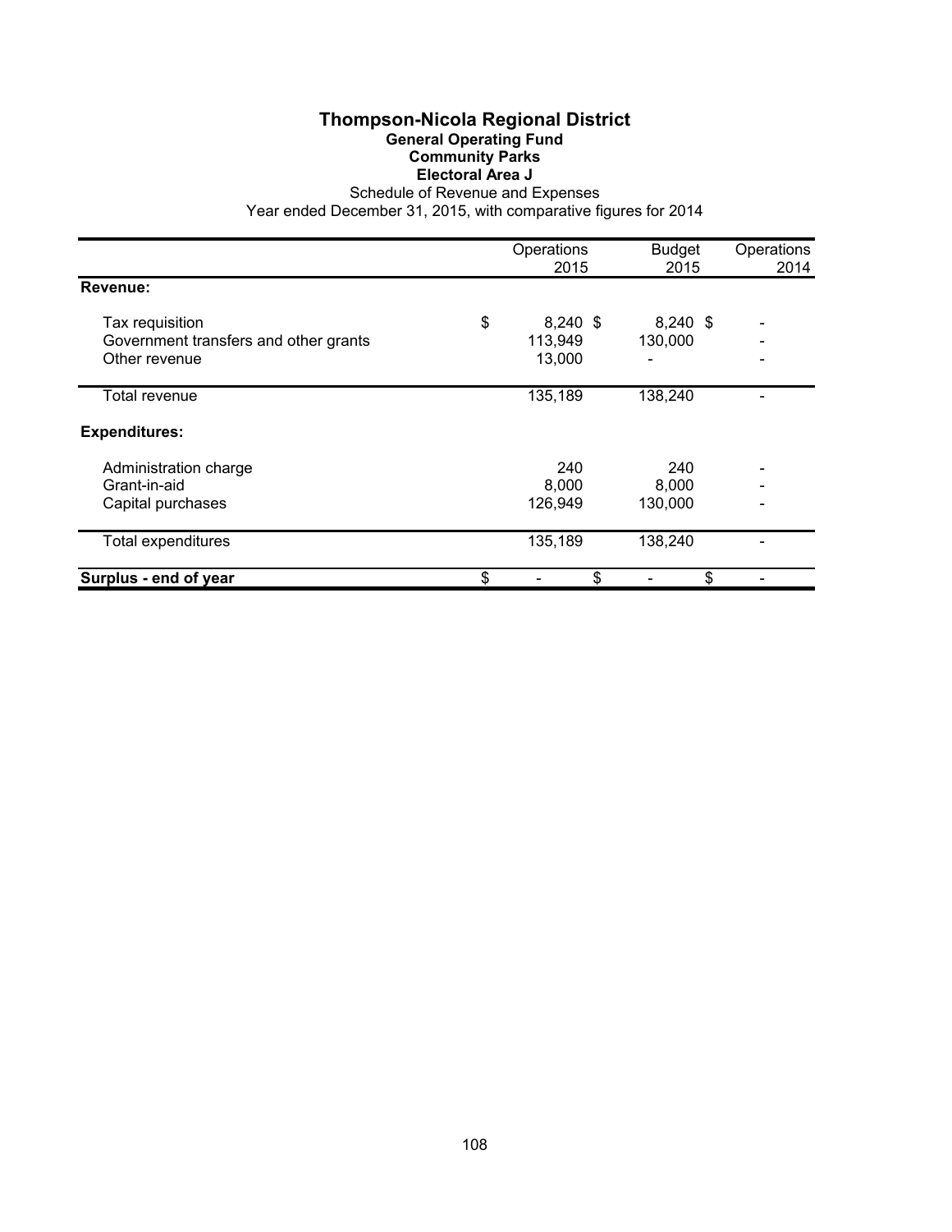# Thompson-Nicola Regional District

## General Operating Fund

### Community Parks

### Electoral Area J

Schedule of Revenue and Expenses

Year ended December 31, 2015, with comparative figures for 2014

| | Operations 2015 | Budget 2015 | Operations 2014 |
|---|---|---|---|
| **Revenue:** | | | |
| Tax requisition | $ 8,240 | $ 8,240 | $ - |
| Government transfers and other grants | 113,949 | 130,000 | - |
| Other revenue | 13,000 | - | - |
| Total revenue | 135,189 | 138,240 | - |
| **Expenditures:** | | | |
| Administration charge | 240 | 240 | - |
| Grant-in-aid | 8,000 | 8,000 | - |
| Capital purchases | 126,949 | 130,000 | - |
| Total expenditures | 135,189 | 138,240 | - |
| **Surplus - end of year** | $ - | $ - | $ - |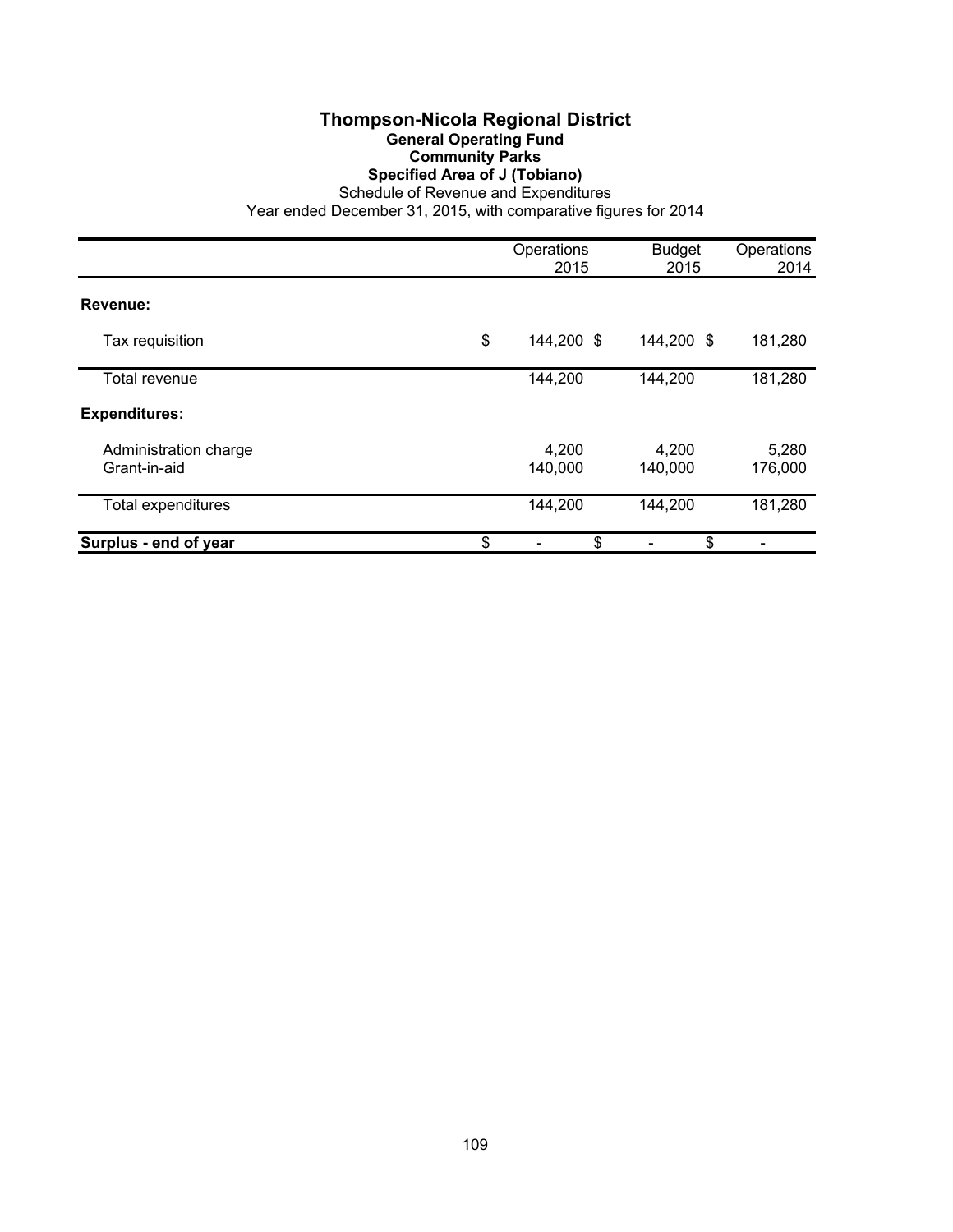# Thompson-Nicola Regional District

## General Operating Fund

### Community Parks

### Specified Area of J (Tobiano)

Schedule of Revenue and Expenditures

Year ended December 31, 2015, with comparative figures for 2014

| | Operations 2015 | Budget 2015 | Operations 2014 |
|---|---|---|---|
| **Revenue:** | | | |
| Tax requisition | $ 144,200 | $ 144,200 | $ 181,280 |
| Total revenue | 144,200 | 144,200 | 181,280 |
| **Expenditures:** | | | |
| Administration charge | 4,200 | 4,200 | 5,280 |
| Grant-in-aid | 140,000 | 140,000 | 176,000 |
| Total expenditures | 144,200 | 144,200 | 181,280 |
| **Surplus - end of year** | $ - | $ - | $ - |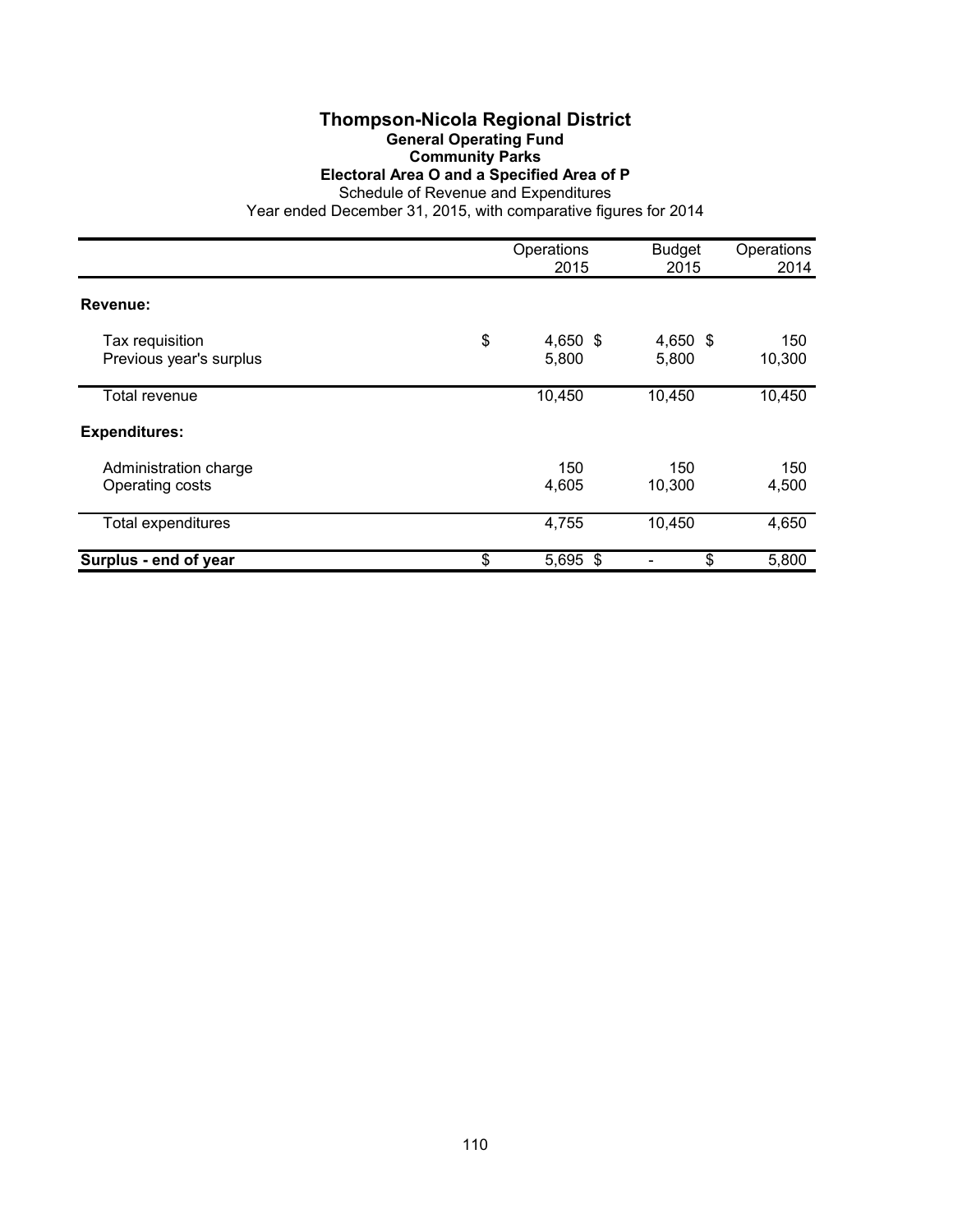# Thompson-Nicola Regional District

## General Operating Fund

### Community Parks

### Electoral Area O and a Specified Area of P

Schedule of Revenue and Expenditures

Year ended December 31, 2015, with comparative figures for 2014

| | Operations 2015 | Budget 2015 | Operations 2014 |
|---|---|---|---|
| **Revenue:** | | | |
| Tax requisition | $ 4,650 | $ 4,650 | $ 150 |
| Previous year's surplus | 5,800 | 5,800 | 10,300 |
| Total revenue | 10,450 | 10,450 | 10,450 |
| **Expenditures:** | | | |
| Administration charge | 150 | 150 | 150 |
| Operating costs | 4,605 | 10,300 | 4,500 |
| Total expenditures | 4,755 | 10,450 | 4,650 |
| **Surplus - end of year** | $ 5,695 | $ - | $ 5,800 |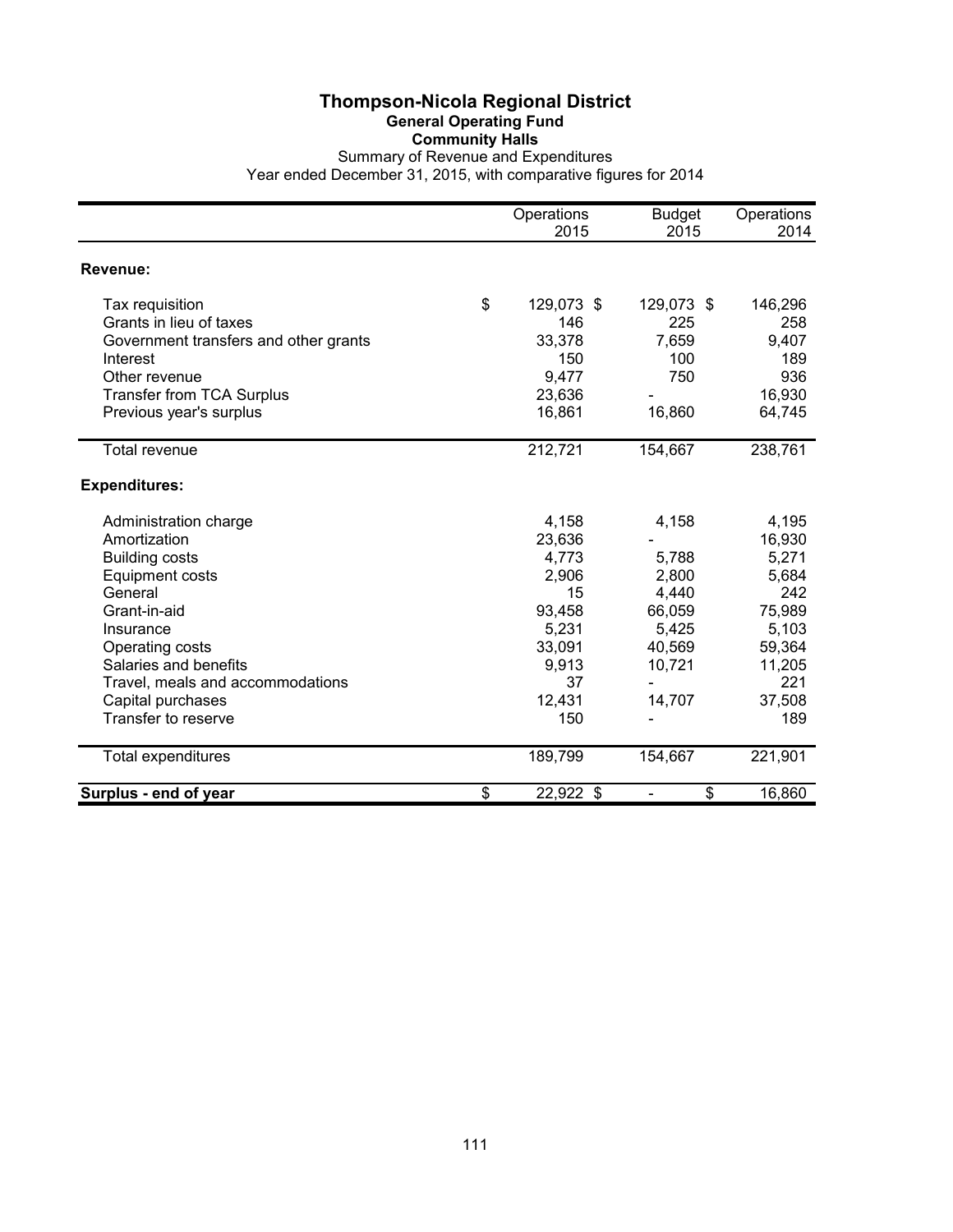# Thompson-Nicola Regional District

## General Operating Fund

### Community Halls

Summary of Revenue and Expenditures

Year ended December 31, 2015, with comparative figures for 2014

| | Operations 2015 | Budget 2015 | Operations 2014 |
|---|---|---|---|
| **Revenue:** | | | |
| Tax requisition | $ 129,073 | $ 129,073 | $ 146,296 |
| Grants in lieu of taxes | 146 | 225 | 258 |
| Government transfers and other grants | 33,378 | 7,659 | 9,407 |
| Interest | 150 | 100 | 189 |
| Other revenue | 9,477 | 750 | 936 |
| Transfer from TCA Surplus | 23,636 | - | 16,930 |
| Previous year's surplus | 16,861 | 16,860 | 64,745 |
| Total revenue | 212,721 | 154,667 | 238,761 |
| **Expenditures:** | | | |
| Administration charge | 4,158 | 4,158 | 4,195 |
| Amortization | 23,636 | - | 16,930 |
| Building costs | 4,773 | 5,788 | 5,271 |
| Equipment costs | 2,906 | 2,800 | 5,684 |
| General | 15 | 4,440 | 242 |
| Grant-in-aid | 93,458 | 66,059 | 75,989 |
| Insurance | 5,231 | 5,425 | 5,103 |
| Operating costs | 33,091 | 40,569 | 59,364 |
| Salaries and benefits | 9,913 | 10,721 | 11,205 |
| Travel, meals and accommodations | 37 | - | 221 |
| Capital purchases | 12,431 | 14,707 | 37,508 |
| Transfer to reserve | 150 | - | 189 |
| Total expenditures | 189,799 | 154,667 | 221,901 |
| **Surplus - end of year** | $ 22,922 | $ - | $ 16,860 |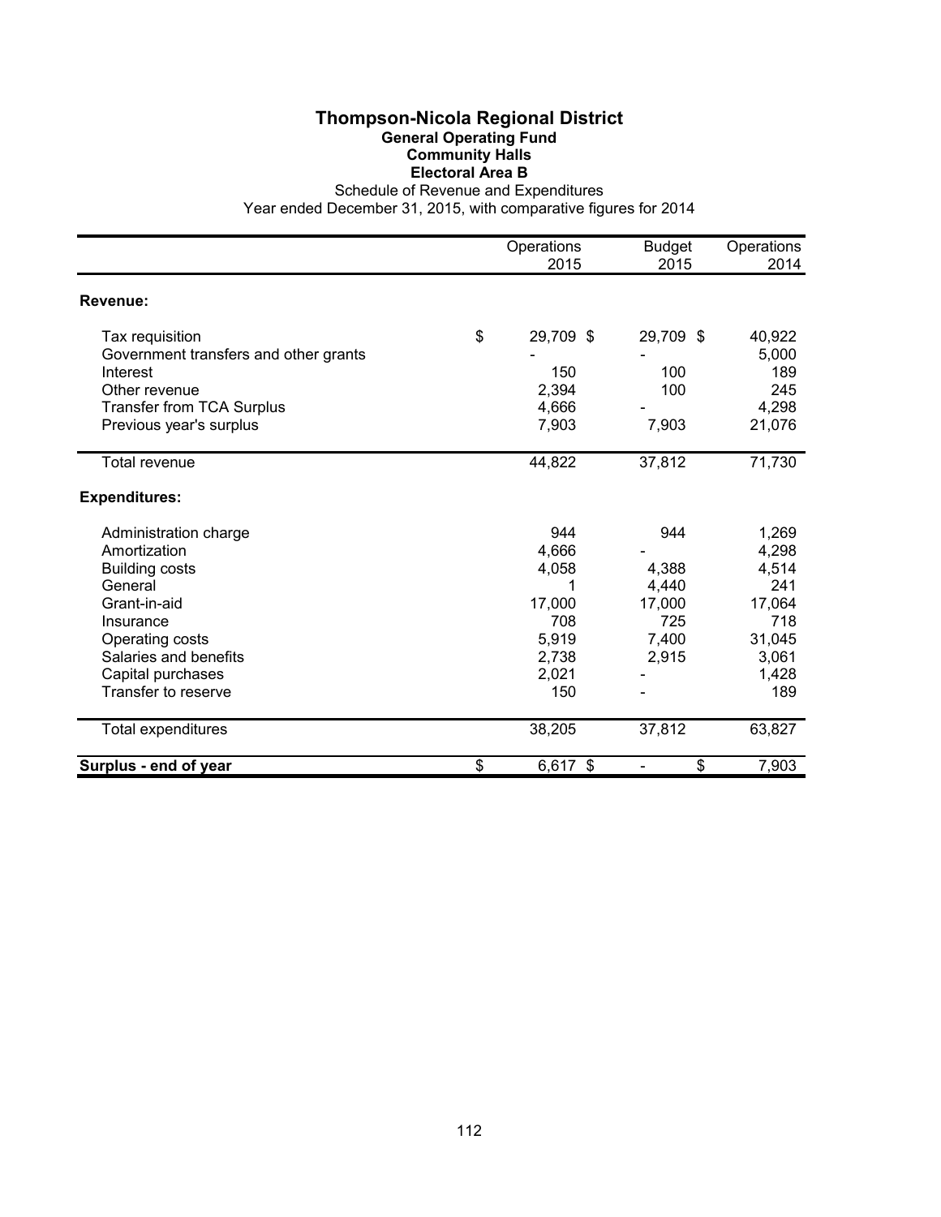# Thompson-Nicola Regional District

## General Operating Fund

### Community Halls

### Electoral Area B

Schedule of Revenue and Expenditures

Year ended December 31, 2015, with comparative figures for 2014

| | Operations 2015 | Budget 2015 | Operations 2014 |
|---|---|---|---|
| **Revenue:** | | | |
| Tax requisition | $ 29,709 | $ 29,709 | $ 40,922 |
| Government transfers and other grants | - | - | 5,000 |
| Interest | 150 | 100 | 189 |
| Other revenue | 2,394 | 100 | 245 |
| Transfer from TCA Surplus | 4,666 | - | 4,298 |
| Previous year's surplus | 7,903 | 7,903 | 21,076 |
| Total revenue | 44,822 | 37,812 | 71,730 |
| **Expenditures:** | | | |
| Administration charge | 944 | 944 | 1,269 |
| Amortization | 4,666 | - | 4,298 |
| Building costs | 4,058 | 4,388 | 4,514 |
| General | 1 | 4,440 | 241 |
| Grant-in-aid | 17,000 | 17,000 | 17,064 |
| Insurance | 708 | 725 | 718 |
| Operating costs | 5,919 | 7,400 | 31,045 |
| Salaries and benefits | 2,738 | 2,915 | 3,061 |
| Capital purchases | 2,021 | - | 1,428 |
| Transfer to reserve | 150 | - | 189 |
| Total expenditures | 38,205 | 37,812 | 63,827 |
| **Surplus - end of year** | $ 6,617 | $ - | $ 7,903 |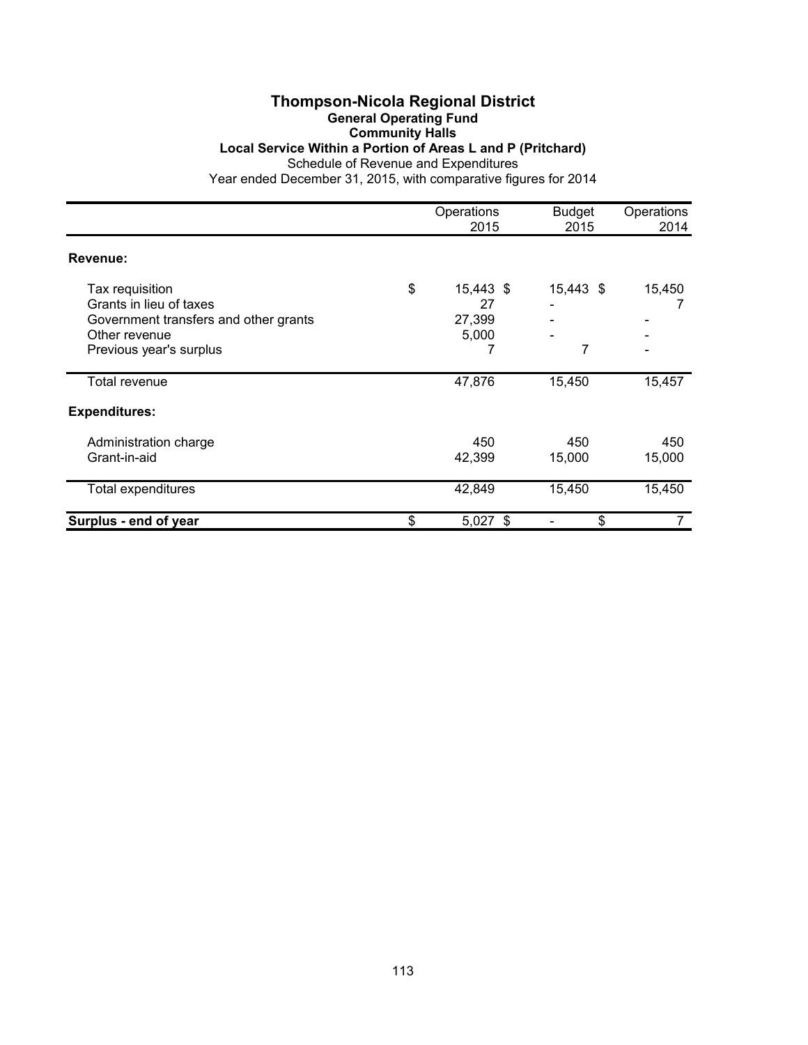# Thompson-Nicola Regional District

## General Operating Fund

### Community Halls

### Local Service Within a Portion of Areas L and P (Pritchard)

Schedule of Revenue and Expenditures

Year ended December 31, 2015, with comparative figures for 2014

| | Operations 2015 | Budget 2015 | Operations 2014 |
|---|---|---|---|
| **Revenue:** | | | |
| Tax requisition | $ 15,443 | $ 15,443 | $ 15,450 |
| Grants in lieu of taxes | 27 | - | 7 |
| Government transfers and other grants | 27,399 | - | - |
| Other revenue | 5,000 | - | - |
| Previous year's surplus | 7 | 7 | - |
| Total revenue | 47,876 | 15,450 | 15,457 |
| **Expenditures:** | | | |
| Administration charge | 450 | 450 | 450 |
| Grant-in-aid | 42,399 | 15,000 | 15,000 |
| Total expenditures | 42,849 | 15,450 | 15,450 |
| **Surplus - end of year** | $ 5,027 | $ - | $ 7 |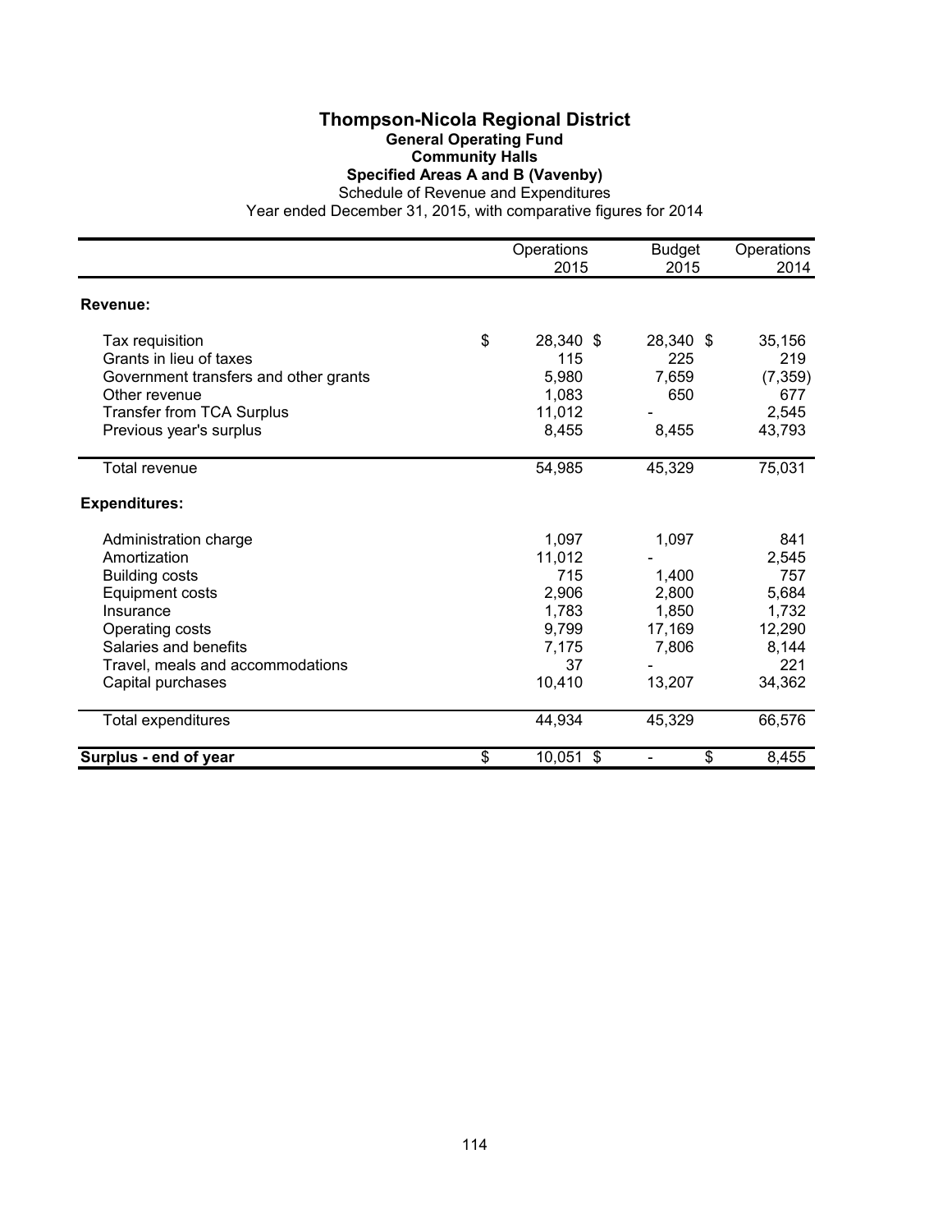# Thompson-Nicola Regional District

## General Operating Fund

## Community Halls

## Specified Areas A and B (Vavenby)

Schedule of Revenue and Expenditures

Year ended December 31, 2015, with comparative figures for 2014

| | Operations 2015 | Budget 2015 | Operations 2014 |
|---|---|---|---|
| **Revenue:** | | | |
| Tax requisition | $ 28,340 | $ 28,340 | $ 35,156 |
| Grants in lieu of taxes | 115 | 225 | 219 |
| Government transfers and other grants | 5,980 | 7,659 | (7,359) |
| Other revenue | 1,083 | 650 | 677 |
| Transfer from TCA Surplus | 11,012 | - | 2,545 |
| Previous year's surplus | 8,455 | 8,455 | 43,793 |
| Total revenue | 54,985 | 45,329 | 75,031 |
| **Expenditures:** | | | |
| Administration charge | 1,097 | 1,097 | 841 |
| Amortization | 11,012 | - | 2,545 |
| Building costs | 715 | 1,400 | 757 |
| Equipment costs | 2,906 | 2,800 | 5,684 |
| Insurance | 1,783 | 1,850 | 1,732 |
| Operating costs | 9,799 | 17,169 | 12,290 |
| Salaries and benefits | 7,175 | 7,806 | 8,144 |
| Travel, meals and accommodations | 37 | - | 221 |
| Capital purchases | 10,410 | 13,207 | 34,362 |
| Total expenditures | 44,934 | 45,329 | 66,576 |
| **Surplus - end of year** | $ 10,051 | $ - | $ 8,455 |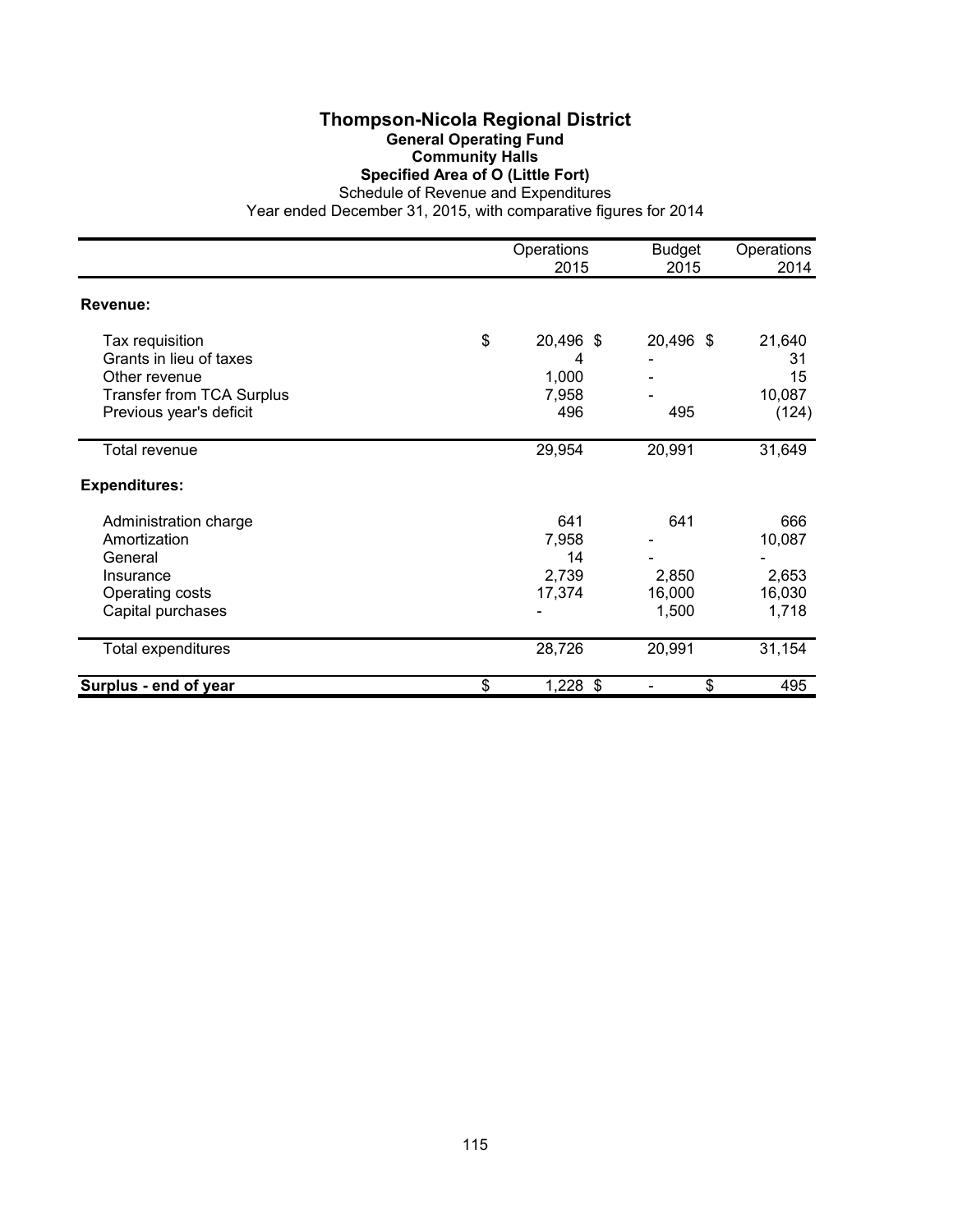# Thompson-Nicola Regional District

## General Operating Fund

### Community Halls

### Specified Area of O (Little Fort)

Schedule of Revenue and Expenditures

Year ended December 31, 2015, with comparative figures for 2014

| | Operations 2015 | Budget 2015 | Operations 2014 |
|---|---|---|---|
| **Revenue:** | | | |
| Tax requisition | $ 20,496 | $ 20,496 | $ 21,640 |
| Grants in lieu of taxes | 4 | - | 31 |
| Other revenue | 1,000 | - | 15 |
| Transfer from TCA Surplus | 7,958 | - | 10,087 |
| Previous year's deficit | 496 | 495 | (124) |
| Total revenue | 29,954 | 20,991 | 31,649 |
| **Expenditures:** | | | |
| Administration charge | 641 | 641 | 666 |
| Amortization | 7,958 | - | 10,087 |
| General | 14 | - | - |
| Insurance | 2,739 | 2,850 | 2,653 |
| Operating costs | 17,374 | 16,000 | 16,030 |
| Capital purchases | - | 1,500 | 1,718 |
| Total expenditures | 28,726 | 20,991 | 31,154 |
| **Surplus - end of year** | $ 1,228 | $ - | $ 495 |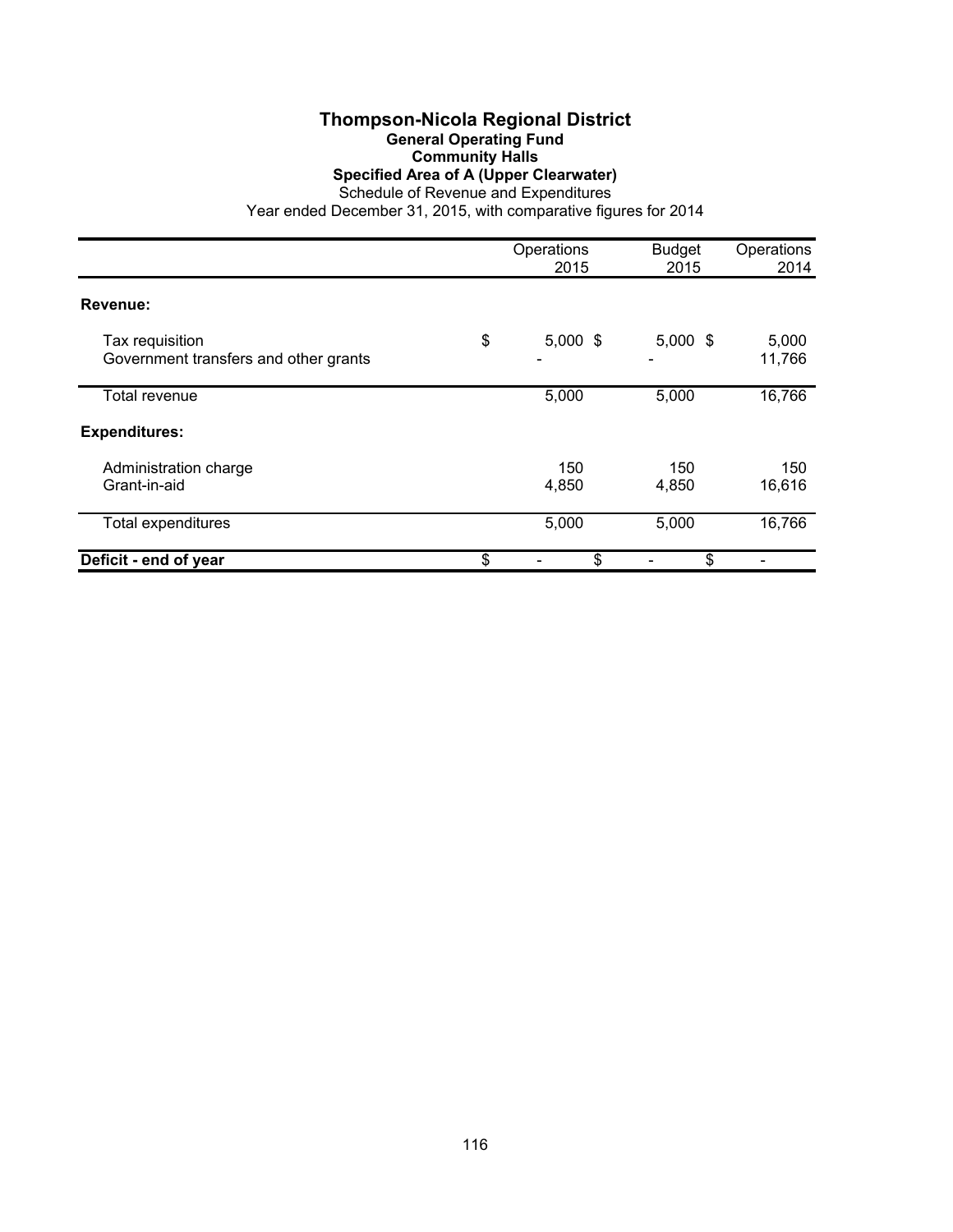# Thompson-Nicola Regional District

## General Operating Fund

### Community Halls

### Specified Area of A (Upper Clearwater)

Schedule of Revenue and Expenditures

Year ended December 31, 2015, with comparative figures for 2014

| | Operations 2015 | Budget 2015 | Operations 2014 |
|---|---|---|---|
| **Revenue:** | | | |
| Tax requisition | $ 5,000 | $ 5,000 | $ 5,000 |
| Government transfers and other grants | - | - | 11,766 |
| Total revenue | 5,000 | 5,000 | 16,766 |
| **Expenditures:** | | | |
| Administration charge | 150 | 150 | 150 |
| Grant-in-aid | 4,850 | 4,850 | 16,616 |
| Total expenditures | 5,000 | 5,000 | 16,766 |
| **Deficit - end of year** | $ - | $ - | $ - |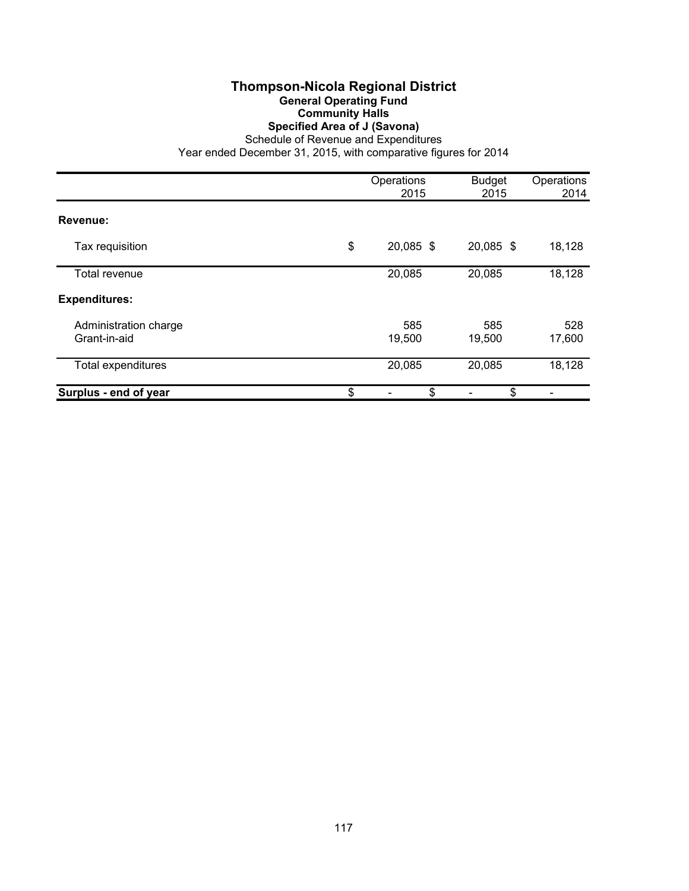# Thompson-Nicola Regional District

## General Operating Fund

### Community Halls

### Specified Area of J (Savona)

Schedule of Revenue and Expenditures

Year ended December 31, 2015, with comparative figures for 2014

| | Operations 2015 | Budget 2015 | Operations 2014 |
|---|---|---|---|
| **Revenue:** | | | |
| Tax requisition | $ 20,085 | $ 20,085 | $ 18,128 |
| Total revenue | 20,085 | 20,085 | 18,128 |
| **Expenditures:** | | | |
| Administration charge | 585 | 585 | 528 |
| Grant-in-aid | 19,500 | 19,500 | 17,600 |
| Total expenditures | 20,085 | 20,085 | 18,128 |
| **Surplus - end of year** | $ - | $ - | $ - |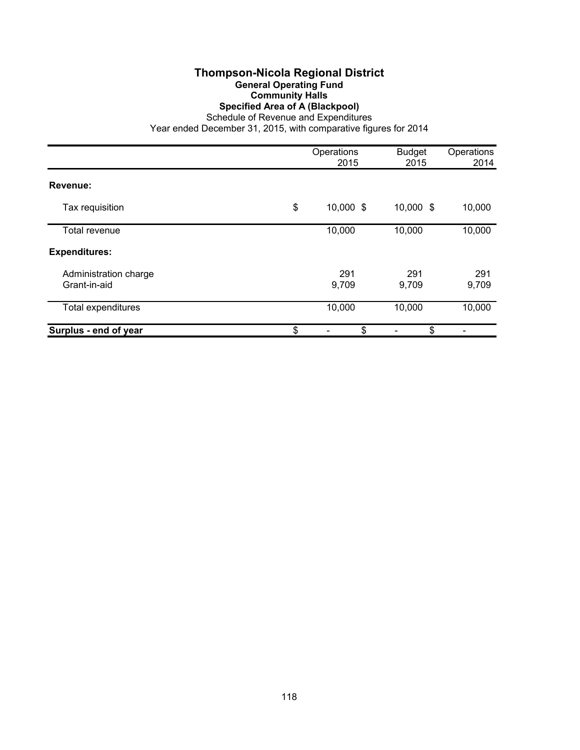# Thompson-Nicola Regional District

## General Operating Fund

### Community Halls

### Specified Area of A (Blackpool)

Schedule of Revenue and Expenditures

Year ended December 31, 2015, with comparative figures for 2014

| | Operations 2015 | Budget 2015 | Operations 2014 |
|---|---|---|---|
| **Revenue:** | | | |
| Tax requisition | $ 10,000 | $ 10,000 | $ 10,000 |
| Total revenue | 10,000 | 10,000 | 10,000 |
| **Expenditures:** | | | |
| Administration charge | 291 | 291 | 291 |
| Grant-in-aid | 9,709 | 9,709 | 9,709 |
| Total expenditures | 10,000 | 10,000 | 10,000 |
| **Surplus - end of year** | $ - | $ - | $ - |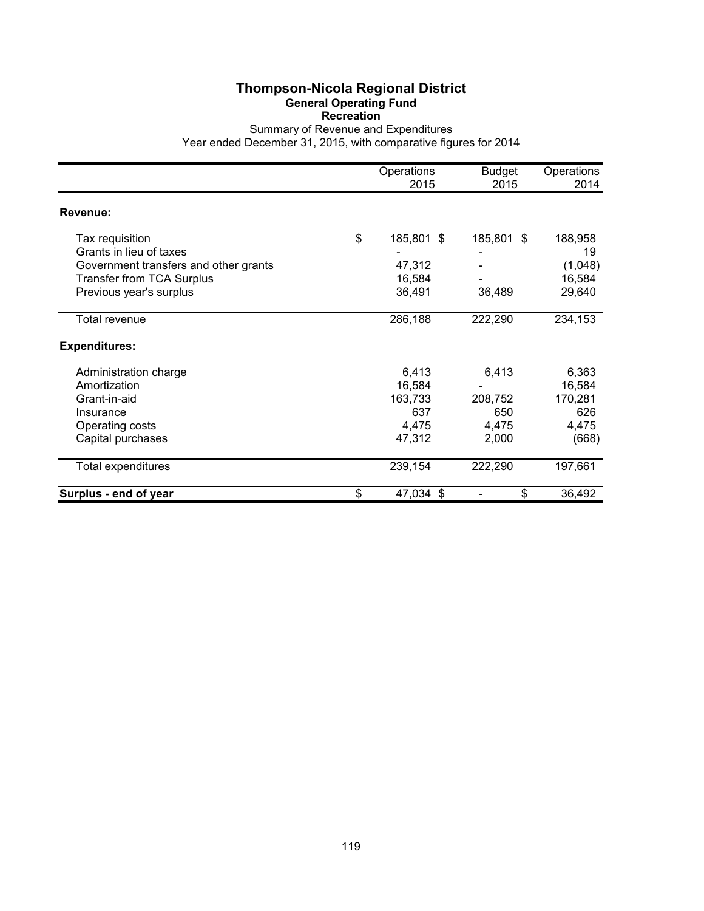# Thompson-Nicola Regional District

## General Operating Fund

### Recreation

Summary of Revenue and Expenditures

Year ended December 31, 2015, with comparative figures for 2014

| | Operations 2015 | Budget 2015 | Operations 2014 |
|---|---|---|---|
| **Revenue:** | | | |
| Tax requisition | $ 185,801 | $ 185,801 | $ 188,958 |
| Grants in lieu of taxes | - | - | 19 |
| Government transfers and other grants | 47,312 | - | (1,048) |
| Transfer from TCA Surplus | 16,584 | - | 16,584 |
| Previous year's surplus | 36,491 | 36,489 | 29,640 |
| Total revenue | 286,188 | 222,290 | 234,153 |
| **Expenditures:** | | | |
| Administration charge | 6,413 | 6,413 | 6,363 |
| Amortization | 16,584 | - | 16,584 |
| Grant-in-aid | 163,733 | 208,752 | 170,281 |
| Insurance | 637 | 650 | 626 |
| Operating costs | 4,475 | 4,475 | 4,475 |
| Capital purchases | 47,312 | 2,000 | (668) |
| Total expenditures | 239,154 | 222,290 | 197,661 |
| **Surplus - end of year** | $ 47,034 | $ - | $ 36,492 |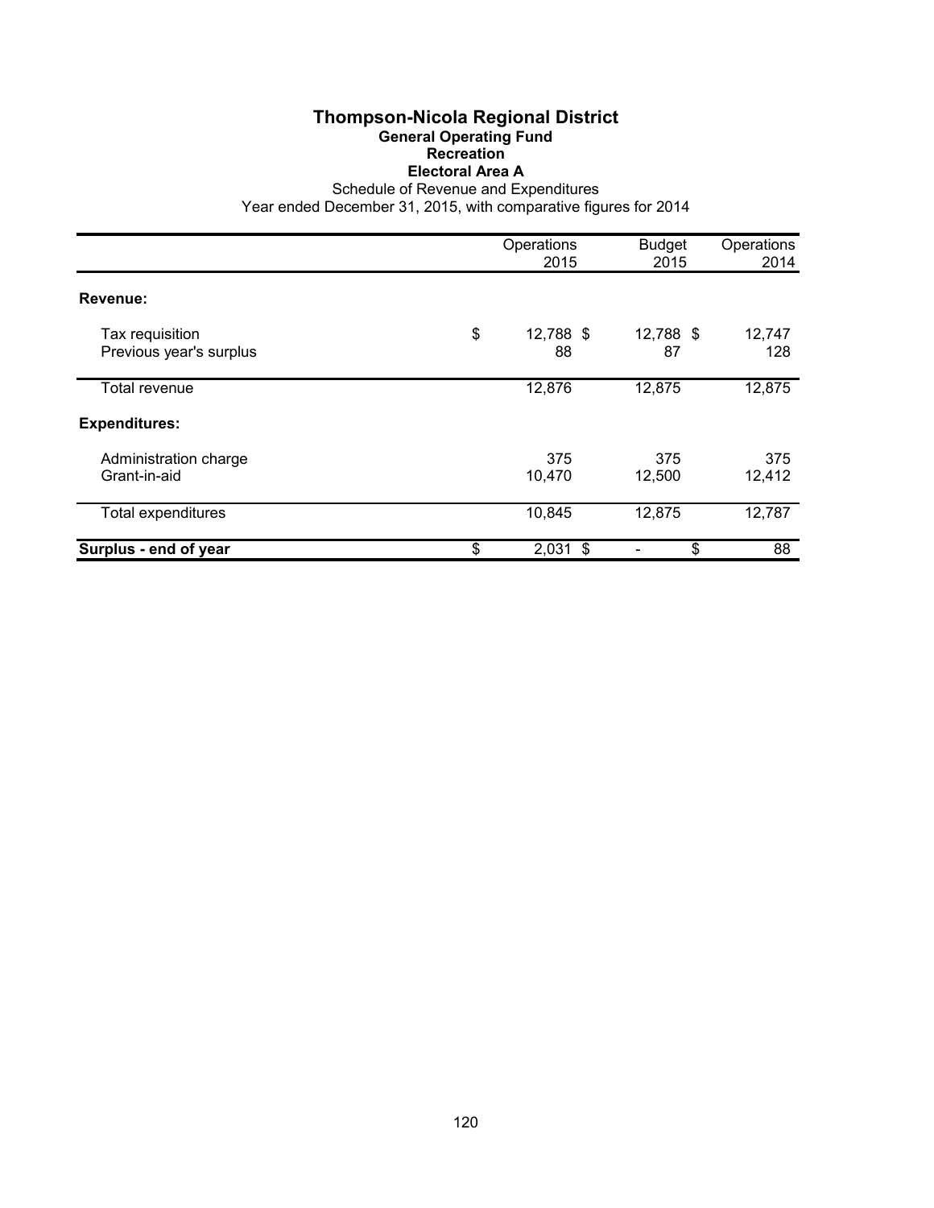# Thompson-Nicola Regional District

## General Operating Fund

### Recreation

### Electoral Area A

Schedule of Revenue and Expenditures

Year ended December 31, 2015, with comparative figures for 2014

| | Operations 2015 | Budget 2015 | Operations 2014 |
|---|---|---|---|
| **Revenue:** | | | |
| Tax requisition | $ 12,788 | $ 12,788 | $ 12,747 |
| Previous year's surplus | 88 | 87 | 128 |
| Total revenue | 12,876 | 12,875 | 12,875 |
| **Expenditures:** | | | |
| Administration charge | 375 | 375 | 375 |
| Grant-in-aid | 10,470 | 12,500 | 12,412 |
| Total expenditures | 10,845 | 12,875 | 12,787 |
| **Surplus - end of year** | $ 2,031 | $ - | $ 88 |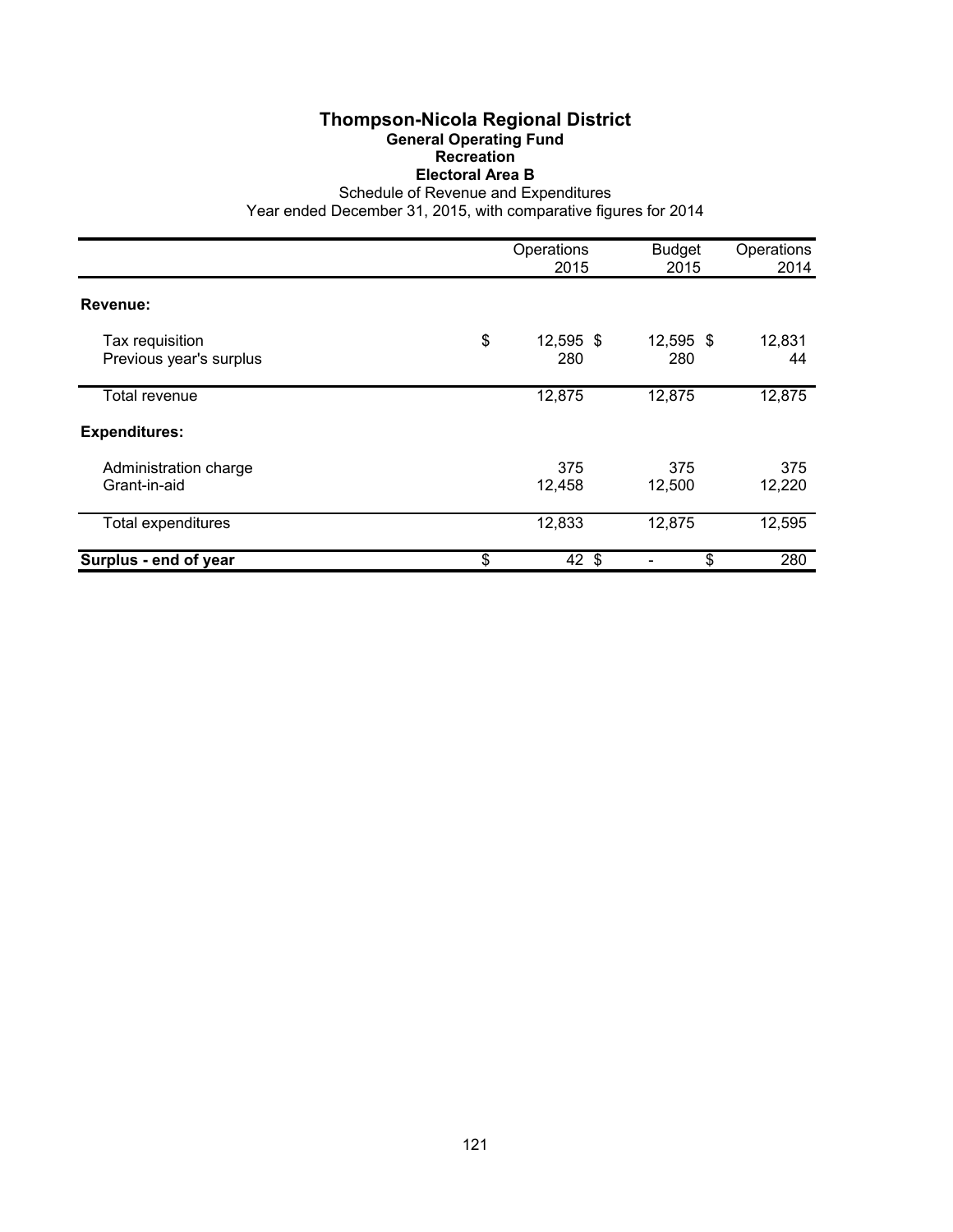# Thompson-Nicola Regional District

## General Operating Fund

### Recreation

### Electoral Area B

Schedule of Revenue and Expenditures

Year ended December 31, 2015, with comparative figures for 2014

| | Operations 2015 | Budget 2015 | Operations 2014 |
|---|---|---|---|
| **Revenue:** | | | |
| Tax requisition | $ 12,595 | $ 12,595 | $ 12,831 |
| Previous year's surplus | 280 | 280 | 44 |
| Total revenue | 12,875 | 12,875 | 12,875 |
| **Expenditures:** | | | |
| Administration charge | 375 | 375 | 375 |
| Grant-in-aid | 12,458 | 12,500 | 12,220 |
| Total expenditures | 12,833 | 12,875 | 12,595 |
| **Surplus - end of year** | $ 42 | $ - | $ 280 |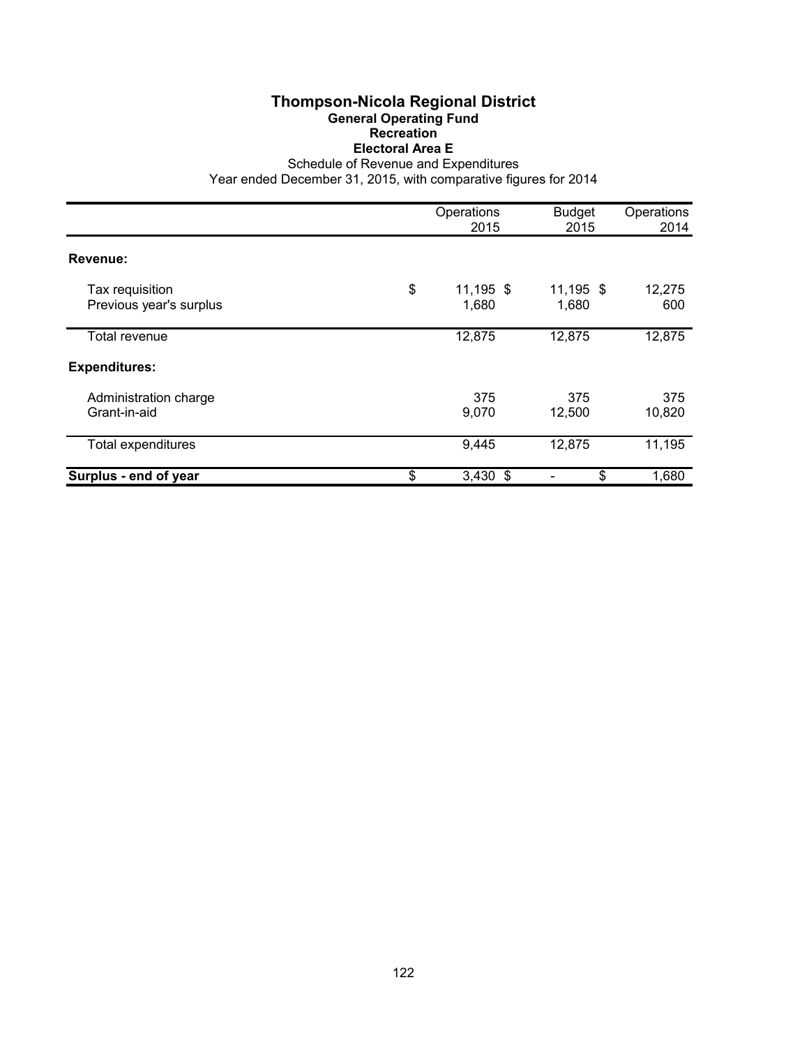# Thompson-Nicola Regional District

## General Operating Fund

### Recreation

### Electoral Area E

Schedule of Revenue and Expenditures

Year ended December 31, 2015, with comparative figures for 2014

| | Operations 2015 | Budget 2015 | Operations 2014 |
|---|---|---|---|
| **Revenue:** | | | |
| Tax requisition | $ 11,195 | $ 11,195 | $ 12,275 |
| Previous year's surplus | 1,680 | 1,680 | 600 |
| Total revenue | 12,875 | 12,875 | 12,875 |
| **Expenditures:** | | | |
| Administration charge | 375 | 375 | 375 |
| Grant-in-aid | 9,070 | 12,500 | 10,820 |
| Total expenditures | 9,445 | 12,875 | 11,195 |
| **Surplus - end of year** | $ 3,430 | $ - | $ 1,680 |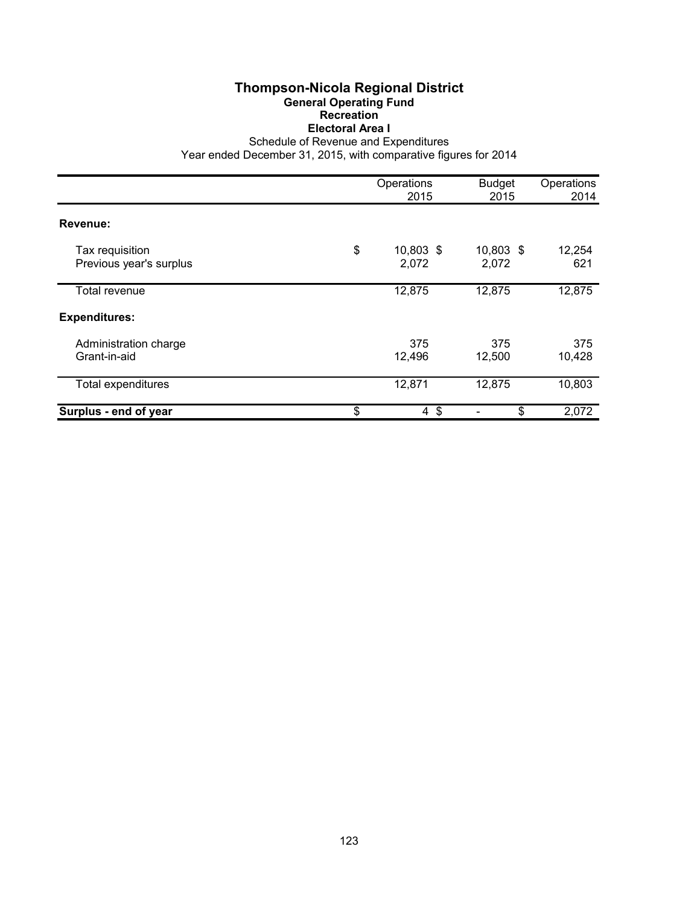# Thompson-Nicola Regional District

## General Operating Fund

### Recreation

### Electoral Area I

Schedule of Revenue and Expenditures

Year ended December 31, 2015, with comparative figures for 2014

| | Operations 2015 | Budget 2015 | Operations 2014 |
|---|---|---|---|
| **Revenue:** | | | |
| Tax requisition | $ 10,803 | $ 10,803 | $ 12,254 |
| Previous year's surplus | 2,072 | 2,072 | 621 |
| Total revenue | 12,875 | 12,875 | 12,875 |
| **Expenditures:** | | | |
| Administration charge | 375 | 375 | 375 |
| Grant-in-aid | 12,496 | 12,500 | 10,428 |
| Total expenditures | 12,871 | 12,875 | 10,803 |
| **Surplus - end of year** | $ 4 | $ - | $ 2,072 |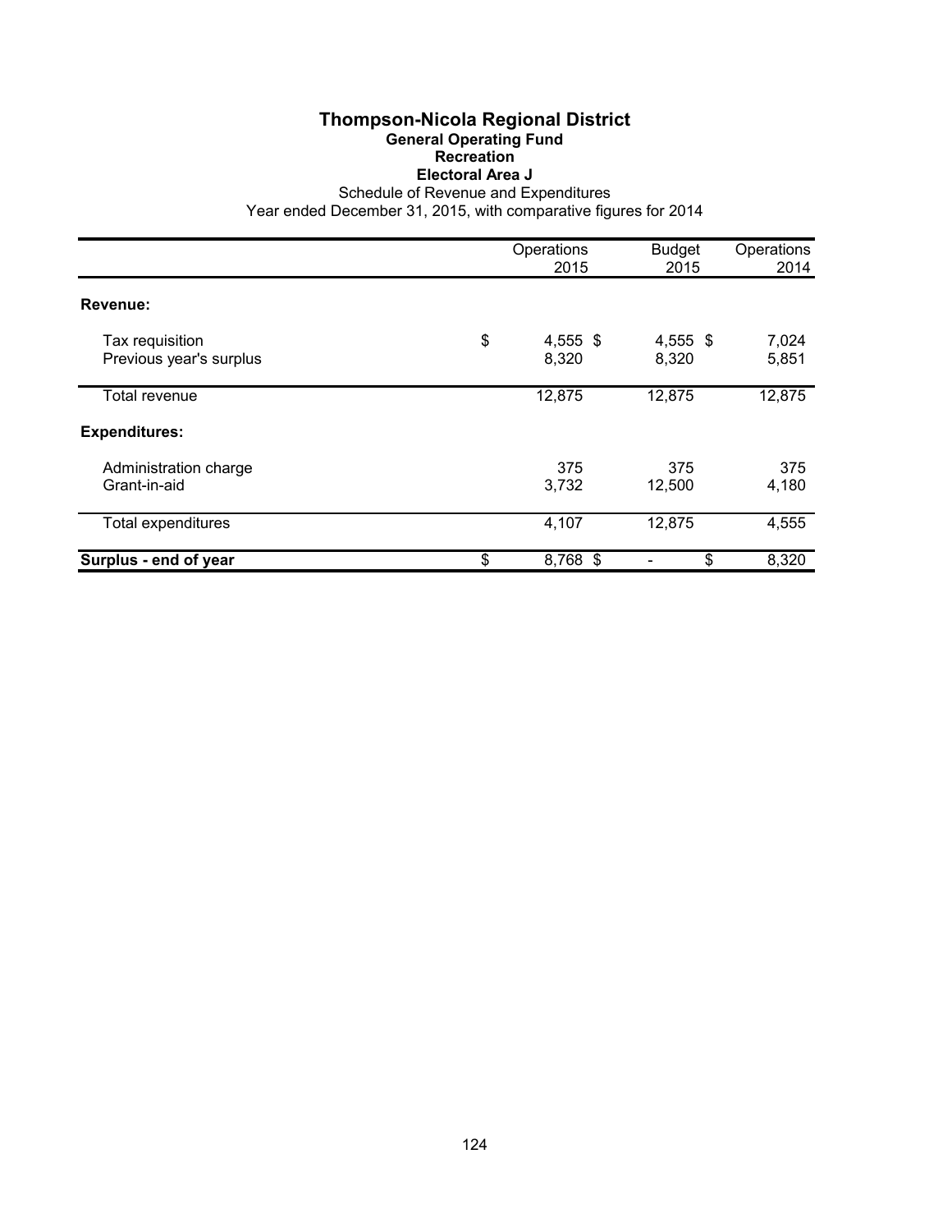# Thompson-Nicola Regional District

## General Operating Fund

### Recreation

### Electoral Area J

Schedule of Revenue and Expenditures

Year ended December 31, 2015, with comparative figures for 2014

| | Operations 2015 | Budget 2015 | Operations 2014 |
|---|---|---|---|
| **Revenue:** | | | |
| Tax requisition | $ 4,555 | $ 4,555 | $ 7,024 |
| Previous year's surplus | 8,320 | 8,320 | 5,851 |
| Total revenue | 12,875 | 12,875 | 12,875 |
| **Expenditures:** | | | |
| Administration charge | 375 | 375 | 375 |
| Grant-in-aid | 3,732 | 12,500 | 4,180 |
| Total expenditures | 4,107 | 12,875 | 4,555 |
| **Surplus - end of year** | $ 8,768 | $ - | $ 8,320 |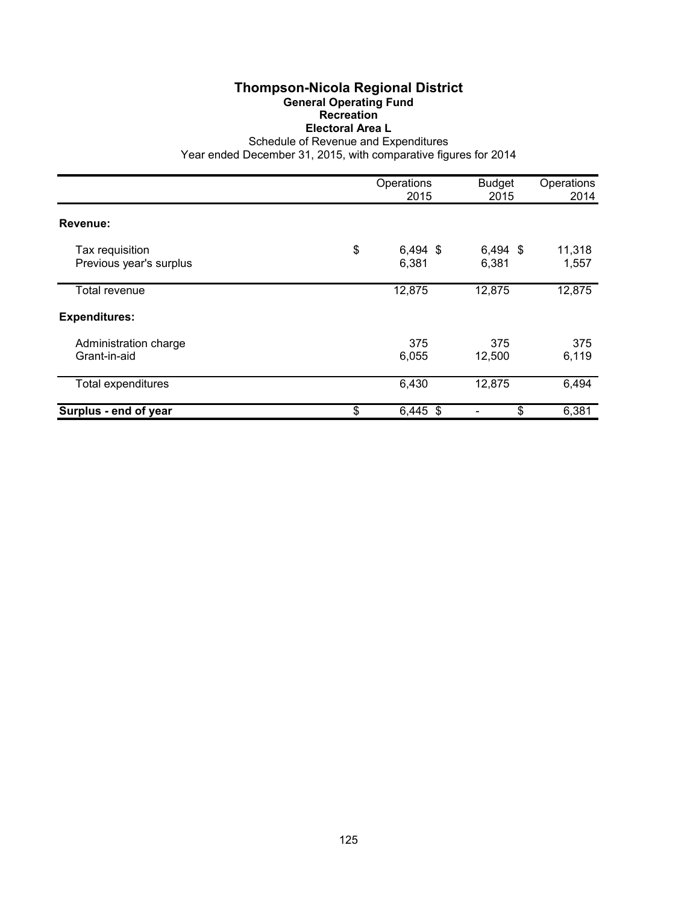# Thompson-Nicola Regional District

## General Operating Fund

### Recreation

### Electoral Area L

Schedule of Revenue and Expenditures

Year ended December 31, 2015, with comparative figures for 2014

| | Operations 2015 | Budget 2015 | Operations 2014 |
|---|---|---|---|
| **Revenue:** | | | |
| Tax requisition | $ 6,494 | $ 6,494 | $ 11,318 |
| Previous year's surplus | 6,381 | 6,381 | 1,557 |
| Total revenue | 12,875 | 12,875 | 12,875 |
| **Expenditures:** | | | |
| Administration charge | 375 | 375 | 375 |
| Grant-in-aid | 6,055 | 12,500 | 6,119 |
| Total expenditures | 6,430 | 12,875 | 6,494 |
| **Surplus - end of year** | $ 6,445 | $ - | $ 6,381 |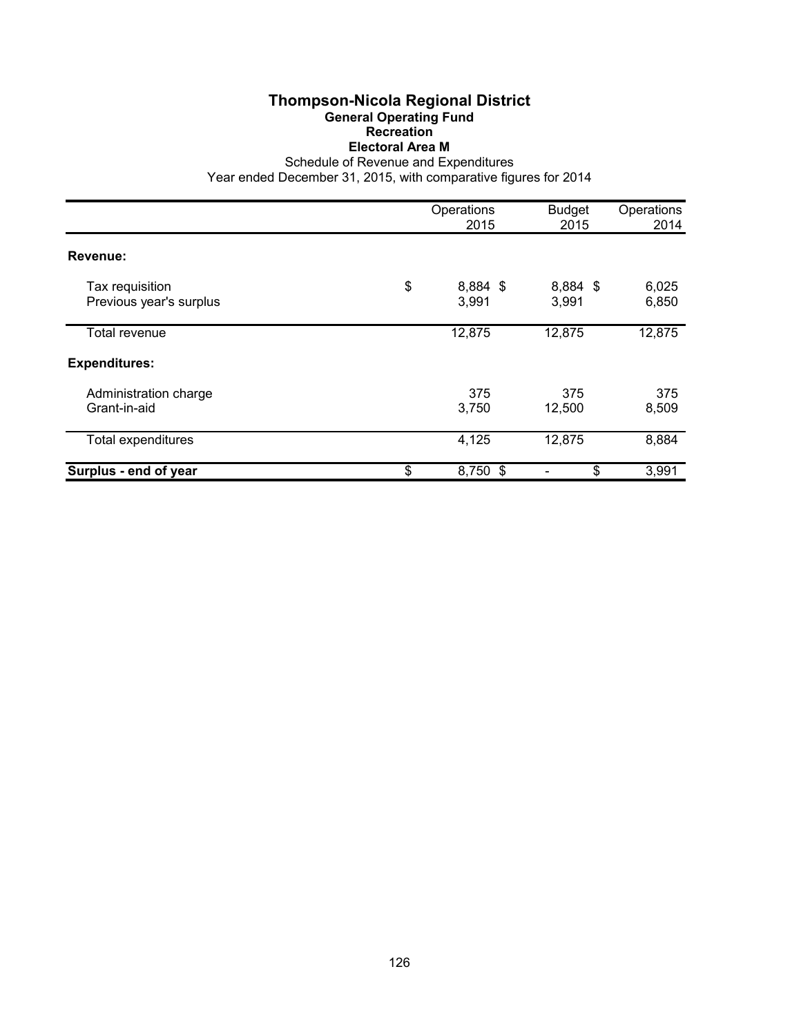# Thompson-Nicola Regional District

## General Operating Fund

### Recreation

### Electoral Area M

Schedule of Revenue and Expenditures

Year ended December 31, 2015, with comparative figures for 2014

| | Operations 2015 | Budget 2015 | Operations 2014 |
|---|---|---|---|
| **Revenue:** | | | |
| Tax requisition | $ 8,884 | $ 8,884 | $ 6,025 |
| Previous year's surplus | 3,991 | 3,991 | 6,850 |
| Total revenue | 12,875 | 12,875 | 12,875 |
| **Expenditures:** | | | |
| Administration charge | 375 | 375 | 375 |
| Grant-in-aid | 3,750 | 12,500 | 8,509 |
| Total expenditures | 4,125 | 12,875 | 8,884 |
| **Surplus - end of year** | $ 8,750 | $ - | $ 3,991 |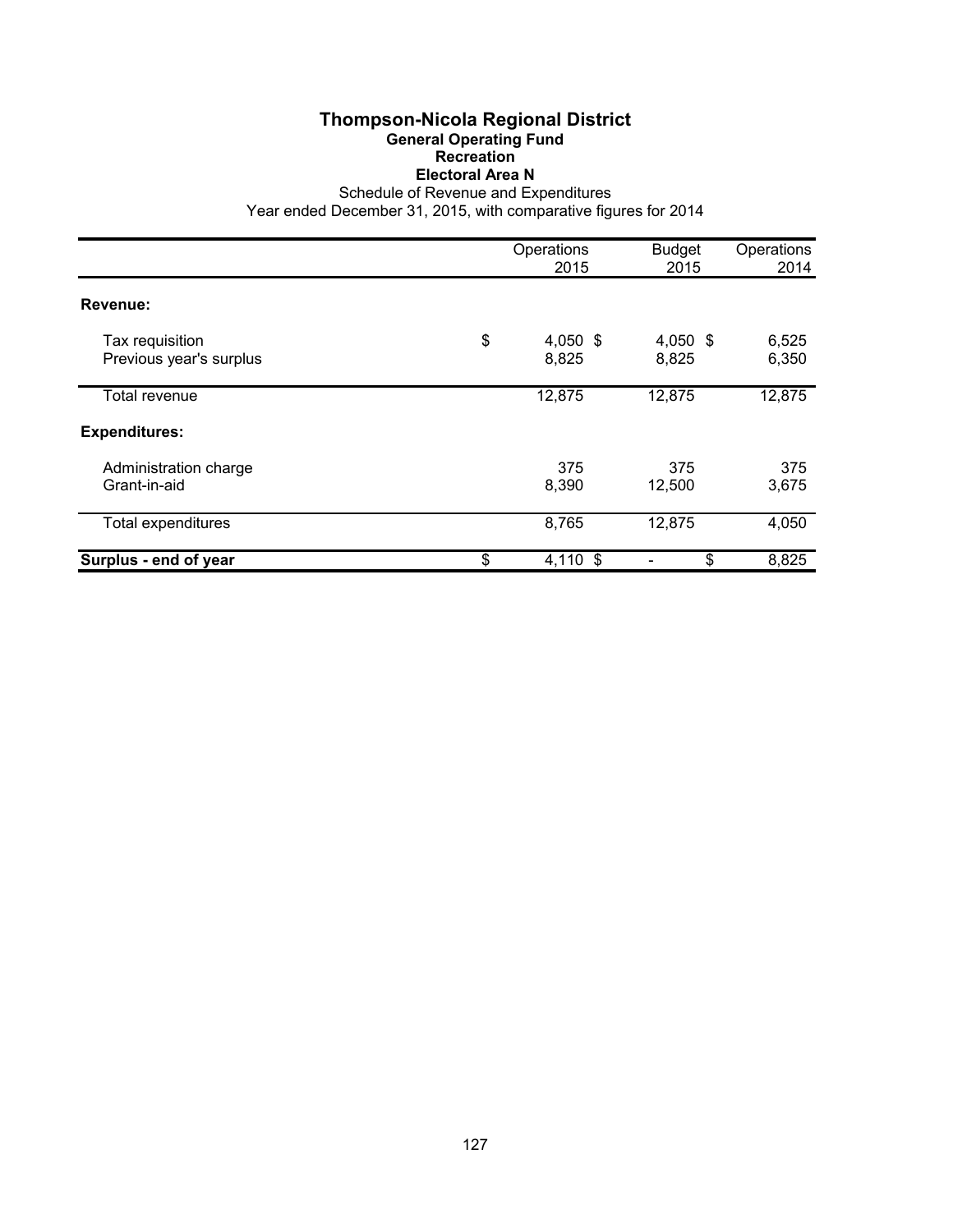# Thompson-Nicola Regional District

## General Operating Fund

### Recreation

### Electoral Area N

Schedule of Revenue and Expenditures

Year ended December 31, 2015, with comparative figures for 2014

| | Operations 2015 | Budget 2015 | Operations 2014 |
|---|---|---|---|
| **Revenue:** | | | |
| Tax requisition | $ 4,050 | $ 4,050 | $ 6,525 |
| Previous year's surplus | 8,825 | 8,825 | 6,350 |
| Total revenue | 12,875 | 12,875 | 12,875 |
| **Expenditures:** | | | |
| Administration charge | 375 | 375 | 375 |
| Grant-in-aid | 8,390 | 12,500 | 3,675 |
| Total expenditures | 8,765 | 12,875 | 4,050 |
| **Surplus - end of year** | $ 4,110 | $ - | $ 8,825 |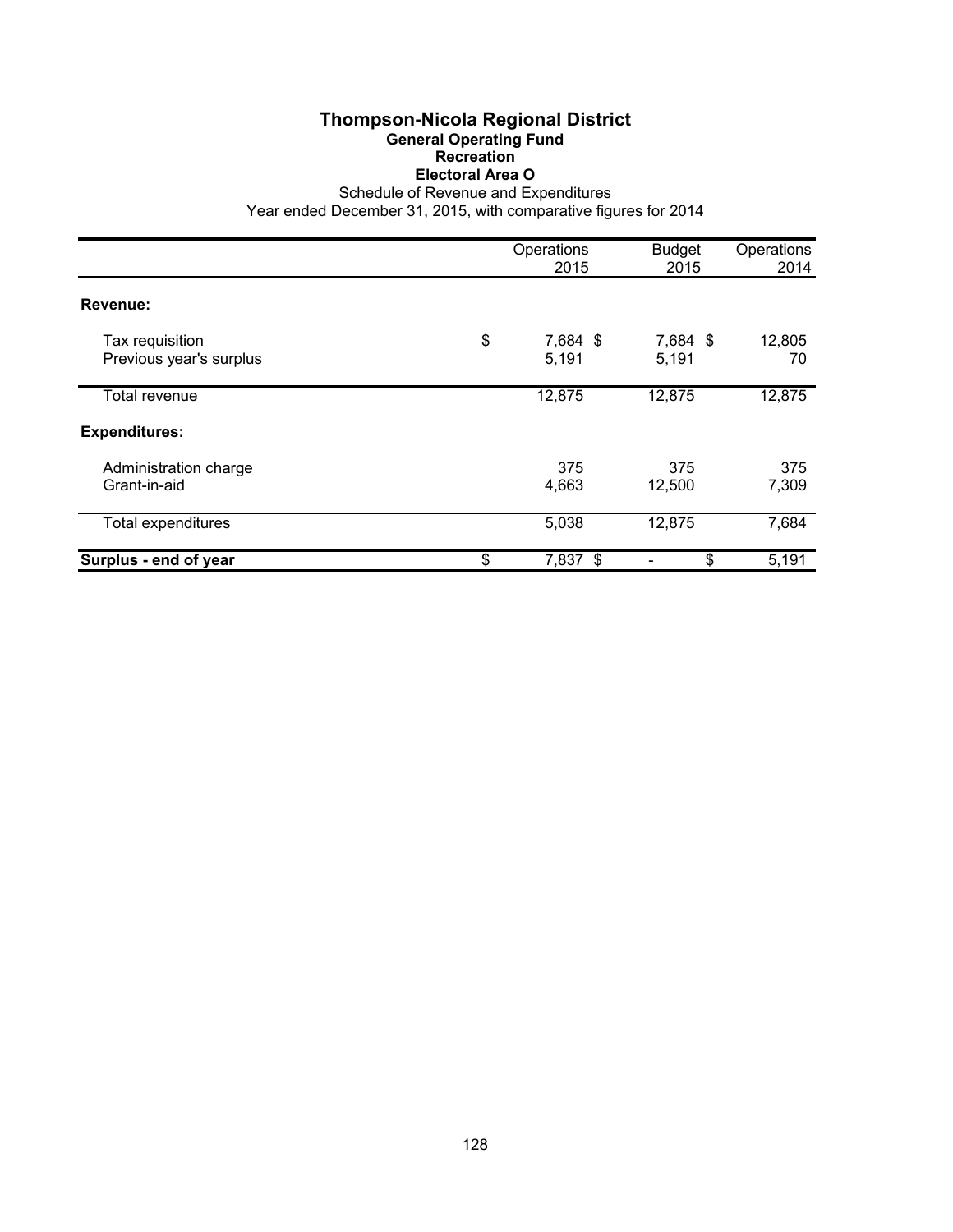# Thompson-Nicola Regional District

## General Operating Fund

### Recreation

### Electoral Area O

Schedule of Revenue and Expenditures

Year ended December 31, 2015, with comparative figures for 2014

| | Operations 2015 | Budget 2015 | Operations 2014 |
|---|---|---|---|
| **Revenue:** | | | |
| Tax requisition | $ 7,684 | $ 7,684 | $ 12,805 |
| Previous year's surplus | 5,191 | 5,191 | 70 |
| Total revenue | 12,875 | 12,875 | 12,875 |
| **Expenditures:** | | | |
| Administration charge | 375 | 375 | 375 |
| Grant-in-aid | 4,663 | 12,500 | 7,309 |
| Total expenditures | 5,038 | 12,875 | 7,684 |
| **Surplus - end of year** | $ 7,837 | $ - | $ 5,191 |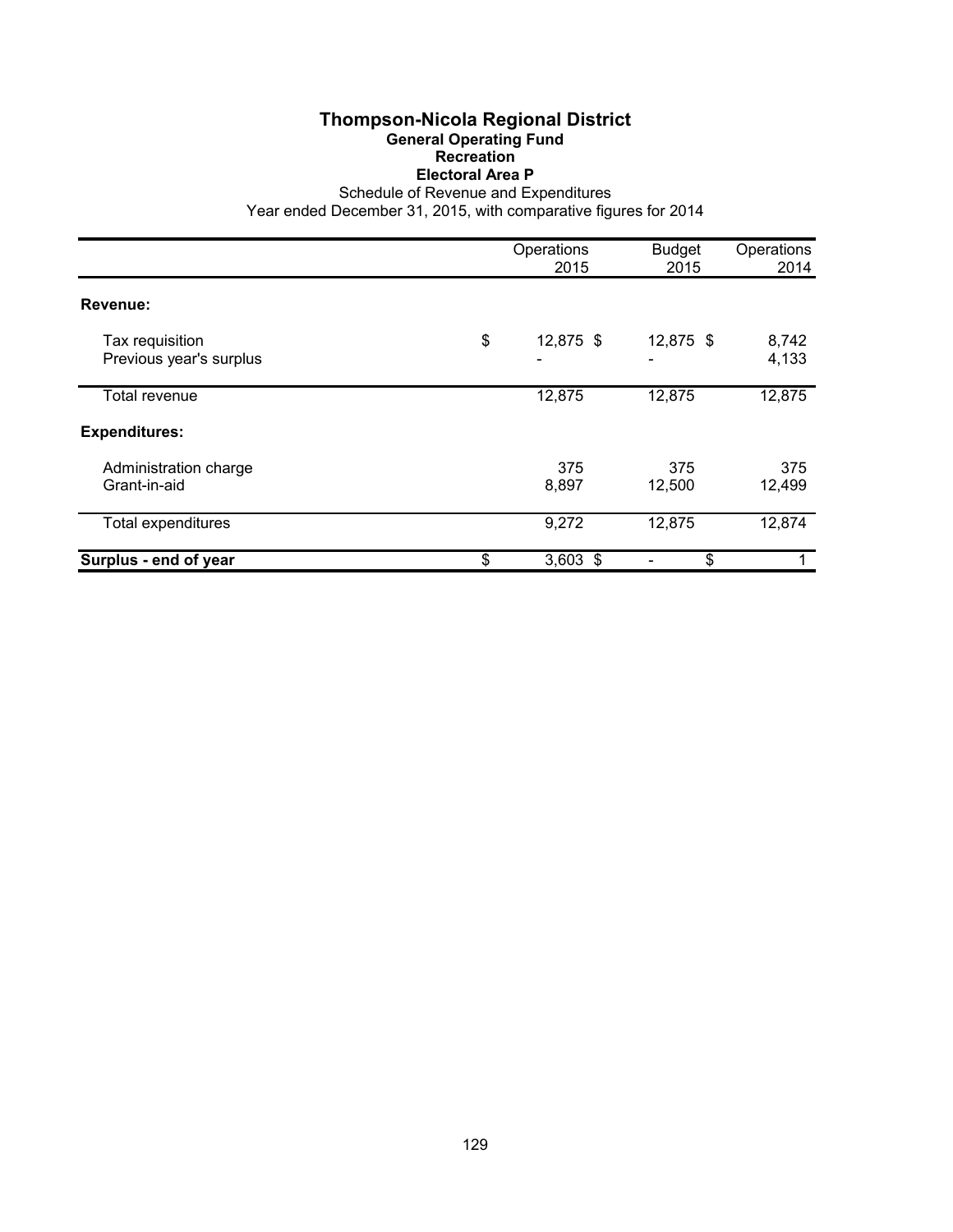# Thompson-Nicola Regional District

## General Operating Fund

### Recreation

### Electoral Area P

Schedule of Revenue and Expenditures

Year ended December 31, 2015, with comparative figures for 2014

| | Operations 2015 | Budget 2015 | Operations 2014 |
|---|---|---|---|
| **Revenue:** | | | |
| Tax requisition | $ 12,875 | $ 12,875 | $ 8,742 |
| Previous year's surplus | - | - | 4,133 |
| Total revenue | 12,875 | 12,875 | 12,875 |
| **Expenditures:** | | | |
| Administration charge | 375 | 375 | 375 |
| Grant-in-aid | 8,897 | 12,500 | 12,499 |
| Total expenditures | 9,272 | 12,875 | 12,874 |
| **Surplus - end of year** | $ 3,603 | $ - | $ 1 |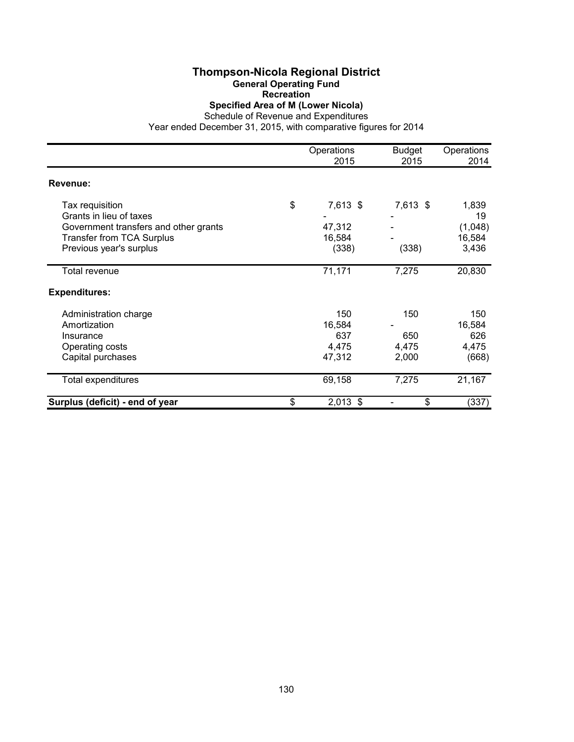# Thompson-Nicola Regional District

## General Operating Fund

### Recreation

### Specified Area of M (Lower Nicola)

Schedule of Revenue and Expenditures

Year ended December 31, 2015, with comparative figures for 2014

| | Operations 2015 | Budget 2015 | Operations 2014 |
|---|---|---|---|
| **Revenue:** | | | |
| Tax requisition | $ 7,613 | $ 7,613 | $ 1,839 |
| Grants in lieu of taxes | - | - | 19 |
| Government transfers and other grants | 47,312 | - | (1,048) |
| Transfer from TCA Surplus | 16,584 | - | 16,584 |
| Previous year's surplus | (338) | (338) | 3,436 |
| Total revenue | 71,171 | 7,275 | 20,830 |
| **Expenditures:** | | | |
| Administration charge | 150 | 150 | 150 |
| Amortization | 16,584 | - | 16,584 |
| Insurance | 637 | 650 | 626 |
| Operating costs | 4,475 | 4,475 | 4,475 |
| Capital purchases | 47,312 | 2,000 | (668) |
| Total expenditures | 69,158 | 7,275 | 21,167 |
| **Surplus (deficit) - end of year** | $ 2,013 | $ - | $ (337) |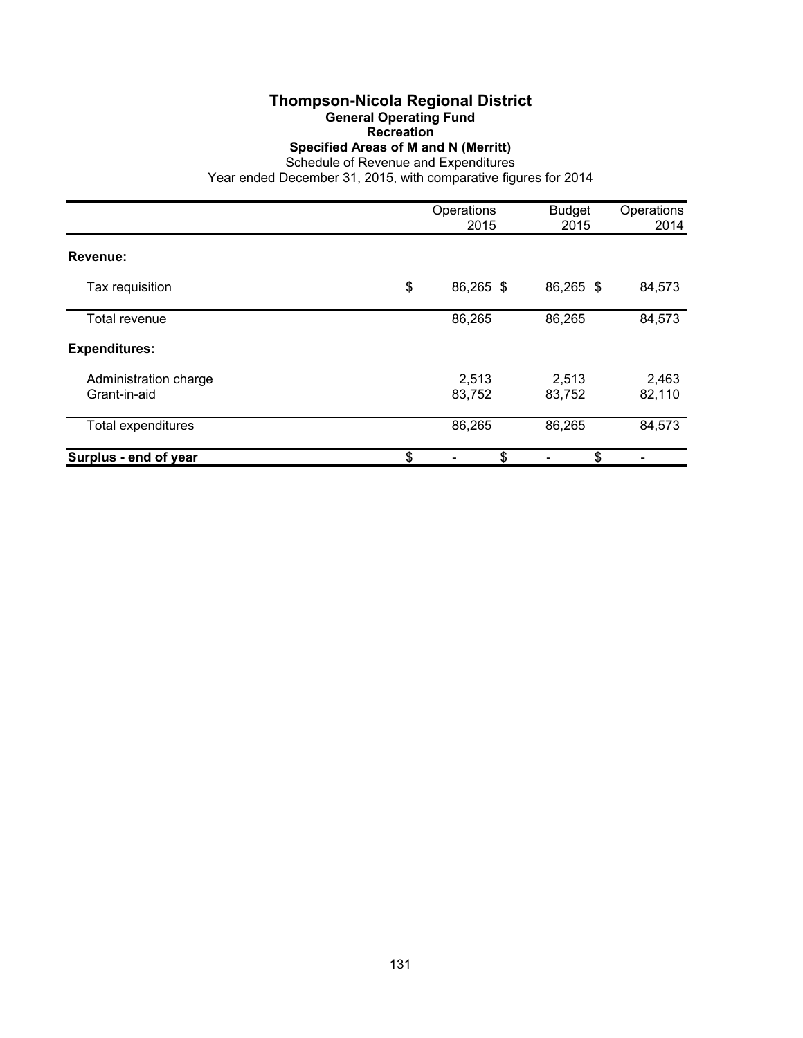# Thompson-Nicola Regional District

## General Operating Fund

### Recreation

### Specified Areas of M and N (Merritt)

Schedule of Revenue and Expenditures

Year ended December 31, 2015, with comparative figures for 2014

| | Operations 2015 | Budget 2015 | Operations 2014 |
|---|---|---|---|
| **Revenue:** | | | |
| Tax requisition | $ 86,265 | $ 86,265 | $ 84,573 |
| Total revenue | 86,265 | 86,265 | 84,573 |
| **Expenditures:** | | | |
| Administration charge | 2,513 | 2,513 | 2,463 |
| Grant-in-aid | 83,752 | 83,752 | 82,110 |
| Total expenditures | 86,265 | 86,265 | 84,573 |
| **Surplus - end of year** | $ - | $ - | $ - |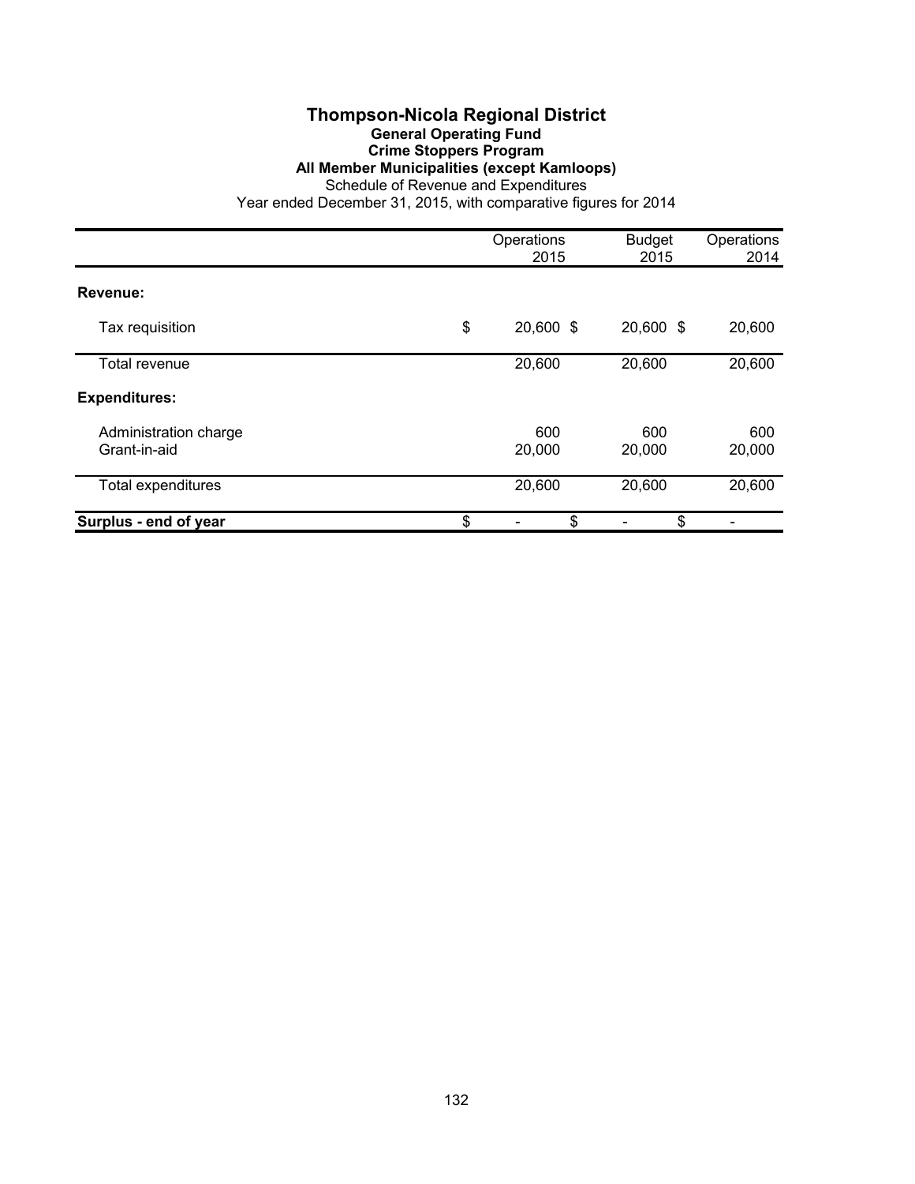# Thompson-Nicola Regional District

## General Operating Fund

### Crime Stoppers Program

### All Member Municipalities (except Kamloops)

Schedule of Revenue and Expenditures

Year ended December 31, 2015, with comparative figures for 2014

| | Operations 2015 | Budget 2015 | Operations 2014 |
|---|---|---|---|
| **Revenue:** | | | |
| Tax requisition | $ 20,600 | $ 20,600 | $ 20,600 |
| Total revenue | 20,600 | 20,600 | 20,600 |
| **Expenditures:** | | | |
| Administration charge | 600 | 600 | 600 |
| Grant-in-aid | 20,000 | 20,000 | 20,000 |
| Total expenditures | 20,600 | 20,600 | 20,600 |
| **Surplus - end of year** | $ - | $ - | $ - |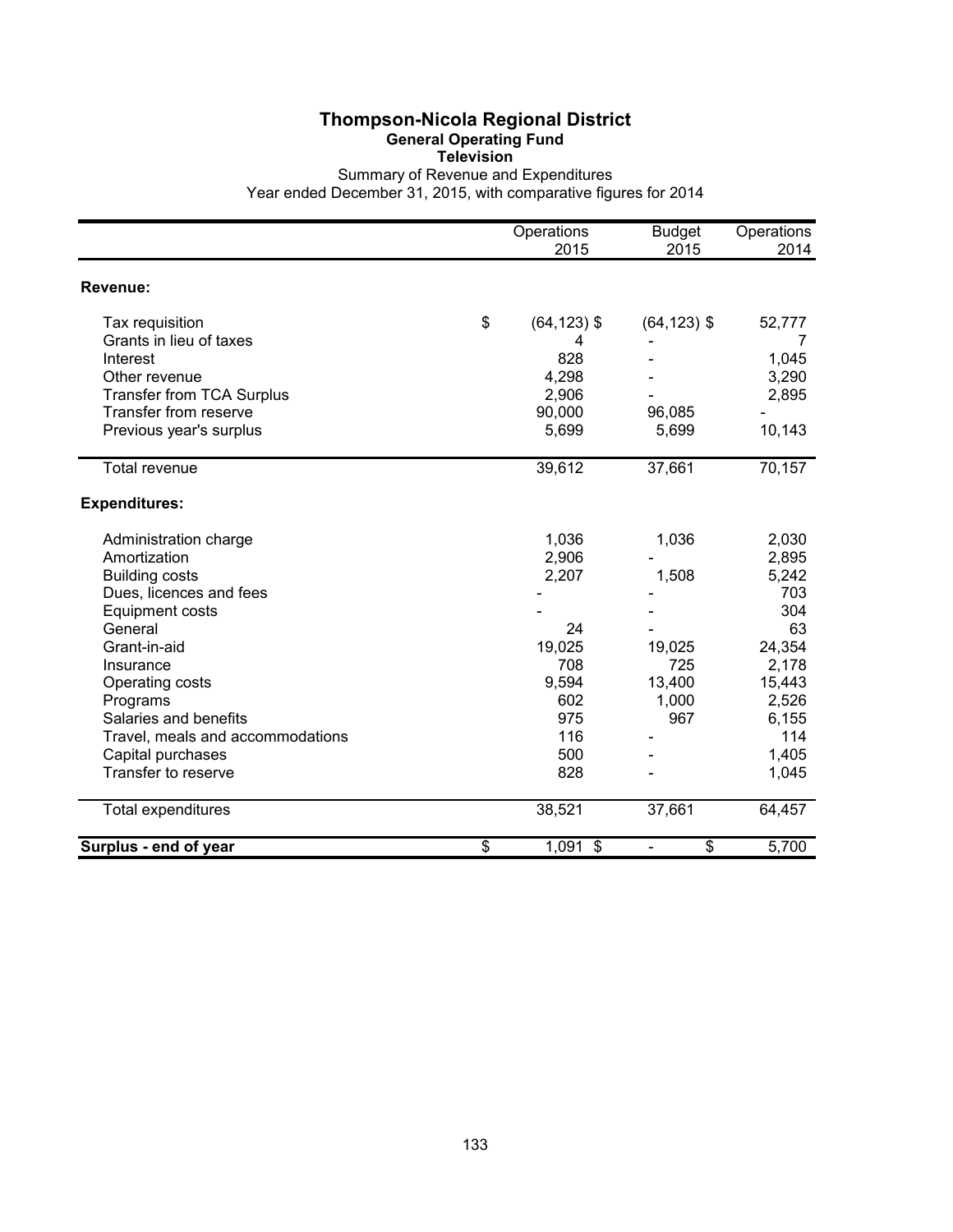# Thompson-Nicola Regional District

## General Operating Fund

### Television

Summary of Revenue and Expenditures

Year ended December 31, 2015, with comparative figures for 2014

| | Operations 2015 | Budget 2015 | Operations 2014 |
|---|---|---|---|
| **Revenue:** | | | |
| Tax requisition | $ (64,123) $ | (64,123) $ | 52,777 |
| Grants in lieu of taxes | 4 | - | 7 |
| Interest | 828 | - | 1,045 |
| Other revenue | 4,298 | - | 3,290 |
| Transfer from TCA Surplus | 2,906 | - | 2,895 |
| Transfer from reserve | 90,000 | 96,085 | - |
| Previous year's surplus | 5,699 | 5,699 | 10,143 |
| Total revenue | 39,612 | 37,661 | 70,157 |
| **Expenditures:** | | | |
| Administration charge | 1,036 | 1,036 | 2,030 |
| Amortization | 2,906 | - | 2,895 |
| Building costs | 2,207 | 1,508 | 5,242 |
| Dues, licences and fees | - | - | 703 |
| Equipment costs | - | - | 304 |
| General | 24 | - | 63 |
| Grant-in-aid | 19,025 | 19,025 | 24,354 |
| Insurance | 708 | 725 | 2,178 |
| Operating costs | 9,594 | 13,400 | 15,443 |
| Programs | 602 | 1,000 | 2,526 |
| Salaries and benefits | 975 | 967 | 6,155 |
| Travel, meals and accommodations | 116 | - | 114 |
| Capital purchases | 500 | - | 1,405 |
| Transfer to reserve | 828 | - | 1,045 |
| Total expenditures | 38,521 | 37,661 | 64,457 |
| **Surplus - end of year** | $ 1,091 $ | - $ | 5,700 |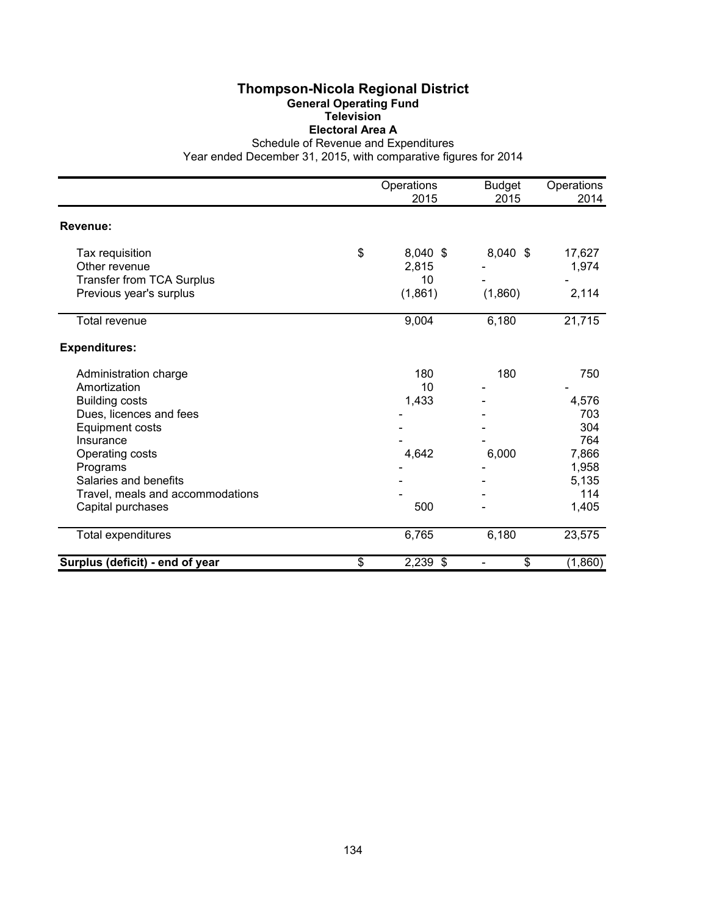# Thompson-Nicola Regional District

## General Operating Fund

### Television

### Electoral Area A

Schedule of Revenue and Expenditures

Year ended December 31, 2015, with comparative figures for 2014

| | Operations 2015 | Budget 2015 | Operations 2014 |
|---|---|---|---|
| **Revenue:** | | | |
| Tax requisition | $ 8,040 | $ 8,040 | $ 17,627 |
| Other revenue | 2,815 | - | 1,974 |
| Transfer from TCA Surplus | 10 | - | - |
| Previous year's surplus | (1,861) | (1,860) | 2,114 |
| Total revenue | 9,004 | 6,180 | 21,715 |
| **Expenditures:** | | | |
| Administration charge | 180 | 180 | 750 |
| Amortization | 10 | - | - |
| Building costs | 1,433 | - | 4,576 |
| Dues, licences and fees | - | - | 703 |
| Equipment costs | - | - | 304 |
| Insurance | - | - | 764 |
| Operating costs | 4,642 | 6,000 | 7,866 |
| Programs | - | - | 1,958 |
| Salaries and benefits | - | - | 5,135 |
| Travel, meals and accommodations | - | - | 114 |
| Capital purchases | 500 | - | 1,405 |
| Total expenditures | 6,765 | 6,180 | 23,575 |
| **Surplus (deficit) - end of year** | $ 2,239 | $ - | $ (1,860) |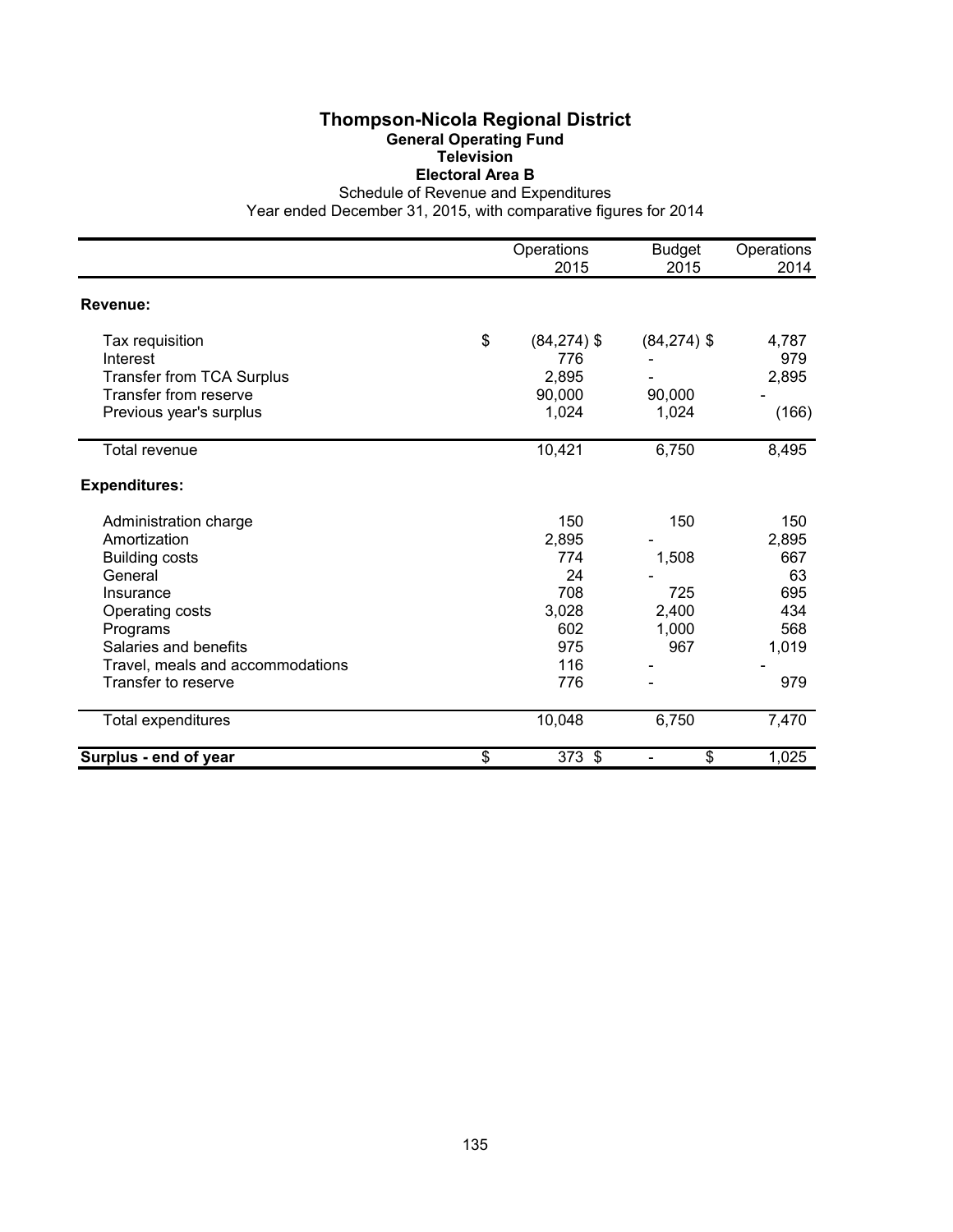# Thompson-Nicola Regional District

## General Operating Fund

### Television

### Electoral Area B

Schedule of Revenue and Expenditures

Year ended December 31, 2015, with comparative figures for 2014

| | Operations 2015 | Budget 2015 | Operations 2014 |
|---|---|---|---|
| **Revenue:** | | | |
| Tax requisition | $ (84,274) $ | (84,274) $ | 4,787 |
| Interest | 776 | - | 979 |
| Transfer from TCA Surplus | 2,895 | - | 2,895 |
| Transfer from reserve | 90,000 | 90,000 | - |
| Previous year's surplus | 1,024 | 1,024 | (166) |
| Total revenue | 10,421 | 6,750 | 8,495 |
| **Expenditures:** | | | |
| Administration charge | 150 | 150 | 150 |
| Amortization | 2,895 | - | 2,895 |
| Building costs | 774 | 1,508 | 667 |
| General | 24 | - | 63 |
| Insurance | 708 | 725 | 695 |
| Operating costs | 3,028 | 2,400 | 434 |
| Programs | 602 | 1,000 | 568 |
| Salaries and benefits | 975 | 967 | 1,019 |
| Travel, meals and accommodations | 116 | - | - |
| Transfer to reserve | 776 | - | 979 |
| Total expenditures | 10,048 | 6,750 | 7,470 |
| **Surplus - end of year** | $ 373 $ | - | $ 1,025 |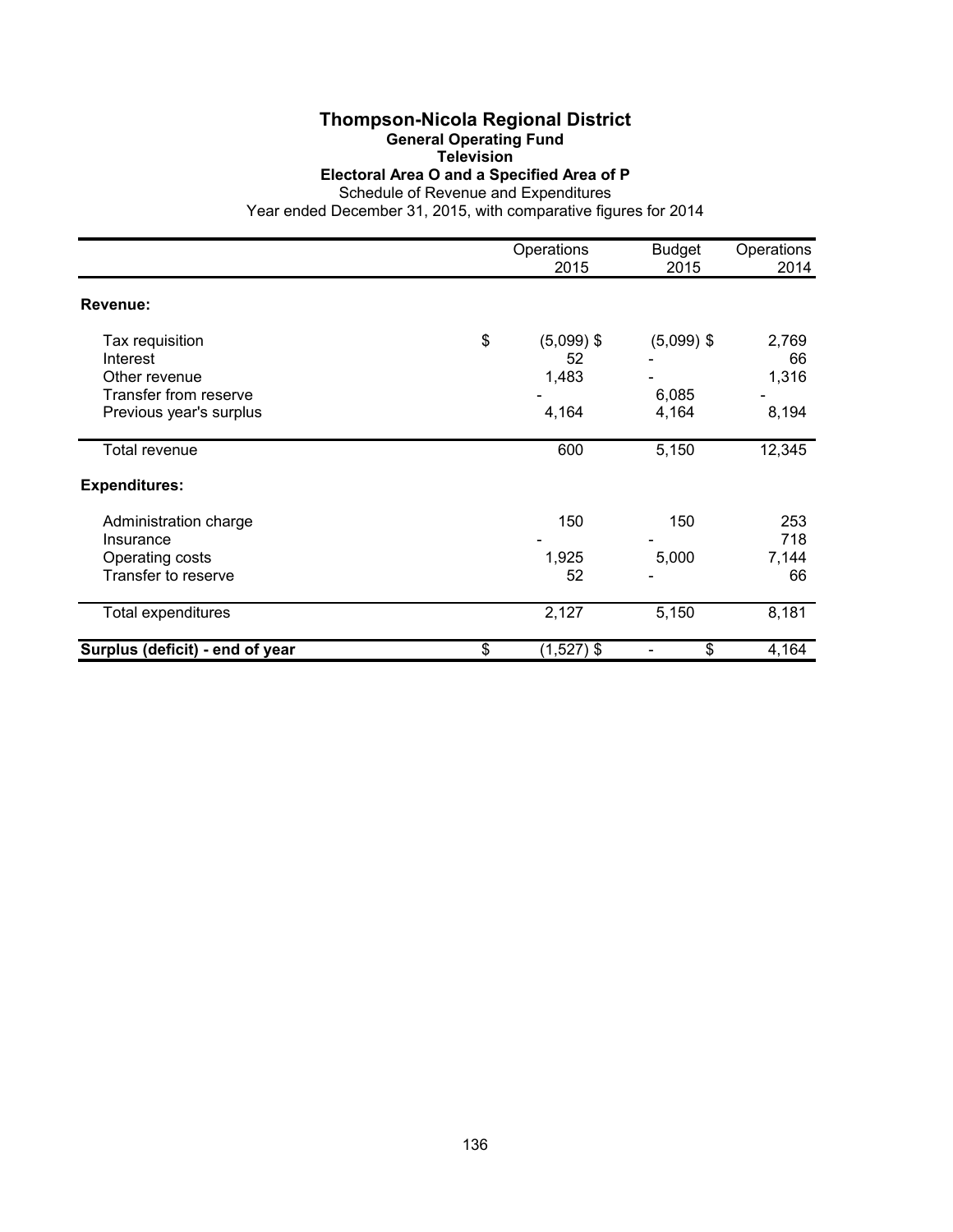# Thompson-Nicola Regional District

## General Operating Fund

### Television

### Electoral Area O and a Specified Area of P

Schedule of Revenue and Expenditures

Year ended December 31, 2015, with comparative figures for 2014

| | Operations 2015 | Budget 2015 | Operations 2014 |
|---|---|---|---|
| **Revenue:** | | | |
| Tax requisition | $ (5,099) | $ (5,099) | $ 2,769 |
| Interest | 52 | - | 66 |
| Other revenue | 1,483 | - | 1,316 |
| Transfer from reserve | - | 6,085 | - |
| Previous year's surplus | 4,164 | 4,164 | 8,194 |
| Total revenue | 600 | 5,150 | 12,345 |
| **Expenditures:** | | | |
| Administration charge | 150 | 150 | 253 |
| Insurance | - | - | 718 |
| Operating costs | 1,925 | 5,000 | 7,144 |
| Transfer to reserve | 52 | - | 66 |
| Total expenditures | 2,127 | 5,150 | 8,181 |
| **Surplus (deficit) - end of year** | $ (1,527) | $ - | $ 4,164 |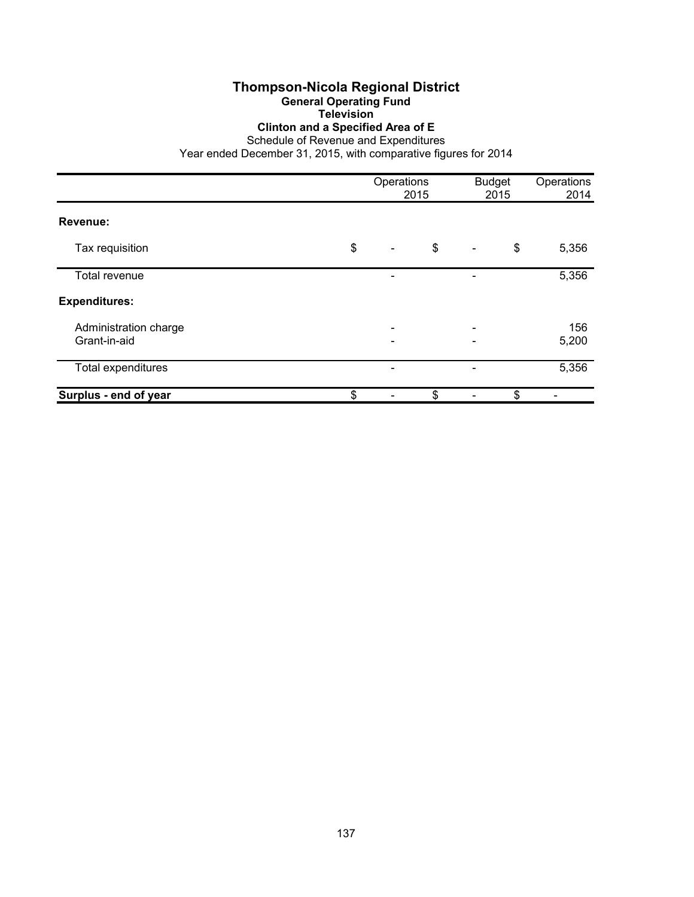# Thompson-Nicola Regional District

## General Operating Fund

### Television

### Clinton and a Specified Area of E

Schedule of Revenue and Expenditures

Year ended December 31, 2015, with comparative figures for 2014

| | Operations 2015 | Budget 2015 | Operations 2014 |
|---|---|---|---|
| **Revenue:** | | | |
| Tax requisition | $ - | $ - | $ 5,356 |
| Total revenue | - | - | 5,356 |
| **Expenditures:** | | | |
| Administration charge | - | - | 156 |
| Grant-in-aid | - | - | 5,200 |
| Total expenditures | - | - | 5,356 |
| **Surplus - end of year** | $ - | $ - | $ - |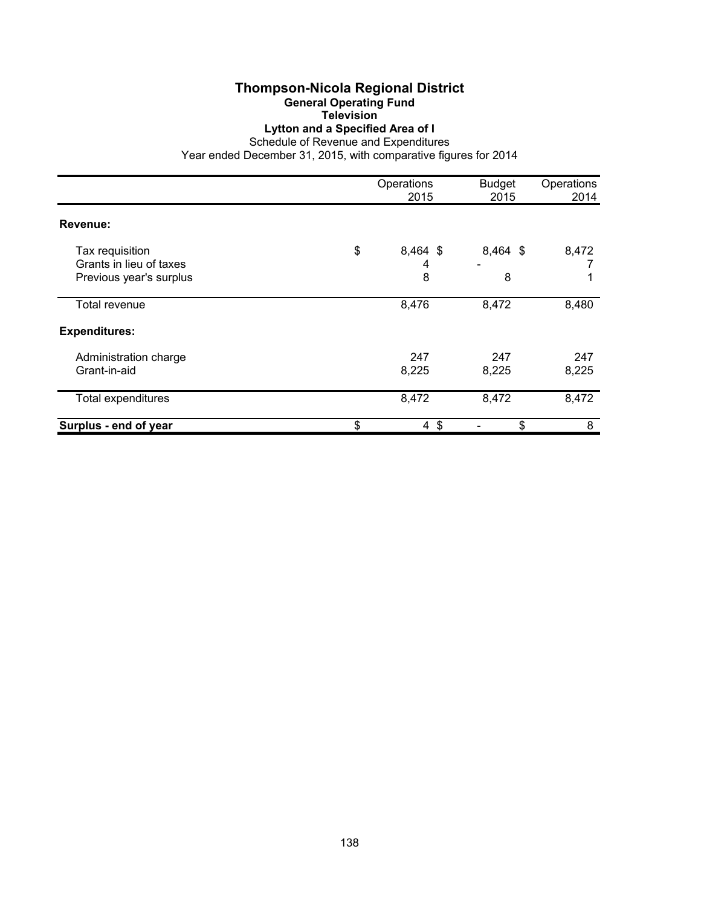# Thompson-Nicola Regional District

## General Operating Fund

### Television

### Lytton and a Specified Area of I

Schedule of Revenue and Expenditures

Year ended December 31, 2015, with comparative figures for 2014

| | Operations 2015 | Budget 2015 | Operations 2014 |
|---|---|---|---|
| **Revenue:** | | | |
| Tax requisition | $ 8,464 | $ 8,464 | $ 8,472 |
| Grants in lieu of taxes | 4 | - | 7 |
| Previous year's surplus | 8 | 8 | 1 |
| Total revenue | 8,476 | 8,472 | 8,480 |
| **Expenditures:** | | | |
| Administration charge | 247 | 247 | 247 |
| Grant-in-aid | 8,225 | 8,225 | 8,225 |
| Total expenditures | 8,472 | 8,472 | 8,472 |
| **Surplus - end of year** | $ 4 | $ - | $ 8 |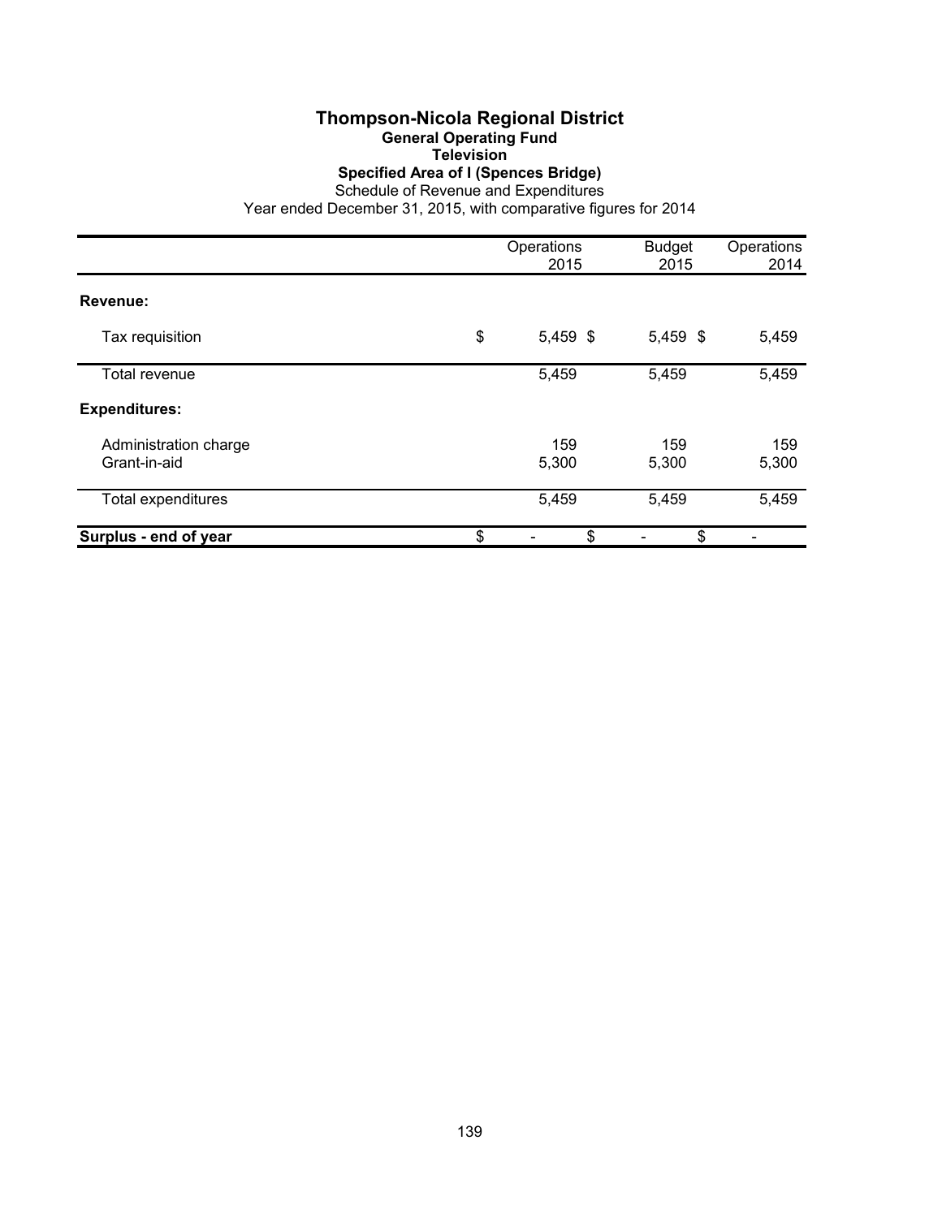# Thompson-Nicola Regional District

## General Operating Fund

### Television

### Specified Area of I (Spences Bridge)

Schedule of Revenue and Expenditures

Year ended December 31, 2015, with comparative figures for 2014

| | Operations 2015 | Budget 2015 | Operations 2014 |
|---|---|---|---|
| **Revenue:** | | | |
| Tax requisition | $ 5,459 | $ 5,459 | $ 5,459 |
| Total revenue | 5,459 | 5,459 | 5,459 |
| **Expenditures:** | | | |
| Administration charge | 159 | 159 | 159 |
| Grant-in-aid | 5,300 | 5,300 | 5,300 |
| Total expenditures | 5,459 | 5,459 | 5,459 |
| **Surplus - end of year** | $ - | $ - | $ - |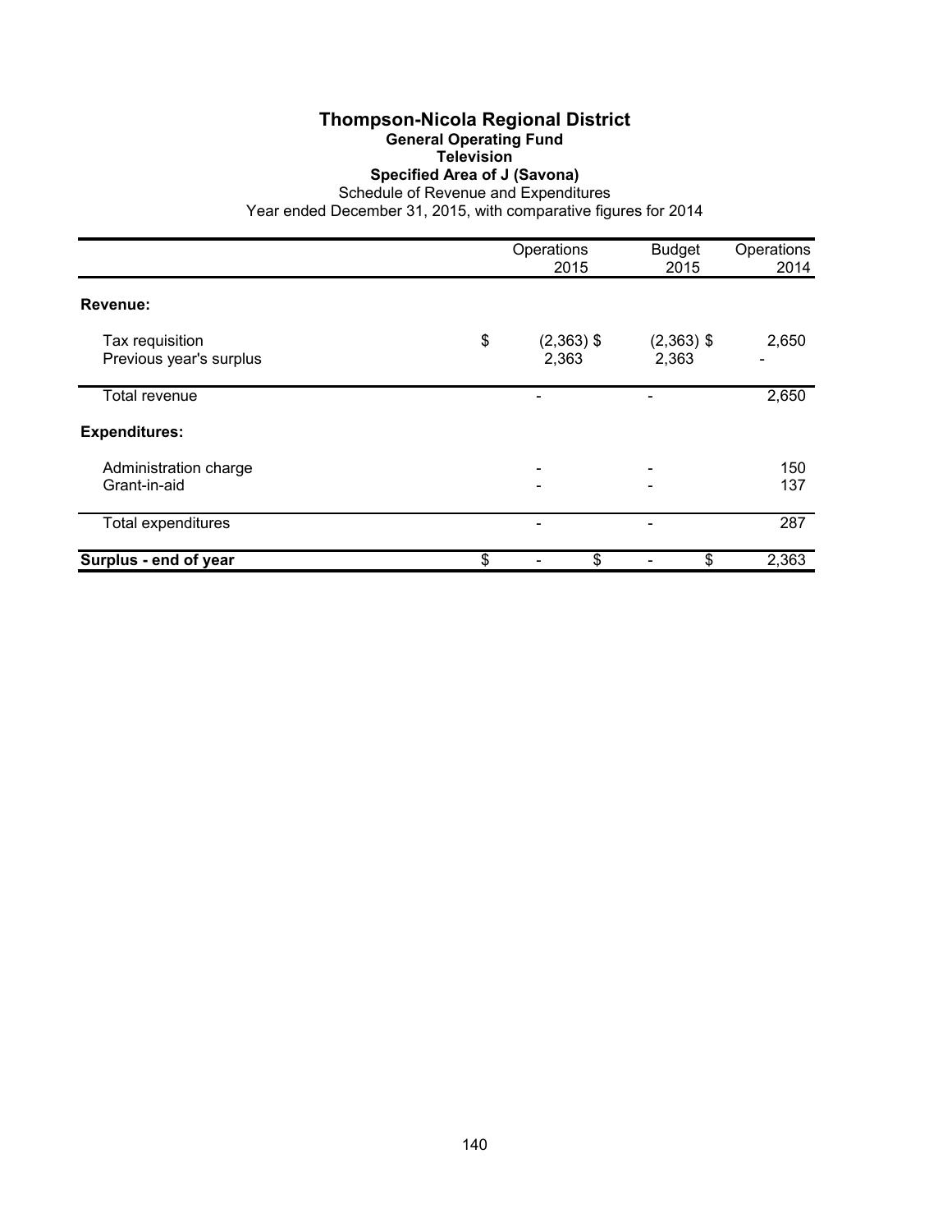# Thompson-Nicola Regional District

## General Operating Fund

### Television

### Specified Area of J (Savona)

Schedule of Revenue and Expenditures

Year ended December 31, 2015, with comparative figures for 2014

| | Operations 2015 | Budget 2015 | Operations 2014 |
|---|---|---|---|
| **Revenue:** | | | |
| Tax requisition | $ (2,363) | $ (2,363) | $ 2,650 |
| Previous year's surplus | 2,363 | 2,363 | - |
| Total revenue | - | - | 2,650 |
| **Expenditures:** | | | |
| Administration charge | - | - | 150 |
| Grant-in-aid | - | - | 137 |
| Total expenditures | - | - | 287 |
| **Surplus - end of year** | $ - | $ - | $ 2,363 |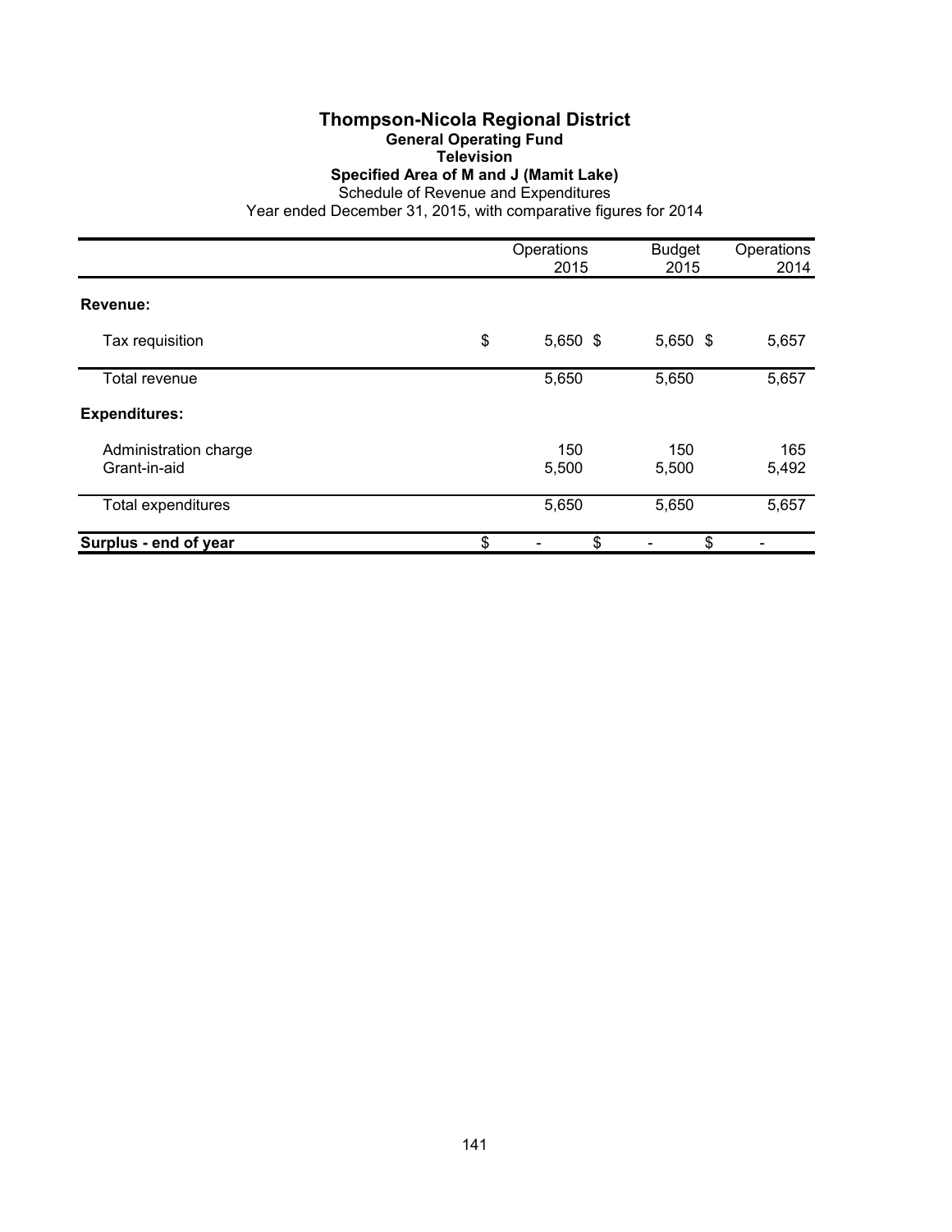# Thompson-Nicola Regional District

## General Operating Fund

### Television

### Specified Area of M and J (Mamit Lake)

Schedule of Revenue and Expenditures

Year ended December 31, 2015, with comparative figures for 2014

| | Operations 2015 | Budget 2015 | Operations 2014 |
|---|---|---|---|
| **Revenue:** | | | |
| Tax requisition | $ 5,650 | $ 5,650 | $ 5,657 |
| Total revenue | 5,650 | 5,650 | 5,657 |
| **Expenditures:** | | | |
| Administration charge | 150 | 150 | 165 |
| Grant-in-aid | 5,500 | 5,500 | 5,492 |
| Total expenditures | 5,650 | 5,650 | 5,657 |
| **Surplus - end of year** | $ - | $ - | $ - |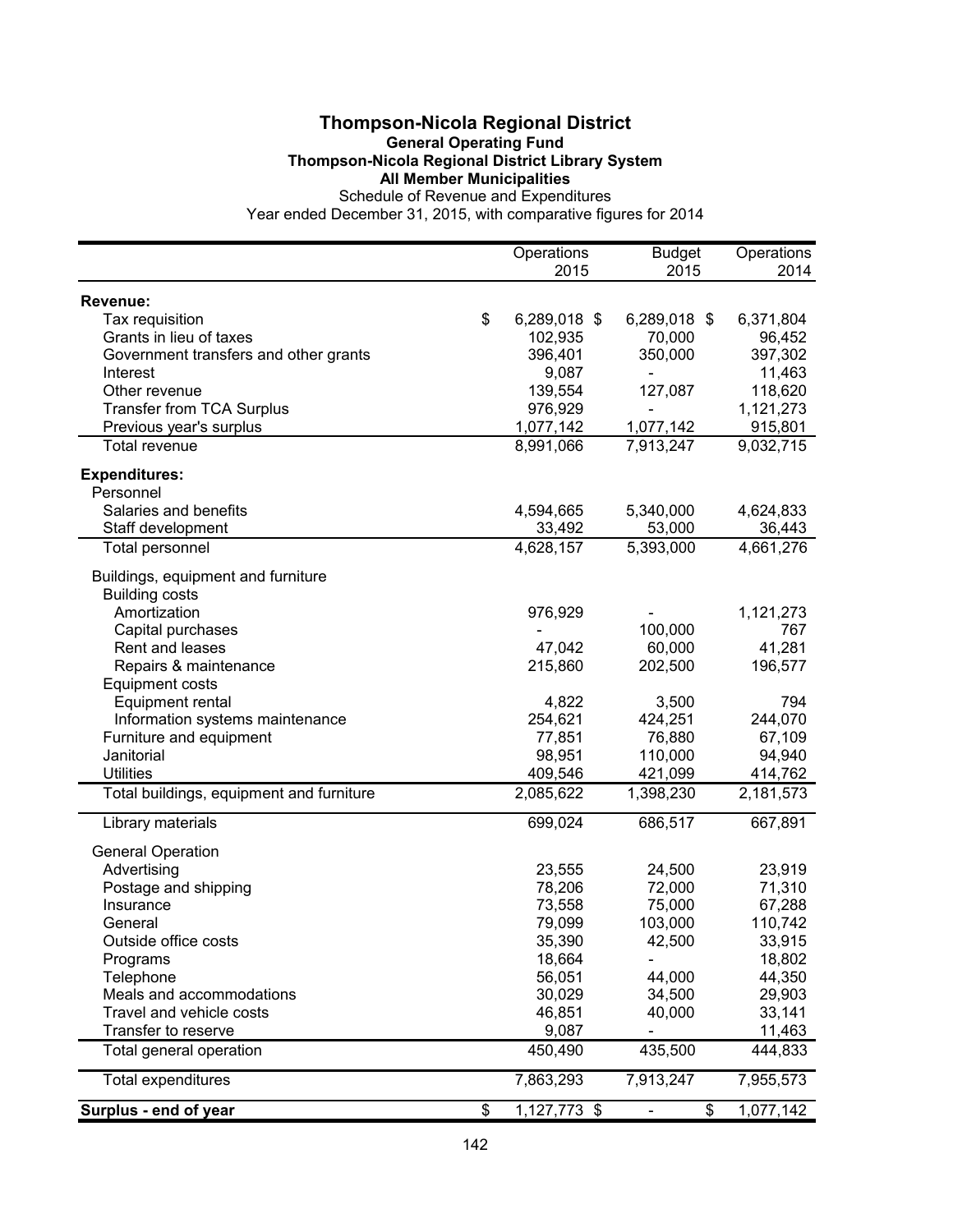# Thompson-Nicola Regional District

## General Operating Fund

### Thompson-Nicola Regional District Library System

### All Member Municipalities

Schedule of Revenue and Expenditures

Year ended December 31, 2015, with comparative figures for 2014

| | Operations 2015 | Budget 2015 | Operations 2014 |
|---|---|---|---|
| **Revenue:** | | | |
| Tax requisition | $ 6,289,018 | $ 6,289,018 | $ 6,371,804 |
| Grants in lieu of taxes | 102,935 | 70,000 | 96,452 |
| Government transfers and other grants | 396,401 | 350,000 | 397,302 |
| Interest | 9,087 | - | 11,463 |
| Other revenue | 139,554 | 127,087 | 118,620 |
| Transfer from TCA Surplus | 976,929 | - | 1,121,273 |
| Previous year's surplus | 1,077,142 | 1,077,142 | 915,801 |
| Total revenue | 8,991,066 | 7,913,247 | 9,032,715 |
| **Expenditures:** | | | |
| Personnel | | | |
| Salaries and benefits | 4,594,665 | 5,340,000 | 4,624,833 |
| Staff development | 33,492 | 53,000 | 36,443 |
| Total personnel | 4,628,157 | 5,393,000 | 4,661,276 |
| Buildings, equipment and furniture | | | |
| Building costs | | | |
| Amortization | 976,929 | - | 1,121,273 |
| Capital purchases | - | 100,000 | 767 |
| Rent and leases | 47,042 | 60,000 | 41,281 |
| Repairs & maintenance | 215,860 | 202,500 | 196,577 |
| Equipment costs | | | |
| Equipment rental | 4,822 | 3,500 | 794 |
| Information systems maintenance | 254,621 | 424,251 | 244,070 |
| Furniture and equipment | 77,851 | 76,880 | 67,109 |
| Janitorial | 98,951 | 110,000 | 94,940 |
| Utilities | 409,546 | 421,099 | 414,762 |
| Total buildings, equipment and furniture | 2,085,622 | 1,398,230 | 2,181,573 |
| Library materials | 699,024 | 686,517 | 667,891 |
| General Operation | | | |
| Advertising | 23,555 | 24,500 | 23,919 |
| Postage and shipping | 78,206 | 72,000 | 71,310 |
| Insurance | 73,558 | 75,000 | 67,288 |
| General | 79,099 | 103,000 | 110,742 |
| Outside office costs | 35,390 | 42,500 | 33,915 |
| Programs | 18,664 | - | 18,802 |
| Telephone | 56,051 | 44,000 | 44,350 |
| Meals and accommodations | 30,029 | 34,500 | 29,903 |
| Travel and vehicle costs | 46,851 | 40,000 | 33,141 |
| Transfer to reserve | 9,087 | - | 11,463 |
| Total general operation | 450,490 | 435,500 | 444,833 |
| Total expenditures | 7,863,293 | 7,913,247 | 7,955,573 |
| **Surplus - end of year** | $ 1,127,773 | $ - | $ 1,077,142 |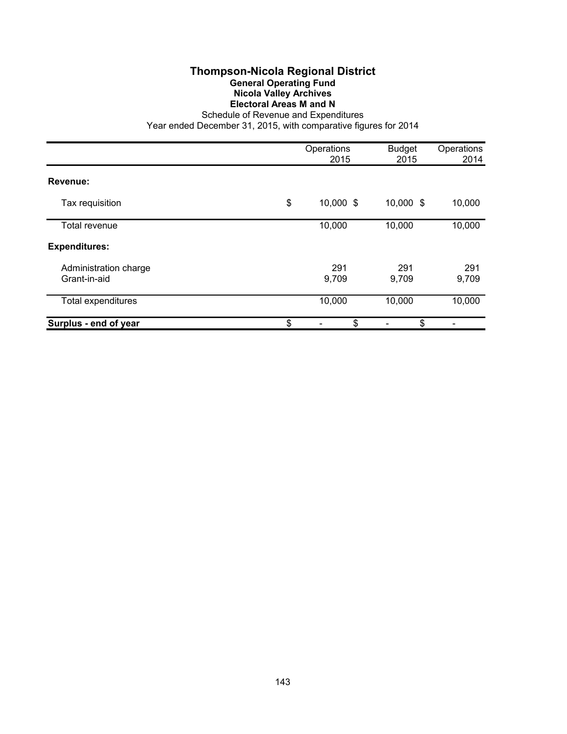# Thompson-Nicola Regional District

## General Operating Fund

### Nicola Valley Archives

### Electoral Areas M and N

Schedule of Revenue and Expenditures

Year ended December 31, 2015, with comparative figures for 2014

| | Operations 2015 | Budget 2015 | Operations 2014 |
|---|---|---|---|
| **Revenue:** | | | |
| Tax requisition | $ 10,000 | $ 10,000 | $ 10,000 |
| Total revenue | 10,000 | 10,000 | 10,000 |
| **Expenditures:** | | | |
| Administration charge | 291 | 291 | 291 |
| Grant-in-aid | 9,709 | 9,709 | 9,709 |
| Total expenditures | 10,000 | 10,000 | 10,000 |
| **Surplus - end of year** | $ - | $ - | $ - |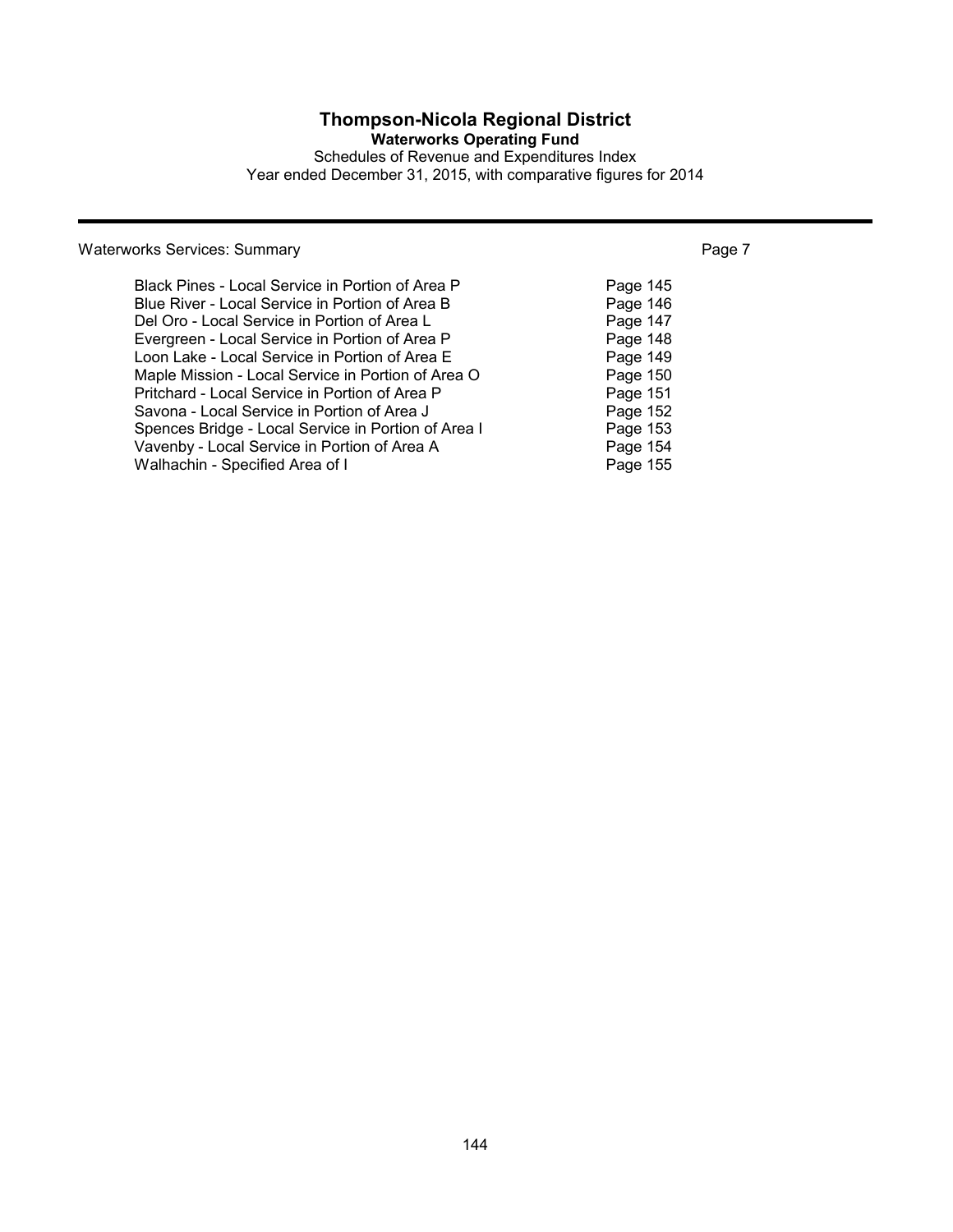# Thompson-Nicola Regional District

**Waterworks Operating Fund**

Schedules of Revenue and Expenditures Index

Year ended December 31, 2015, with comparative figures for 2014

---

| Waterworks Services: Summary | | Page 7 |
|---|---|---|
| Black Pines - Local Service in Portion of Area P | Page 145 | |
| Blue River - Local Service in Portion of Area B | Page 146 | |
| Del Oro - Local Service in Portion of Area L | Page 147 | |
| Evergreen - Local Service in Portion of Area P | Page 148 | |
| Loon Lake - Local Service in Portion of Area E | Page 149 | |
| Maple Mission - Local Service in Portion of Area O | Page 150 | |
| Pritchard - Local Service in Portion of Area P | Page 151 | |
| Savona - Local Service in Portion of Area J | Page 152 | |
| Spences Bridge - Local Service in Portion of Area I | Page 153 | |
| Vavenby - Local Service in Portion of Area A | Page 154 | |
| Walhachin - Specified Area of I | Page 155 | |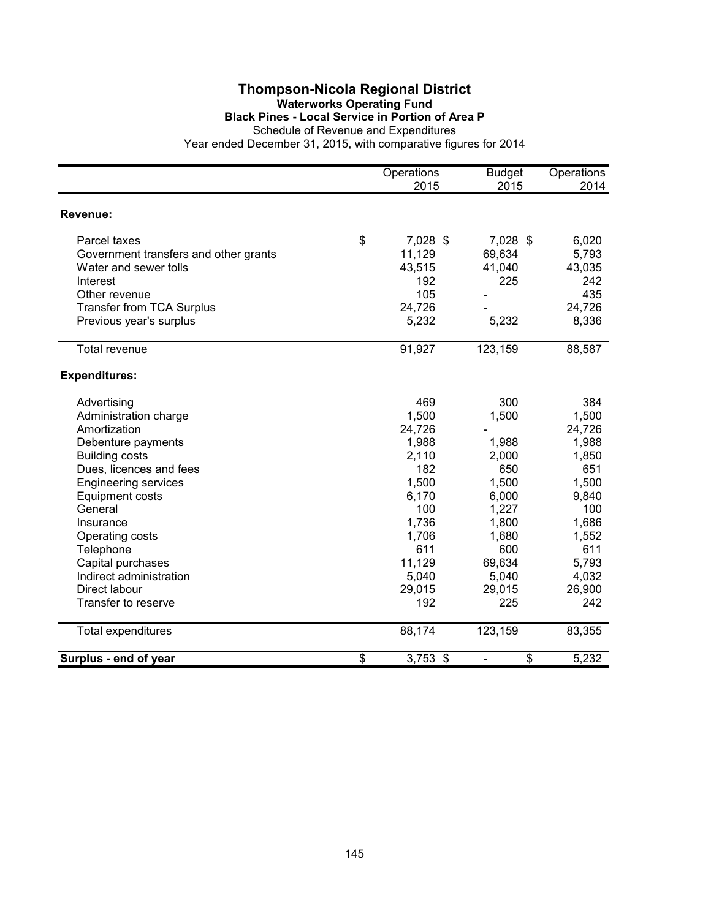# Thompson-Nicola Regional District

## Waterworks Operating Fund

### Black Pines - Local Service in Portion of Area P

Schedule of Revenue and Expenditures

Year ended December 31, 2015, with comparative figures for 2014

| | Operations 2015 | Budget 2015 | Operations 2014 |
|---|---|---|---|
| **Revenue:** | | | |
| Parcel taxes | $ 7,028 | $ 7,028 | $ 6,020 |
| Government transfers and other grants | 11,129 | 69,634 | 5,793 |
| Water and sewer tolls | 43,515 | 41,040 | 43,035 |
| Interest | 192 | 225 | 242 |
| Other revenue | 105 | - | 435 |
| Transfer from TCA Surplus | 24,726 | - | 24,726 |
| Previous year's surplus | 5,232 | 5,232 | 8,336 |
| Total revenue | 91,927 | 123,159 | 88,587 |
| **Expenditures:** | | | |
| Advertising | 469 | 300 | 384 |
| Administration charge | 1,500 | 1,500 | 1,500 |
| Amortization | 24,726 | - | 24,726 |
| Debenture payments | 1,988 | 1,988 | 1,988 |
| Building costs | 2,110 | 2,000 | 1,850 |
| Dues, licences and fees | 182 | 650 | 651 |
| Engineering services | 1,500 | 1,500 | 1,500 |
| Equipment costs | 6,170 | 6,000 | 9,840 |
| General | 100 | 1,227 | 100 |
| Insurance | 1,736 | 1,800 | 1,686 |
| Operating costs | 1,706 | 1,680 | 1,552 |
| Telephone | 611 | 600 | 611 |
| Capital purchases | 11,129 | 69,634 | 5,793 |
| Indirect administration | 5,040 | 5,040 | 4,032 |
| Direct labour | 29,015 | 29,015 | 26,900 |
| Transfer to reserve | 192 | 225 | 242 |
| Total expenditures | 88,174 | 123,159 | 83,355 |
| **Surplus - end of year** | $ 3,753 | $ - | $ 5,232 |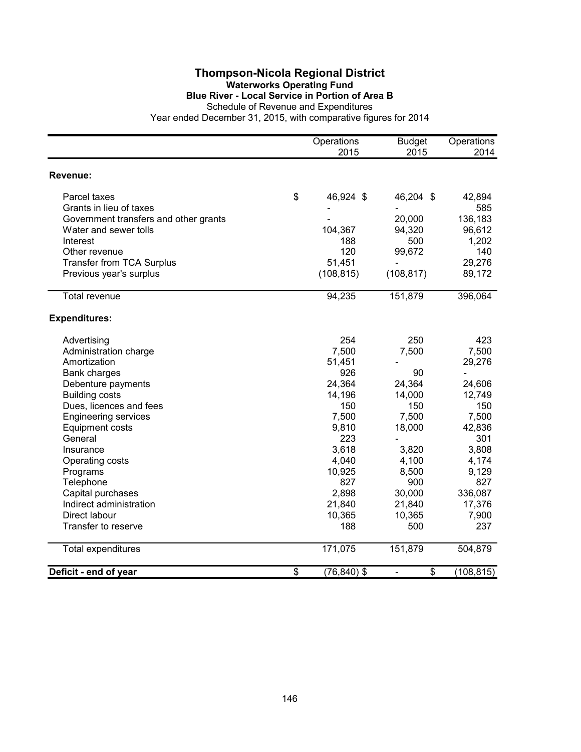# Thompson-Nicola Regional District

## Waterworks Operating Fund

### Blue River - Local Service in Portion of Area B

Schedule of Revenue and Expenditures

Year ended December 31, 2015, with comparative figures for 2014

| | Operations 2015 | Budget 2015 | Operations 2014 |
|---|---|---|---|
| **Revenue:** | | | |
| Parcel taxes | $ 46,924 | $ 46,204 | $ 42,894 |
| Grants in lieu of taxes | - | - | 585 |
| Government transfers and other grants | - | 20,000 | 136,183 |
| Water and sewer tolls | 104,367 | 94,320 | 96,612 |
| Interest | 188 | 500 | 1,202 |
| Other revenue | 120 | 99,672 | 140 |
| Transfer from TCA Surplus | 51,451 | - | 29,276 |
| Previous year's surplus | (108,815) | (108,817) | 89,172 |
| Total revenue | 94,235 | 151,879 | 396,064 |
| **Expenditures:** | | | |
| Advertising | 254 | 250 | 423 |
| Administration charge | 7,500 | 7,500 | 7,500 |
| Amortization | 51,451 | - | 29,276 |
| Bank charges | 926 | 90 | - |
| Debenture payments | 24,364 | 24,364 | 24,606 |
| Building costs | 14,196 | 14,000 | 12,749 |
| Dues, licences and fees | 150 | 150 | 150 |
| Engineering services | 7,500 | 7,500 | 7,500 |
| Equipment costs | 9,810 | 18,000 | 42,836 |
| General | 223 | - | 301 |
| Insurance | 3,618 | 3,820 | 3,808 |
| Operating costs | 4,040 | 4,100 | 4,174 |
| Programs | 10,925 | 8,500 | 9,129 |
| Telephone | 827 | 900 | 827 |
| Capital purchases | 2,898 | 30,000 | 336,087 |
| Indirect administration | 21,840 | 21,840 | 17,376 |
| Direct labour | 10,365 | 10,365 | 7,900 |
| Transfer to reserve | 188 | 500 | 237 |
| Total expenditures | 171,075 | 151,879 | 504,879 |
| **Deficit - end of year** | $ (76,840) | $ - | $ (108,815) |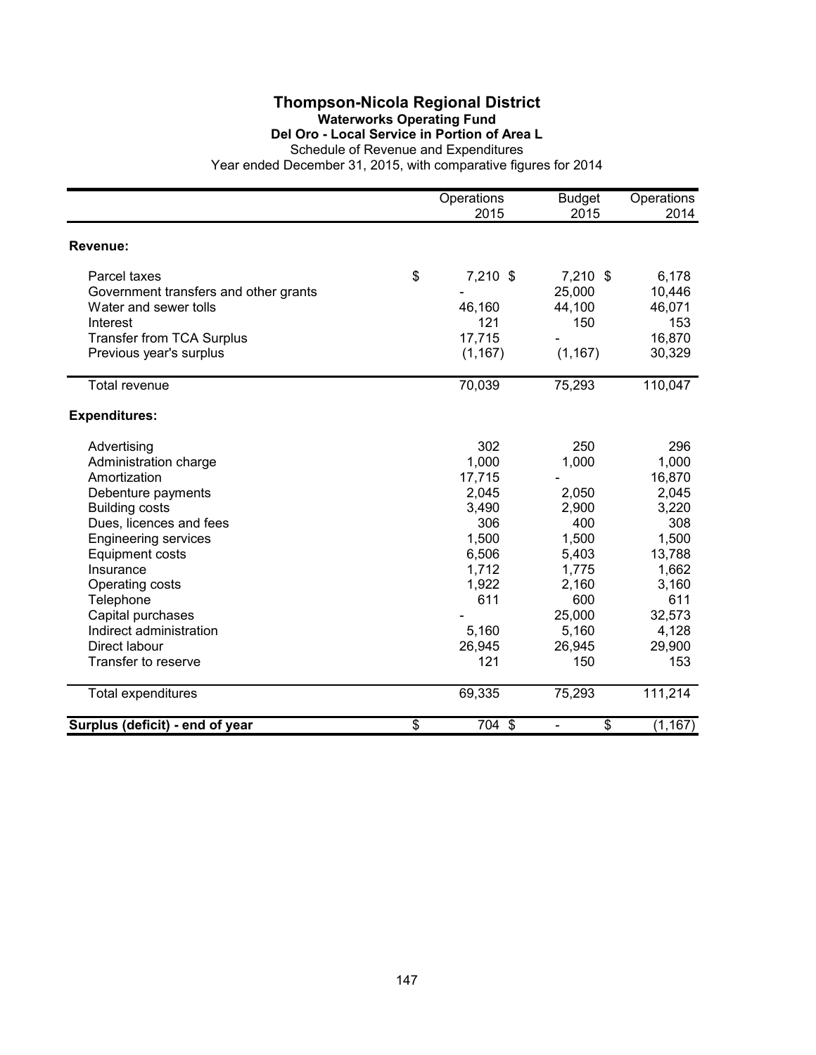# Thompson-Nicola Regional District

## Waterworks Operating Fund

### Del Oro - Local Service in Portion of Area L

Schedule of Revenue and Expenditures

Year ended December 31, 2015, with comparative figures for 2014

| | Operations 2015 | Budget 2015 | Operations 2014 |
|---|---|---|---|
| **Revenue:** | | | |
| Parcel taxes | $ 7,210 | $ 7,210 | $ 6,178 |
| Government transfers and other grants | - | 25,000 | 10,446 |
| Water and sewer tolls | 46,160 | 44,100 | 46,071 |
| Interest | 121 | 150 | 153 |
| Transfer from TCA Surplus | 17,715 | - | 16,870 |
| Previous year's surplus | (1,167) | (1,167) | 30,329 |
| Total revenue | 70,039 | 75,293 | 110,047 |
| **Expenditures:** | | | |
| Advertising | 302 | 250 | 296 |
| Administration charge | 1,000 | 1,000 | 1,000 |
| Amortization | 17,715 | - | 16,870 |
| Debenture payments | 2,045 | 2,050 | 2,045 |
| Building costs | 3,490 | 2,900 | 3,220 |
| Dues, licences and fees | 306 | 400 | 308 |
| Engineering services | 1,500 | 1,500 | 1,500 |
| Equipment costs | 6,506 | 5,403 | 13,788 |
| Insurance | 1,712 | 1,775 | 1,662 |
| Operating costs | 1,922 | 2,160 | 3,160 |
| Telephone | 611 | 600 | 611 |
| Capital purchases | - | 25,000 | 32,573 |
| Indirect administration | 5,160 | 5,160 | 4,128 |
| Direct labour | 26,945 | 26,945 | 29,900 |
| Transfer to reserve | 121 | 150 | 153 |
| Total expenditures | 69,335 | 75,293 | 111,214 |
| **Surplus (deficit) - end of year** | $ 704 | $ - | $ (1,167) |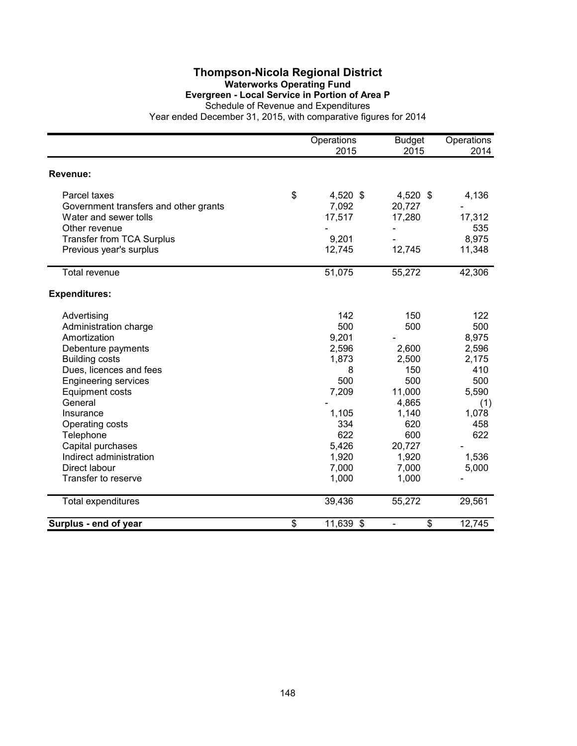# Thompson-Nicola Regional District

## Waterworks Operating Fund

### Evergreen - Local Service in Portion of Area P

Schedule of Revenue and Expenditures

Year ended December 31, 2015, with comparative figures for 2014

| | Operations 2015 | Budget 2015 | Operations 2014 |
|---|---|---|---|
| **Revenue:** | | | |
| Parcel taxes | $ 4,520 | $ 4,520 | $ 4,136 |
| Government transfers and other grants | 7,092 | 20,727 | - |
| Water and sewer tolls | 17,517 | 17,280 | 17,312 |
| Other revenue | - | - | 535 |
| Transfer from TCA Surplus | 9,201 | - | 8,975 |
| Previous year's surplus | 12,745 | 12,745 | 11,348 |
| Total revenue | 51,075 | 55,272 | 42,306 |
| **Expenditures:** | | | |
| Advertising | 142 | 150 | 122 |
| Administration charge | 500 | 500 | 500 |
| Amortization | 9,201 | - | 8,975 |
| Debenture payments | 2,596 | 2,600 | 2,596 |
| Building costs | 1,873 | 2,500 | 2,175 |
| Dues, licences and fees | 8 | 150 | 410 |
| Engineering services | 500 | 500 | 500 |
| Equipment costs | 7,209 | 11,000 | 5,590 |
| General | - | 4,865 | (1) |
| Insurance | 1,105 | 1,140 | 1,078 |
| Operating costs | 334 | 620 | 458 |
| Telephone | 622 | 600 | 622 |
| Capital purchases | 5,426 | 20,727 | - |
| Indirect administration | 1,920 | 1,920 | 1,536 |
| Direct labour | 7,000 | 7,000 | 5,000 |
| Transfer to reserve | 1,000 | 1,000 | - |
| Total expenditures | 39,436 | 55,272 | 29,561 |
| **Surplus - end of year** | $ 11,639 | $ - | $ 12,745 |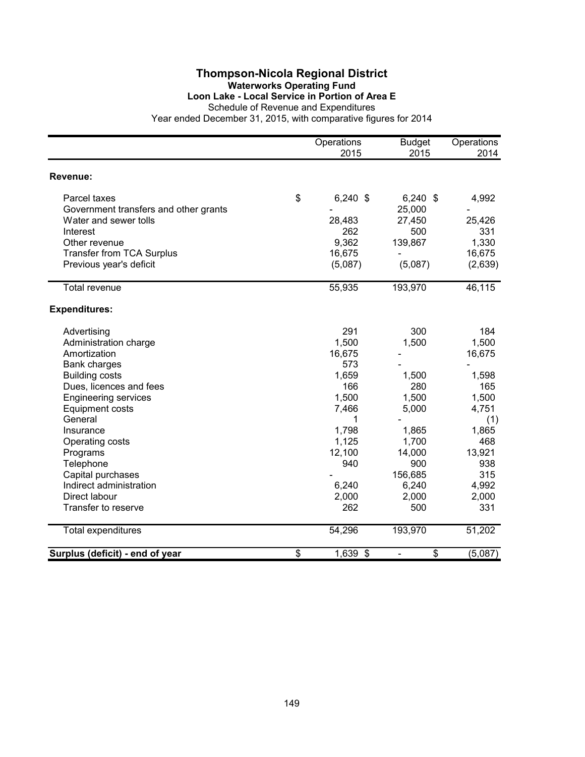# Thompson-Nicola Regional District

## Waterworks Operating Fund

### Loon Lake - Local Service in Portion of Area E

Schedule of Revenue and Expenditures

Year ended December 31, 2015, with comparative figures for 2014

| | Operations 2015 | Budget 2015 | Operations 2014 |
|---|---|---|---|
| **Revenue:** | | | |
| Parcel taxes | $ 6,240 | $ 6,240 | $ 4,992 |
| Government transfers and other grants | - | 25,000 | - |
| Water and sewer tolls | 28,483 | 27,450 | 25,426 |
| Interest | 262 | 500 | 331 |
| Other revenue | 9,362 | 139,867 | 1,330 |
| Transfer from TCA Surplus | 16,675 | - | 16,675 |
| Previous year's deficit | (5,087) | (5,087) | (2,639) |
| Total revenue | 55,935 | 193,970 | 46,115 |
| **Expenditures:** | | | |
| Advertising | 291 | 300 | 184 |
| Administration charge | 1,500 | 1,500 | 1,500 |
| Amortization | 16,675 | - | 16,675 |
| Bank charges | 573 | - | - |
| Building costs | 1,659 | 1,500 | 1,598 |
| Dues, licences and fees | 166 | 280 | 165 |
| Engineering services | 1,500 | 1,500 | 1,500 |
| Equipment costs | 7,466 | 5,000 | 4,751 |
| General | 1 | - | (1) |
| Insurance | 1,798 | 1,865 | 1,865 |
| Operating costs | 1,125 | 1,700 | 468 |
| Programs | 12,100 | 14,000 | 13,921 |
| Telephone | 940 | 900 | 938 |
| Capital purchases | - | 156,685 | 315 |
| Indirect administration | 6,240 | 6,240 | 4,992 |
| Direct labour | 2,000 | 2,000 | 2,000 |
| Transfer to reserve | 262 | 500 | 331 |
| Total expenditures | 54,296 | 193,970 | 51,202 |
| **Surplus (deficit) - end of year** | $ 1,639 | $ - | $ (5,087) |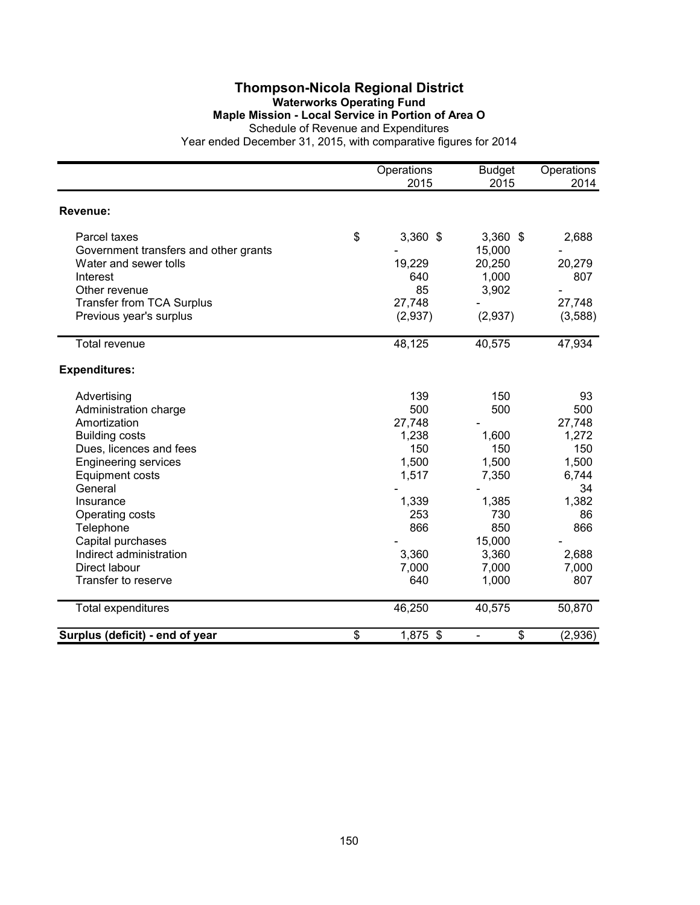# Thompson-Nicola Regional District

## Waterworks Operating Fund

### Maple Mission - Local Service in Portion of Area O

Schedule of Revenue and Expenditures

Year ended December 31, 2015, with comparative figures for 2014

| | Operations 2015 | Budget 2015 | Operations 2014 |
|---|---|---|---|
| **Revenue:** | | | |
| Parcel taxes | $ 3,360 | $ 3,360 | $ 2,688 |
| Government transfers and other grants | - | 15,000 | - |
| Water and sewer tolls | 19,229 | 20,250 | 20,279 |
| Interest | 640 | 1,000 | 807 |
| Other revenue | 85 | 3,902 | - |
| Transfer from TCA Surplus | 27,748 | - | 27,748 |
| Previous year's surplus | (2,937) | (2,937) | (3,588) |
| Total revenue | 48,125 | 40,575 | 47,934 |
| **Expenditures:** | | | |
| Advertising | 139 | 150 | 93 |
| Administration charge | 500 | 500 | 500 |
| Amortization | 27,748 | - | 27,748 |
| Building costs | 1,238 | 1,600 | 1,272 |
| Dues, licences and fees | 150 | 150 | 150 |
| Engineering services | 1,500 | 1,500 | 1,500 |
| Equipment costs | 1,517 | 7,350 | 6,744 |
| General | - | - | 34 |
| Insurance | 1,339 | 1,385 | 1,382 |
| Operating costs | 253 | 730 | 86 |
| Telephone | 866 | 850 | 866 |
| Capital purchases | - | 15,000 | - |
| Indirect administration | 3,360 | 3,360 | 2,688 |
| Direct labour | 7,000 | 7,000 | 7,000 |
| Transfer to reserve | 640 | 1,000 | 807 |
| Total expenditures | 46,250 | 40,575 | 50,870 |
| **Surplus (deficit) - end of year** | $ 1,875 | $ - | $ (2,936) |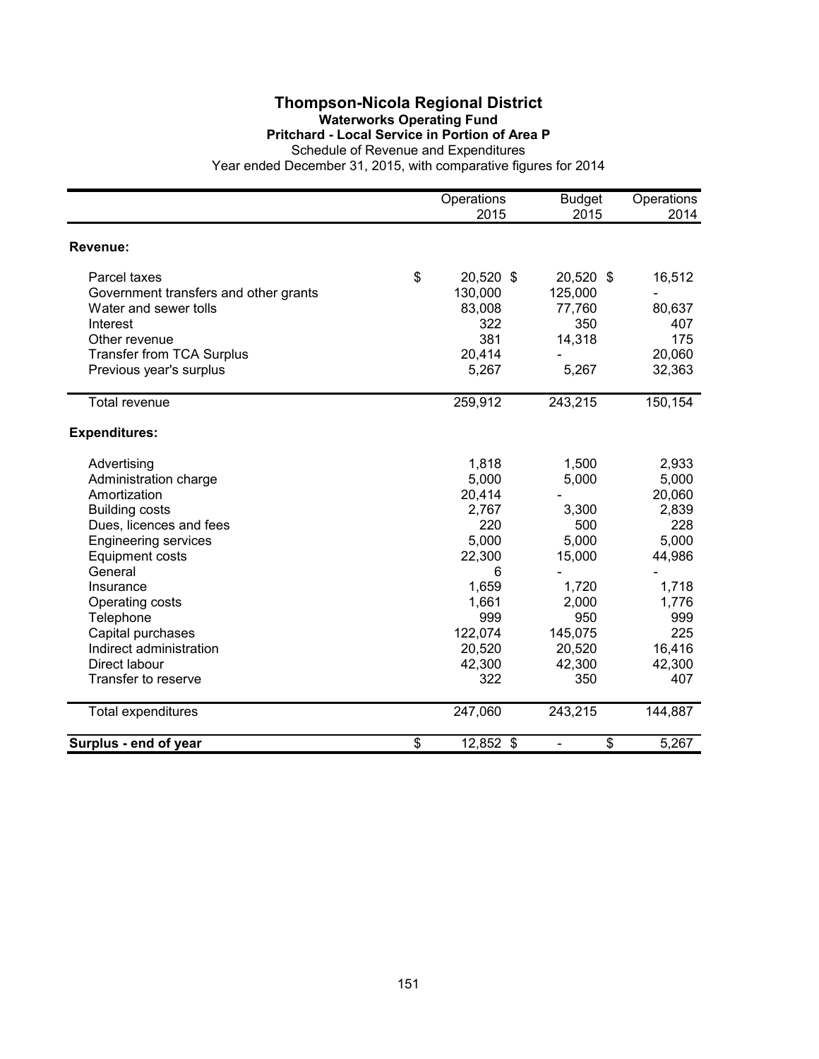# Thompson-Nicola Regional District

## Waterworks Operating Fund

### Pritchard - Local Service in Portion of Area P

Schedule of Revenue and Expenditures

Year ended December 31, 2015, with comparative figures for 2014

| | Operations 2015 | Budget 2015 | Operations 2014 |
|---|---|---|---|
| **Revenue:** | | | |
| Parcel taxes | $ 20,520 | $ 20,520 | $ 16,512 |
| Government transfers and other grants | 130,000 | 125,000 | - |
| Water and sewer tolls | 83,008 | 77,760 | 80,637 |
| Interest | 322 | 350 | 407 |
| Other revenue | 381 | 14,318 | 175 |
| Transfer from TCA Surplus | 20,414 | - | 20,060 |
| Previous year's surplus | 5,267 | 5,267 | 32,363 |
| Total revenue | 259,912 | 243,215 | 150,154 |
| **Expenditures:** | | | |
| Advertising | 1,818 | 1,500 | 2,933 |
| Administration charge | 5,000 | 5,000 | 5,000 |
| Amortization | 20,414 | - | 20,060 |
| Building costs | 2,767 | 3,300 | 2,839 |
| Dues, licences and fees | 220 | 500 | 228 |
| Engineering services | 5,000 | 5,000 | 5,000 |
| Equipment costs | 22,300 | 15,000 | 44,986 |
| General | 6 | - | - |
| Insurance | 1,659 | 1,720 | 1,718 |
| Operating costs | 1,661 | 2,000 | 1,776 |
| Telephone | 999 | 950 | 999 |
| Capital purchases | 122,074 | 145,075 | 225 |
| Indirect administration | 20,520 | 20,520 | 16,416 |
| Direct labour | 42,300 | 42,300 | 42,300 |
| Transfer to reserve | 322 | 350 | 407 |
| Total expenditures | 247,060 | 243,215 | 144,887 |
| **Surplus - end of year** | $ 12,852 | $ - | $ 5,267 |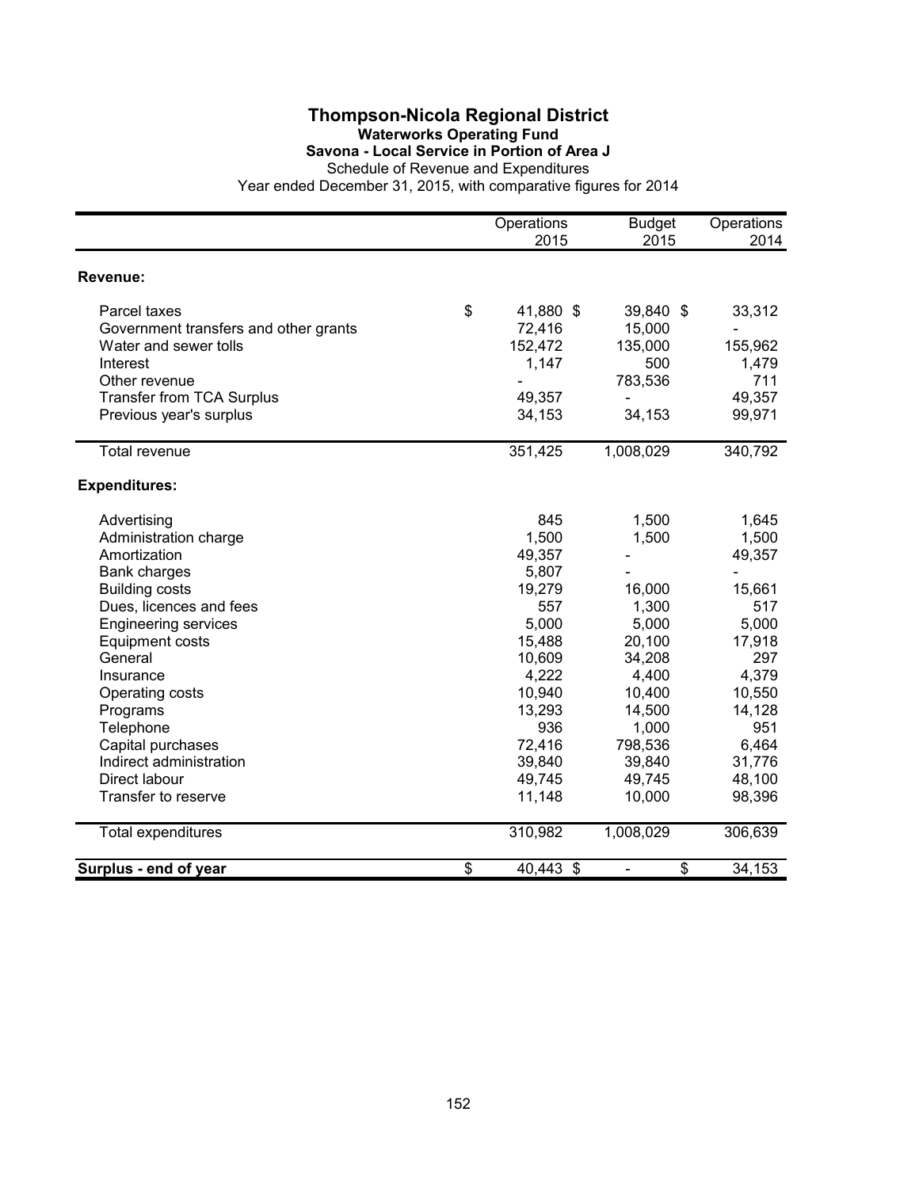# Thompson-Nicola Regional District

## Waterworks Operating Fund

### Savona - Local Service in Portion of Area J

Schedule of Revenue and Expenditures

Year ended December 31, 2015, with comparative figures for 2014

| | Operations 2015 | Budget 2015 | Operations 2014 |
|---|---|---|---|
| **Revenue:** | | | |
| Parcel taxes | $ 41,880 | $ 39,840 | $ 33,312 |
| Government transfers and other grants | 72,416 | 15,000 | - |
| Water and sewer tolls | 152,472 | 135,000 | 155,962 |
| Interest | 1,147 | 500 | 1,479 |
| Other revenue | - | 783,536 | 711 |
| Transfer from TCA Surplus | 49,357 | - | 49,357 |
| Previous year's surplus | 34,153 | 34,153 | 99,971 |
| Total revenue | 351,425 | 1,008,029 | 340,792 |
| **Expenditures:** | | | |
| Advertising | 845 | 1,500 | 1,645 |
| Administration charge | 1,500 | 1,500 | 1,500 |
| Amortization | 49,357 | - | 49,357 |
| Bank charges | 5,807 | - | - |
| Building costs | 19,279 | 16,000 | 15,661 |
| Dues, licences and fees | 557 | 1,300 | 517 |
| Engineering services | 5,000 | 5,000 | 5,000 |
| Equipment costs | 15,488 | 20,100 | 17,918 |
| General | 10,609 | 34,208 | 297 |
| Insurance | 4,222 | 4,400 | 4,379 |
| Operating costs | 10,940 | 10,400 | 10,550 |
| Programs | 13,293 | 14,500 | 14,128 |
| Telephone | 936 | 1,000 | 951 |
| Capital purchases | 72,416 | 798,536 | 6,464 |
| Indirect administration | 39,840 | 39,840 | 31,776 |
| Direct labour | 49,745 | 49,745 | 48,100 |
| Transfer to reserve | 11,148 | 10,000 | 98,396 |
| Total expenditures | 310,982 | 1,008,029 | 306,639 |
| **Surplus - end of year** | $ 40,443 | $ - | $ 34,153 |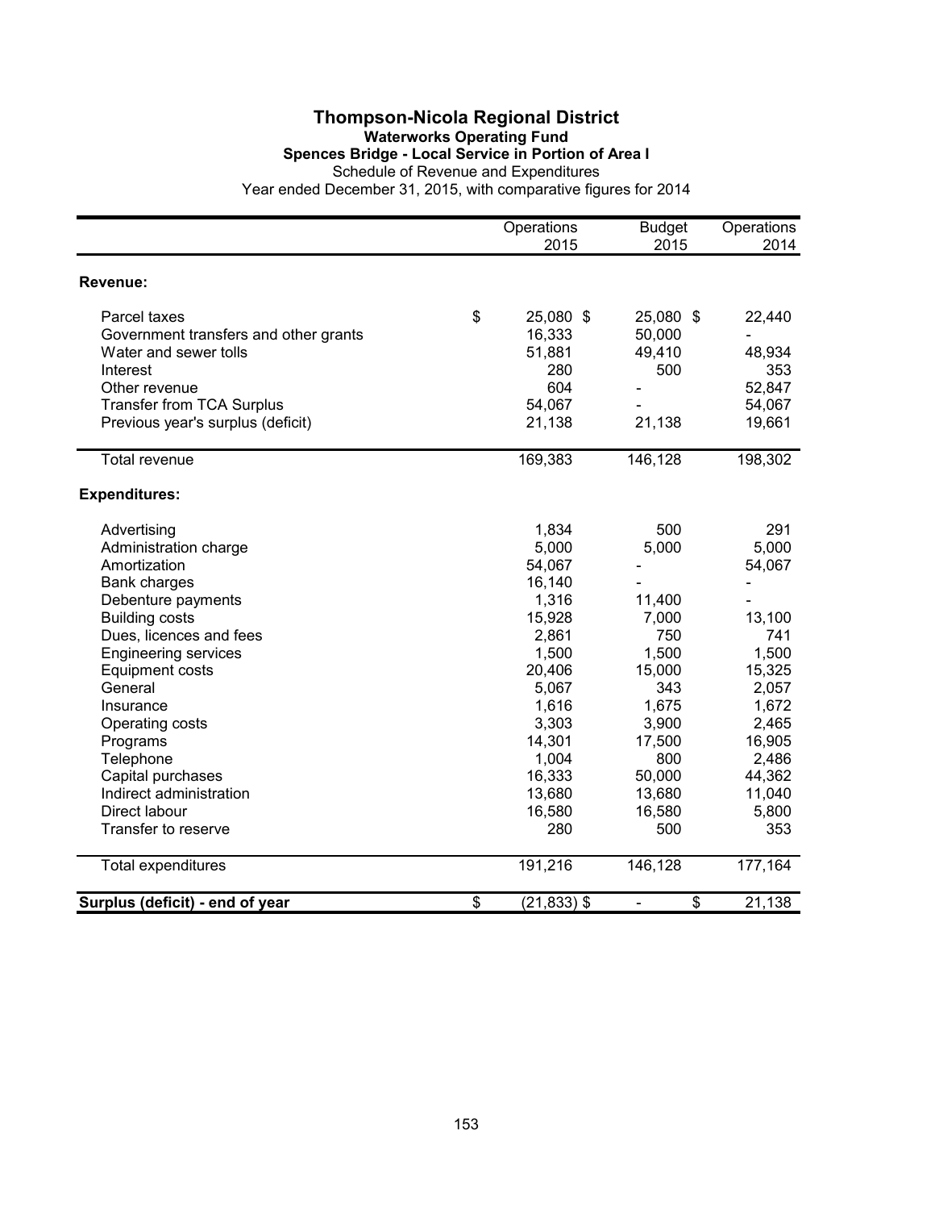# Thompson-Nicola Regional District

## Waterworks Operating Fund

### Spences Bridge - Local Service in Portion of Area I

Schedule of Revenue and Expenditures

Year ended December 31, 2015, with comparative figures for 2014

| | Operations 2015 | Budget 2015 | Operations 2014 |
|---|---|---|---|
| **Revenue:** | | | |
| Parcel taxes | $ 25,080 | $ 25,080 | $ 22,440 |
| Government transfers and other grants | 16,333 | 50,000 | - |
| Water and sewer tolls | 51,881 | 49,410 | 48,934 |
| Interest | 280 | 500 | 353 |
| Other revenue | 604 | - | 52,847 |
| Transfer from TCA Surplus | 54,067 | - | 54,067 |
| Previous year's surplus (deficit) | 21,138 | 21,138 | 19,661 |
| Total revenue | 169,383 | 146,128 | 198,302 |
| **Expenditures:** | | | |
| Advertising | 1,834 | 500 | 291 |
| Administration charge | 5,000 | 5,000 | 5,000 |
| Amortization | 54,067 | - | 54,067 |
| Bank charges | 16,140 | - | - |
| Debenture payments | 1,316 | 11,400 | - |
| Building costs | 15,928 | 7,000 | 13,100 |
| Dues, licences and fees | 2,861 | 750 | 741 |
| Engineering services | 1,500 | 1,500 | 1,500 |
| Equipment costs | 20,406 | 15,000 | 15,325 |
| General | 5,067 | 343 | 2,057 |
| Insurance | 1,616 | 1,675 | 1,672 |
| Operating costs | 3,303 | 3,900 | 2,465 |
| Programs | 14,301 | 17,500 | 16,905 |
| Telephone | 1,004 | 800 | 2,486 |
| Capital purchases | 16,333 | 50,000 | 44,362 |
| Indirect administration | 13,680 | 13,680 | 11,040 |
| Direct labour | 16,580 | 16,580 | 5,800 |
| Transfer to reserve | 280 | 500 | 353 |
| Total expenditures | 191,216 | 146,128 | 177,164 |
| **Surplus (deficit) - end of year** | $ (21,833) | $ - | $ 21,138 |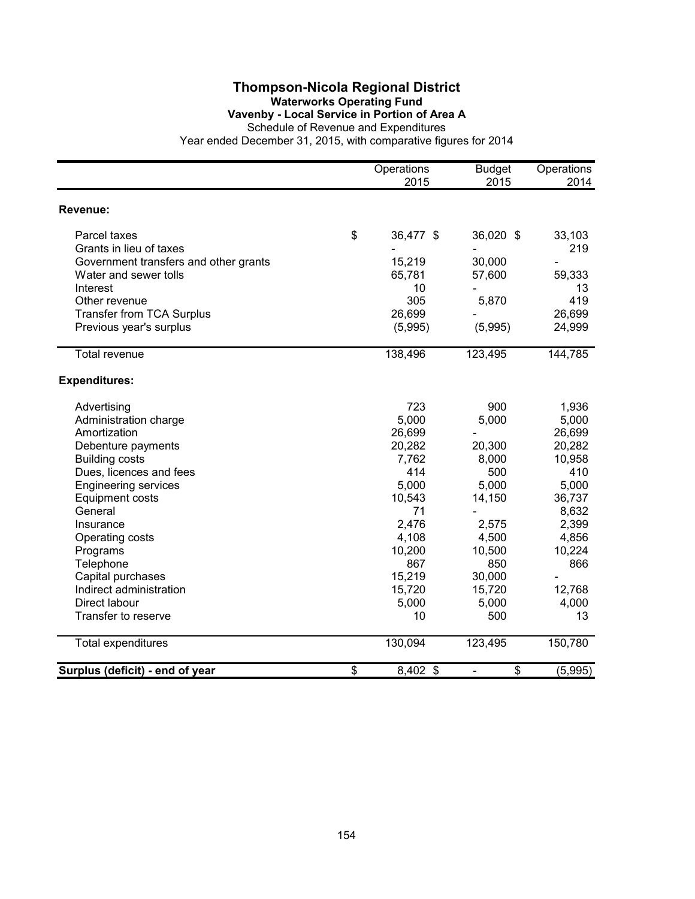# Thompson-Nicola Regional District

## Waterworks Operating Fund

### Vavenby - Local Service in Portion of Area A

Schedule of Revenue and Expenditures

Year ended December 31, 2015, with comparative figures for 2014

| | Operations 2015 | Budget 2015 | Operations 2014 |
|---|---|---|---|
| **Revenue:** | | | |
| Parcel taxes | $ 36,477 | $ 36,020 | $ 33,103 |
| Grants in lieu of taxes | - | - | 219 |
| Government transfers and other grants | 15,219 | 30,000 | - |
| Water and sewer tolls | 65,781 | 57,600 | 59,333 |
| Interest | 10 | - | 13 |
| Other revenue | 305 | 5,870 | 419 |
| Transfer from TCA Surplus | 26,699 | - | 26,699 |
| Previous year's surplus | (5,995) | (5,995) | 24,999 |
| Total revenue | 138,496 | 123,495 | 144,785 |
| **Expenditures:** | | | |
| Advertising | 723 | 900 | 1,936 |
| Administration charge | 5,000 | 5,000 | 5,000 |
| Amortization | 26,699 | - | 26,699 |
| Debenture payments | 20,282 | 20,300 | 20,282 |
| Building costs | 7,762 | 8,000 | 10,958 |
| Dues, licences and fees | 414 | 500 | 410 |
| Engineering services | 5,000 | 5,000 | 5,000 |
| Equipment costs | 10,543 | 14,150 | 36,737 |
| General | 71 | - | 8,632 |
| Insurance | 2,476 | 2,575 | 2,399 |
| Operating costs | 4,108 | 4,500 | 4,856 |
| Programs | 10,200 | 10,500 | 10,224 |
| Telephone | 867 | 850 | 866 |
| Capital purchases | 15,219 | 30,000 | - |
| Indirect administration | 15,720 | 15,720 | 12,768 |
| Direct labour | 5,000 | 5,000 | 4,000 |
| Transfer to reserve | 10 | 500 | 13 |
| Total expenditures | 130,094 | 123,495 | 150,780 |
| **Surplus (deficit) - end of year** | $ 8,402 | $ - | $ (5,995) |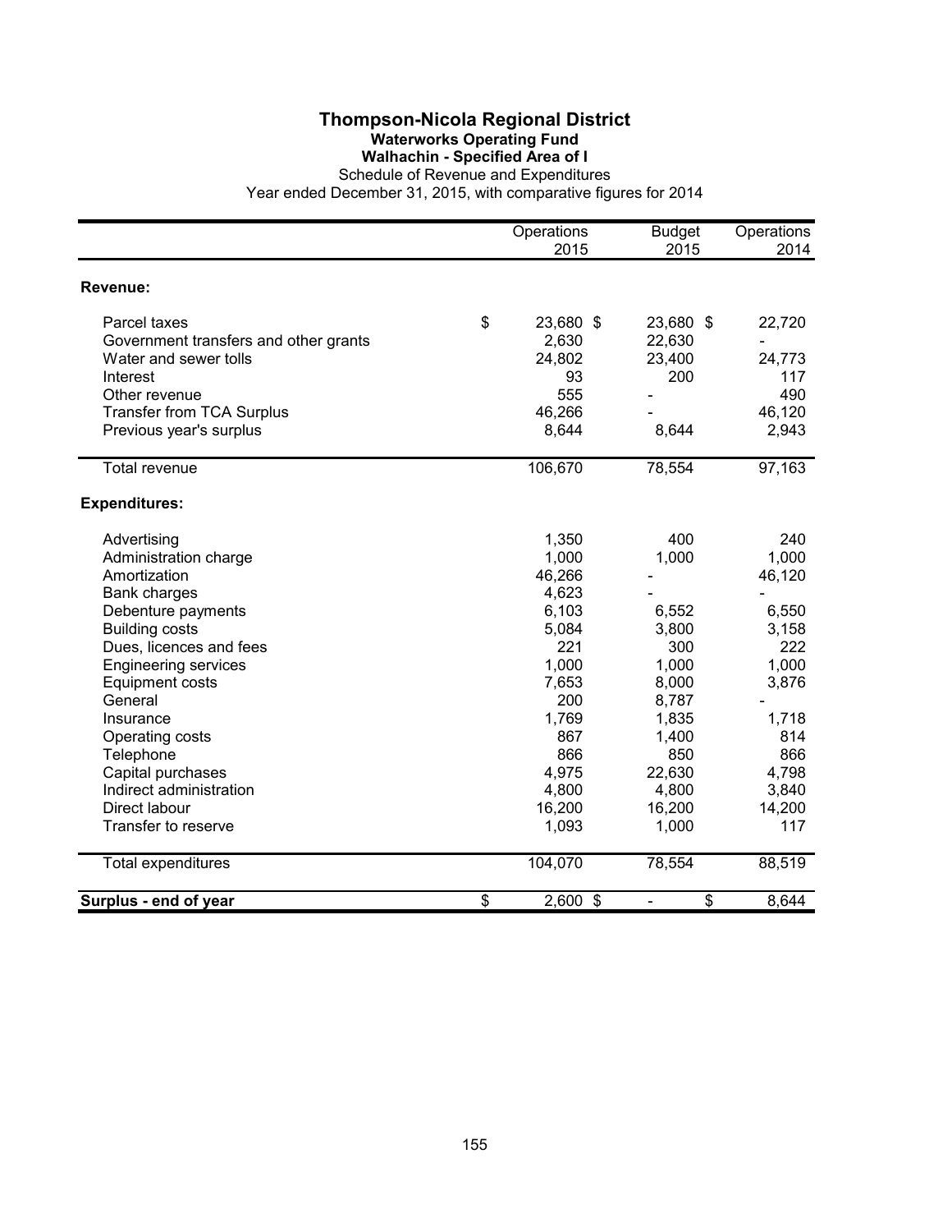# Thompson-Nicola Regional District

## Waterworks Operating Fund

### Walhachin - Specified Area of I

Schedule of Revenue and Expenditures

Year ended December 31, 2015, with comparative figures for 2014

| | Operations 2015 | Budget 2015 | Operations 2014 |
|---|---|---|---|
| **Revenue:** | | | |
| Parcel taxes | $ 23,680 | $ 23,680 | $ 22,720 |
| Government transfers and other grants | 2,630 | 22,630 | - |
| Water and sewer tolls | 24,802 | 23,400 | 24,773 |
| Interest | 93 | 200 | 117 |
| Other revenue | 555 | - | 490 |
| Transfer from TCA Surplus | 46,266 | - | 46,120 |
| Previous year's surplus | 8,644 | 8,644 | 2,943 |
| Total revenue | 106,670 | 78,554 | 97,163 |
| **Expenditures:** | | | |
| Advertising | 1,350 | 400 | 240 |
| Administration charge | 1,000 | 1,000 | 1,000 |
| Amortization | 46,266 | - | 46,120 |
| Bank charges | 4,623 | - | - |
| Debenture payments | 6,103 | 6,552 | 6,550 |
| Building costs | 5,084 | 3,800 | 3,158 |
| Dues, licences and fees | 221 | 300 | 222 |
| Engineering services | 1,000 | 1,000 | 1,000 |
| Equipment costs | 7,653 | 8,000 | 3,876 |
| General | 200 | 8,787 | - |
| Insurance | 1,769 | 1,835 | 1,718 |
| Operating costs | 867 | 1,400 | 814 |
| Telephone | 866 | 850 | 866 |
| Capital purchases | 4,975 | 22,630 | 4,798 |
| Indirect administration | 4,800 | 4,800 | 3,840 |
| Direct labour | 16,200 | 16,200 | 14,200 |
| Transfer to reserve | 1,093 | 1,000 | 117 |
| Total expenditures | 104,070 | 78,554 | 88,519 |
| **Surplus - end of year** | $ 2,600 | $ - | $ 8,644 |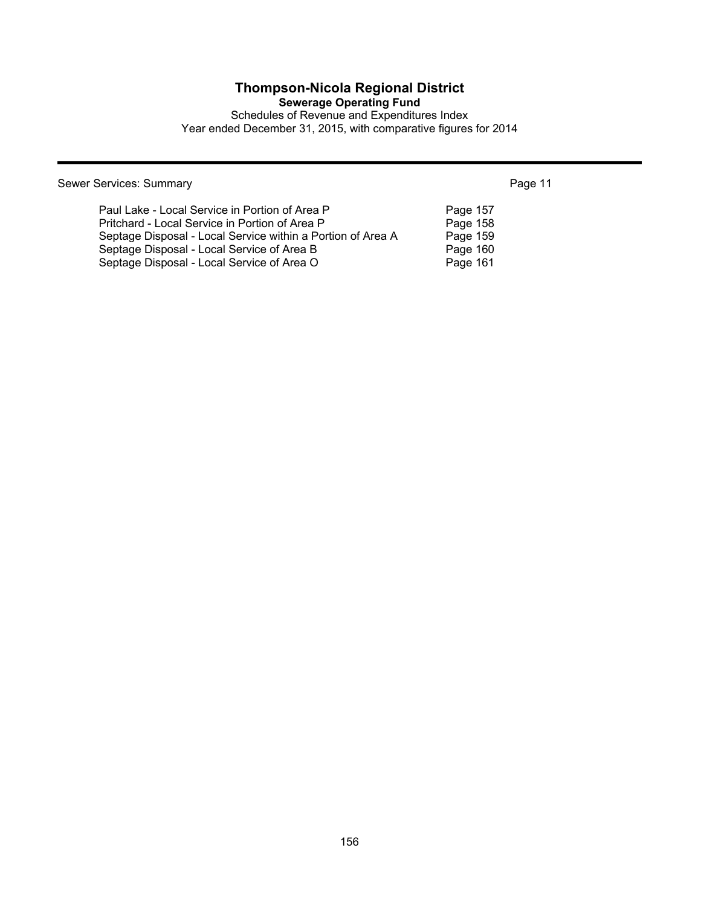# Thompson-Nicola Regional District

**Sewerage Operating Fund**

Schedules of Revenue and Expenditures Index

Year ended December 31, 2015, with comparative figures for 2014

---

| Sewer Services: Summary | Page 11 |
|---|---|
| Paul Lake - Local Service in Portion of Area P | Page 157 |
| Pritchard - Local Service in Portion of Area P | Page 158 |
| Septage Disposal - Local Service within a Portion of Area A | Page 159 |
| Septage Disposal - Local Service of Area B | Page 160 |
| Septage Disposal - Local Service of Area O | Page 161 |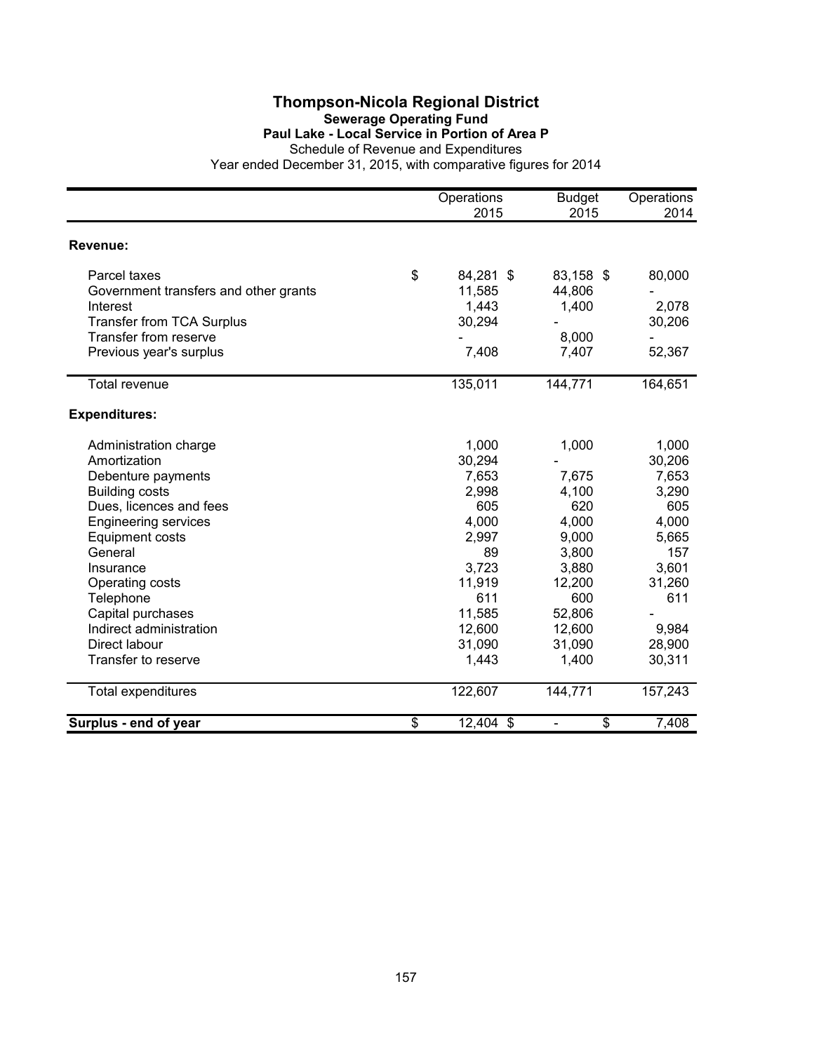# Thompson-Nicola Regional District

## Sewerage Operating Fund

### Paul Lake - Local Service in Portion of Area P

Schedule of Revenue and Expenditures

Year ended December 31, 2015, with comparative figures for 2014

| | Operations 2015 | Budget 2015 | Operations 2014 |
|---|---|---|---|
| **Revenue:** | | | |
| Parcel taxes | $ 84,281 | $ 83,158 | $ 80,000 |
| Government transfers and other grants | 11,585 | 44,806 | - |
| Interest | 1,443 | 1,400 | 2,078 |
| Transfer from TCA Surplus | 30,294 | - | 30,206 |
| Transfer from reserve | - | 8,000 | - |
| Previous year's surplus | 7,408 | 7,407 | 52,367 |
| Total revenue | 135,011 | 144,771 | 164,651 |
| **Expenditures:** | | | |
| Administration charge | 1,000 | 1,000 | 1,000 |
| Amortization | 30,294 | - | 30,206 |
| Debenture payments | 7,653 | 7,675 | 7,653 |
| Building costs | 2,998 | 4,100 | 3,290 |
| Dues, licences and fees | 605 | 620 | 605 |
| Engineering services | 4,000 | 4,000 | 4,000 |
| Equipment costs | 2,997 | 9,000 | 5,665 |
| General | 89 | 3,800 | 157 |
| Insurance | 3,723 | 3,880 | 3,601 |
| Operating costs | 11,919 | 12,200 | 31,260 |
| Telephone | 611 | 600 | 611 |
| Capital purchases | 11,585 | 52,806 | - |
| Indirect administration | 12,600 | 12,600 | 9,984 |
| Direct labour | 31,090 | 31,090 | 28,900 |
| Transfer to reserve | 1,443 | 1,400 | 30,311 |
| Total expenditures | 122,607 | 144,771 | 157,243 |
| **Surplus - end of year** | $ 12,404 | $ - | $ 7,408 |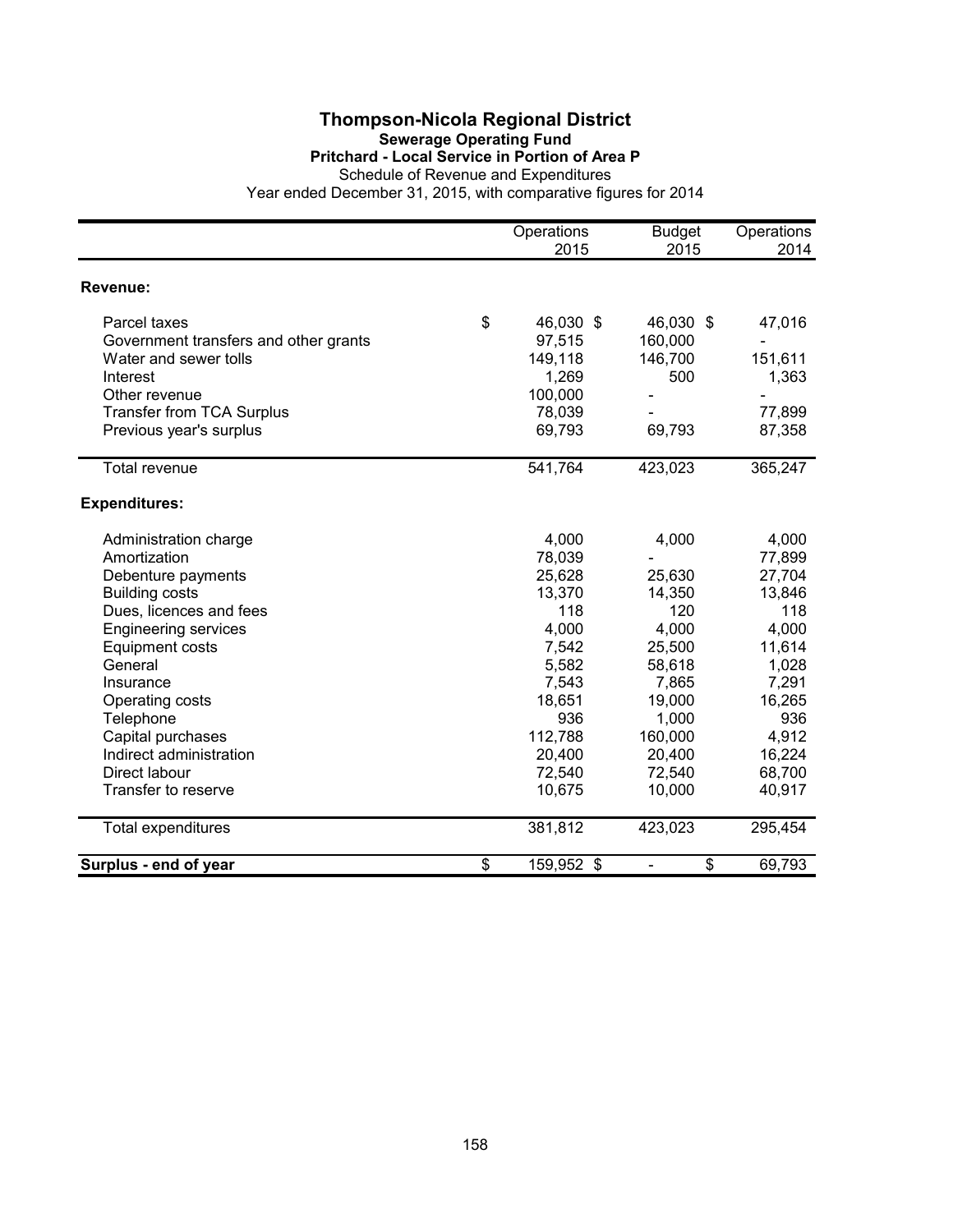# Thompson-Nicola Regional District

## Sewerage Operating Fund

### Pritchard - Local Service in Portion of Area P

Schedule of Revenue and Expenditures

Year ended December 31, 2015, with comparative figures for 2014

| | Operations 2015 | Budget 2015 | Operations 2014 |
|---|---|---|---|
| **Revenue:** | | | |
| Parcel taxes | $ 46,030 | $ 46,030 | $ 47,016 |
| Government transfers and other grants | 97,515 | 160,000 | - |
| Water and sewer tolls | 149,118 | 146,700 | 151,611 |
| Interest | 1,269 | 500 | 1,363 |
| Other revenue | 100,000 | - | - |
| Transfer from TCA Surplus | 78,039 | - | 77,899 |
| Previous year's surplus | 69,793 | 69,793 | 87,358 |
| Total revenue | 541,764 | 423,023 | 365,247 |
| **Expenditures:** | | | |
| Administration charge | 4,000 | 4,000 | 4,000 |
| Amortization | 78,039 | - | 77,899 |
| Debenture payments | 25,628 | 25,630 | 27,704 |
| Building costs | 13,370 | 14,350 | 13,846 |
| Dues, licences and fees | 118 | 120 | 118 |
| Engineering services | 4,000 | 4,000 | 4,000 |
| Equipment costs | 7,542 | 25,500 | 11,614 |
| General | 5,582 | 58,618 | 1,028 |
| Insurance | 7,543 | 7,865 | 7,291 |
| Operating costs | 18,651 | 19,000 | 16,265 |
| Telephone | 936 | 1,000 | 936 |
| Capital purchases | 112,788 | 160,000 | 4,912 |
| Indirect administration | 20,400 | 20,400 | 16,224 |
| Direct labour | 72,540 | 72,540 | 68,700 |
| Transfer to reserve | 10,675 | 10,000 | 40,917 |
| Total expenditures | 381,812 | 423,023 | 295,454 |
| **Surplus - end of year** | $ 159,952 | $ - | $ 69,793 |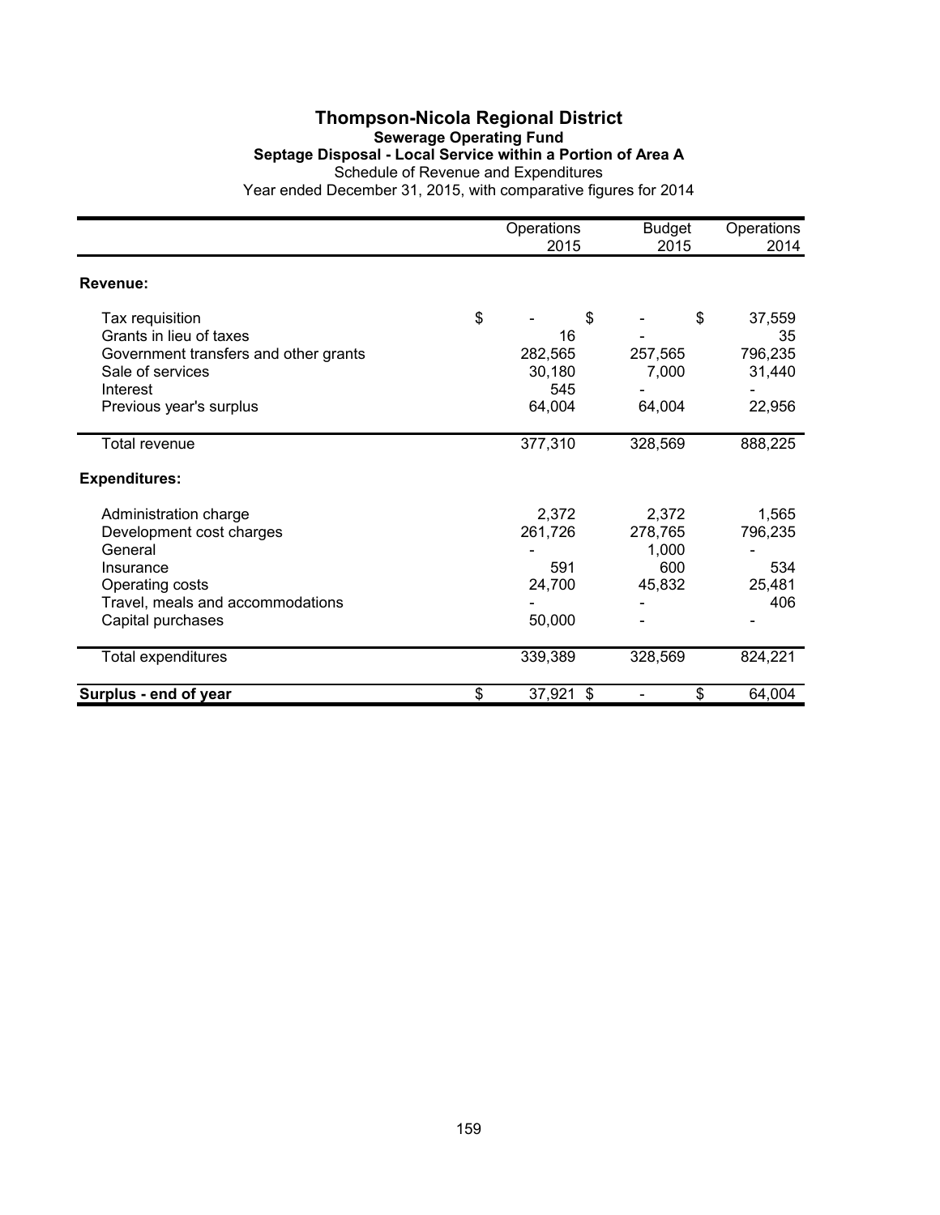# Thompson-Nicola Regional District

## Sewerage Operating Fund

### Septage Disposal - Local Service within a Portion of Area A

Schedule of Revenue and Expenditures

Year ended December 31, 2015, with comparative figures for 2014

| | Operations 2015 | Budget 2015 | Operations 2014 |
|---|---|---|---|
| **Revenue:** | | | |
| Tax requisition | $ - | $ - | $ 37,559 |
| Grants in lieu of taxes | 16 | - | 35 |
| Government transfers and other grants | 282,565 | 257,565 | 796,235 |
| Sale of services | 30,180 | 7,000 | 31,440 |
| Interest | 545 | - | - |
| Previous year's surplus | 64,004 | 64,004 | 22,956 |
| Total revenue | 377,310 | 328,569 | 888,225 |
| **Expenditures:** | | | |
| Administration charge | 2,372 | 2,372 | 1,565 |
| Development cost charges | 261,726 | 278,765 | 796,235 |
| General | - | 1,000 | - |
| Insurance | 591 | 600 | 534 |
| Operating costs | 24,700 | 45,832 | 25,481 |
| Travel, meals and accommodations | - | - | 406 |
| Capital purchases | 50,000 | - | - |
| Total expenditures | 339,389 | 328,569 | 824,221 |
| **Surplus - end of year** | $ 37,921 | $ - | $ 64,004 |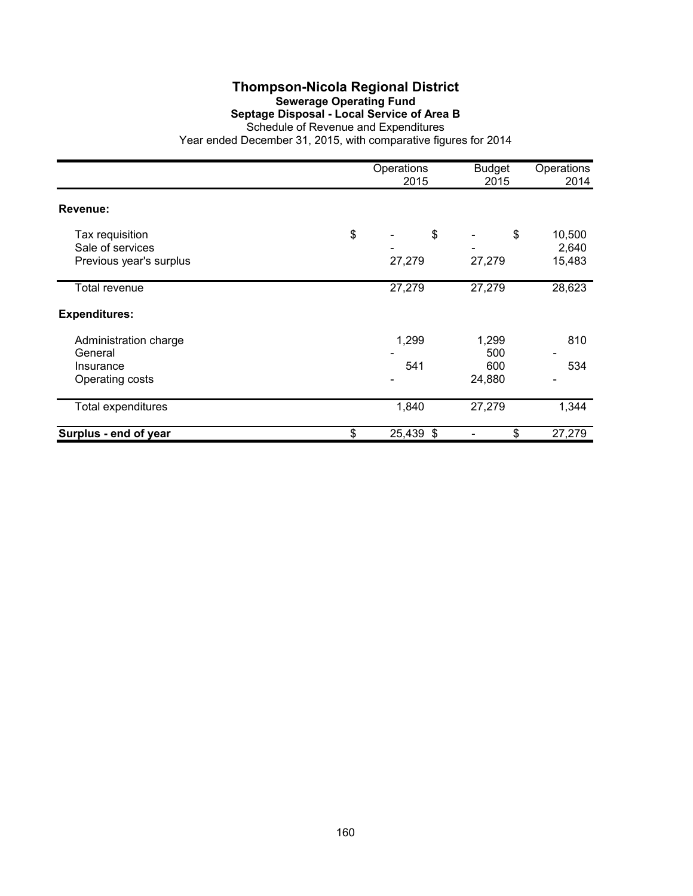# Thompson-Nicola Regional District

## Sewerage Operating Fund

### Septage Disposal - Local Service of Area B

Schedule of Revenue and Expenditures

Year ended December 31, 2015, with comparative figures for 2014

| | Operations 2015 | Budget 2015 | Operations 2014 |
|---|---|---|---|
| **Revenue:** | | | |
| Tax requisition | $ - | $ - | $ 10,500 |
| Sale of services | - | - | 2,640 |
| Previous year's surplus | 27,279 | 27,279 | 15,483 |
| Total revenue | 27,279 | 27,279 | 28,623 |
| **Expenditures:** | | | |
| Administration charge | 1,299 | 1,299 | 810 |
| General | - | 500 | - |
| Insurance | 541 | 600 | 534 |
| Operating costs | - | 24,880 | - |
| Total expenditures | 1,840 | 27,279 | 1,344 |
| **Surplus - end of year** | $ 25,439 | $ - | $ 27,279 |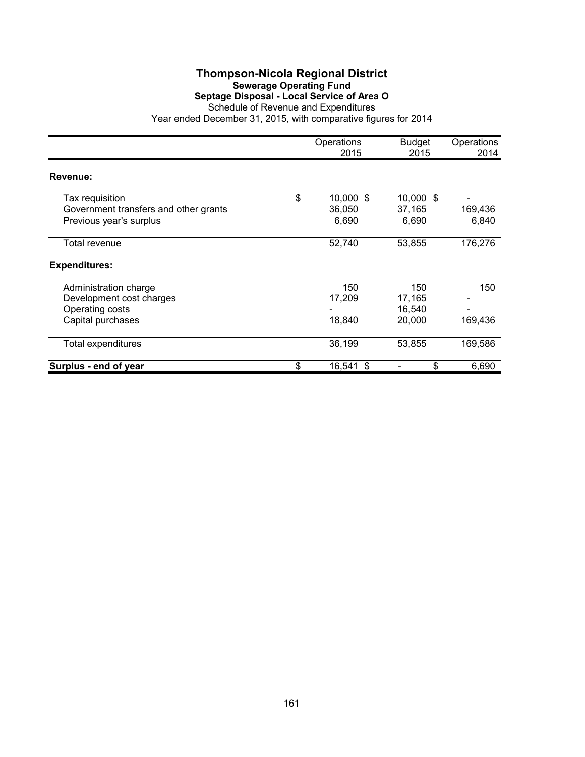# Thompson-Nicola Regional District

## Sewerage Operating Fund

### Septage Disposal - Local Service of Area O

Schedule of Revenue and Expenditures

Year ended December 31, 2015, with comparative figures for 2014

| | Operations 2015 | Budget 2015 | Operations 2014 |
|---|---|---|---|
| **Revenue:** | | | |
| Tax requisition | $ 10,000 | $ 10,000 | $ - |
| Government transfers and other grants | 36,050 | 37,165 | 169,436 |
| Previous year's surplus | 6,690 | 6,690 | 6,840 |
| Total revenue | 52,740 | 53,855 | 176,276 |
| **Expenditures:** | | | |
| Administration charge | 150 | 150 | 150 |
| Development cost charges | 17,209 | 17,165 | - |
| Operating costs | - | 16,540 | - |
| Capital purchases | 18,840 | 20,000 | 169,436 |
| Total expenditures | 36,199 | 53,855 | 169,586 |
| **Surplus - end of year** | $ 16,541 | $ - | $ 6,690 |